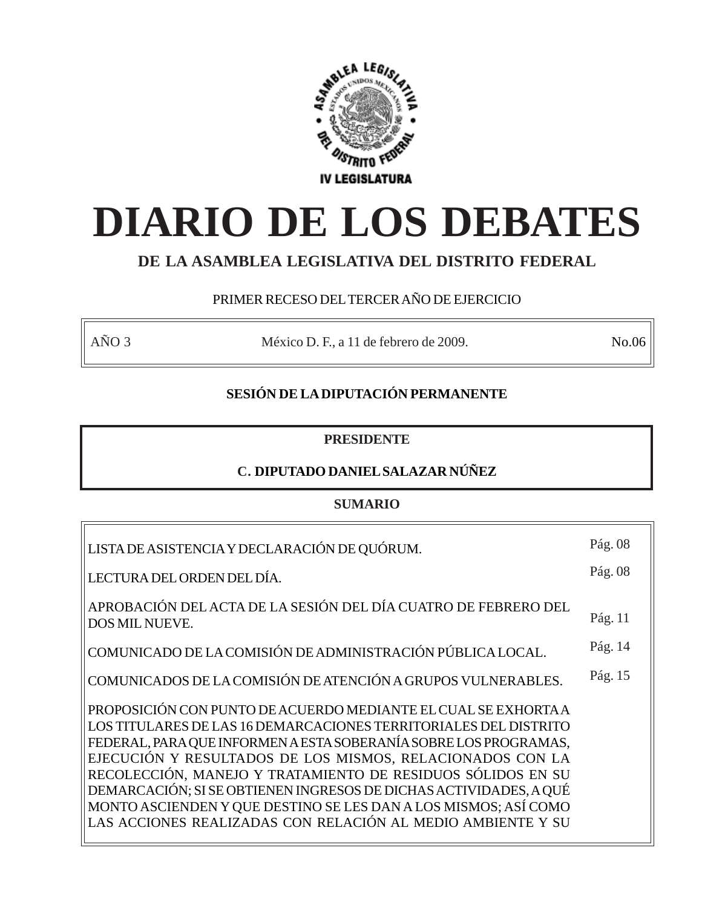ASAMBLEA LEGISLATIVA DEL DISTRITO FEDERAL

ESTADOS UNIDOS MEXICANOS

IV LEGISLATURA

# DIARIO DE LOS DEBATES

## DE LA ASAMBLEA LEGISLATIVA DEL DISTRITO FEDERAL

PRIMER RECESO DEL TERCER AÑO DE EJERCICIO

| AÑO 3 | México D. F., a 11 de febrero de 2009. | No.06 |
| --- | --- | --- |

**SESIÓN DE LA DIPUTACIÓN PERMANENTE**

**PRESIDENTE**

**C. DIPUTADO DANIEL SALAZAR NÚÑEZ**

**SUMARIO**

| | |
| --- | --- |
| LISTA DE ASISTENCIA Y DECLARACIÓN DE QUÓRUM. | Pág. 08 |
| LECTURA DEL ORDEN DEL DÍA. | Pág. 08 |
| APROBACIÓN DEL ACTA DE LA SESIÓN DEL DÍA CUATRO DE FEBRERO DEL DOS MIL NUEVE. | Pág. 11 |
| COMUNICADO DE LA COMISIÓN DE ADMINISTRACIÓN PÚBLICA LOCAL. | Pág. 14 |
| COMUNICADOS DE LA COMISIÓN DE ATENCIÓN A GRUPOS VULNERABLES. | Pág. 15 |
| PROPOSICIÓN CON PUNTO DE ACUERDO MEDIANTE EL CUAL SE EXHORTA A LOS TITULARES DE LAS 16 DEMARCACIONES TERRITORIALES DEL DISTRITO FEDERAL, PARA QUE INFORMEN A ESTA SOBERANÍA SOBRE LOS PROGRAMAS, EJECUCIÓN Y RESULTADOS DE LOS MISMOS, RELACIONADOS CON LA RECOLECCIÓN, MANEJO Y TRATAMIENTO DE RESIDUOS SÓLIDOS EN SU DEMARCACIÓN; SI SE OBTIENEN INGRESOS DE DICHAS ACTIVIDADES, A QUÉ MONTO ASCIENDEN Y QUE DESTINO SE LES DAN A LOS MISMOS; ASÍ COMO LAS ACCIONES REALIZADAS CON RELACIÓN AL MEDIO AMBIENTE Y SU | |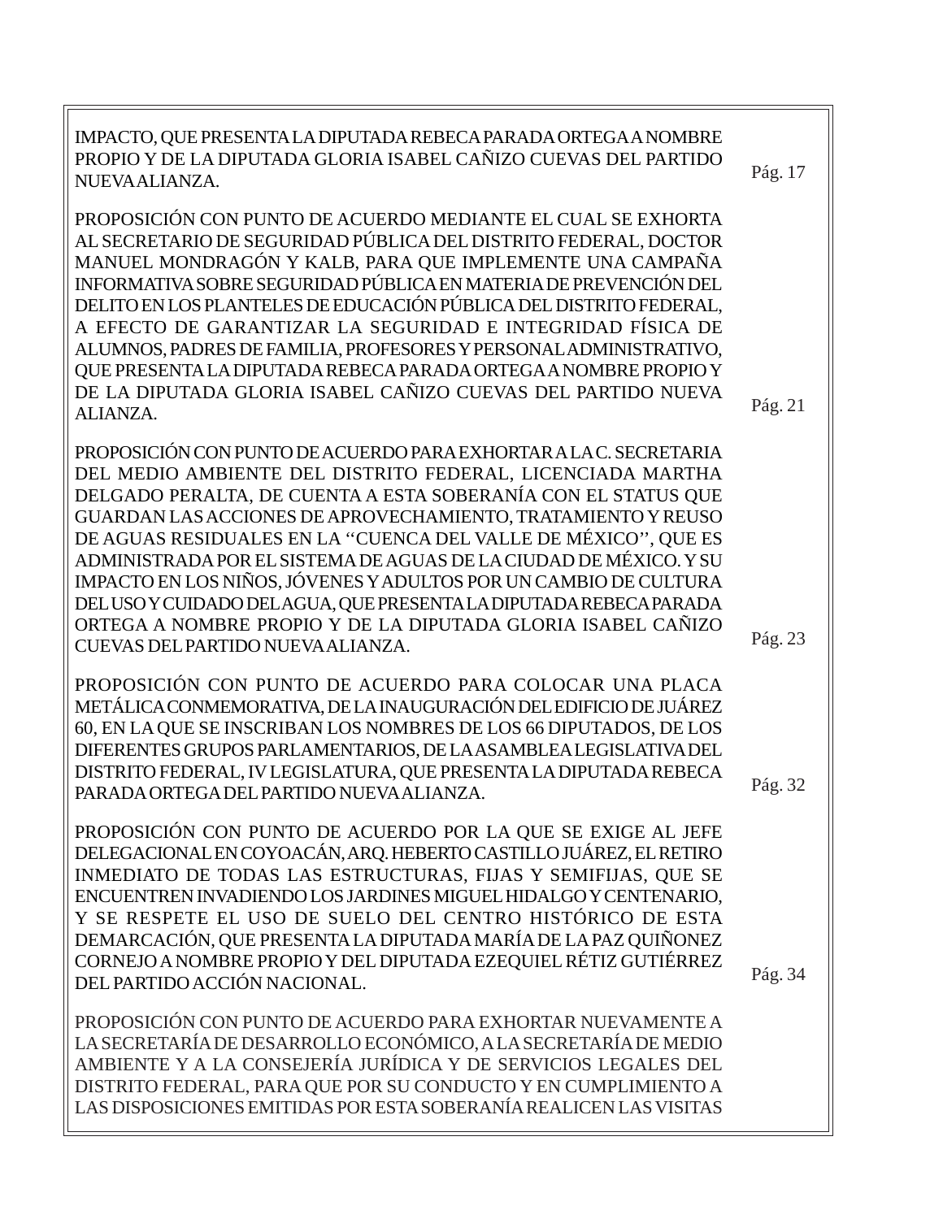IMPACTO, QUE PRESENTA LA DIPUTADA REBECA PARADA ORTEGA A NOMBRE PROPIO Y DE LA DIPUTADA GLORIA ISABEL CAÑIZO CUEVAS DEL PARTIDO NUEVA ALIANZA. Pág. 17

PROPOSICIÓN CON PUNTO DE ACUERDO MEDIANTE EL CUAL SE EXHORTA AL SECRETARIO DE SEGURIDAD PÚBLICA DEL DISTRITO FEDERAL, DOCTOR MANUEL MONDRAGÓN Y KALB, PARA QUE IMPLEMENTE UNA CAMPAÑA INFORMATIVA SOBRE SEGURIDAD PÚBLICA EN MATERIA DE PREVENCIÓN DEL DELITO EN LOS PLANTELES DE EDUCACIÓN PÚBLICA DEL DISTRITO FEDERAL, A EFECTO DE GARANTIZAR LA SEGURIDAD E INTEGRIDAD FÍSICA DE ALUMNOS, PADRES DE FAMILIA, PROFESORES Y PERSONAL ADMINISTRATIVO, QUE PRESENTA LA DIPUTADA REBECA PARADA ORTEGA A NOMBRE PROPIO Y DE LA DIPUTADA GLORIA ISABEL CAÑIZO CUEVAS DEL PARTIDO NUEVA ALIANZA. Pág. 21

PROPOSICIÓN CON PUNTO DE ACUERDO PARA EXHORTAR A LA C. SECRETARIA DEL MEDIO AMBIENTE DEL DISTRITO FEDERAL, LICENCIADA MARTHA DELGADO PERALTA, DE CUENTA A ESTA SOBERANÍA CON EL STATUS QUE GUARDAN LAS ACCIONES DE APROVECHAMIENTO, TRATAMIENTO Y REUSO DE AGUAS RESIDUALES EN LA ‘‘CUENCA DEL VALLE DE MÉXICO’’, QUE ES ADMINISTRADA POR EL SISTEMA DE AGUAS DE LA CIUDAD DE MÉXICO. Y SU IMPACTO EN LOS NIÑOS, JÓVENES Y ADULTOS POR UN CAMBIO DE CULTURA DEL USO Y CUIDADO DEL AGUA, QUE PRESENTA LA DIPUTADA REBECA PARADA ORTEGA A NOMBRE PROPIO Y DE LA DIPUTADA GLORIA ISABEL CAÑIZO CUEVAS DEL PARTIDO NUEVA ALIANZA. Pág. 23

PROPOSICIÓN CON PUNTO DE ACUERDO PARA COLOCAR UNA PLACA METÁLICA CONMEMORATIVA, DE LA INAUGURACIÓN DEL EDIFICIO DE JUÁREZ 60, EN LA QUE SE INSCRIBAN LOS NOMBRES DE LOS 66 DIPUTADOS, DE LOS DIFERENTES GRUPOS PARLAMENTARIOS, DE LA ASAMBLEA LEGISLATIVA DEL DISTRITO FEDERAL, IV LEGISLATURA, QUE PRESENTA LA DIPUTADA REBECA PARADA ORTEGA DEL PARTIDO NUEVA ALIANZA. Pág. 32

PROPOSICIÓN CON PUNTO DE ACUERDO POR LA QUE SE EXIGE AL JEFE DELEGACIONAL EN COYOACÁN, ARQ. HEBERTO CASTILLO JUÁREZ, EL RETIRO INMEDIATO DE TODAS LAS ESTRUCTURAS, FIJAS Y SEMIFIJAS, QUE SE ENCUENTREN INVADIENDO LOS JARDINES MIGUEL HIDALGO Y CENTENARIO, Y SE RESPETE EL USO DE SUELO DEL CENTRO HISTÓRICO DE ESTA DEMARCACIÓN, QUE PRESENTA LA DIPUTADA MARÍA DE LA PAZ QUIÑONEZ CORNEJO A NOMBRE PROPIO Y DEL DIPUTADA EZEQUIEL RÉTIZ GUTIÉRREZ DEL PARTIDO ACCIÓN NACIONAL. Pág. 34

PROPOSICIÓN CON PUNTO DE ACUERDO PARA EXHORTAR NUEVAMENTE A LA SECRETARÍA DE DESARROLLO ECONÓMICO, A LA SECRETARÍA DE MEDIO AMBIENTE Y A LA CONSEJERÍA JURÍDICA Y DE SERVICIOS LEGALES DEL DISTRITO FEDERAL, PARA QUE POR SU CONDUCTO Y EN CUMPLIMIENTO A LAS DISPOSICIONES EMITIDAS POR ESTA SOBERANÍA REALICEN LAS VISITAS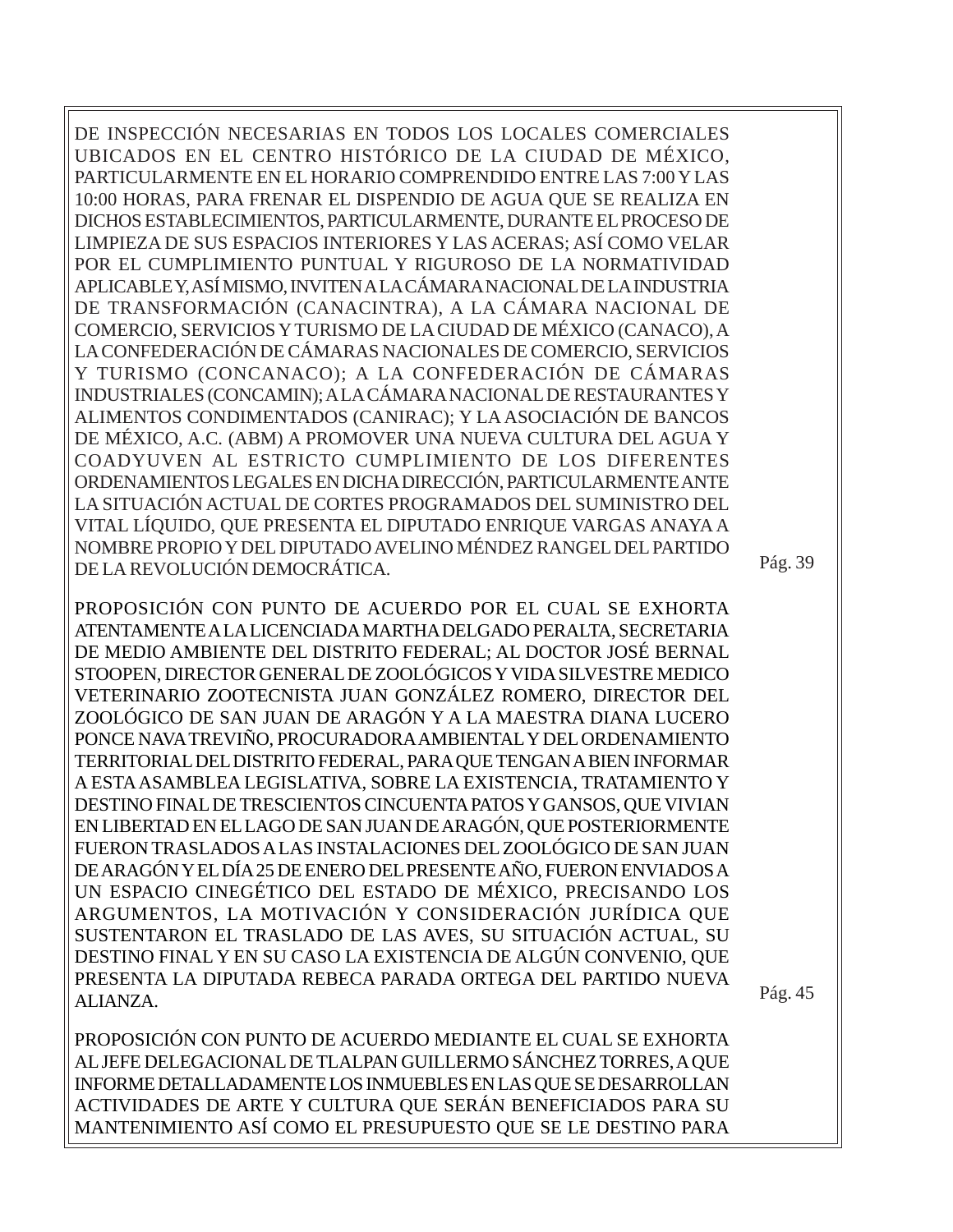DE INSPECCIÓN NECESARIAS EN TODOS LOS LOCALES COMERCIALES UBICADOS EN EL CENTRO HISTÓRICO DE LA CIUDAD DE MÉXICO, PARTICULARMENTE EN EL HORARIO COMPRENDIDO ENTRE LAS 7:00 Y LAS 10:00 HORAS, PARA FRENAR EL DISPENDIO DE AGUA QUE SE REALIZA EN DICHOS ESTABLECIMIENTOS, PARTICULARMENTE, DURANTE EL PROCESO DE LIMPIEZA DE SUS ESPACIOS INTERIORES Y LAS ACERAS; ASÍ COMO VELAR POR EL CUMPLIMIENTO PUNTUAL Y RIGUROSO DE LA NORMATIVIDAD APLICABLE Y, ASÍ MISMO, INVITEN A LA CÁMARA NACIONAL DE LA INDUSTRIA DE TRANSFORMACIÓN (CANACINTRA), A LA CÁMARA NACIONAL DE COMERCIO, SERVICIOS Y TURISMO DE LA CIUDAD DE MÉXICO (CANACO), A LA CONFEDERACIÓN DE CÁMARAS NACIONALES DE COMERCIO, SERVICIOS Y TURISMO (CONCANACO); A LA CONFEDERACIÓN DE CÁMARAS INDUSTRIALES (CONCAMIN); A LA CÁMARA NACIONAL DE RESTAURANTES Y ALIMENTOS CONDIMENTADOS (CANIRAC); Y LA ASOCIACIÓN DE BANCOS DE MÉXICO, A.C. (ABM) A PROMOVER UNA NUEVA CULTURA DEL AGUA Y COADYUVEN AL ESTRICTO CUMPLIMIENTO DE LOS DIFERENTES ORDENAMIENTOS LEGALES EN DICHA DIRECCIÓN, PARTICULARMENTE ANTE LA SITUACIÓN ACTUAL DE CORTES PROGRAMADOS DEL SUMINISTRO DEL VITAL LÍQUIDO, QUE PRESENTA EL DIPUTADO ENRIQUE VARGAS ANAYA A NOMBRE PROPIO Y DEL DIPUTADO AVELINO MÉNDEZ RANGEL DEL PARTIDO DE LA REVOLUCIÓN DEMOCRÁTICA. Pág. 39

PROPOSICIÓN CON PUNTO DE ACUERDO POR EL CUAL SE EXHORTA ATENTAMENTE A LA LICENCIADA MARTHA DELGADO PERALTA, SECRETARIA DE MEDIO AMBIENTE DEL DISTRITO FEDERAL; AL DOCTOR JOSÉ BERNAL STOOPEN, DIRECTOR GENERAL DE ZOOLÓGICOS Y VIDA SILVESTRE MEDICO VETERINARIO ZOOTECNISTA JUAN GONZÁLEZ ROMERO, DIRECTOR DEL ZOOLÓGICO DE SAN JUAN DE ARAGÓN Y A LA MAESTRA DIANA LUCERO PONCE NAVA TREVIÑO, PROCURADORA AMBIENTAL Y DEL ORDENAMIENTO TERRITORIAL DEL DISTRITO FEDERAL, PARA QUE TENGAN A BIEN INFORMAR A ESTA ASAMBLEA LEGISLATIVA, SOBRE LA EXISTENCIA, TRATAMIENTO Y DESTINO FINAL DE TRESCIENTOS CINCUENTA PATOS Y GANSOS, QUE VIVIAN EN LIBERTAD EN EL LAGO DE SAN JUAN DE ARAGÓN, QUE POSTERIORMENTE FUERON TRASLADOS A LAS INSTALACIONES DEL ZOOLÓGICO DE SAN JUAN DE ARAGÓN Y EL DÍA 25 DE ENERO DEL PRESENTE AÑO, FUERON ENVIADOS A UN ESPACIO CINEGÉTICO DEL ESTADO DE MÉXICO, PRECISANDO LOS ARGUMENTOS, LA MOTIVACIÓN Y CONSIDERACIÓN JURÍDICA QUE SUSTENTARON EL TRASLADO DE LAS AVES, SU SITUACIÓN ACTUAL, SU DESTINO FINAL Y EN SU CASO LA EXISTENCIA DE ALGÚN CONVENIO, QUE PRESENTA LA DIPUTADA REBECA PARADA ORTEGA DEL PARTIDO NUEVA ALIANZA. Pág. 45

PROPOSICIÓN CON PUNTO DE ACUERDO MEDIANTE EL CUAL SE EXHORTA AL JEFE DELEGACIONAL DE TLALPAN GUILLERMO SÁNCHEZ TORRES, A QUE INFORME DETALLADAMENTE LOS INMUEBLES EN LAS QUE SE DESARROLLAN ACTIVIDADES DE ARTE Y CULTURA QUE SERÁN BENEFICIADOS PARA SU MANTENIMIENTO ASÍ COMO EL PRESUPUESTO QUE SE LE DESTINO PARA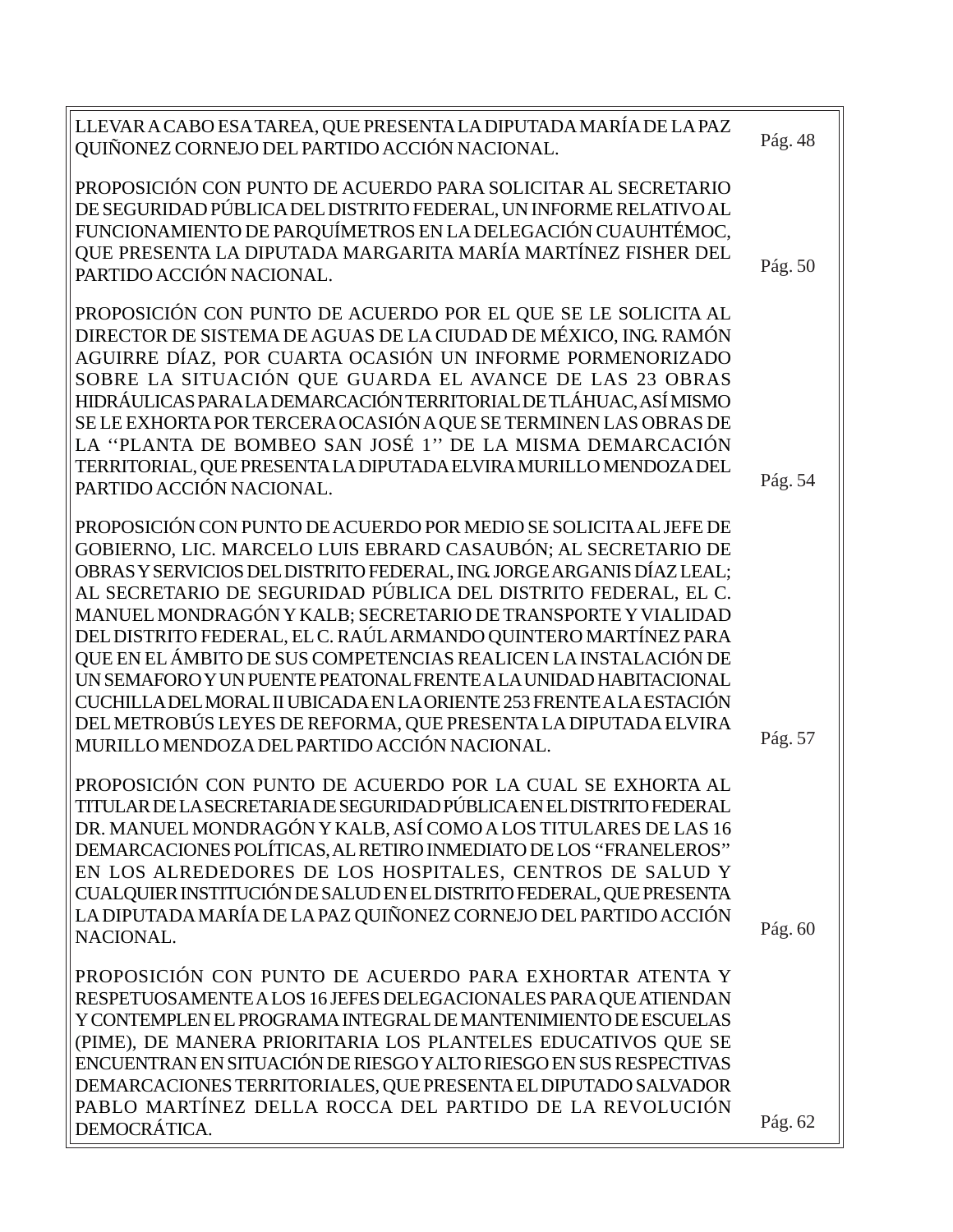| | |
|---|---|
| LLEVAR A CABO ESA TAREA, QUE PRESENTA LA DIPUTADA MARÍA DE LA PAZ QUIÑONEZ CORNEJO DEL PARTIDO ACCIÓN NACIONAL. | Pág. 48 |
| PROPOSICIÓN CON PUNTO DE ACUERDO PARA SOLICITAR AL SECRETARIO DE SEGURIDAD PÚBLICA DEL DISTRITO FEDERAL, UN INFORME RELATIVO AL FUNCIONAMIENTO DE PARQUÍMETROS EN LA DELEGACIÓN CUAUHTÉMOC, QUE PRESENTA LA DIPUTADA MARGARITA MARÍA MARTÍNEZ FISHER DEL PARTIDO ACCIÓN NACIONAL. | Pág. 50 |
| PROPOSICIÓN CON PUNTO DE ACUERDO POR EL QUE SE LE SOLICITA AL DIRECTOR DE SISTEMA DE AGUAS DE LA CIUDAD DE MÉXICO, ING. RAMÓN AGUIRRE DÍAZ, POR CUARTA OCASIÓN UN INFORME PORMENORIZADO SOBRE LA SITUACIÓN QUE GUARDA EL AVANCE DE LAS 23 OBRAS HIDRÁULICAS PARA LA DEMARCACIÓN TERRITORIAL DE TLÁHUAC, ASÍ MISMO SE LE EXHORTA POR TERCERA OCASIÓN A QUE SE TERMINEN LAS OBRAS DE LA ''PLANTA DE BOMBEO SAN JOSÉ 1'' DE LA MISMA DEMARCACIÓN TERRITORIAL, QUE PRESENTA LA DIPUTADA ELVIRA MURILLO MENDOZA DEL PARTIDO ACCIÓN NACIONAL. | Pág. 54 |
| PROPOSICIÓN CON PUNTO DE ACUERDO POR MEDIO SE SOLICITA AL JEFE DE GOBIERNO, LIC. MARCELO LUIS EBRARD CASAUBÓN; AL SECRETARIO DE OBRAS Y SERVICIOS DEL DISTRITO FEDERAL, ING. JORGE ARGANIS DÍAZ LEAL; AL SECRETARIO DE SEGURIDAD PÚBLICA DEL DISTRITO FEDERAL, EL C. MANUEL MONDRAGÓN Y KALB; SECRETARIO DE TRANSPORTE Y VIALIDAD DEL DISTRITO FEDERAL, EL C. RAÚL ARMANDO QUINTERO MARTÍNEZ PARA QUE EN EL ÁMBITO DE SUS COMPETENCIAS REALICEN LA INSTALACIÓN DE UN SEMAFORO Y UN PUENTE PEATONAL FRENTE A LA UNIDAD HABITACIONAL CUCHILLA DEL MORAL II UBICADA EN LA ORIENTE 253 FRENTE A LA ESTACIÓN DEL METROBÚS LEYES DE REFORMA, QUE PRESENTA LA DIPUTADA ELVIRA MURILLO MENDOZA DEL PARTIDO ACCIÓN NACIONAL. | Pág. 57 |
| PROPOSICIÓN CON PUNTO DE ACUERDO POR LA CUAL SE EXHORTA AL TITULAR DE LA SECRETARIA DE SEGURIDAD PÚBLICA EN EL DISTRITO FEDERAL DR. MANUEL MONDRAGÓN Y KALB, ASÍ COMO A LOS TITULARES DE LAS 16 DEMARCACIONES POLÍTICAS, AL RETIRO INMEDIATO DE LOS "FRANELEROS" EN LOS ALREDEDORES DE LOS HOSPITALES, CENTROS DE SALUD Y CUALQUIER INSTITUCIÓN DE SALUD EN EL DISTRITO FEDERAL, QUE PRESENTA LA DIPUTADA MARÍA DE LA PAZ QUIÑONEZ CORNEJO DEL PARTIDO ACCIÓN NACIONAL. | Pág. 60 |
| PROPOSICIÓN CON PUNTO DE ACUERDO PARA EXHORTAR ATENTA Y RESPETUOSAMENTE A LOS 16 JEFES DELEGACIONALES PARA QUE ATIENDAN Y CONTEMPLEN EL PROGRAMA INTEGRAL DE MANTENIMIENTO DE ESCUELAS (PIME), DE MANERA PRIORITARIA LOS PLANTELES EDUCATIVOS QUE SE ENCUENTRAN EN SITUACIÓN DE RIESGO Y ALTO RIESGO EN SUS RESPECTIVAS DEMARCACIONES TERRITORIALES, QUE PRESENTA EL DIPUTADO SALVADOR PABLO MARTÍNEZ DELLA ROCCA DEL PARTIDO DE LA REVOLUCIÓN DEMOCRÁTICA. | Pág. 62 |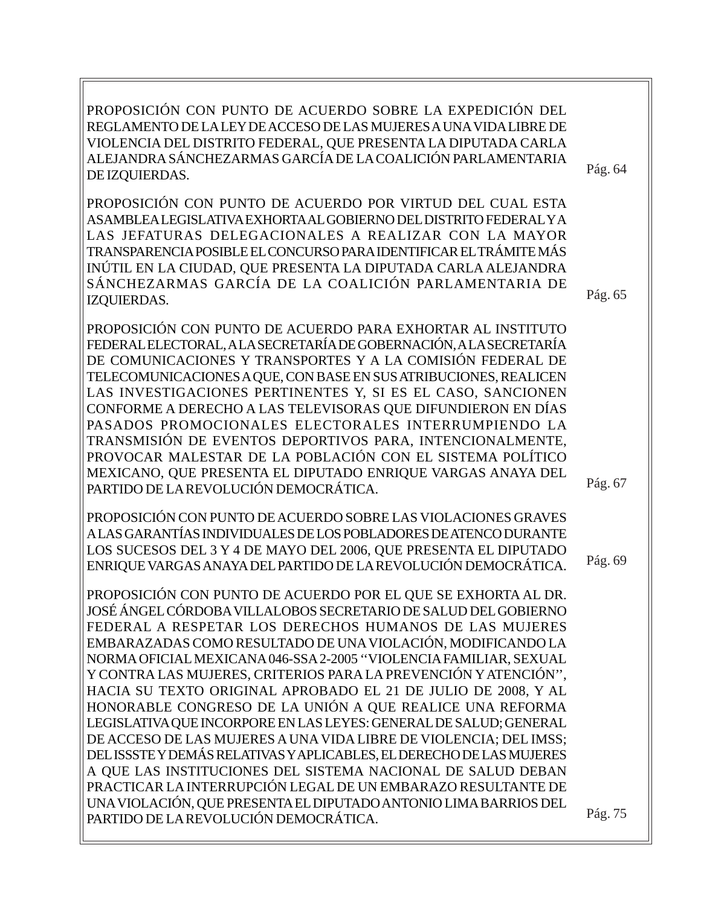| | |
|---|---|
| PROPOSICIÓN CON PUNTO DE ACUERDO SOBRE LA EXPEDICIÓN DEL REGLAMENTO DE LA LEY DE ACCESO DE LAS MUJERES A UNA VIDA LIBRE DE VIOLENCIA DEL DISTRITO FEDERAL, QUE PRESENTA LA DIPUTADA CARLA ALEJANDRA SÁNCHEZARMAS GARCÍA DE LA COALICIÓN PARLAMENTARIA DE IZQUIERDAS. | Pág. 64 |
| PROPOSICIÓN CON PUNTO DE ACUERDO POR VIRTUD DEL CUAL ESTA ASAMBLEA LEGISLATIVA EXHORTA AL GOBIERNO DEL DISTRITO FEDERAL Y A LAS JEFATURAS DELEGACIONALES A REALIZAR CON LA MAYOR TRANSPARENCIA POSIBLE EL CONCURSO PARA IDENTIFICAR EL TRÁMITE MÁS INÚTIL EN LA CIUDAD, QUE PRESENTA LA DIPUTADA CARLA ALEJANDRA SÁNCHEZARMAS GARCÍA DE LA COALICIÓN PARLAMENTARIA DE IZQUIERDAS. | Pág. 65 |
| PROPOSICIÓN CON PUNTO DE ACUERDO PARA EXHORTAR AL INSTITUTO FEDERAL ELECTORAL, A LA SECRETARÍA DE GOBERNACIÓN, A LA SECRETARÍA DE COMUNICACIONES Y TRANSPORTES Y A LA COMISIÓN FEDERAL DE TELECOMUNICACIONES A QUE, CON BASE EN SUS ATRIBUCIONES, REALICEN LAS INVESTIGACIONES PERTINENTES Y, SI ES EL CASO, SANCIONEN CONFORME A DERECHO A LAS TELEVISORAS QUE DIFUNDIERON EN DÍAS PASADOS PROMOCIONALES ELECTORALES INTERRUMPIENDO LA TRANSMISIÓN DE EVENTOS DEPORTIVOS PARA, INTENCIONALMENTE, PROVOCAR MALESTAR DE LA POBLACIÓN CON EL SISTEMA POLÍTICO MEXICANO, QUE PRESENTA EL DIPUTADO ENRIQUE VARGAS ANAYA DEL PARTIDO DE LA REVOLUCIÓN DEMOCRÁTICA. | Pág. 67 |
| PROPOSICIÓN CON PUNTO DE ACUERDO SOBRE LAS VIOLACIONES GRAVES A LAS GARANTÍAS INDIVIDUALES DE LOS POBLADORES DE ATENCO DURANTE LOS SUCESOS DEL 3 Y 4 DE MAYO DEL 2006, QUE PRESENTA EL DIPUTADO ENRIQUE VARGAS ANAYA DEL PARTIDO DE LA REVOLUCIÓN DEMOCRÁTICA. | Pág. 69 |
| PROPOSICIÓN CON PUNTO DE ACUERDO POR EL QUE SE EXHORTA AL DR. JOSÉ ÁNGEL CÓRDOBA VILLALOBOS SECRETARIO DE SALUD DEL GOBIERNO FEDERAL A RESPETAR LOS DERECHOS HUMANOS DE LAS MUJERES EMBARAZADAS COMO RESULTADO DE UNA VIOLACIÓN, MODIFICANDO LA NORMA OFICIAL MEXICANA 046-SSA 2-2005 ''VIOLENCIA FAMILIAR, SEXUAL Y CONTRA LAS MUJERES, CRITERIOS PARA LA PREVENCIÓN Y ATENCIÓN'', HACIA SU TEXTO ORIGINAL APROBADO EL 21 DE JULIO DE 2008, Y AL HONORABLE CONGRESO DE LA UNIÓN A QUE REALICE UNA REFORMA LEGISLATIVA QUE INCORPORE EN LAS LEYES: GENERAL DE SALUD; GENERAL DE ACCESO DE LAS MUJERES A UNA VIDA LIBRE DE VIOLENCIA; DEL IMSS; DEL ISSSTE Y DEMÁS RELATIVAS Y APLICABLES, EL DERECHO DE LAS MUJERES A QUE LAS INSTITUCIONES DEL SISTEMA NACIONAL DE SALUD DEBAN PRACTICAR LA INTERRUPCIÓN LEGAL DE UN EMBARAZO RESULTANTE DE UNA VIOLACIÓN, QUE PRESENTA EL DIPUTADO ANTONIO LIMA BARRIOS DEL PARTIDO DE LA REVOLUCIÓN DEMOCRÁTICA. | Pág. 75 |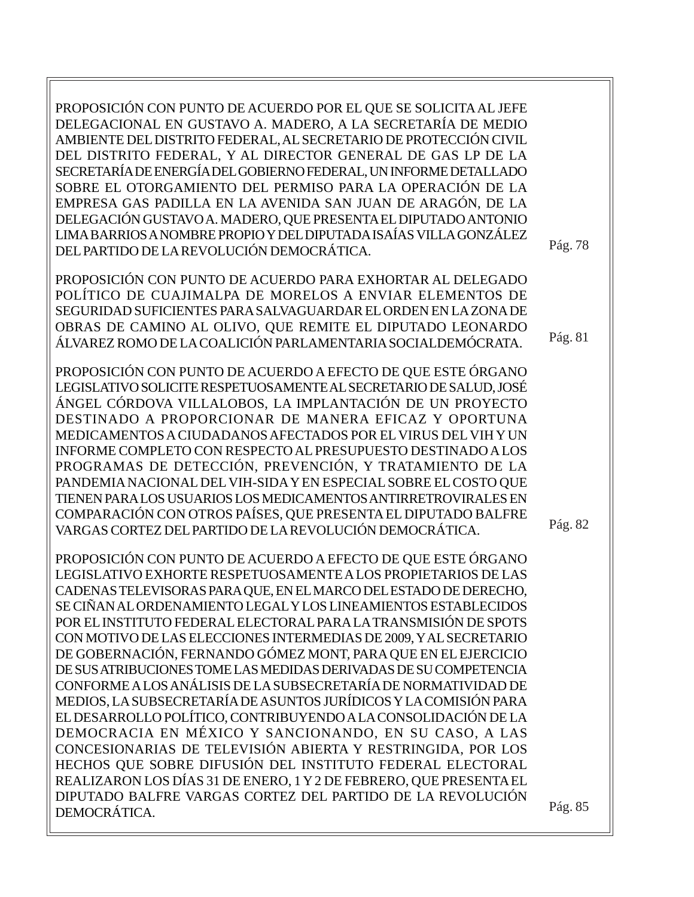PROPOSICIÓN CON PUNTO DE ACUERDO POR EL QUE SE SOLICITA AL JEFE DELEGACIONAL EN GUSTAVO A. MADERO, A LA SECRETARÍA DE MEDIO AMBIENTE DEL DISTRITO FEDERAL, AL SECRETARIO DE PROTECCIÓN CIVIL DEL DISTRITO FEDERAL, Y AL DIRECTOR GENERAL DE GAS LP DE LA SECRETARÍA DE ENERGÍA DEL GOBIERNO FEDERAL, UN INFORME DETALLADO SOBRE EL OTORGAMIENTO DEL PERMISO PARA LA OPERACIÓN DE LA EMPRESA GAS PADILLA EN LA AVENIDA SAN JUAN DE ARAGÓN, DE LA DELEGACIÓN GUSTAVO A. MADERO, QUE PRESENTA EL DIPUTADO ANTONIO LIMA BARRIOS A NOMBRE PROPIO Y DEL DIPUTADA ISAÍAS VILLA GONZÁLEZ DEL PARTIDO DE LA REVOLUCIÓN DEMOCRÁTICA. Pág. 78

PROPOSICIÓN CON PUNTO DE ACUERDO PARA EXHORTAR AL DELEGADO POLÍTICO DE CUAJIMALPA DE MORELOS A ENVIAR ELEMENTOS DE SEGURIDAD SUFICIENTES PARA SALVAGUARDAR EL ORDEN EN LA ZONA DE OBRAS DE CAMINO AL OLIVO, QUE REMITE EL DIPUTADO LEONARDO ÁLVAREZ ROMO DE LA COALICIÓN PARLAMENTARIA SOCIALDEMÓCRATA. Pág. 81

PROPOSICIÓN CON PUNTO DE ACUERDO A EFECTO DE QUE ESTE ÓRGANO LEGISLATIVO SOLICITE RESPETUOSAMENTE AL SECRETARIO DE SALUD, JOSÉ ÁNGEL CÓRDOVA VILLALOBOS, LA IMPLANTACIÓN DE UN PROYECTO DESTINADO A PROPORCIONAR DE MANERA EFICAZ Y OPORTUNA MEDICAMENTOS A CIUDADANOS AFECTADOS POR EL VIRUS DEL VIH Y UN INFORME COMPLETO CON RESPECTO AL PRESUPUESTO DESTINADO A LOS PROGRAMAS DE DETECCIÓN, PREVENCIÓN, Y TRATAMIENTO DE LA PANDEMIA NACIONAL DEL VIH-SIDA Y EN ESPECIAL SOBRE EL COSTO QUE TIENEN PARA LOS USUARIOS LOS MEDICAMENTOS ANTIRRETROVIRALES EN COMPARACIÓN CON OTROS PAÍSES, QUE PRESENTA EL DIPUTADO BALFRE VARGAS CORTEZ DEL PARTIDO DE LA REVOLUCIÓN DEMOCRÁTICA. Pág. 82

PROPOSICIÓN CON PUNTO DE ACUERDO A EFECTO DE QUE ESTE ÓRGANO LEGISLATIVO EXHORTE RESPETUOSAMENTE A LOS PROPIETARIOS DE LAS CADENAS TELEVISORAS PARA QUE, EN EL MARCO DEL ESTADO DE DERECHO, SE CIÑAN AL ORDENAMIENTO LEGAL Y LOS LINEAMIENTOS ESTABLECIDOS POR EL INSTITUTO FEDERAL ELECTORAL PARA LA TRANSMISIÓN DE SPOTS CON MOTIVO DE LAS ELECCIONES INTERMEDIAS DE 2009, Y AL SECRETARIO DE GOBERNACIÓN, FERNANDO GÓMEZ MONT, PARA QUE EN EL EJERCICIO DE SUS ATRIBUCIONES TOME LAS MEDIDAS DERIVADAS DE SU COMPETENCIA CONFORME A LOS ANÁLISIS DE LA SUBSECRETARÍA DE NORMATIVIDAD DE MEDIOS, LA SUBSECRETARÍA DE ASUNTOS JURÍDICOS Y LA COMISIÓN PARA EL DESARROLLO POLÍTICO, CONTRIBUYENDO A LA CONSOLIDACIÓN DE LA DEMOCRACIA EN MÉXICO Y SANCIONANDO, EN SU CASO, A LAS CONCESIONARIAS DE TELEVISIÓN ABIERTA Y RESTRINGIDA, POR LOS HECHOS QUE SOBRE DIFUSIÓN DEL INSTITUTO FEDERAL ELECTORAL REALIZARON LOS DÍAS 31 DE ENERO, 1 Y 2 DE FEBRERO, QUE PRESENTA EL DIPUTADO BALFRE VARGAS CORTEZ DEL PARTIDO DE LA REVOLUCIÓN DEMOCRÁTICA. Pág. 85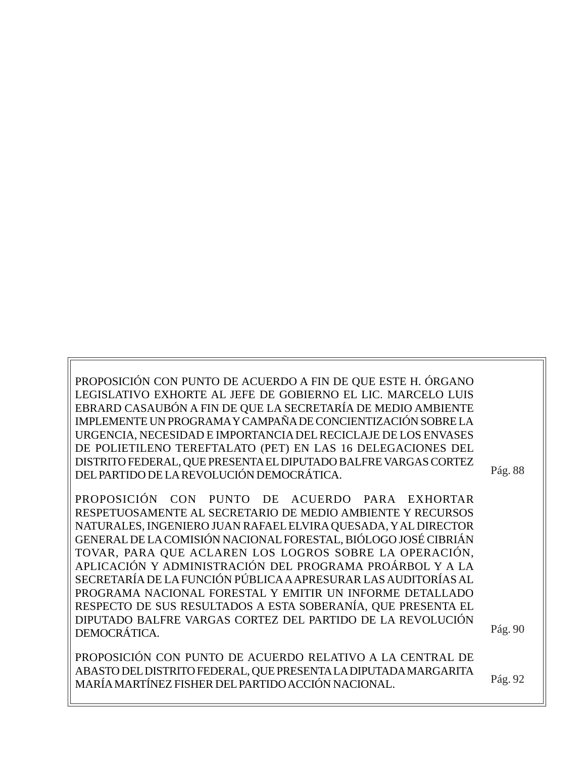PROPOSICIÓN CON PUNTO DE ACUERDO A FIN DE QUE ESTE H. ÓRGANO LEGISLATIVO EXHORTE AL JEFE DE GOBIERNO EL LIC. MARCELO LUIS EBRARD CASAUBÓN A FIN DE QUE LA SECRETARÍA DE MEDIO AMBIENTE IMPLEMENTE UN PROGRAMA Y CAMPAÑA DE CONCIENTIZACIÓN SOBRE LA URGENCIA, NECESIDAD E IMPORTANCIA DEL RECICLAJE DE LOS ENVASES DE POLIETILENO TEREFTALATO (PET) EN LAS 16 DELEGACIONES DEL DISTRITO FEDERAL, QUE PRESENTA EL DIPUTADO BALFRE VARGAS CORTEZ DEL PARTIDO DE LA REVOLUCIÓN DEMOCRÁTICA. Pág. 88

PROPOSICIÓN CON PUNTO DE ACUERDO PARA EXHORTAR RESPETUOSAMENTE AL SECRETARIO DE MEDIO AMBIENTE Y RECURSOS NATURALES, INGENIERO JUAN RAFAEL ELVIRA QUESADA, Y AL DIRECTOR GENERAL DE LA COMISIÓN NACIONAL FORESTAL, BIÓLOGO JOSÉ CIBRIÁN TOVAR, PARA QUE ACLAREN LOS LOGROS SOBRE LA OPERACIÓN, APLICACIÓN Y ADMINISTRACIÓN DEL PROGRAMA PROÁRBOL Y A LA SECRETARÍA DE LA FUNCIÓN PÚBLICA A APRESURAR LAS AUDITORÍAS AL PROGRAMA NACIONAL FORESTAL Y EMITIR UN INFORME DETALLADO RESPECTO DE SUS RESULTADOS A ESTA SOBERANÍA, QUE PRESENTA EL DIPUTADO BALFRE VARGAS CORTEZ DEL PARTIDO DE LA REVOLUCIÓN DEMOCRÁTICA. Pág. 90

PROPOSICIÓN CON PUNTO DE ACUERDO RELATIVO A LA CENTRAL DE ABASTO DEL DISTRITO FEDERAL, QUE PRESENTA LA DIPUTADA MARGARITA MARÍA MARTÍNEZ FISHER DEL PARTIDO ACCIÓN NACIONAL. Pág. 92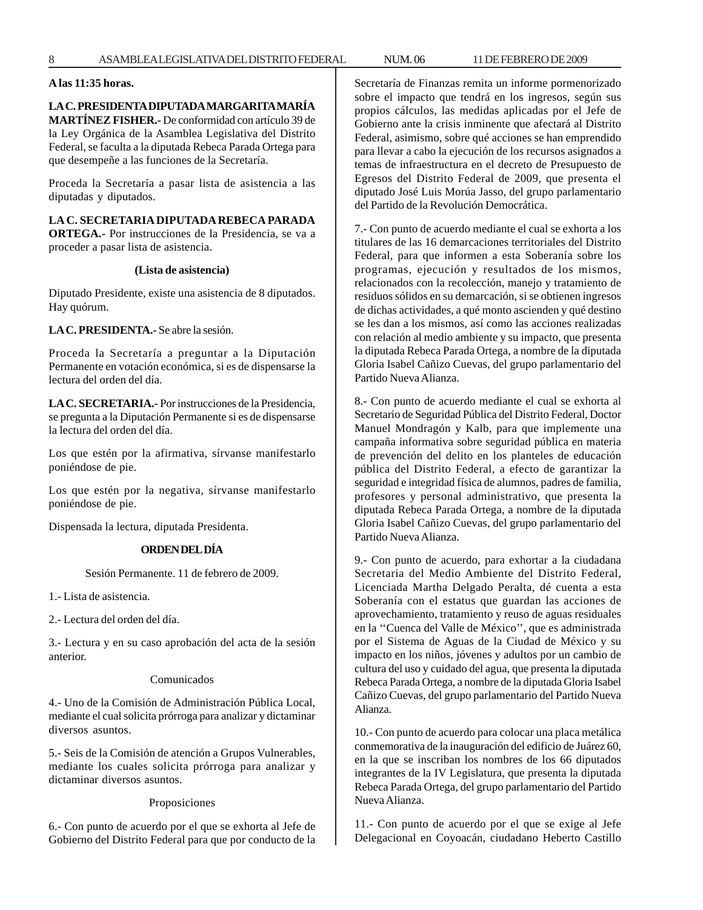**A las 11:35 horas.**

**LA C. PRESIDENTA DIPUTADA MARGARITA MARÍA MARTÍNEZ FISHER.-** De conformidad con artículo 39 de la Ley Orgánica de la Asamblea Legislativa del Distrito Federal, se faculta a la diputada Rebeca Parada Ortega para que desempeñe a las funciones de la Secretaría.

Proceda la Secretaría a pasar lista de asistencia a las diputadas y diputados.

**LA C. SECRETARIA DIPUTADA REBECA PARADA ORTEGA.-** Por instrucciones de la Presidencia, se va a proceder a pasar lista de asistencia.

**(Lista de asistencia)**

Diputado Presidente, existe una asistencia de 8 diputados. Hay quórum.

**LA C. PRESIDENTA.-** Se abre la sesión.

Proceda la Secretaría a preguntar a la Diputación Permanente en votación económica, si es de dispensarse la lectura del orden del día.

**LA C. SECRETARIA.-** Por instrucciones de la Presidencia, se pregunta a la Diputación Permanente si es de dispensarse la lectura del orden del día.

Los que estén por la afirmativa, sírvanse manifestarlo poniéndose de pie.

Los que estén por la negativa, sírvanse manifestarlo poniéndose de pie.

Dispensada la lectura, diputada Presidenta.

**ORDEN DEL DÍA**

Sesión Permanente. 11 de febrero de 2009.

1.- Lista de asistencia.

2.- Lectura del orden del día.

3.- Lectura y en su caso aprobación del acta de la sesión anterior.

Comunicados

4.- Uno de la Comisión de Administración Pública Local, mediante el cual solicita prórroga para analizar y dictaminar diversos asuntos.

5.- Seis de la Comisión de atención a Grupos Vulnerables, mediante los cuales solicita prórroga para analizar y dictaminar diversos asuntos.

Proposiciones

6.- Con punto de acuerdo por el que se exhorta al Jefe de Gobierno del Distrito Federal para que por conducto de la Secretaría de Finanzas remita un informe pormenorizado sobre el impacto que tendrá en los ingresos, según sus propios cálculos, las medidas aplicadas por el Jefe de Gobierno ante la crisis inminente que afectará al Distrito Federal, asimismo, sobre qué acciones se han emprendido para llevar a cabo la ejecución de los recursos asignados a temas de infraestructura en el decreto de Presupuesto de Egresos del Distrito Federal de 2009, que presenta el diputado José Luis Morúa Jasso, del grupo parlamentario del Partido de la Revolución Democrática.

7.- Con punto de acuerdo mediante el cual se exhorta a los titulares de las 16 demarcaciones territoriales del Distrito Federal, para que informen a esta Soberanía sobre los programas, ejecución y resultados de los mismos, relacionados con la recolección, manejo y tratamiento de residuos sólidos en su demarcación, si se obtienen ingresos de dichas actividades, a qué monto ascienden y qué destino se les dan a los mismos, así como las acciones realizadas con relación al medio ambiente y su impacto, que presenta la diputada Rebeca Parada Ortega, a nombre de la diputada Gloria Isabel Cañizo Cuevas, del grupo parlamentario del Partido Nueva Alianza.

8.- Con punto de acuerdo mediante el cual se exhorta al Secretario de Seguridad Pública del Distrito Federal, Doctor Manuel Mondragón y Kalb, para que implemente una campaña informativa sobre seguridad pública en materia de prevención del delito en los planteles de educación pública del Distrito Federal, a efecto de garantizar la seguridad e integridad física de alumnos, padres de familia, profesores y personal administrativo, que presenta la diputada Rebeca Parada Ortega, a nombre de la diputada Gloria Isabel Cañizo Cuevas, del grupo parlamentario del Partido Nueva Alianza.

9.- Con punto de acuerdo, para exhortar a la ciudadana Secretaria del Medio Ambiente del Distrito Federal, Licenciada Martha Delgado Peralta, dé cuenta a esta Soberanía con el estatus que guardan las acciones de aprovechamiento, tratamiento y reuso de aguas residuales en la ''Cuenca del Valle de México'', que es administrada por el Sistema de Aguas de la Ciudad de México y su impacto en los niños, jóvenes y adultos por un cambio de cultura del uso y cuidado del agua, que presenta la diputada Rebeca Parada Ortega, a nombre de la diputada Gloria Isabel Cañizo Cuevas, del grupo parlamentario del Partido Nueva Alianza.

10.- Con punto de acuerdo para colocar una placa metálica conmemorativa de la inauguración del edificio de Juárez 60, en la que se inscriban los nombres de los 66 diputados integrantes de la IV Legislatura, que presenta la diputada Rebeca Parada Ortega, del grupo parlamentario del Partido Nueva Alianza.

11.- Con punto de acuerdo por el que se exige al Jefe Delegacional en Coyoacán, ciudadano Heberto Castillo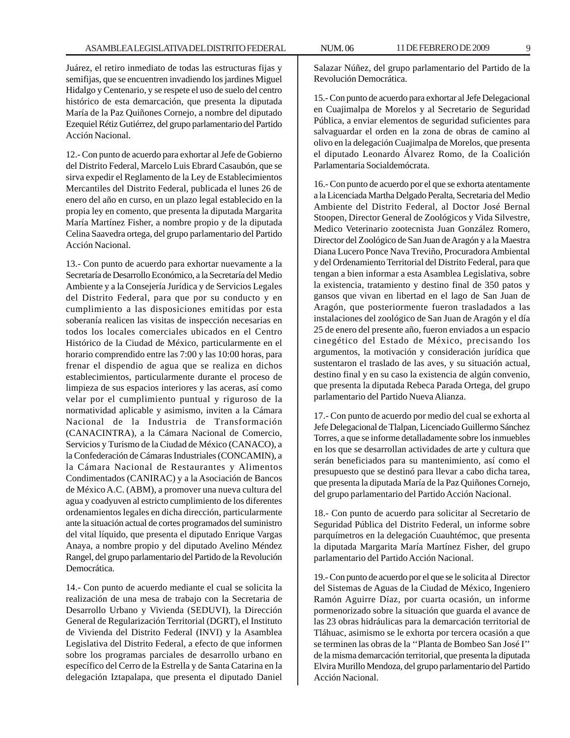Juárez, el retiro inmediato de todas las estructuras fijas y semifijas, que se encuentren invadiendo los jardines Miguel Hidalgo y Centenario, y se respete el uso de suelo del centro histórico de esta demarcación, que presenta la diputada María de la Paz Quiñones Cornejo, a nombre del diputado Ezequiel Rétiz Gutiérrez, del grupo parlamentario del Partido Acción Nacional.

12.- Con punto de acuerdo para exhortar al Jefe de Gobierno del Distrito Federal, Marcelo Luis Ebrard Casaubón, que se sirva expedir el Reglamento de la Ley de Establecimientos Mercantiles del Distrito Federal, publicada el lunes 26 de enero del año en curso, en un plazo legal establecido en la propia ley en comento, que presenta la diputada Margarita María Martínez Fisher, a nombre propio y de la diputada Celina Saavedra ortega, del grupo parlamentario del Partido Acción Nacional.

13.- Con punto de acuerdo para exhortar nuevamente a la Secretaría de Desarrollo Económico, a la Secretaría del Medio Ambiente y a la Consejería Jurídica y de Servicios Legales del Distrito Federal, para que por su conducto y en cumplimiento a las disposiciones emitidas por esta soberanía realicen las visitas de inspección necesarias en todos los locales comerciales ubicados en el Centro Histórico de la Ciudad de México, particularmente en el horario comprendido entre las 7:00 y las 10:00 horas, para frenar el dispendio de agua que se realiza en dichos establecimientos, particularmente durante el proceso de limpieza de sus espacios interiores y las aceras, así como velar por el cumplimiento puntual y riguroso de la normatividad aplicable y asimismo, inviten a la Cámara Nacional de la Industria de Transformación (CANACINTRA), a la Cámara Nacional de Comercio, Servicios y Turismo de la Ciudad de México (CANACO), a la Confederación de Cámaras Industriales (CONCAMIN), a la Cámara Nacional de Restaurantes y Alimentos Condimentados (CANIRAC) y a la Asociación de Bancos de México A.C. (ABM), a promover una nueva cultura del agua y coadyuven al estricto cumplimiento de los diferentes ordenamientos legales en dicha dirección, particularmente ante la situación actual de cortes programados del suministro del vital líquido, que presenta el diputado Enrique Vargas Anaya, a nombre propio y del diputado Avelino Méndez Rangel, del grupo parlamentario del Partido de la Revolución Democrática.

14.- Con punto de acuerdo mediante el cual se solicita la realización de una mesa de trabajo con la Secretaria de Desarrollo Urbano y Vivienda (SEDUVI), la Dirección General de Regularización Territorial (DGRT), el Instituto de Vivienda del Distrito Federal (INVI) y la Asamblea Legislativa del Distrito Federal, a efecto de que informen sobre los programas parciales de desarrollo urbano en específico del Cerro de la Estrella y de Santa Catarina en la delegación Iztapalapa, que presenta el diputado Daniel Salazar Núñez, del grupo parlamentario del Partido de la Revolución Democrática.

15.- Con punto de acuerdo para exhortar al Jefe Delegacional en Cuajimalpa de Morelos y al Secretario de Seguridad Pública, a enviar elementos de seguridad suficientes para salvaguardar el orden en la zona de obras de camino al olivo en la delegación Cuajimalpa de Morelos, que presenta el diputado Leonardo Álvarez Romo, de la Coalición Parlamentaria Socialdemócrata.

16.- Con punto de acuerdo por el que se exhorta atentamente a la Licenciada Martha Delgado Peralta, Secretaria del Medio Ambiente del Distrito Federal, al Doctor José Bernal Stoopen, Director General de Zoológicos y Vida Silvestre, Medico Veterinario zootecnista Juan González Romero, Director del Zoológico de San Juan de Aragón y a la Maestra Diana Lucero Ponce Nava Treviño, Procuradora Ambiental y del Ordenamiento Territorial del Distrito Federal, para que tengan a bien informar a esta Asamblea Legislativa, sobre la existencia, tratamiento y destino final de 350 patos y gansos que vivan en libertad en el lago de San Juan de Aragón, que posteriormente fueron trasladados a las instalaciones del zoológico de San Juan de Aragón y el día 25 de enero del presente año, fueron enviados a un espacio cinegético del Estado de México, precisando los argumentos, la motivación y consideración jurídica que sustentaron el traslado de las aves, y su situación actual, destino final y en su caso la existencia de algún convenio, que presenta la diputada Rebeca Parada Ortega, del grupo parlamentario del Partido Nueva Alianza.

17.- Con punto de acuerdo por medio del cual se exhorta al Jefe Delegacional de Tlalpan, Licenciado Guillermo Sánchez Torres, a que se informe detalladamente sobre los inmuebles en los que se desarrollan actividades de arte y cultura que serán beneficiados para su mantenimiento, así como el presupuesto que se destinó para llevar a cabo dicha tarea, que presenta la diputada María de la Paz Quiñones Cornejo, del grupo parlamentario del Partido Acción Nacional.

18.- Con punto de acuerdo para solicitar al Secretario de Seguridad Pública del Distrito Federal, un informe sobre parquímetros en la delegación Cuauhtémoc, que presenta la diputada Margarita María Martínez Fisher, del grupo parlamentario del Partido Acción Nacional.

19.- Con punto de acuerdo por el que se le solicita al Director del Sistemas de Aguas de la Ciudad de México, Ingeniero Ramón Aguirre Díaz, por cuarta ocasión, un informe pormenorizado sobre la situación que guarda el avance de las 23 obras hidráulicas para la demarcación territorial de Tláhuac, asimismo se le exhorta por tercera ocasión a que se terminen las obras de la ''Planta de Bombeo San José I'' de la misma demarcación territorial, que presenta la diputada Elvira Murillo Mendoza, del grupo parlamentario del Partido Acción Nacional.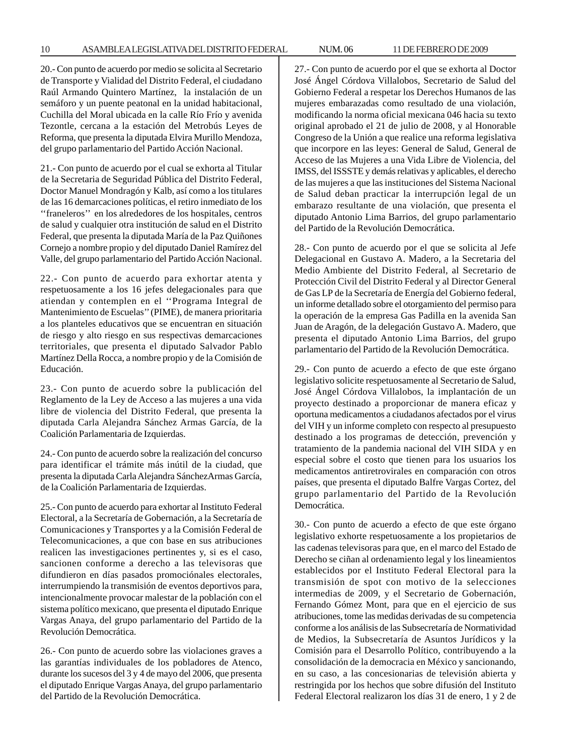20.- Con punto de acuerdo por medio se solicita al Secretario de Transporte y Vialidad del Distrito Federal, el ciudadano Raúl Armando Quintero Martínez, la instalación de un semáforo y un puente peatonal en la unidad habitacional, Cuchilla del Moral ubicada en la calle Río Frío y avenida Tezontle, cercana a la estación del Metrobús Leyes de Reforma, que presenta la diputada Elvira Murillo Mendoza, del grupo parlamentario del Partido Acción Nacional.

21.- Con punto de acuerdo por el cual se exhorta al Titular de la Secretaria de Seguridad Pública del Distrito Federal, Doctor Manuel Mondragón y Kalb, así como a los titulares de las 16 demarcaciones políticas, el retiro inmediato de los ''franeleros'' en los alrededores de los hospitales, centros de salud y cualquier otra institución de salud en el Distrito Federal, que presenta la diputada María de la Paz Quiñones Cornejo a nombre propio y del diputado Daniel Ramírez del Valle, del grupo parlamentario del Partido Acción Nacional.

22.- Con punto de acuerdo para exhortar atenta y respetuosamente a los 16 jefes delegacionales para que atiendan y contemplen en el ''Programa Integral de Mantenimiento de Escuelas'' (PIME), de manera prioritaria a los planteles educativos que se encuentran en situación de riesgo y alto riesgo en sus respectivas demarcaciones territoriales, que presenta el diputado Salvador Pablo Martínez Della Rocca, a nombre propio y de la Comisión de Educación.

23.- Con punto de acuerdo sobre la publicación del Reglamento de la Ley de Acceso a las mujeres a una vida libre de violencia del Distrito Federal, que presenta la diputada Carla Alejandra Sánchez Armas García, de la Coalición Parlamentaria de Izquierdas.

24.- Con punto de acuerdo sobre la realización del concurso para identificar el trámite más inútil de la ciudad, que presenta la diputada Carla Alejandra Sánchez Armas García, de la Coalición Parlamentaria de Izquierdas.

25.- Con punto de acuerdo para exhortar al Instituto Federal Electoral, a la Secretaría de Gobernación, a la Secretaría de Comunicaciones y Transportes y a la Comisión Federal de Telecomunicaciones, a que con base en sus atribuciones realicen las investigaciones pertinentes y, si es el caso, sancionen conforme a derecho a las televisoras que difundieron en días pasados promociónales electorales, interrumpiendo la transmisión de eventos deportivos para, intencionalmente provocar malestar de la población con el sistema político mexicano, que presenta el diputado Enrique Vargas Anaya, del grupo parlamentario del Partido de la Revolución Democrática.

26.- Con punto de acuerdo sobre las violaciones graves a las garantías individuales de los pobladores de Atenco, durante los sucesos del 3 y 4 de mayo del 2006, que presenta el diputado Enrique Vargas Anaya, del grupo parlamentario del Partido de la Revolución Democrática.

27.- Con punto de acuerdo por el que se exhorta al Doctor José Ángel Córdova Villalobos, Secretario de Salud del Gobierno Federal a respetar los Derechos Humanos de las mujeres embarazadas como resultado de una violación, modificando la norma oficial mexicana 046 hacia su texto original aprobado el 21 de julio de 2008, y al Honorable Congreso de la Unión a que realice una reforma legislativa que incorpore en las leyes: General de Salud, General de Acceso de las Mujeres a una Vida Libre de Violencia, del IMSS, del ISSSTE y demás relativas y aplicables, el derecho de las mujeres a que las instituciones del Sistema Nacional de Salud deban practicar la interrupción legal de un embarazo resultante de una violación, que presenta el diputado Antonio Lima Barrios, del grupo parlamentario del Partido de la Revolución Democrática.

28.- Con punto de acuerdo por el que se solicita al Jefe Delegacional en Gustavo A. Madero, a la Secretaria del Medio Ambiente del Distrito Federal, al Secretario de Protección Civil del Distrito Federal y al Director General de Gas LP de la Secretaría de Energía del Gobierno federal, un informe detallado sobre el otorgamiento del permiso para la operación de la empresa Gas Padilla en la avenida San Juan de Aragón, de la delegación Gustavo A. Madero, que presenta el diputado Antonio Lima Barrios, del grupo parlamentario del Partido de la Revolución Democrática.

29.- Con punto de acuerdo a efecto de que este órgano legislativo solicite respetuosamente al Secretario de Salud, José Ángel Córdova Villalobos, la implantación de un proyecto destinado a proporcionar de manera eficaz y oportuna medicamentos a ciudadanos afectados por el virus del VIH y un informe completo con respecto al presupuesto destinado a los programas de detección, prevención y tratamiento de la pandemia nacional del VIH SIDA y en especial sobre el costo que tienen para los usuarios los medicamentos antiretrovirales en comparación con otros países, que presenta el diputado Balfre Vargas Cortez, del grupo parlamentario del Partido de la Revolución Democrática.

30.- Con punto de acuerdo a efecto de que este órgano legislativo exhorte respetuosamente a los propietarios de las cadenas televisoras para que, en el marco del Estado de Derecho se ciñan al ordenamiento legal y los lineamientos establecidos por el Instituto Federal Electoral para la transmisión de spot con motivo de la selecciones intermedias de 2009, y el Secretario de Gobernación, Fernando Gómez Mont, para que en el ejercicio de sus atribuciones, tome las medidas derivadas de su competencia conforme a los análisis de las Subsecretaría de Normatividad de Medios, la Subsecretaría de Asuntos Jurídicos y la Comisión para el Desarrollo Político, contribuyendo a la consolidación de la democracia en México y sancionando, en su caso, a las concesionarias de televisión abierta y restringida por los hechos que sobre difusión del Instituto Federal Electoral realizaron los días 31 de enero, 1 y 2 de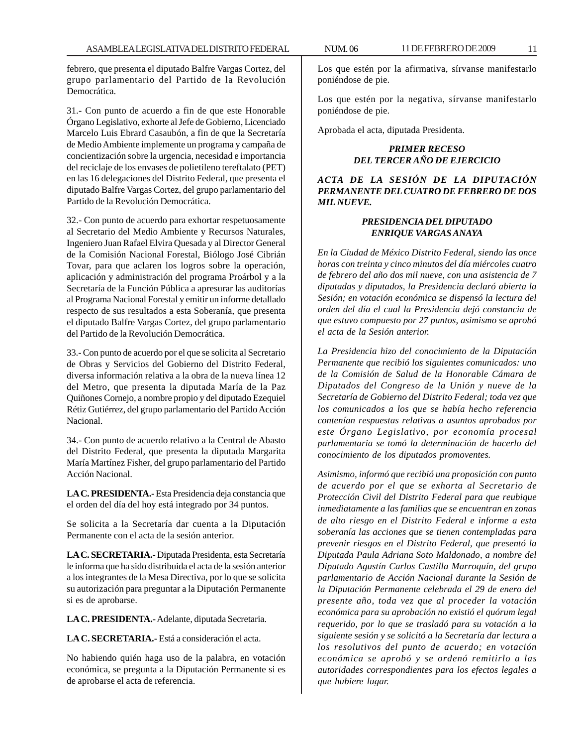febrero, que presenta el diputado Balfre Vargas Cortez, del grupo parlamentario del Partido de la Revolución Democrática.

31.- Con punto de acuerdo a fin de que este Honorable Órgano Legislativo, exhorte al Jefe de Gobierno, Licenciado Marcelo Luis Ebrard Casaubón, a fin de que la Secretaría de Medio Ambiente implemente un programa y campaña de concientización sobre la urgencia, necesidad e importancia del reciclaje de los envases de polietileno tereftalato (PET) en las 16 delegaciones del Distrito Federal, que presenta el diputado Balfre Vargas Cortez, del grupo parlamentario del Partido de la Revolución Democrática.

32.- Con punto de acuerdo para exhortar respetuosamente al Secretario del Medio Ambiente y Recursos Naturales, Ingeniero Juan Rafael Elvira Quesada y al Director General de la Comisión Nacional Forestal, Biólogo José Cibrián Tovar, para que aclaren los logros sobre la operación, aplicación y administración del programa Proárbol y a la Secretaría de la Función Pública a apresurar las auditorías al Programa Nacional Forestal y emitir un informe detallado respecto de sus resultados a esta Soberanía, que presenta el diputado Balfre Vargas Cortez, del grupo parlamentario del Partido de la Revolución Democrática.

33.- Con punto de acuerdo por el que se solicita al Secretario de Obras y Servicios del Gobierno del Distrito Federal, diversa información relativa a la obra de la nueva línea 12 del Metro, que presenta la diputada María de la Paz Quiñones Cornejo, a nombre propio y del diputado Ezequiel Rétiz Gutiérrez, del grupo parlamentario del Partido Acción Nacional.

34.- Con punto de acuerdo relativo a la Central de Abasto del Distrito Federal, que presenta la diputada Margarita María Martínez Fisher, del grupo parlamentario del Partido Acción Nacional.

**LA C. PRESIDENTA.-** Esta Presidencia deja constancia que el orden del día del hoy está integrado por 34 puntos.

Se solicita a la Secretaría dar cuenta a la Diputación Permanente con el acta de la sesión anterior.

**LA C. SECRETARIA.-** Diputada Presidenta, esta Secretaría le informa que ha sido distribuida el acta de la sesión anterior a los integrantes de la Mesa Directiva, por lo que se solicita su autorización para preguntar a la Diputación Permanente si es de aprobarse.

**LA C. PRESIDENTA.-** Adelante, diputada Secretaria.

**LA C. SECRETARIA.-** Está a consideración el acta.

No habiendo quién haga uso de la palabra, en votación económica, se pregunta a la Diputación Permanente si es de aprobarse el acta de referencia.

Los que estén por la afirmativa, sírvanse manifestarlo poniéndose de pie.

Los que estén por la negativa, sírvanse manifestarlo poniéndose de pie.

Aprobada el acta, diputada Presidenta.

***PRIMER RECESO DEL TERCER AÑO DE EJERCICIO***

***ACTA DE LA SESIÓN DE LA DIPUTACIÓN PERMANENTE DEL CUATRO DE FEBRERO DE DOS MIL NUEVE.***

***PRESIDENCIA DEL DIPUTADO ENRIQUE VARGAS ANAYA***

*En la Ciudad de México Distrito Federal, siendo las once horas con treinta y cinco minutos del día miércoles cuatro de febrero del año dos mil nueve, con una asistencia de 7 diputadas y diputados, la Presidencia declaró abierta la Sesión; en votación económica se dispensó la lectura del orden del día el cual la Presidencia dejó constancia de que estuvo compuesto por 27 puntos, asimismo se aprobó el acta de la Sesión anterior.*

*La Presidencia hizo del conocimiento de la Diputación Permanente que recibió los siguientes comunicados: uno de la Comisión de Salud de la Honorable Cámara de Diputados del Congreso de la Unión y nueve de la Secretaría de Gobierno del Distrito Federal; toda vez que los comunicados a los que se había hecho referencia contenían respuestas relativas a asuntos aprobados por este Órgano Legislativo, por economía procesal parlamentaria se tomó la determinación de hacerlo del conocimiento de los diputados promoventes.*

*Asimismo, informó que recibió una proposición con punto de acuerdo por el que se exhorta al Secretario de Protección Civil del Distrito Federal para que reubique inmediatamente a las familias que se encuentran en zonas de alto riesgo en el Distrito Federal e informe a esta soberanía las acciones que se tienen contempladas para prevenir riesgos en el Distrito Federal, que presentó la Diputada Paula Adriana Soto Maldonado, a nombre del Diputado Agustín Carlos Castilla Marroquín, del grupo parlamentario de Acción Nacional durante la Sesión de la Diputación Permanente celebrada el 29 de enero del presente año, toda vez que al proceder la votación económica para su aprobación no existió el quórum legal requerido, por lo que se trasladó para su votación a la siguiente sesión y se solicitó a la Secretaría dar lectura a los resolutivos del punto de acuerdo; en votación económica se aprobó y se ordenó remitirlo a las autoridades correspondientes para los efectos legales a que hubiere lugar.*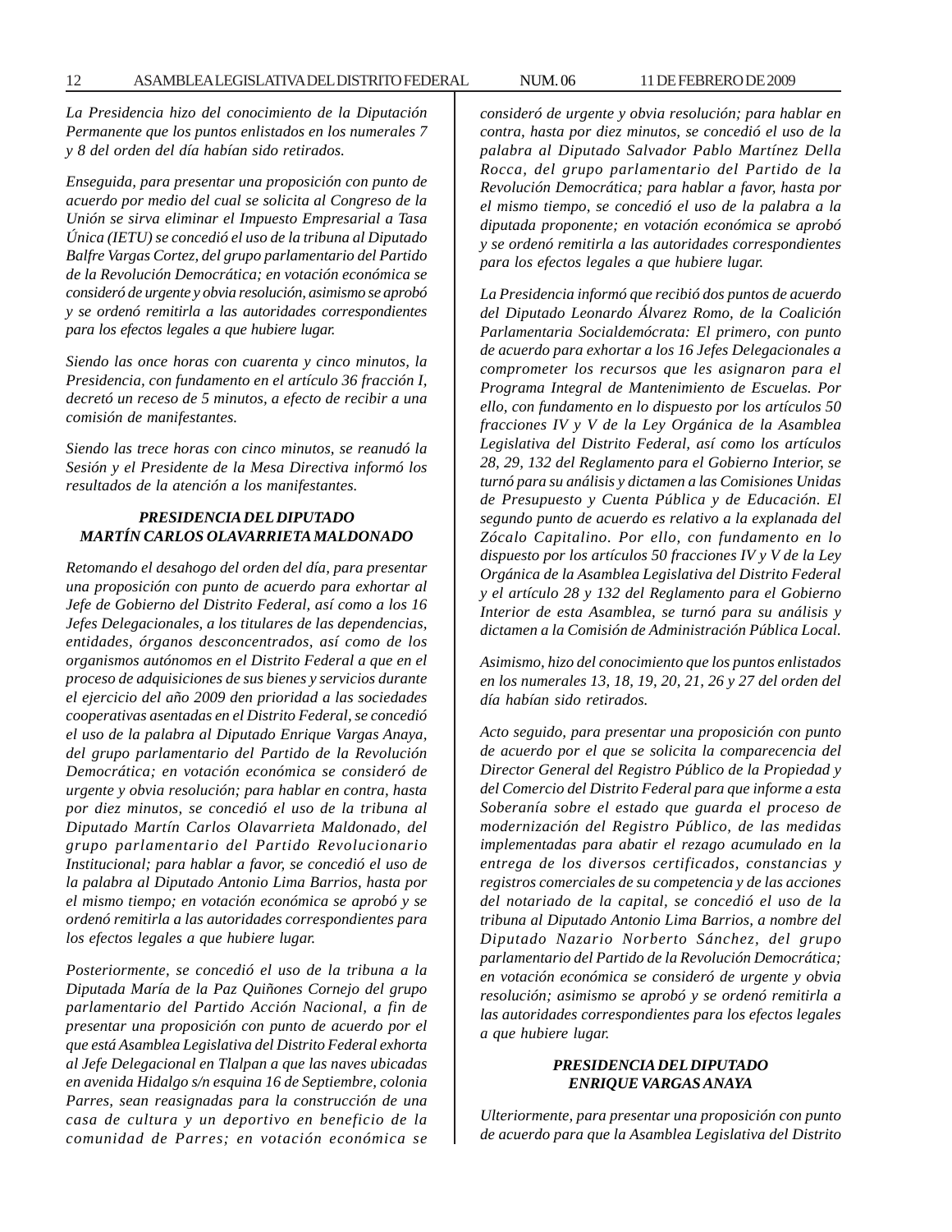*La Presidencia hizo del conocimiento de la Diputación Permanente que los puntos enlistados en los numerales 7 y 8 del orden del día habían sido retirados.*

*Enseguida, para presentar una proposición con punto de acuerdo por medio del cual se solicita al Congreso de la Unión se sirva eliminar el Impuesto Empresarial a Tasa Única (IETU) se concedió el uso de la tribuna al Diputado Balfre Vargas Cortez, del grupo parlamentario del Partido de la Revolución Democrática; en votación económica se consideró de urgente y obvia resolución, asimismo se aprobó y se ordenó remitirla a las autoridades correspondientes para los efectos legales a que hubiere lugar.*

*Siendo las once horas con cuarenta y cinco minutos, la Presidencia, con fundamento en el artículo 36 fracción I, decretó un receso de 5 minutos, a efecto de recibir a una comisión de manifestantes.*

*Siendo las trece horas con cinco minutos, se reanudó la Sesión y el Presidente de la Mesa Directiva informó los resultados de la atención a los manifestantes.*

***PRESIDENCIA DEL DIPUTADO MARTÍN CARLOS OLAVARRIETA MALDONADO***

*Retomando el desahogo del orden del día, para presentar una proposición con punto de acuerdo para exhortar al Jefe de Gobierno del Distrito Federal, así como a los 16 Jefes Delegacionales, a los titulares de las dependencias, entidades, órganos desconcentrados, así como de los organismos autónomos en el Distrito Federal a que en el proceso de adquisiciones de sus bienes y servicios durante el ejercicio del año 2009 den prioridad a las sociedades cooperativas asentadas en el Distrito Federal, se concedió el uso de la palabra al Diputado Enrique Vargas Anaya, del grupo parlamentario del Partido de la Revolución Democrática; en votación económica se consideró de urgente y obvia resolución; para hablar en contra, hasta por diez minutos, se concedió el uso de la tribuna al Diputado Martín Carlos Olavarrieta Maldonado, del grupo parlamentario del Partido Revolucionario Institucional; para hablar a favor, se concedió el uso de la palabra al Diputado Antonio Lima Barrios, hasta por el mismo tiempo; en votación económica se aprobó y se ordenó remitirla a las autoridades correspondientes para los efectos legales a que hubiere lugar.*

*Posteriormente, se concedió el uso de la tribuna a la Diputada María de la Paz Quiñones Cornejo del grupo parlamentario del Partido Acción Nacional, a fin de presentar una proposición con punto de acuerdo por el que está Asamblea Legislativa del Distrito Federal exhorta al Jefe Delegacional en Tlalpan a que las naves ubicadas en avenida Hidalgo s/n esquina 16 de Septiembre, colonia Parres, sean reasignadas para la construcción de una casa de cultura y un deportivo en beneficio de la comunidad de Parres; en votación económica se consideró de urgente y obvia resolución; para hablar en contra, hasta por diez minutos, se concedió el uso de la palabra al Diputado Salvador Pablo Martínez Della Rocca, del grupo parlamentario del Partido de la Revolución Democrática; para hablar a favor, hasta por el mismo tiempo, se concedió el uso de la palabra a la diputada proponente; en votación económica se aprobó y se ordenó remitirla a las autoridades correspondientes para los efectos legales a que hubiere lugar.*

*La Presidencia informó que recibió dos puntos de acuerdo del Diputado Leonardo Álvarez Romo, de la Coalición Parlamentaria Socialdemócrata: El primero, con punto de acuerdo para exhortar a los 16 Jefes Delegacionales a comprometer los recursos que les asignaron para el Programa Integral de Mantenimiento de Escuelas. Por ello, con fundamento en lo dispuesto por los artículos 50 fracciones IV y V de la Ley Orgánica de la Asamblea Legislativa del Distrito Federal, así como los artículos 28, 29, 132 del Reglamento para el Gobierno Interior, se turnó para su análisis y dictamen a las Comisiones Unidas de Presupuesto y Cuenta Pública y de Educación. El segundo punto de acuerdo es relativo a la explanada del Zócalo Capitalino. Por ello, con fundamento en lo dispuesto por los artículos 50 fracciones IV y V de la Ley Orgánica de la Asamblea Legislativa del Distrito Federal y el artículo 28 y 132 del Reglamento para el Gobierno Interior de esta Asamblea, se turnó para su análisis y dictamen a la Comisión de Administración Pública Local.*

*Asimismo, hizo del conocimiento que los puntos enlistados en los numerales 13, 18, 19, 20, 21, 26 y 27 del orden del día habían sido retirados.*

*Acto seguido, para presentar una proposición con punto de acuerdo por el que se solicita la comparecencia del Director General del Registro Público de la Propiedad y del Comercio del Distrito Federal para que informe a esta Soberanía sobre el estado que guarda el proceso de modernización del Registro Público, de las medidas implementadas para abatir el rezago acumulado en la entrega de los diversos certificados, constancias y registros comerciales de su competencia y de las acciones del notariado de la capital, se concedió el uso de la tribuna al Diputado Antonio Lima Barrios, a nombre del Diputado Nazario Norberto Sánchez, del grupo parlamentario del Partido de la Revolución Democrática; en votación económica se consideró de urgente y obvia resolución; asimismo se aprobó y se ordenó remitirla a las autoridades correspondientes para los efectos legales a que hubiere lugar.*

***PRESIDENCIA DEL DIPUTADO ENRIQUE VARGAS ANAYA***

*Ulteriormente, para presentar una proposición con punto de acuerdo para que la Asamblea Legislativa del Distrito*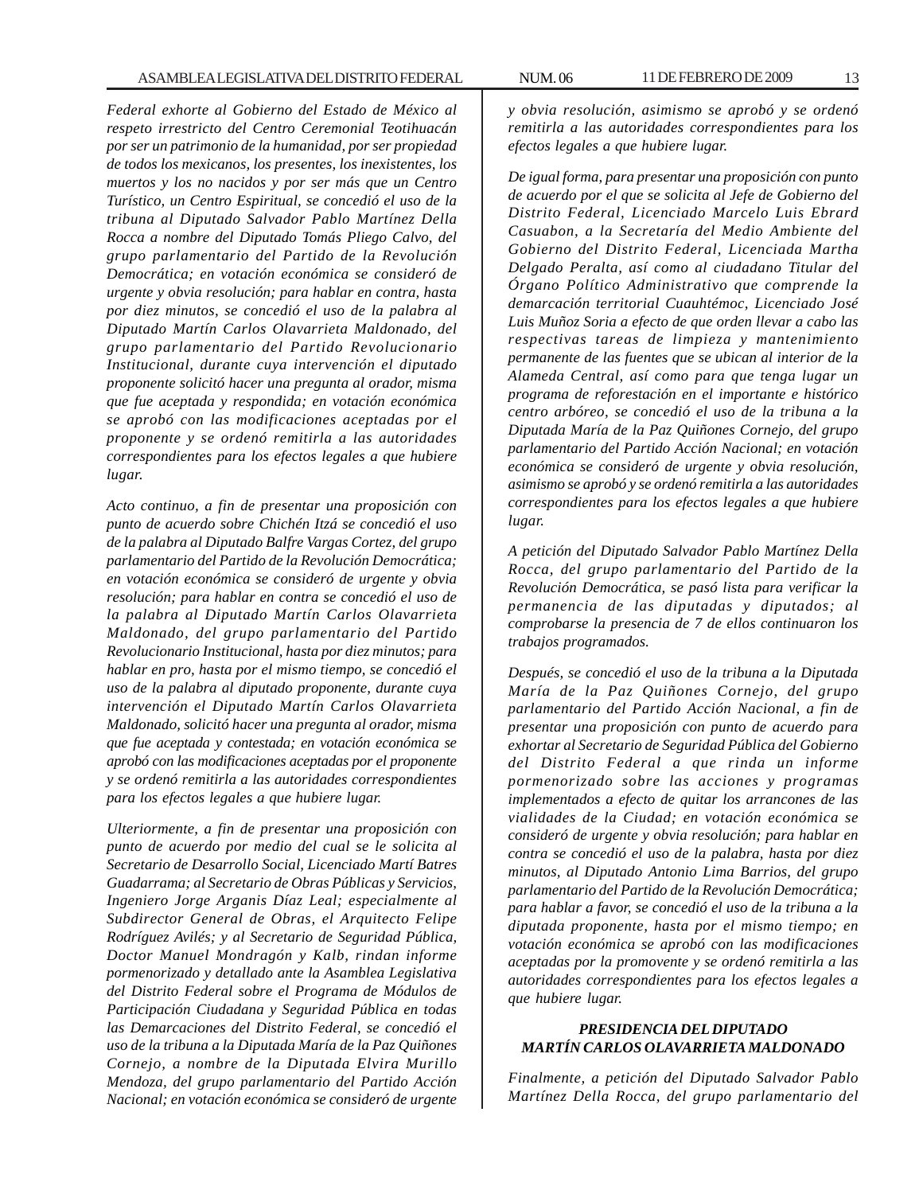*Federal exhorte al Gobierno del Estado de México al respeto irrestricto del Centro Ceremonial Teotihuacán por ser un patrimonio de la humanidad, por ser propiedad de todos los mexicanos, los presentes, los inexistentes, los muertos y los no nacidos y por ser más que un Centro Turístico, un Centro Espiritual, se concedió el uso de la tribuna al Diputado Salvador Pablo Martínez Della Rocca a nombre del Diputado Tomás Pliego Calvo, del grupo parlamentario del Partido de la Revolución Democrática; en votación económica se consideró de urgente y obvia resolución; para hablar en contra, hasta por diez minutos, se concedió el uso de la palabra al Diputado Martín Carlos Olavarrieta Maldonado, del grupo parlamentario del Partido Revolucionario Institucional, durante cuya intervención el diputado proponente solicitó hacer una pregunta al orador, misma que fue aceptada y respondida; en votación económica se aprobó con las modificaciones aceptadas por el proponente y se ordenó remitirla a las autoridades correspondientes para los efectos legales a que hubiere lugar.*

*Acto continuo, a fin de presentar una proposición con punto de acuerdo sobre Chichén Itzá se concedió el uso de la palabra al Diputado Balfre Vargas Cortez, del grupo parlamentario del Partido de la Revolución Democrática; en votación económica se consideró de urgente y obvia resolución; para hablar en contra se concedió el uso de la palabra al Diputado Martín Carlos Olavarrieta Maldonado, del grupo parlamentario del Partido Revolucionario Institucional, hasta por diez minutos; para hablar en pro, hasta por el mismo tiempo, se concedió el uso de la palabra al diputado proponente, durante cuya intervención el Diputado Martín Carlos Olavarrieta Maldonado, solicitó hacer una pregunta al orador, misma que fue aceptada y contestada; en votación económica se aprobó con las modificaciones aceptadas por el proponente y se ordenó remitirla a las autoridades correspondientes para los efectos legales a que hubiere lugar.*

*Ulteriormente, a fin de presentar una proposición con punto de acuerdo por medio del cual se le solicita al Secretario de Desarrollo Social, Licenciado Martí Batres Guadarrama; al Secretario de Obras Públicas y Servicios, Ingeniero Jorge Arganis Díaz Leal; especialmente al Subdirector General de Obras, el Arquitecto Felipe Rodríguez Avilés; y al Secretario de Seguridad Pública, Doctor Manuel Mondragón y Kalb, rindan informe pormenorizado y detallado ante la Asamblea Legislativa del Distrito Federal sobre el Programa de Módulos de Participación Ciudadana y Seguridad Pública en todas las Demarcaciones del Distrito Federal, se concedió el uso de la tribuna a la Diputada María de la Paz Quiñones Cornejo, a nombre de la Diputada Elvira Murillo Mendoza, del grupo parlamentario del Partido Acción Nacional; en votación económica se consideró de urgente y obvia resolución, asimismo se aprobó y se ordenó remitirla a las autoridades correspondientes para los efectos legales a que hubiere lugar.*

*De igual forma, para presentar una proposición con punto de acuerdo por el que se solicita al Jefe de Gobierno del Distrito Federal, Licenciado Marcelo Luis Ebrard Casuabon, a la Secretaría del Medio Ambiente del Gobierno del Distrito Federal, Licenciada Martha Delgado Peralta, así como al ciudadano Titular del Órgano Político Administrativo que comprende la demarcación territorial Cuauhtémoc, Licenciado José Luis Muñoz Soria a efecto de que orden llevar a cabo las respectivas tareas de limpieza y mantenimiento permanente de las fuentes que se ubican al interior de la Alameda Central, así como para que tenga lugar un programa de reforestación en el importante e histórico centro arbóreo, se concedió el uso de la tribuna a la Diputada María de la Paz Quiñones Cornejo, del grupo parlamentario del Partido Acción Nacional; en votación económica se consideró de urgente y obvia resolución, asimismo se aprobó y se ordenó remitirla a las autoridades correspondientes para los efectos legales a que hubiere lugar.*

*A petición del Diputado Salvador Pablo Martínez Della Rocca, del grupo parlamentario del Partido de la Revolución Democrática, se pasó lista para verificar la permanencia de las diputadas y diputados; al comprobarse la presencia de 7 de ellos continuaron los trabajos programados.*

*Después, se concedió el uso de la tribuna a la Diputada María de la Paz Quiñones Cornejo, del grupo parlamentario del Partido Acción Nacional, a fin de presentar una proposición con punto de acuerdo para exhortar al Secretario de Seguridad Pública del Gobierno del Distrito Federal a que rinda un informe pormenorizado sobre las acciones y programas implementados a efecto de quitar los arrancones de las vialidades de la Ciudad; en votación económica se consideró de urgente y obvia resolución; para hablar en contra se concedió el uso de la palabra, hasta por diez minutos, al Diputado Antonio Lima Barrios, del grupo parlamentario del Partido de la Revolución Democrática; para hablar a favor, se concedió el uso de la tribuna a la diputada proponente, hasta por el mismo tiempo; en votación económica se aprobó con las modificaciones aceptadas por la promovente y se ordenó remitirla a las autoridades correspondientes para los efectos legales a que hubiere lugar.*

***PRESIDENCIA DEL DIPUTADO MARTÍN CARLOS OLAVARRIETA MALDONADO***

*Finalmente, a petición del Diputado Salvador Pablo Martínez Della Rocca, del grupo parlamentario del*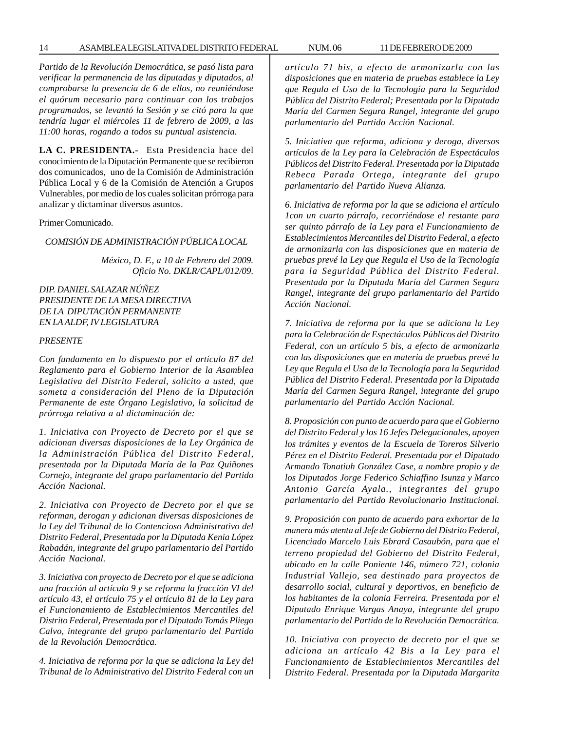*Partido de la Revolución Democrática, se pasó lista para verificar la permanencia de las diputadas y diputados, al comprobarse la presencia de 6 de ellos, no reuniéndose el quórum necesario para continuar con los trabajos programados, se levantó la Sesión y se citó para la que tendría lugar el miércoles 11 de febrero de 2009, a las 11:00 horas, rogando a todos su puntual asistencia.*

**LA C. PRESIDENTA.-** Esta Presidencia hace del conocimiento de la Diputación Permanente que se recibieron dos comunicados, uno de la Comisión de Administración Pública Local y 6 de la Comisión de Atención a Grupos Vulnerables, por medio de los cuales solicitan prórroga para analizar y dictaminar diversos asuntos.

Primer Comunicado.

*COMISIÓN DE ADMINISTRACIÓN PÚBLICA LOCAL*

*México, D. F., a 10 de Febrero del 2009.*
*Oficio No. DKLR/CAPL/012/09.*

*DIP. DANIEL SALAZAR NÚÑEZ*
*PRESIDENTE DE LA MESA DIRECTIVA*
*DE LA DIPUTACIÓN PERMANENTE*
*EN LA ALDF, IV LEGISLATURA*

*PRESENTE*

*Con fundamento en lo dispuesto por el artículo 87 del Reglamento para el Gobierno Interior de la Asamblea Legislativa del Distrito Federal, solicito a usted, que someta a consideración del Pleno de la Diputación Permanente de este Órgano Legislativo, la solicitud de prórroga relativa a al dictaminación de:*

*1. Iniciativa con Proyecto de Decreto por el que se adicionan diversas disposiciones de la Ley Orgánica de la Administración Pública del Distrito Federal, presentada por la Diputada María de la Paz Quiñones Cornejo, integrante del grupo parlamentario del Partido Acción Nacional.*

*2. Iniciativa con Proyecto de Decreto por el que se reforman, derogan y adicionan diversas disposiciones de la Ley del Tribunal de lo Contencioso Administrativo del Distrito Federal, Presentada por la Diputada Kenia López Rabadán, integrante del grupo parlamentario del Partido Acción Nacional.*

*3. Iniciativa con proyecto de Decreto por el que se adiciona una fracción al artículo 9 y se reforma la fracción VI del artículo 43, el artículo 75 y el artículo 81 de la Ley para el Funcionamiento de Establecimientos Mercantiles del Distrito Federal, Presentada por el Diputado Tomás Pliego Calvo, integrante del grupo parlamentario del Partido de la Revolución Democrática.*

*4. Iniciativa de reforma por la que se adiciona la Ley del Tribunal de lo Administrativo del Distrito Federal con un artículo 71 bis, a efecto de armonizarla con las disposiciones que en materia de pruebas establece la Ley que Regula el Uso de la Tecnología para la Seguridad Pública del Distrito Federal; Presentada por la Diputada María del Carmen Segura Rangel, integrante del grupo parlamentario del Partido Acción Nacional.*

*5. Iniciativa que reforma, adiciona y deroga, diversos artículos de la Ley para la Celebración de Espectáculos Públicos del Distrito Federal. Presentada por la Diputada Rebeca Parada Ortega, integrante del grupo parlamentario del Partido Nueva Alianza.*

*6. Iniciativa de reforma por la que se adiciona el artículo 1con un cuarto párrafo, recorriéndose el restante para ser quinto párrafo de la Ley para el Funcionamiento de Establecimientos Mercantiles del Distrito Federal, a efecto de armonizarla con las disposiciones que en materia de pruebas prevé la Ley que Regula el Uso de la Tecnología para la Seguridad Pública del Distrito Federal. Presentada por la Diputada María del Carmen Segura Rangel, integrante del grupo parlamentario del Partido Acción Nacional.*

*7. Iniciativa de reforma por la que se adiciona la Ley para la Celebración de Espectáculos Públicos del Distrito Federal, con un artículo 5 bis, a efecto de armonizarla con las disposiciones que en materia de pruebas prevé la Ley que Regula el Uso de la Tecnología para la Seguridad Pública del Distrito Federal. Presentada por la Diputada María del Carmen Segura Rangel, integrante del grupo parlamentario del Partido Acción Nacional.*

*8. Proposición con punto de acuerdo para que el Gobierno del Distrito Federal y los 16 Jefes Delegacionales, apoyen los trámites y eventos de la Escuela de Toreros Silverio Pérez en el Distrito Federal. Presentada por el Diputado Armando Tonatiuh González Case, a nombre propio y de los Diputados Jorge Federico Schiaffino Isunza y Marco Antonio García Ayala., integrantes del grupo parlamentario del Partido Revolucionario Institucional.*

*9. Proposición con punto de acuerdo para exhortar de la manera más atenta al Jefe de Gobierno del Distrito Federal, Licenciado Marcelo Luis Ebrard Casaubón, para que el terreno propiedad del Gobierno del Distrito Federal, ubicado en la calle Poniente 146, número 721, colonia Industrial Vallejo, sea destinado para proyectos de desarrollo social, cultural y deportivos, en beneficio de los habitantes de la colonia Ferreira. Presentada por el Diputado Enrique Vargas Anaya, integrante del grupo parlamentario del Partido de la Revolución Democrática.*

*10. Iniciativa con proyecto de decreto por el que se adiciona un artículo 42 Bis a la Ley para el Funcionamiento de Establecimientos Mercantiles del Distrito Federal. Presentada por la Diputada Margarita*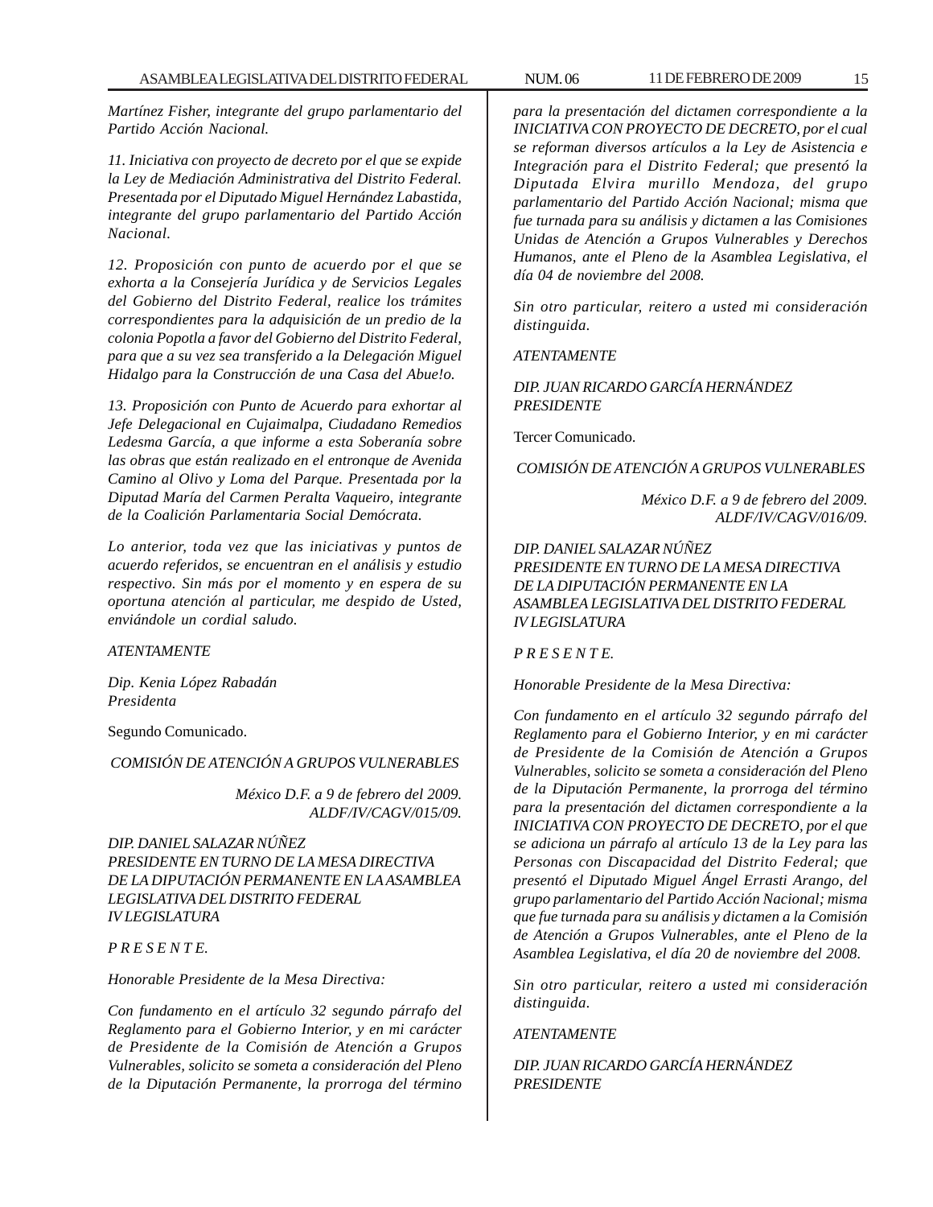*Martínez Fisher, integrante del grupo parlamentario del Partido Acción Nacional.*

*11. Iniciativa con proyecto de decreto por el que se expide la Ley de Mediación Administrativa del Distrito Federal. Presentada por el Diputado Miguel Hernández Labastida, integrante del grupo parlamentario del Partido Acción Nacional.*

*12. Proposición con punto de acuerdo por el que se exhorta a la Consejería Jurídica y de Servicios Legales del Gobierno del Distrito Federal, realice los trámites correspondientes para la adquisición de un predio de la colonia Popotla a favor del Gobierno del Distrito Federal, para que a su vez sea transferido a la Delegación Miguel Hidalgo para la Construcción de una Casa del Abue!o.*

*13. Proposición con Punto de Acuerdo para exhortar al Jefe Delegacional en Cujaimalpa, Ciudadano Remedios Ledesma García, a que informe a esta Soberanía sobre las obras que están realizado en el entronque de Avenida Camino al Olivo y Loma del Parque. Presentada por la Diputad María del Carmen Peralta Vaqueiro, integrante de la Coalición Parlamentaria Social Demócrata.*

*Lo anterior, toda vez que las iniciativas y puntos de acuerdo referidos, se encuentran en el análisis y estudio respectivo. Sin más por el momento y en espera de su oportuna atención al particular, me despido de Usted, enviándole un cordial saludo.*

*ATENTAMENTE*

*Dip. Kenia López Rabadán*
*Presidenta*

Segundo Comunicado.

*COMISIÓN DE ATENCIÓN A GRUPOS VULNERABLES*

*México D.F. a 9 de febrero del 2009.*
*ALDF/IV/CAGV/015/09.*

*DIP. DANIEL SALAZAR NÚÑEZ*
*PRESIDENTE EN TURNO DE LA MESA DIRECTIVA DE LA DIPUTACIÓN PERMANENTE EN LA ASAMBLEA LEGISLATIVA DEL DISTRITO FEDERAL*
*IV LEGISLATURA*

*P R E S E N T E.*

*Honorable Presidente de la Mesa Directiva:*

*Con fundamento en el artículo 32 segundo párrafo del Reglamento para el Gobierno Interior, y en mi carácter de Presidente de la Comisión de Atención a Grupos Vulnerables, solicito se someta a consideración del Pleno de la Diputación Permanente, la prorroga del término para la presentación del dictamen correspondiente a la INICIATIVA CON PROYECTO DE DECRETO, por el cual se reforman diversos artículos a la Ley de Asistencia e Integración para el Distrito Federal; que presentó la Diputada Elvira murillo Mendoza, del grupo parlamentario del Partido Acción Nacional; misma que fue turnada para su análisis y dictamen a las Comisiones Unidas de Atención a Grupos Vulnerables y Derechos Humanos, ante el Pleno de la Asamblea Legislativa, el día 04 de noviembre del 2008.*

*Sin otro particular, reitero a usted mi consideración distinguida.*

*ATENTAMENTE*

*DIP. JUAN RICARDO GARCÍA HERNÁNDEZ*
*PRESIDENTE*

Tercer Comunicado.

*COMISIÓN DE ATENCIÓN A GRUPOS VULNERABLES*

*México D.F. a 9 de febrero del 2009.*
*ALDF/IV/CAGV/016/09.*

*DIP. DANIEL SALAZAR NÚÑEZ*
*PRESIDENTE EN TURNO DE LA MESA DIRECTIVA DE LA DIPUTACIÓN PERMANENTE EN LA ASAMBLEA LEGISLATIVA DEL DISTRITO FEDERAL*
*IV LEGISLATURA*

*P R E S E N T E.*

*Honorable Presidente de la Mesa Directiva:*

*Con fundamento en el artículo 32 segundo párrafo del Reglamento para el Gobierno Interior, y en mi carácter de Presidente de la Comisión de Atención a Grupos Vulnerables, solicito se someta a consideración del Pleno de la Diputación Permanente, la prorroga del término para la presentación del dictamen correspondiente a la INICIATIVA CON PROYECTO DE DECRETO, por el que se adiciona un párrafo al artículo 13 de la Ley para las Personas con Discapacidad del Distrito Federal; que presentó el Diputado Miguel Ángel Errasti Arango, del grupo parlamentario del Partido Acción Nacional; misma que fue turnada para su análisis y dictamen a la Comisión de Atención a Grupos Vulnerables, ante el Pleno de la Asamblea Legislativa, el día 20 de noviembre del 2008.*

*Sin otro particular, reitero a usted mi consideración distinguida.*

*ATENTAMENTE*

*DIP. JUAN RICARDO GARCÍA HERNÁNDEZ*
*PRESIDENTE*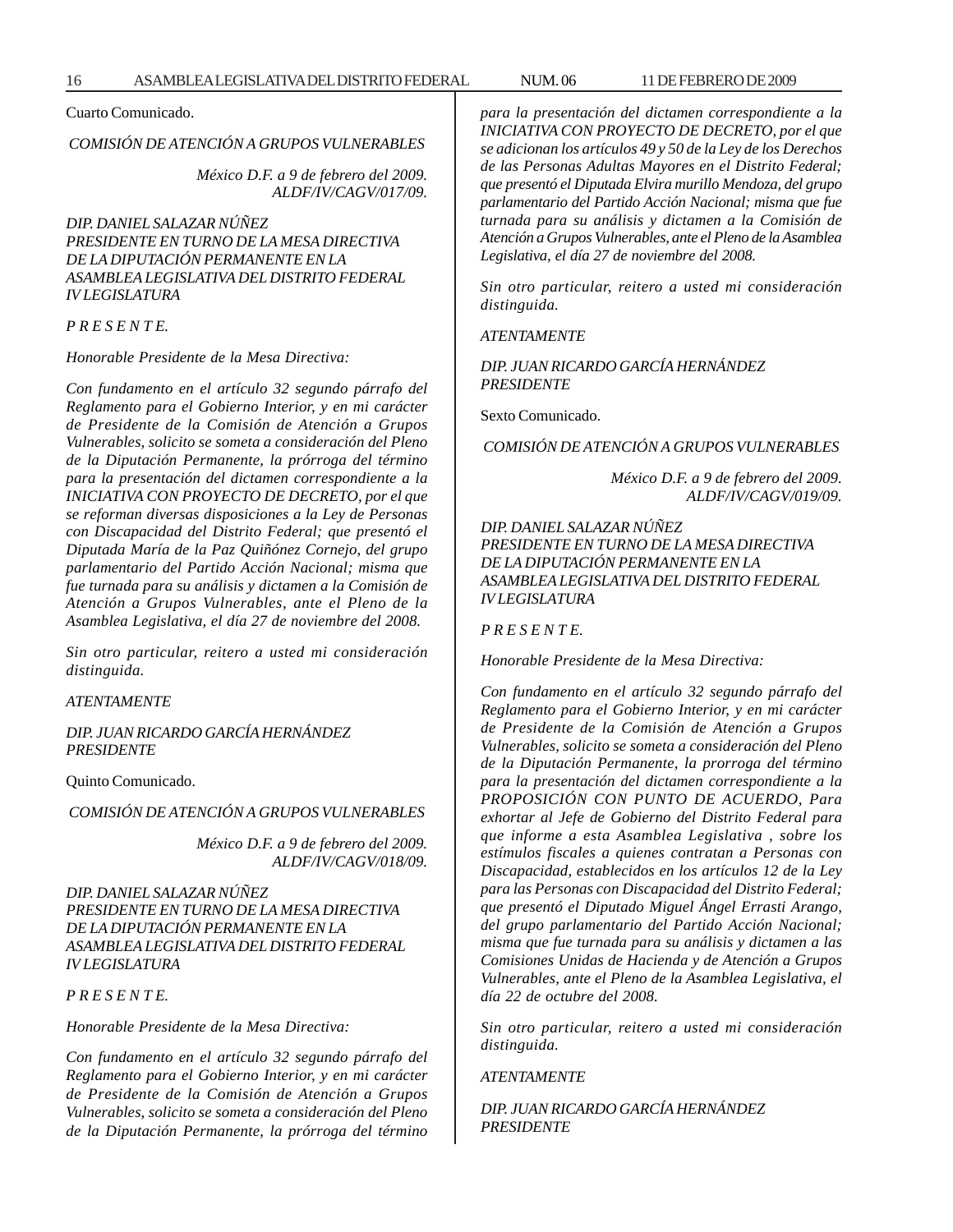Cuarto Comunicado.

*COMISIÓN DE ATENCIÓN A GRUPOS VULNERABLES*

*México D.F. a 9 de febrero del 2009.*
*ALDF/IV/CAGV/017/09.*

*DIP. DANIEL SALAZAR NÚÑEZ*
*PRESIDENTE EN TURNO DE LA MESA DIRECTIVA DE LA DIPUTACIÓN PERMANENTE EN LA ASAMBLEA LEGISLATIVA DEL DISTRITO FEDERAL IV LEGISLATURA*

*P R E S E N T E.*

*Honorable Presidente de la Mesa Directiva:*

*Con fundamento en el artículo 32 segundo párrafo del Reglamento para el Gobierno Interior, y en mi carácter de Presidente de la Comisión de Atención a Grupos Vulnerables, solicito se someta a consideración del Pleno de la Diputación Permanente, la prórroga del término para la presentación del dictamen correspondiente a la INICIATIVA CON PROYECTO DE DECRETO, por el que se reforman diversas disposiciones a la Ley de Personas con Discapacidad del Distrito Federal; que presentó el Diputada María de la Paz Quiñónez Cornejo, del grupo parlamentario del Partido Acción Nacional; misma que fue turnada para su análisis y dictamen a la Comisión de Atención a Grupos Vulnerables, ante el Pleno de la Asamblea Legislativa, el día 27 de noviembre del 2008.*

*Sin otro particular, reitero a usted mi consideración distinguida.*

*ATENTAMENTE*

*DIP. JUAN RICARDO GARCÍA HERNÁNDEZ*
*PRESIDENTE*

Quinto Comunicado.

*COMISIÓN DE ATENCIÓN A GRUPOS VULNERABLES*

*México D.F. a 9 de febrero del 2009.*
*ALDF/IV/CAGV/018/09.*

*DIP. DANIEL SALAZAR NÚÑEZ*
*PRESIDENTE EN TURNO DE LA MESA DIRECTIVA DE LA DIPUTACIÓN PERMANENTE EN LA ASAMBLEA LEGISLATIVA DEL DISTRITO FEDERAL IV LEGISLATURA*

*P R E S E N T E.*

*Honorable Presidente de la Mesa Directiva:*

*Con fundamento en el artículo 32 segundo párrafo del Reglamento para el Gobierno Interior, y en mi carácter de Presidente de la Comisión de Atención a Grupos Vulnerables, solicito se someta a consideración del Pleno de la Diputación Permanente, la prórroga del término para la presentación del dictamen correspondiente a la INICIATIVA CON PROYECTO DE DECRETO, por el que se adicionan los artículos 49 y 50 de la Ley de los Derechos de las Personas Adultas Mayores en el Distrito Federal; que presentó el Diputada Elvira murillo Mendoza, del grupo parlamentario del Partido Acción Nacional; misma que fue turnada para su análisis y dictamen a la Comisión de Atención a Grupos Vulnerables, ante el Pleno de la Asamblea Legislativa, el día 27 de noviembre del 2008.*

*Sin otro particular, reitero a usted mi consideración distinguida.*

*ATENTAMENTE*

*DIP. JUAN RICARDO GARCÍA HERNÁNDEZ*
*PRESIDENTE*

Sexto Comunicado.

*COMISIÓN DE ATENCIÓN A GRUPOS VULNERABLES*

*México D.F. a 9 de febrero del 2009.*
*ALDF/IV/CAGV/019/09.*

*DIP. DANIEL SALAZAR NÚÑEZ*
*PRESIDENTE EN TURNO DE LA MESA DIRECTIVA DE LA DIPUTACIÓN PERMANENTE EN LA ASAMBLEA LEGISLATIVA DEL DISTRITO FEDERAL IV LEGISLATURA*

*P R E S E N T E.*

*Honorable Presidente de la Mesa Directiva:*

*Con fundamento en el artículo 32 segundo párrafo del Reglamento para el Gobierno Interior, y en mi carácter de Presidente de la Comisión de Atención a Grupos Vulnerables, solicito se someta a consideración del Pleno de la Diputación Permanente, la prorroga del término para la presentación del dictamen correspondiente a la PROPOSICIÓN CON PUNTO DE ACUERDO, Para exhortar al Jefe de Gobierno del Distrito Federal para que informe a esta Asamblea Legislativa , sobre los estímulos fiscales a quienes contratan a Personas con Discapacidad, establecidos en los artículos 12 de la Ley para las Personas con Discapacidad del Distrito Federal; que presentó el Diputado Miguel Ángel Errasti Arango, del grupo parlamentario del Partido Acción Nacional; misma que fue turnada para su análisis y dictamen a las Comisiones Unidas de Hacienda y de Atención a Grupos Vulnerables, ante el Pleno de la Asamblea Legislativa, el día 22 de octubre del 2008.*

*Sin otro particular, reitero a usted mi consideración distinguida.*

*ATENTAMENTE*

*DIP. JUAN RICARDO GARCÍA HERNÁNDEZ*
*PRESIDENTE*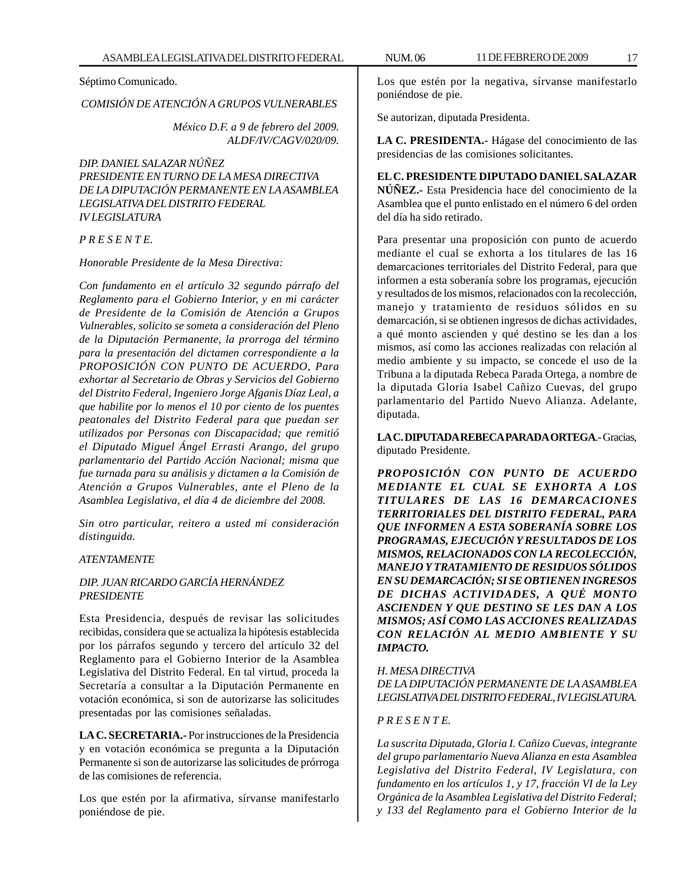Séptimo Comunicado.

*COMISIÓN DE ATENCIÓN A GRUPOS VULNERABLES*

*México D.F. a 9 de febrero del 2009.*
*ALDF/IV/CAGV/020/09.*

*DIP. DANIEL SALAZAR NÚÑEZ*
*PRESIDENTE EN TURNO DE LA MESA DIRECTIVA DE LA DIPUTACIÓN PERMANENTE EN LA ASAMBLEA LEGISLATIVA DEL DISTRITO FEDERAL*
*IV LEGISLATURA*

*P R E S E N T E.*

*Honorable Presidente de la Mesa Directiva:*

*Con fundamento en el artículo 32 segundo párrafo del Reglamento para el Gobierno Interior, y en mi carácter de Presidente de la Comisión de Atención a Grupos Vulnerables, solicito se someta a consideración del Pleno de la Diputación Permanente, la prorroga del término para la presentación del dictamen correspondiente a la PROPOSICIÓN CON PUNTO DE ACUERDO, Para exhortar al Secretario de Obras y Servicios del Gobierno del Distrito Federal, Ingeniero Jorge Afganis Díaz Leal, a que habilite por lo menos el 10 por ciento de los puentes peatonales del Distrito Federal para que puedan ser utilizados por Personas con Discapacidad; que remitió el Diputado Miguel Ángel Errasti Arango, del grupo parlamentario del Partido Acción Nacional; misma que fue turnada para su análisis y dictamen a la Comisión de Atención a Grupos Vulnerables, ante el Pleno de la Asamblea Legislativa, el día 4 de diciembre del 2008.*

*Sin otro particular, reitero a usted mi consideración distinguida.*

*ATENTAMENTE*

*DIP. JUAN RICARDO GARCÍA HERNÁNDEZ*
*PRESIDENTE*

Esta Presidencia, después de revisar las solicitudes recibidas, considera que se actualiza la hipótesis establecida por los párrafos segundo y tercero del artículo 32 del Reglamento para el Gobierno Interior de la Asamblea Legislativa del Distrito Federal. En tal virtud, proceda la Secretaría a consultar a la Diputación Permanente en votación económica, si son de autorizarse las solicitudes presentadas por las comisiones señaladas.

**LA C. SECRETARIA.-** Por instrucciones de la Presidencia y en votación económica se pregunta a la Diputación Permanente si son de autorizarse las solicitudes de prórroga de las comisiones de referencia.

Los que estén por la afirmativa, sírvanse manifestarlo poniéndose de pie.

Los que estén por la negativa, sírvanse manifestarlo poniéndose de pie.

Se autorizan, diputada Presidenta.

**LA C. PRESIDENTA.-** Hágase del conocimiento de las presidencias de las comisiones solicitantes.

**EL C. PRESIDENTE DIPUTADO DANIEL SALAZAR NÚÑEZ.-** Esta Presidencia hace del conocimiento de la Asamblea que el punto enlistado en el número 6 del orden del día ha sido retirado.

Para presentar una proposición con punto de acuerdo mediante el cual se exhorta a los titulares de las 16 demarcaciones territoriales del Distrito Federal, para que informen a esta soberanía sobre los programas, ejecución y resultados de los mismos, relacionados con la recolección, manejo y tratamiento de residuos sólidos en su demarcación, si se obtienen ingresos de dichas actividades, a qué monto asciendent y qué destino se le dan a los mismos, así como las acciones realizadas con relación al medio ambiente y su impacto, se concede el uso de la Tribuna a la diputada Rebeca Parada Ortega, a nombre de la diputada Gloria Isabel Cañizo Cuevas, del grupo parlamentario del Partido Nuevo Alianza. Adelante, diputada.

**LA C. DIPUTADA REBECA PARADA ORTEGA.-** Gracias, diputado Presidente.

***PROPOSICIÓN CON PUNTO DE ACUERDO MEDIANTE EL CUAL SE EXHORTA A LOS TITULARES DE LAS 16 DEMARCACIONES TERRITORIALES DEL DISTRITO FEDERAL, PARA QUE INFORMEN A ESTA SOBERANÍA SOBRE LOS PROGRAMAS, EJECUCIÓN Y RESULTADOS DE LOS MISMOS, RELACIONADOS CON LA RECOLECCIÓN, MANEJO Y TRATAMIENTO DE RESIDUOS SÓLIDOS EN SU DEMARCACIÓN; SI SE OBTIENEN INGRESOS DE DICHAS ACTIVIDADES, A QUÉ MONTO ASCIENDEN Y QUE DESTINO SE LES DAN A LOS MISMOS; ASÍ COMO LAS ACCIONES REALIZADAS CON RELACIÓN AL MEDIO AMBIENTE Y SU IMPACTO.***

*H. MESA DIRECTIVA*
*DE LA DIPUTACIÓN PERMANENTE DE LA ASAMBLEA LEGISLATIVA DEL DISTRITO FEDERAL, IV LEGISLATURA.*

*P R E S E N T E.*

*La suscrita Diputada, Gloria I. Cañizo Cuevas, integrante del grupo parlamentario Nueva Alianza en esta Asamblea Legislativa del Distrito Federal, IV Legislatura, con fundamento en los artículos 1, y 17, fracción VI de la Ley Orgánica de la Asamblea Legislativa del Distrito Federal; y 133 del Reglamento para el Gobierno Interior de la*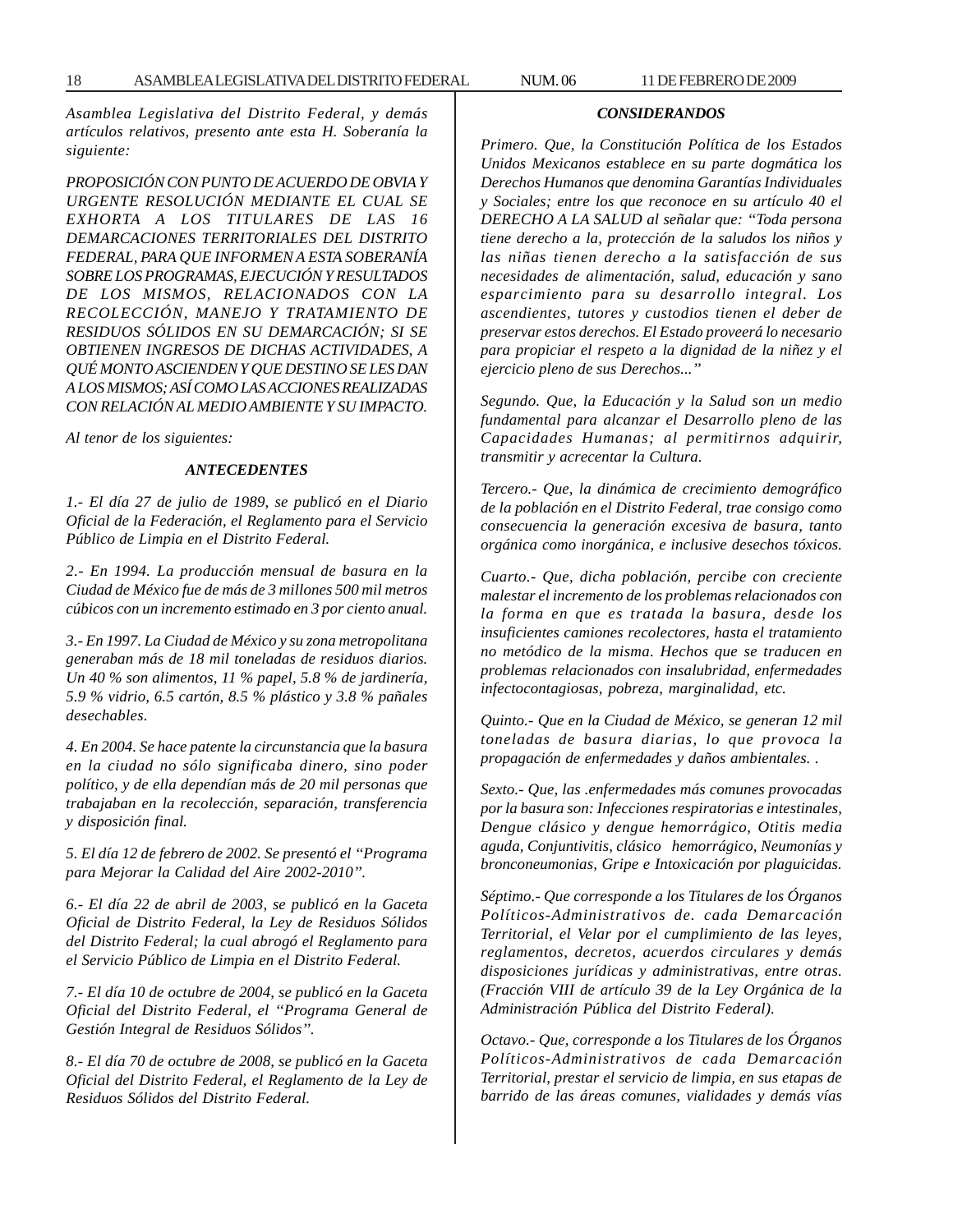*Asamblea Legislativa del Distrito Federal, y demás artículos relativos, presento ante esta H. Soberanía la siguiente:*

*PROPOSICIÓN CON PUNTO DE ACUERDO DE OBVIA Y URGENTE RESOLUCIÓN MEDIANTE EL CUAL SE EXHORTA A LOS TITULARES DE LAS 16 DEMARCACIONES TERRITORIALES DEL DISTRITO FEDERAL, PARA QUE INFORMEN A ESTA SOBERANÍA SOBRE LOS PROGRAMAS, EJECUCIÓN Y RESULTADOS DE LOS MISMOS, RELACIONADOS CON LA RECOLECCIÓN, MANEJO Y TRATAMIENTO DE RESIDUOS SÓLIDOS EN SU DEMARCACIÓN; SI SE OBTIENEN INGRESOS DE DICHAS ACTIVIDADES, A QUÉ MONTO ASCIENDEN Y QUE DESTINO SE LES DAN A LOS MISMOS; ASÍ COMO LAS ACCIONES REALIZADAS CON RELACIÓN AL MEDIO AMBIENTE Y SU IMPACTO.*

*Al tenor de los siguientes:*

***ANTECEDENTES***

*1.- El día 27 de julio de 1989, se publicó en el Diario Oficial de la Federación, el Reglamento para el Servicio Público de Limpia en el Distrito Federal.*

*2.- En 1994. La producción mensual de basura en la Ciudad de México fue de más de 3 millones 500 mil metros cúbicos con un incremento estimado en 3 por ciento anual.*

*3.- En 1997. La Ciudad de México y su zona metropolitana generaban más de 18 mil toneladas de residuos diarios. Un 40 % son alimentos, 11 % papel, 5.8 % de jardinería, 5.9 % vidrio, 6.5 cartón, 8.5 % plástico y 3.8 % pañales desechables.*

*4. En 2004. Se hace patente la circunstancia que la basura en la ciudad no sólo significaba dinero, sino poder político, y de ella dependían más de 20 mil personas que trabajaban en la recolección, separación, transferencia y disposición final.*

*5. El día 12 de febrero de 2002. Se presentó el "Programa para Mejorar la Calidad del Aire 2002-2010".*

*6.- El día 22 de abril de 2003, se publicó en la Gaceta Oficial de Distrito Federal, la Ley de Residuos Sólidos del Distrito Federal; la cual abrogó el Reglamento para el Servicio Público de Limpia en el Distrito Federal.*

*7.- El día 10 de octubre de 2004, se publicó en la Gaceta Oficial del Distrito Federal, el "Programa General de Gestión Integral de Residuos Sólidos".*

*8.- El día 70 de octubre de 2008, se publicó en la Gaceta Oficial del Distrito Federal, el Reglamento de la Ley de Residuos Sólidos del Distrito Federal.*

***CONSIDERANDOS***

*Primero. Que, la Constitución Política de los Estados Unidos Mexicanos establece en su parte dogmática los Derechos Humanos que denomina Garantías Individuales y Sociales; entre los que reconoce en su artículo 40 el DERECHO A LA SALUD al señalar que: "Toda persona tiene derecho a la, protección de la saludos los niños y las niñas tienen derecho a la satisfacción de sus necesidades de alimentación, salud, educación y sano esparcimiento para su desarrollo integral. Los ascendientes, tutores y custodios tienen el deber de preservar estos derechos. El Estado proveerá lo necesario para propiciar el respeto a la dignidad de la niñez y el ejercicio pleno de sus Derechos..."*

*Segundo. Que, la Educación y la Salud son un medio fundamental para alcanzar el Desarrollo pleno de las Capacidades Humanas; al permitirnos adquirir, transmitir y acrecentar la Cultura.*

*Tercero.- Que, la dinámica de crecimiento demográfico de la población en el Distrito Federal, trae consigo como consecuencia la generación excesiva de basura, tanto orgánica como inorgánica, e inclusive desechos tóxicos.*

*Cuarto.- Que, dicha población, percibe con creciente malestar el incremento de los problemas relacionados con la forma en que es tratada la basura, desde los insuficientes camiones recolectores, hasta el tratamiento no metódico de la misma. Hechos que se traducen en problemas relacionados con insalubridad, enfermedades infectocontagiosas, pobreza, marginalidad, etc.*

*Quinto.- Que en la Ciudad de México, se generan 12 mil toneladas de basura diarias, lo que provoca la propagación de enfermedades y daños ambientales. .*

*Sexto.- Que, las .enfermedades más comunes provocadas por la basura son: Infecciones respiratorias e intestinales, Dengue clásico y dengue hemorrágico, Otitis media aguda, Conjuntivitis, clásico hemorrágico, Neumonías y bronconeumonias, Gripe e Intoxicación por plaguicidas.*

*Séptimo.- Que corresponde a los Titulares de los Órganos Políticos-Administrativos de. cada Demarcación Territorial, el Velar por el cumplimiento de las leyes, reglamentos, decretos, acuerdos circulares y demás disposiciones jurídicas y administrativas, entre otras. (Fracción VIII de artículo 39 de la Ley Orgánica de la Administración Pública del Distrito Federal).*

*Octavo.- Que, corresponde a los Titulares de los Órganos Políticos-Administrativos de cada Demarcación Territorial, prestar el servicio de limpia, en sus etapas de barrido de las áreas comunes, vialidades y demás vías*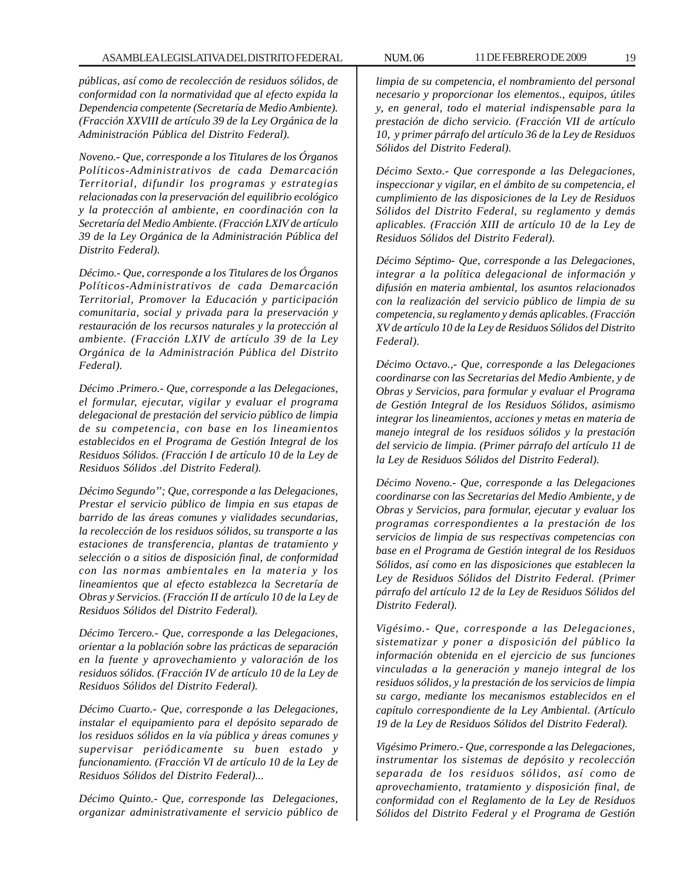*públicas, así como de recolección de residuos sólidos, de conformidad con la normatividad que al efecto expida la Dependencia competente (Secretaría de Medio Ambiente). (Fracción XXVIII de artículo 39 de la Ley Orgánica de la Administración Pública del Distrito Federal).*

*Noveno.- Que, corresponde a los Titulares de los Órganos Políticos-Administrativos de cada Demarcación Territorial, difundir los programas y estrategias relacionadas con la preservación del equilibrio ecológico y la protección al ambiente, en coordinación con la Secretaría del Medio Ambiente. (Fracción LXIV de artículo 39 de la Ley Orgánica de la Administración Pública del Distrito Federal).*

*Décimo.- Que, corresponde a los Titulares de los Órganos Políticos-Administrativos de cada Demarcación Territorial, Promover la Educación y participación comunitaria, social y privada para la preservación y restauración de los recursos naturales y la protección al ambiente. (Fracción LXIV de artículo 39 de la Ley Orgánica de la Administración Pública del Distrito Federal).*

*Décimo .Primero.- Que, corresponde a las Delegaciones, el formular, ejecutar, vigilar y evaluar el programa delegacional de prestación del servicio público de limpia de su competencia, con base en los lineamientos establecidos en el Programa de Gestión Integral de los Residuos Sólidos. (Fracción I de artículo 10 de la Ley de Residuos Sólidos .del Distrito Federal).*

*Décimo Segundo"; Que, corresponde a las Delegaciones, Prestar el servicio público de limpia en sus etapas de barrido de las áreas comunes y vialidades secundarias, la recolección de los residuos sólidos, su transporte a las estaciones de transferencia, plantas de tratamiento y selección o a sitios de disposición final, de conformidad con las normas ambientales en la materia y los lineamientos que al efecto establezca la Secretaría de Obras y Servicios. (Fracción II de artículo 10 de la Ley de Residuos Sólidos del Distrito Federal).*

*Décimo Tercero.- Que, corresponde a las Delegaciones, orientar a la población sobre las prácticas de separación en la fuente y aprovechamiento y valoración de los residuos sólidos. (Fracción IV de artículo 10 de la Ley de Residuos Sólidos del Distrito Federal).*

*Décimo Cuarto.- Que, corresponde a las Delegaciones, instalar el equipamiento para el depósito separado de los residuos sólidos en la vía pública y áreas comunes y supervisar periódicamente su buen estado y funcionamiento. (Fracción VI de artículo 10 de la Ley de Residuos Sólidos del Distrito Federal)...*

*Décimo Quinto.- Que, corresponde las Delegaciones, organizar administrativamente el servicio público de limpia de su competencia, el nombramiento del personal necesario y proporcionar los elementos., equipos, útiles y, en general, todo el material indispensable para la prestación de dicho servicio. (Fracción VII de artículo 10, y primer párrafo del artículo 36 de la Ley de Residuos Sólidos del Distrito Federal).*

*Décimo Sexto.- Que corresponde a las Delegaciones, inspeccionar y vigilar, en el ámbito de su competencia, el cumplimiento de las disposiciones de la Ley de Residuos Sólidos del Distrito Federal, su reglamento y demás aplicables. (Fracción XIII de artículo 10 de la Ley de Residuos Sólidos del Distrito Federal).*

*Décimo Séptimo- Que, corresponde a las Delegaciones, integrar a la política delegacional de información y difusión en materia ambiental, los asuntos relacionados con la realización del servicio público de limpia de su competencia, su reglamento y demás aplicables. (Fracción XV de artículo 10 de la Ley de Residuos Sólidos del Distrito Federal).*

*Décimo Octavo.,- Que, corresponde a las Delegaciones coordinarse con las Secretarias del Medio Ambiente, y de Obras y Servicios, para formular y evaluar el Programa de Gestión Integral de los Residuos Sólidos, asimismo integrar los lineamientos, acciones y metas en materia de manejo integral de los residuos sólidos y la prestación del servicio de limpia. (Primer párrafo del artículo 11 de la Ley de Residuos Sólidos del Distrito Federal).*

*Décimo Noveno.- Que, corresponde a las Delegaciones coordinarse con las Secretarias del Medio Ambiente, y de Obras y Servicios, para formular, ejecutar y evaluar los programas correspondientes a la prestación de los servicios de limpia de sus respectivas competencias con base en el Programa de Gestión integral de los Residuos Sólidos, así como en las disposiciones que establecen la Ley de Residuos Sólidos del Distrito Federal. (Primer párrafo del artículo 12 de la Ley de Residuos Sólidos del Distrito Federal).*

*Vigésimo.- Que, corresponde a las Delegaciones, sistematizar y poner a disposición del público la información obtenida en el ejercicio de sus funciones vinculadas a la generación y manejo integral de los residuos sólidos, y la prestación de los servicios de limpia su cargo, mediante los mecanismos establecidos en el capítulo correspondiente de la Ley Ambiental. (Artículo 19 de la Ley de Residuos Sólidos del Distrito Federal).*

*Vigésimo Primero.- Que, corresponde a las Delegaciones, instrumentar los sistemas de depósito y recolección separada de los residuos sólidos, así como de aprovechamiento, tratamiento y disposición final, de conformidad con el Reglamento de la Ley de Residuos Sólidos del Distrito Federal y el Programa de Gestión*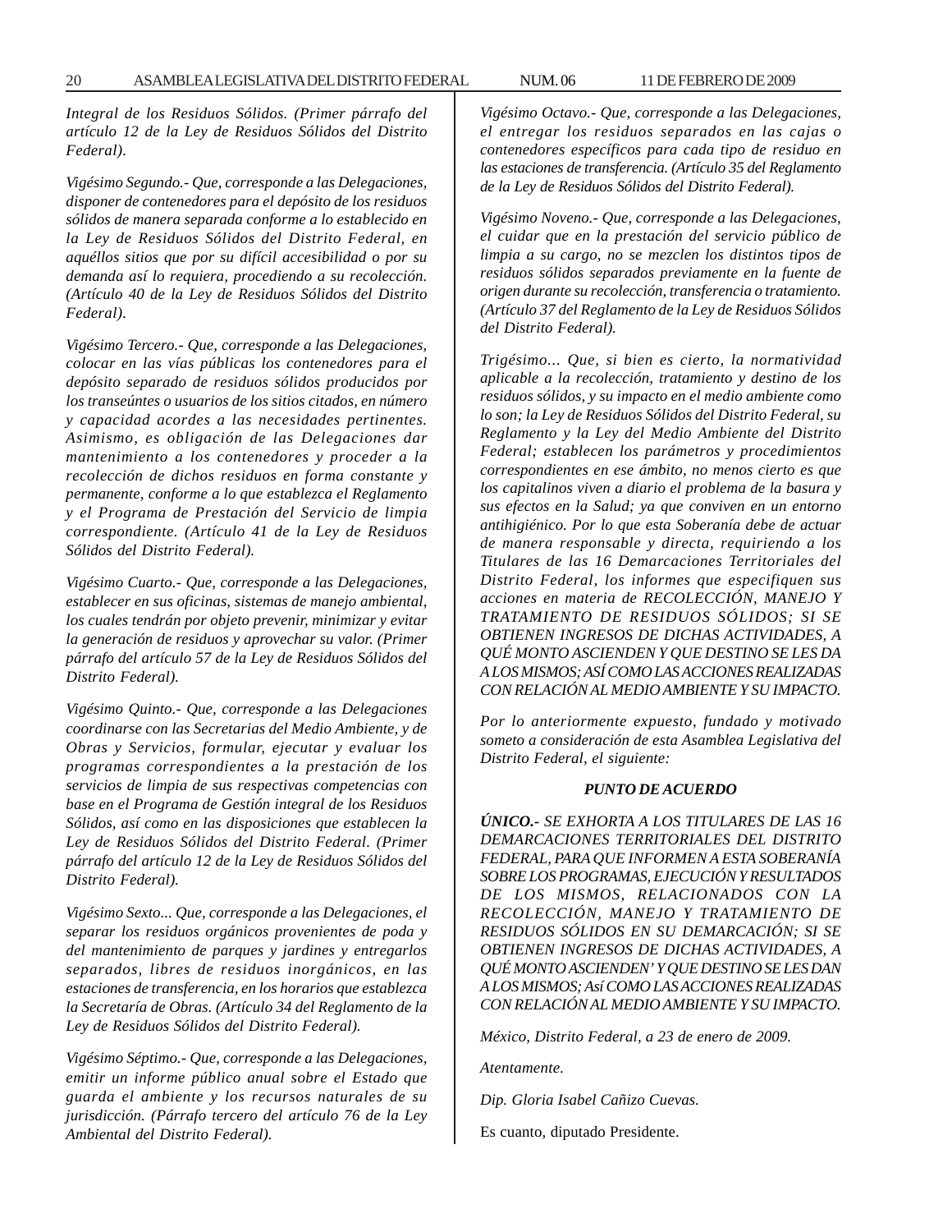*Integral de los Residuos Sólidos. (Primer párrafo del artículo 12 de la Ley de Residuos Sólidos del Distrito Federal).*

*Vigésimo Segundo.- Que, corresponde a las Delegaciones, disponer de contenedores para el depósito de los residuos sólidos de manera separada conforme a lo establecido en la Ley de Residuos Sólidos del Distrito Federal, en aquéllos sitios que por su difícil accesibilidad o por su demanda así lo requiera, procediendo a su recolección. (Artículo 40 de la Ley de Residuos Sólidos del Distrito Federal).*

*Vigésimo Tercero.- Que, corresponde a las Delegaciones, colocar en las vías públicas los contenedores para el depósito separado de residuos sólidos producidos por los transeúntes o usuarios de los sitios citados, en número y capacidad acordes a las necesidades pertinentes. Asimismo, es obligación de las Delegaciones dar mantenimiento a los contenedores y proceder a la recolección de dichos residuos en forma constante y permanente, conforme a lo que establezca el Reglamento y el Programa de Prestación del Servicio de limpia correspondiente. (Artículo 41 de la Ley de Residuos Sólidos del Distrito Federal).*

*Vigésimo Cuarto.- Que, corresponde a las Delegaciones, establecer en sus oficinas, sistemas de manejo ambiental, los cuales tendrán por objeto prevenir, minimizar y evitar la generación de residuos y aprovechar su valor. (Primer párrafo del artículo 57 de la Ley de Residuos Sólidos del Distrito Federal).*

*Vigésimo Quinto.- Que, corresponde a las Delegaciones coordinarse con las Secretarias del Medio Ambiente, y de Obras y Servicios, formular, ejecutar y evaluar los programas correspondientes a la prestación de los servicios de limpia de sus respectivas competencias con base en el Programa de Gestión integral de los Residuos Sólidos, así como en las disposiciones que establecen la Ley de Residuos Sólidos del Distrito Federal. (Primer párrafo del artículo 12 de la Ley de Residuos Sólidos del Distrito Federal).*

*Vigésimo Sexto... Que, corresponde a las Delegaciones, el separar los residuos orgánicos provenientes de poda y del mantenimiento de parques y jardines y entregarlos separados, libres de residuos inorgánicos, en las estaciones de transferencia, en los horarios que establezca la Secretaría de Obras. (Artículo 34 del Reglamento de la Ley de Residuos Sólidos del Distrito Federal).*

*Vigésimo Séptimo.- Que, corresponde a las Delegaciones, emitir un informe público anual sobre el Estado que guarda el ambiente y los recursos naturales de su jurisdicción. (Párrafo tercero del artículo 76 de la Ley Ambiental del Distrito Federal).*

*Vigésimo Octavo.- Que, corresponde a las Delegaciones, el entregar los residuos separados en las cajas o contenedores específicos para cada tipo de residuo en las estaciones de transferencia. (Artículo 35 del Reglamento de la Ley de Residuos Sólidos del Distrito Federal).*

*Vigésimo Noveno.- Que, corresponde a las Delegaciones, el cuidar que en la prestación del servicio público de limpia a su cargo, no se mezclen los distintos tipos de residuos sólidos separados previamente en la fuente de origen durante su recolección, transferencia o tratamiento. (Artículo 37 del Reglamento de la Ley de Residuos Sólidos del Distrito Federal).*

*Trigésimo... Que, si bien es cierto, la normatividad aplicable a la recolección, tratamiento y destino de los residuos sólidos, y su impacto en el medio ambiente como lo son; la Ley de Residuos Sólidos del Distrito Federal, su Reglamento y la Ley del Medio Ambiente del Distrito Federal; establecen los parámetros y procedimientos correspondientes en ese ámbito, no menos cierto es que los capitalinos viven a diario el problema de la basura y sus efectos en la Salud; ya que conviven en un entorno antihigiénico. Por lo que esta Soberanía debe de actuar de manera responsable y directa, requiriendo a los Titulares de las 16 Demarcaciones Territoriales del Distrito Federal, los informes que especifiquen sus acciones en materia de RECOLECCIÓN, MANEJO Y TRATAMIENTO DE RESIDUOS SÓLIDOS; SI SE OBTIENEN INGRESOS DE DICHAS ACTIVIDADES, A QUÉ MONTO ASCIENDEN Y QUE DESTINO SE LES DA A LOS MISMOS; ASÍ COMO LAS ACCIONES REALIZADAS CON RELACIÓN AL MEDIO AMBIENTE Y SU IMPACTO.*

*Por lo anteriormente expuesto, fundado y motivado someto a consideración de esta Asamblea Legislativa del Distrito Federal, el siguiente:*

***PUNTO DE ACUERDO***

***ÚNICO.-** SE EXHORTA A LOS TITULARES DE LAS 16 DEMARCACIONES TERRITORIALES DEL DISTRITO FEDERAL, PARA QUE INFORMEN A ESTA SOBERANÍA SOBRE LOS PROGRAMAS, EJECUCIÓN Y RESULTADOS DE LOS MISMOS, RELACIONADOS CON LA RECOLECCIÓN, MANEJO Y TRATAMIENTO DE RESIDUOS SÓLIDOS EN SU DEMARCACIÓN; SI SE OBTIENEN INGRESOS DE DICHAS ACTIVIDADES, A QUÉ MONTO ASCIENDEN' Y QUE DESTINO SE LES DAN A LOS MISMOS; Así COMO LAS ACCIONES REALIZADAS CON RELACIÓN AL MEDIO AMBIENTE Y SU IMPACTO.*

*México, Distrito Federal, a 23 de enero de 2009.*

*Atentamente.*

*Dip. Gloria Isabel Cañizo Cuevas.*

Es cuanto, diputado Presidente.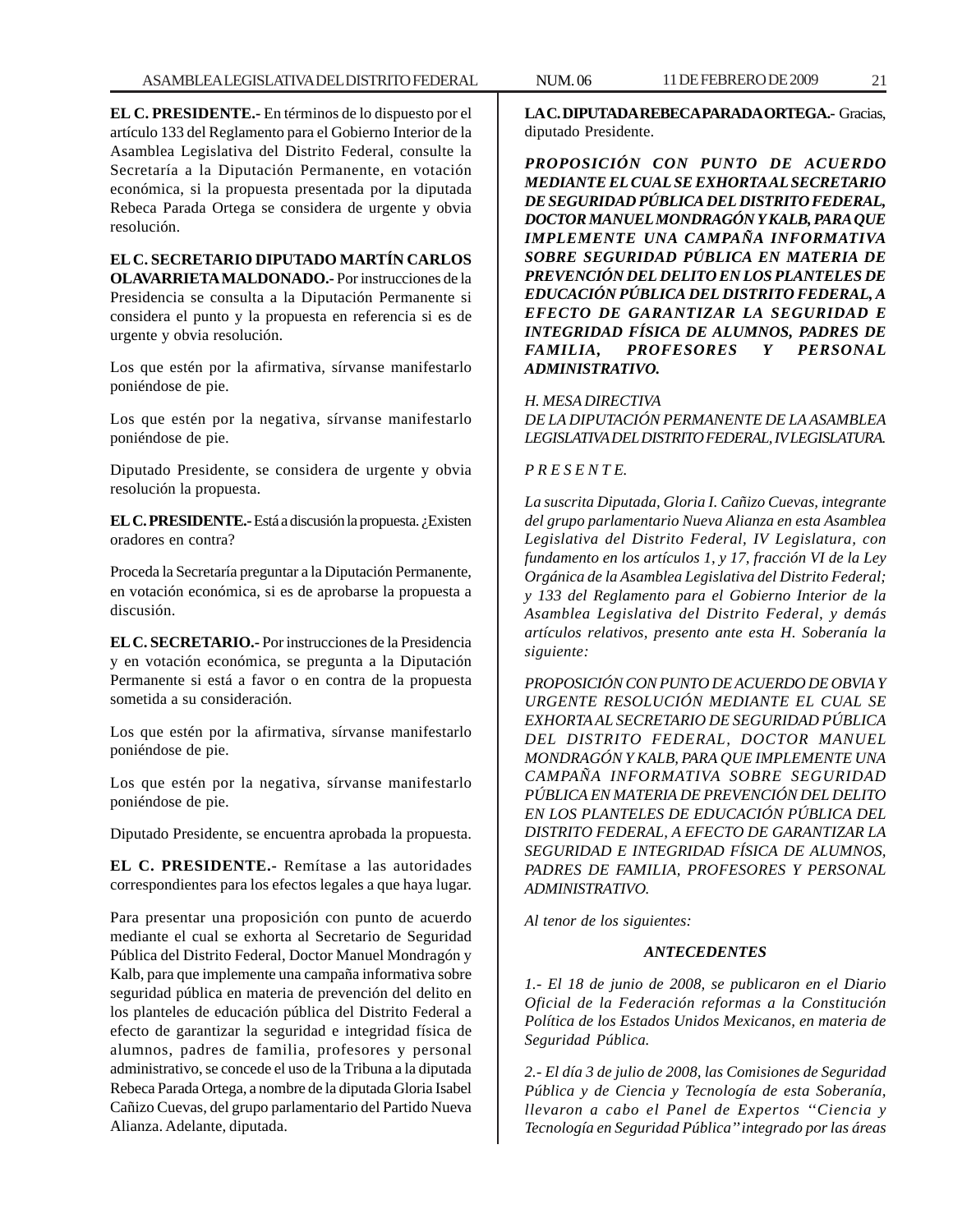**EL C. PRESIDENTE.-** En términos de lo dispuesto por el artículo 133 del Reglamento para el Gobierno Interior de la Asamblea Legislativa del Distrito Federal, consulte la Secretaría a la Diputación Permanente, en votación económica, si la propuesta presentada por la diputada Rebeca Parada Ortega se considera de urgente y obvia resolución.

**EL C. SECRETARIO DIPUTADO MARTÍN CARLOS OLAVARRIETA MALDONADO.-** Por instrucciones de la Presidencia se consulta a la Diputación Permanente si considera el punto y la propuesta en referencia si es de urgente y obvia resolución.

Los que estén por la afirmativa, sírvanse manifestarlo poniéndose de pie.

Los que estén por la negativa, sírvanse manifestarlo poniéndose de pie.

Diputado Presidente, se considera de urgente y obvia resolución la propuesta.

**EL C. PRESIDENTE.-** Está a discusión la propuesta. ¿Existen oradores en contra?

Proceda la Secretaría preguntar a la Diputación Permanente, en votación económica, si es de aprobarse la propuesta a discusión.

**EL C. SECRETARIO.-** Por instrucciones de la Presidencia y en votación económica, se pregunta a la Diputación Permanente si está a favor o en contra de la propuesta sometida a su consideración.

Los que estén por la afirmativa, sírvanse manifestarlo poniéndose de pie.

Los que estén por la negativa, sírvanse manifestarlo poniéndose de pie.

Diputado Presidente, se encuentra aprobada la propuesta.

**EL C. PRESIDENTE.-** Remítase a las autoridades correspondientes para los efectos legales a que haya lugar.

Para presentar una proposición con punto de acuerdo mediante el cual se exhorta al Secretario de Seguridad Pública del Distrito Federal, Doctor Manuel Mondragón y Kalb, para que implemente una campaña informativa sobre seguridad pública en materia de prevención del delito en los planteles de educación pública del Distrito Federal a efecto de garantizar la seguridad e integridad física de alumnos, padres de familia, profesores y personal administrativo, se concede el uso de la Tribuna a la diputada Rebeca Parada Ortega, a nombre de la diputada Gloria Isabel Cañizo Cuevas, del grupo parlamentario del Partido Nueva Alianza. Adelante, diputada.

**LA C. DIPUTADA REBECA PARADA ORTEGA.-** Gracias, diputado Presidente.

***PROPOSICIÓN CON PUNTO DE ACUERDO MEDIANTE EL CUAL SE EXHORTA AL SECRETARIO DE SEGURIDAD PÚBLICA DEL DISTRITO FEDERAL, DOCTOR MANUEL MONDRAGÓN Y KALB, PARA QUE IMPLEMENTE UNA CAMPAÑA INFORMATIVA SOBRE SEGURIDAD PÚBLICA EN MATERIA DE PREVENCIÓN DEL DELITO EN LOS PLANTELES DE EDUCACIÓN PÚBLICA DEL DISTRITO FEDERAL, A EFECTO DE GARANTIZAR LA SEGURIDAD E INTEGRIDAD FÍSICA DE ALUMNOS, PADRES DE FAMILIA, PROFESORES Y PERSONAL ADMINISTRATIVO.***

*H. MESA DIRECTIVA*
*DE LA DIPUTACIÓN PERMANENTE DE LA ASAMBLEA LEGISLATIVA DEL DISTRITO FEDERAL, IV LEGISLATURA.*

*P R E S E N T E.*

*La suscrita Diputada, Gloria I. Cañizo Cuevas, integrante del grupo parlamentario Nueva Alianza en esta Asamblea Legislativa del Distrito Federal, IV Legislatura, con fundamento en los artículos 1, y 17, fracción VI de la Ley Orgánica de la Asamblea Legislativa del Distrito Federal; y 133 del Reglamento para el Gobierno Interior de la Asamblea Legislativa del Distrito Federal, y demás artículos relativos, presento ante esta H. Soberanía la siguiente:*

*PROPOSICIÓN CON PUNTO DE ACUERDO DE OBVIA Y URGENTE RESOLUCIÓN MEDIANTE EL CUAL SE EXHORTA AL SECRETARIO DE SEGURIDAD PÚBLICA DEL DISTRITO FEDERAL, DOCTOR MANUEL MONDRAGÓN Y KALB, PARA QUE IMPLEMENTE UNA CAMPAÑA INFORMATIVA SOBRE SEGURIDAD PÚBLICA EN MATERIA DE PREVENCIÓN DEL DELITO EN LOS PLANTELES DE EDUCACIÓN PÚBLICA DEL DISTRITO FEDERAL, A EFECTO DE GARANTIZAR LA SEGURIDAD E INTEGRIDAD FÍSICA DE ALUMNOS, PADRES DE FAMILIA, PROFESORES Y PERSONAL ADMINISTRATIVO.*

*Al tenor de los siguientes:*

***ANTECEDENTES***

*1.- El 18 de junio de 2008, se publicaron en el Diario Oficial de la Federación reformas a la Constitución Política de los Estados Unidos Mexicanos, en materia de Seguridad Pública.*

*2.- El día 3 de julio de 2008, las Comisiones de Seguridad Pública y de Ciencia y Tecnología de esta Soberanía, llevaron a cabo el Panel de Expertos ''Ciencia y Tecnología en Seguridad Pública'' integrado por las áreas*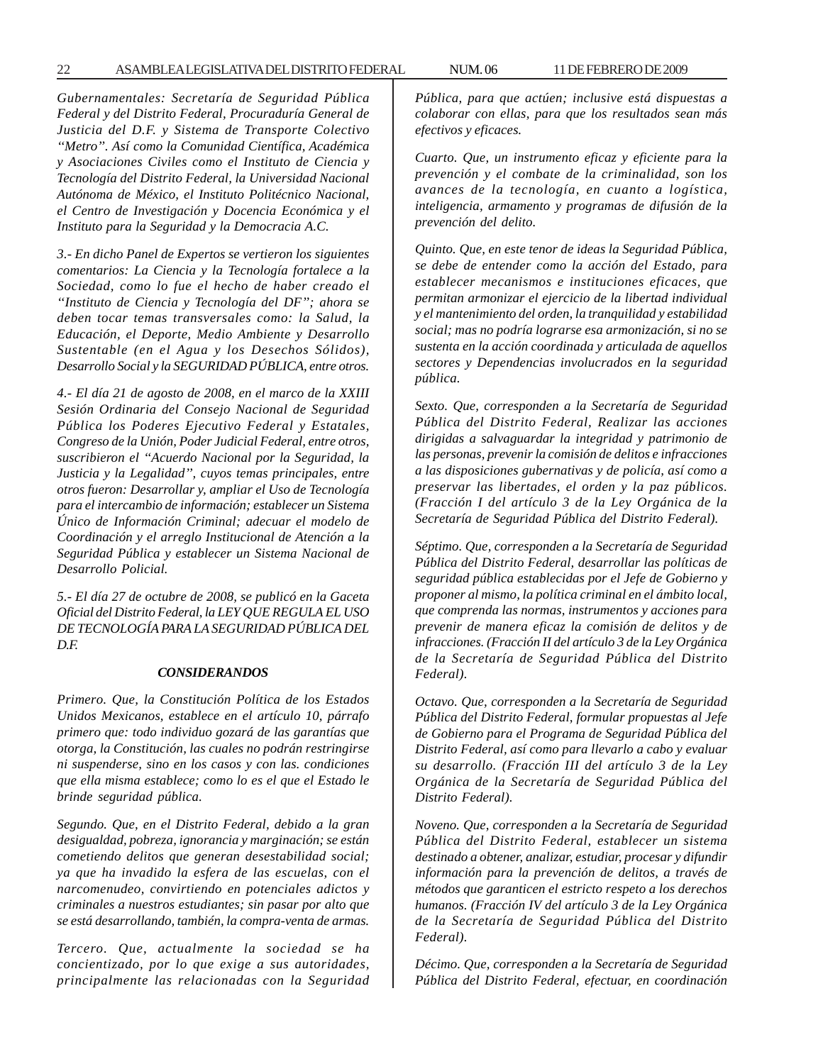*Gubernamentales: Secretaría de Seguridad Pública Federal y del Distrito Federal, Procuraduría General de Justicia del D.F. y Sistema de Transporte Colectivo "Metro". Así como la Comunidad Científica, Académica y Asociaciones Civiles como el Instituto de Ciencia y Tecnología del Distrito Federal, la Universidad Nacional Autónoma de México, el Instituto Politécnico Nacional, el Centro de Investigación y Docencia Económica y el Instituto para la Seguridad y la Democracia A.C.*

*3.- En dicho Panel de Expertos se vertieron los siguientes comentarios: La Ciencia y la Tecnología fortalece a la Sociedad, como lo fue el hecho de haber creado el "Instituto de Ciencia y Tecnología del DF"; ahora se deben tocar temas transversales como: la Salud, la Educación, el Deporte, Medio Ambiente y Desarrollo Sustentable (en el Agua y los Desechos Sólidos), Desarrollo Social y la SEGURIDAD PÚBLICA, entre otros.*

*4.- El día 21 de agosto de 2008, en el marco de la XXIII Sesión Ordinaria del Consejo Nacional de Seguridad Pública los Poderes Ejecutivo Federal y Estatales, Congreso de la Unión, Poder Judicial Federal, entre otros, suscribieron el "Acuerdo Nacional por la Seguridad, la Justicia y la Legalidad", cuyos temas principales, entre otros fueron: Desarrollar y, ampliar el Uso de Tecnología para el intercambio de información; establecer un Sistema Único de Información Criminal; adecuar el modelo de Coordinación y el arreglo Institucional de Atención a la Seguridad Pública y establecer un Sistema Nacional de Desarrollo Policial.*

*5.- El día 27 de octubre de 2008, se publicó en la Gaceta Oficial del Distrito Federal, la LEY QUE REGULA EL USO DE TECNOLOGÍA PARA LA SEGURIDAD PÚBLICA DEL D.F.*

***CONSIDERANDOS***

*Primero. Que, la Constitución Política de los Estados Unidos Mexicanos, establece en el artículo 10, párrafo primero que: todo individuo gozará de las garantías que otorga, la Constitución, las cuales no podrán restringirse ni suspenderse, sino en los casos y con las. condiciones que ella misma establece; como lo es el que el Estado le brinde seguridad pública.*

*Segundo. Que, en el Distrito Federal, debido a la gran desigualdad, pobreza, ignorancia y marginación; se están cometiendo delitos que generan desestabilidad social; ya que ha invadido la esfera de las escuelas, con el narcomenudeo, convirtiendo en potenciales adictos y criminales a nuestros estudiantes; sin pasar por alto que se está desarrollando, también, la compra-venta de armas.*

*Tercero. Que, actualmente la sociedad se ha concientizado, por lo que exige a sus autoridades, principalmente las relacionadas con la Seguridad Pública, para que actúen; inclusive está dispuestas a colaborar con ellas, para que los resultados sean más efectivos y eficaces.*

*Cuarto. Que, un instrumento eficaz y eficiente para la prevención y el combate de la criminalidad, son los avances de la tecnología, en cuanto a logística, inteligencia, armamento y programas de difusión de la prevención del delito.*

*Quinto. Que, en este tenor de ideas la Seguridad Pública, se debe de entender como la acción del Estado, para establecer mecanismos e instituciones eficaces, que permitan armonizar el ejercicio de la libertad individual y el mantenimiento del orden, la tranquilidad y estabilidad social; mas no podría lograrse esa armonización, si no se sustenta en la acción coordinada y articulada de aquellos sectores y Dependencias involucrados en la seguridad pública.*

*Sexto. Que, corresponden a la Secretaría de Seguridad Pública del Distrito Federal, Realizar las acciones dirigidas a salvaguardar la integridad y patrimonio de las personas, prevenir la comisión de delitos e infracciones a las disposiciones gubernativas y de policía, así como a preservar las libertades, el orden y la paz públicos. (Fracción I del artículo 3 de la Ley Orgánica de la Secretaría de Seguridad Pública del Distrito Federal).*

*Séptimo. Que, corresponden a la Secretaría de Seguridad Pública del Distrito Federal, desarrollar las políticas de seguridad pública establecidas por el Jefe de Gobierno y proponer al mismo, la política criminal en el ámbito local, que comprenda las normas, instrumentos y acciones para prevenir de manera eficaz la comisión de delitos y de infracciones. (Fracción II del artículo 3 de la Ley Orgánica de la Secretaría de Seguridad Pública del Distrito Federal).*

*Octavo. Que, corresponden a la Secretaría de Seguridad Pública del Distrito Federal, formular propuestas al Jefe de Gobierno para el Programa de Seguridad Pública del Distrito Federal, así como para llevarlo a cabo y evaluar su desarrollo. (Fracción III del artículo 3 de la Ley Orgánica de la Secretaría de Seguridad Pública del Distrito Federal).*

*Noveno. Que, corresponden a la Secretaría de Seguridad Pública del Distrito Federal, establecer un sistema destinado a obtener, analizar, estudiar, procesar y difundir información para la prevención de delitos, a través de métodos que garanticen el estricto respeto a los derechos humanos. (Fracción IV del artículo 3 de la Ley Orgánica de la Secretaría de Seguridad Pública del Distrito Federal).*

*Décimo. Que, corresponden a la Secretaría de Seguridad Pública del Distrito Federal, efectuar, en coordinación*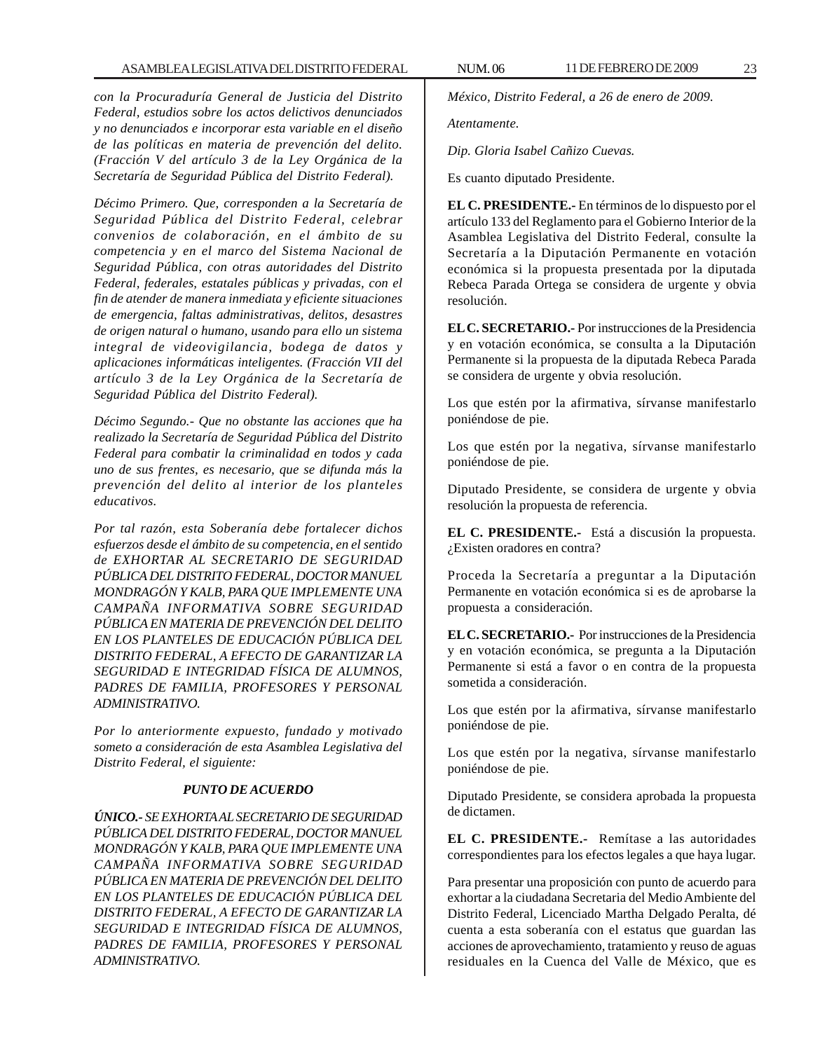*con la Procuraduría General de Justicia del Distrito Federal, estudios sobre los actos delictivos denunciados y no denunciados e incorporar esta variable en el diseño de las políticas en materia de prevención del delito. (Fracción V del artículo 3 de la Ley Orgánica de la Secretaría de Seguridad Pública del Distrito Federal).*

*Décimo Primero. Que, corresponden a la Secretaría de Seguridad Pública del Distrito Federal, celebrar convenios de colaboración, en el ámbito de su competencia y en el marco del Sistema Nacional de Seguridad Pública, con otras autoridades del Distrito Federal, federales, estatales públicas y privadas, con el fin de atender de manera inmediata y eficiente situaciones de emergencia, faltas administrativas, delitos, desastres de origen natural o humano, usando para ello un sistema integral de videovigilancia, bodega de datos y aplicaciones informáticas inteligentes. (Fracción VII del artículo 3 de la Ley Orgánica de la Secretaría de Seguridad Pública del Distrito Federal).*

*Décimo Segundo.- Que no obstante las acciones que ha realizado la Secretaría de Seguridad Pública del Distrito Federal para combatir la criminalidad en todos y cada uno de sus frentes, es necesario, que se difunda más la prevención del delito al interior de los planteles educativos.*

*Por tal razón, esta Soberanía debe fortalecer dichos esfuerzos desde el ámbito de su competencia, en el sentido de EXHORTAR AL SECRETARIO DE SEGURIDAD PÚBLICA DEL DISTRITO FEDERAL, DOCTOR MANUEL MONDRAGÓN Y KALB, PARA QUE IMPLEMENTE UNA CAMPAÑA INFORMATIVA SOBRE SEGURIDAD PÚBLICA EN MATERIA DE PREVENCIÓN DEL DELITO EN LOS PLANTELES DE EDUCACIÓN PÚBLICA DEL DISTRITO FEDERAL, A EFECTO DE GARANTIZAR LA SEGURIDAD E INTEGRIDAD FÍSICA DE ALUMNOS, PADRES DE FAMILIA, PROFESORES Y PERSONAL ADMINISTRATIVO.*

*Por lo anteriormente expuesto, fundado y motivado someto a consideración de esta Asamblea Legislativa del Distrito Federal, el siguiente:*

***PUNTO DE ACUERDO***

***ÚNICO.-** SE EXHORTA AL SECRETARIO DE SEGURIDAD PÚBLICA DEL DISTRITO FEDERAL, DOCTOR MANUEL MONDRAGÓN Y KALB, PARA QUE IMPLEMENTE UNA CAMPAÑA INFORMATIVA SOBRE SEGURIDAD PÚBLICA EN MATERIA DE PREVENCIÓN DEL DELITO EN LOS PLANTELES DE EDUCACIÓN PÚBLICA DEL DISTRITO FEDERAL, A EFECTO DE GARANTIZAR LA SEGURIDAD E INTEGRIDAD FÍSICA DE ALUMNOS, PADRES DE FAMILIA, PROFESORES Y PERSONAL ADMINISTRATIVO.*

*México, Distrito Federal, a 26 de enero de 2009.*

*Atentamente.*

*Dip. Gloria Isabel Cañizo Cuevas.*

Es cuanto diputado Presidente.

**EL C. PRESIDENTE.-** En términos de lo dispuesto por el artículo 133 del Reglamento para el Gobierno Interior de la Asamblea Legislativa del Distrito Federal, consulte la Secretaría a la Diputación Permanente en votación económica si la propuesta presentada por la diputada Rebeca Parada Ortega se considera de urgente y obvia resolución.

**EL C. SECRETARIO.-** Por instrucciones de la Presidencia y en votación económica, se consulta a la Diputación Permanente si la propuesta de la diputada Rebeca Parada se considera de urgente y obvia resolución.

Los que estén por la afirmativa, sírvanse manifestarlo poniéndose de pie.

Los que estén por la negativa, sírvanse manifestarlo poniéndose de pie.

Diputado Presidente, se considera de urgente y obvia resolución la propuesta de referencia.

**EL C. PRESIDENTE.-** Está a discusión la propuesta. ¿Existen oradores en contra?

Proceda la Secretaría a preguntar a la Diputación Permanente en votación económica si es de aprobarse la propuesta a consideración.

**EL C. SECRETARIO.-** Por instrucciones de la Presidencia y en votación económica, se pregunta a la Diputación Permanente si está a favor o en contra de la propuesta sometida a consideración.

Los que estén por la afirmativa, sírvanse manifestarlo poniéndose de pie.

Los que estén por la negativa, sírvanse manifestarlo poniéndose de pie.

Diputado Presidente, se considera aprobada la propuesta de dictamen.

**EL C. PRESIDENTE.-** Remítase a las autoridades correspondientes para los efectos legales a que haya lugar.

Para presentar una proposición con punto de acuerdo para exhortar a la ciudadana Secretaria del Medio Ambiente del Distrito Federal, Licenciado Martha Delgado Peralta, dé cuenta a esta soberanía con el estatus que guardan las acciones de aprovechamiento, tratamiento y reuso de aguas residuales en la Cuenca del Valle de México, que es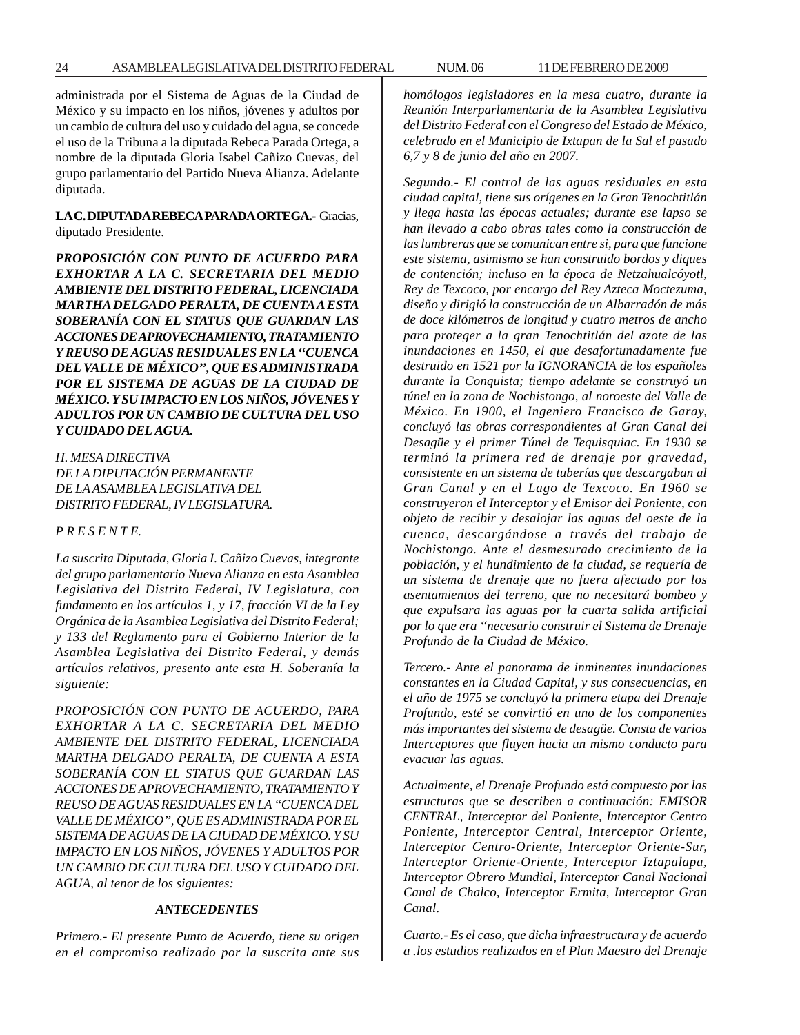administrada por el Sistema de Aguas de la Ciudad de México y su impacto en los niños, jóvenes y adultos por un cambio de cultura del uso y cuidado del agua, se concede el uso de la Tribuna a la diputada Rebeca Parada Ortega, a nombre de la diputada Gloria Isabel Cañizo Cuevas, del grupo parlamentario del Partido Nueva Alianza. Adelante diputada.

**LA C. DIPUTADA REBECA PARADA ORTEGA.-** Gracias, diputado Presidente.

***PROPOSICIÓN CON PUNTO DE ACUERDO PARA EXHORTAR A LA C. SECRETARIA DEL MEDIO AMBIENTE DEL DISTRITO FEDERAL, LICENCIADA MARTHA DELGADO PERALTA, DE CUENTA A ESTA SOBERANÍA CON EL STATUS QUE GUARDAN LAS ACCIONES DE APROVECHAMIENTO, TRATAMIENTO Y REUSO DE AGUAS RESIDUALES EN LA "CUENCA DEL VALLE DE MÉXICO", QUE ES ADMINISTRADA POR EL SISTEMA DE AGUAS DE LA CIUDAD DE MÉXICO. Y SU IMPACTO EN LOS NIÑOS, JÓVENES Y ADULTOS POR UN CAMBIO DE CULTURA DEL USO Y CUIDADO DEL AGUA.***

*H. MESA DIRECTIVA*
*DE LA DIPUTACIÓN PERMANENTE*
*DE LA ASAMBLEA LEGISLATIVA DEL*
*DISTRITO FEDERAL, IV LEGISLATURA.*

*P R E S E N T E.*

*La suscrita Diputada, Gloria I. Cañizo Cuevas, integrante del grupo parlamentario Nueva Alianza en esta Asamblea Legislativa del Distrito Federal, IV Legislatura, con fundamento en los artículos 1, y 17, fracción VI de la Ley Orgánica de la Asamblea Legislativa del Distrito Federal; y 133 del Reglamento para el Gobierno Interior de la Asamblea Legislativa del Distrito Federal, y demás artículos relativos, presento ante esta H. Soberanía la siguiente:*

*PROPOSICIÓN CON PUNTO DE ACUERDO, PARA EXHORTAR A LA C. SECRETARIA DEL MEDIO AMBIENTE DEL DISTRITO FEDERAL, LICENCIADA MARTHA DELGADO PERALTA, DE CUENTA A ESTA SOBERANÍA CON EL STATUS QUE GUARDAN LAS ACCIONES DE APROVECHAMIENTO, TRATAMIENTO Y REUSO DE AGUAS RESIDUALES EN LA "CUENCA DEL VALLE DE MÉXICO", QUE ES ADMINISTRADA POR EL SISTEMA DE AGUAS DE LA CIUDAD DE MÉXICO. Y SU IMPACTO EN LOS NIÑOS, JÓVENES Y ADULTOS POR UN CAMBIO DE CULTURA DEL USO Y CUIDADO DEL AGUA, al tenor de los siguientes:*

***ANTECEDENTES***

*Primero.- El presente Punto de Acuerdo, tiene su origen en el compromiso realizado por la suscrita ante sus homólogos legisladores en la mesa cuatro, durante la Reunión Interparlamentaria de la Asamblea Legislativa del Distrito Federal con el Congreso del Estado de México, celebrado en el Municipio de Ixtapan de la Sal el pasado 6,7 y 8 de junio del año en 2007.*

*Segundo.- El control de las aguas residuales en esta ciudad capital, tiene sus orígenes en la Gran Tenochtitlán y llega hasta las épocas actuales; durante ese lapso se han llevado a cabo obras tales como la construcción de las lumbreras que se comunican entre si, para que funcione este sistema, asimismo se han construido bordos y diques de contención; incluso en la época de Netzahualcóyotl, Rey de Texcoco, por encargo del Rey Azteca Moctezuma, diseño y dirigió la construcción de un Albarradón de más de doce kilómetros de longitud y cuatro metros de ancho para proteger a la gran Tenochtitlán del azote de las inundaciones en 1450, el que desafortunadamente fue destruido en 1521 por la IGNORANCIA de los españoles durante la Conquista; tiempo adelante se construyó un túnel en la zona de Nochistongo, al noroeste del Valle de México. En 1900, el Ingeniero Francisco de Garay, concluyó las obras correspondientes al Gran Canal del Desagüe y el primer Túnel de Tequisquiac. En 1930 se terminó la primera red de drenaje por gravedad, consistente en un sistema de tuberías que descargaban al Gran Canal y en el Lago de Texcoco. En 1960 se construyeron el Interceptor y el Emisor del Poniente, con objeto de recibir y desalojar las aguas del oeste de la cuenca, descargándose a través del trabajo de Nochistongo. Ante el desmesurado crecimiento de la población, y el hundimiento de la ciudad, se requería de un sistema de drenaje que no fuera afectado por los asentamientos del terreno, que no necesitará bombeo y que expulsara las aguas por la cuarta salida artificial por lo que era "necesario construir el Sistema de Drenaje Profundo de la Ciudad de México.*

*Tercero.- Ante el panorama de inminentes inundaciones constantes en la Ciudad Capital, y sus consecuencias, en el año de 1975 se concluyó la primera etapa del Drenaje Profundo, esté se convirtió en uno de los componentes más importantes del sistema de desagüe. Consta de varios Interceptores que fluyen hacia un mismo conducto para evacuar las aguas.*

*Actualmente, el Drenaje Profundo está compuesto por las estructuras que se describen a continuación: EMISOR CENTRAL, Interceptor del Poniente, Interceptor Centro Poniente, Interceptor Central, Interceptor Oriente, Interceptor Centro-Oriente, Interceptor Oriente-Sur, Interceptor Oriente-Oriente, Interceptor Iztapalapa, Interceptor Obrero Mundial, Interceptor Canal Nacional Canal de Chalco, Interceptor Ermita, Interceptor Gran Canal.*

*Cuarto.- Es el caso, que dicha infraestructura y de acuerdo a .los estudios realizados en el Plan Maestro del Drenaje*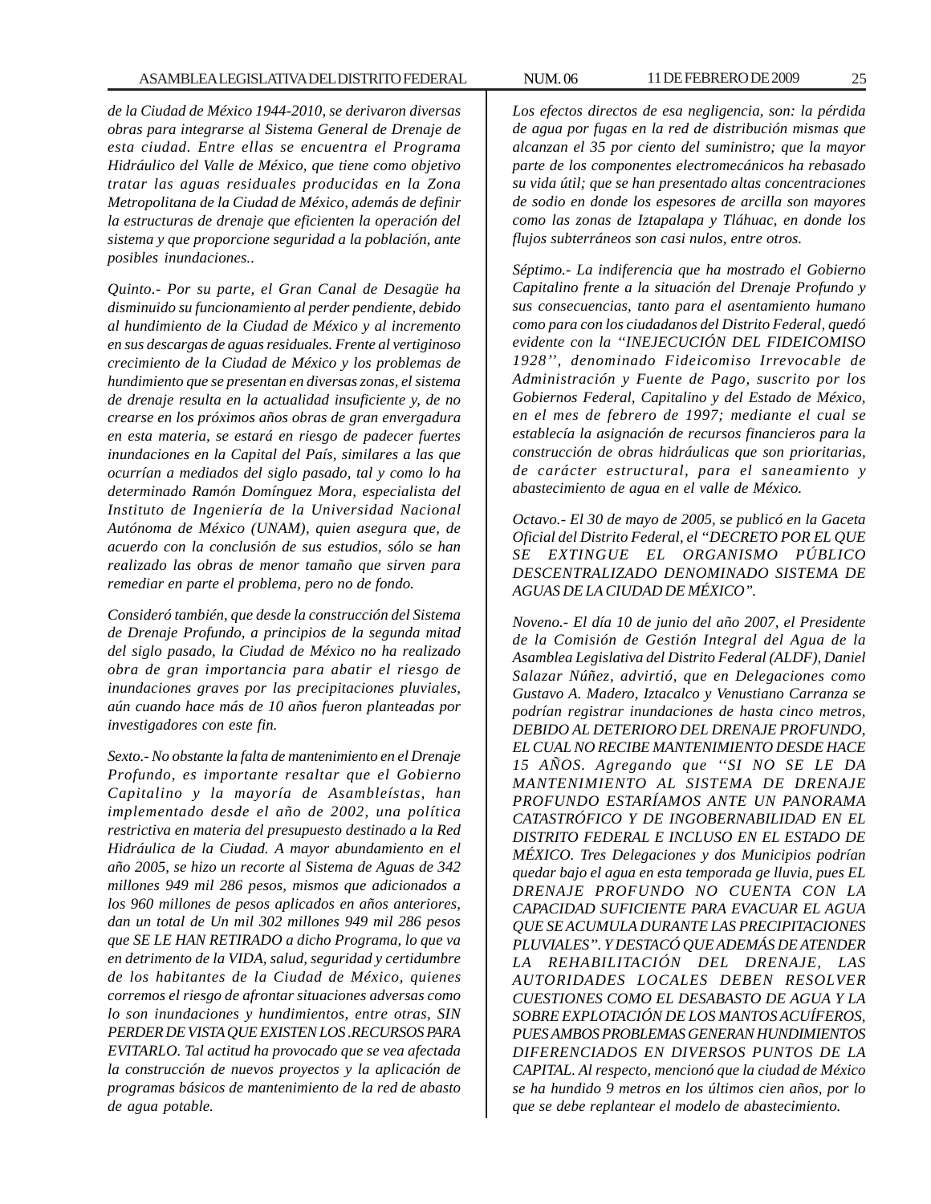*de la Ciudad de México 1944-2010, se derivaron diversas obras para integrarse al Sistema General de Drenaje de esta ciudad. Entre ellas se encuentra el Programa Hidráulico del Valle de México, que tiene como objetivo tratar las aguas residuales producidas en la Zona Metropolitana de la Ciudad de México, además de definir la estructuras de drenaje que eficienten la operación del sistema y que proporcione seguridad a la población, ante posibles inundaciones..*

*Quinto.- Por su parte, el Gran Canal de Desagüe ha disminuido su funcionamiento al perder pendiente, debido al hundimiento de la Ciudad de México y al incremento en sus descargas de aguas residuales. Frente al vertiginoso crecimiento de la Ciudad de México y los problemas de hundimiento que se presentan en diversas zonas, el sistema de drenaje resulta en la actualidad insuficiente y, de no crearse en los próximos años obras de gran envergadura en esta materia, se estará en riesgo de padecer fuertes inundaciones en la Capital del País, similares a las que ocurrían a mediados del siglo pasado, tal y como lo ha determinado Ramón Domínguez Mora, especialista del Instituto de Ingeniería de la Universidad Nacional Autónoma de México (UNAM), quien asegura que, de acuerdo con la conclusión de sus estudios, sólo se han realizado las obras de menor tamaño que sirven para remediar en parte el problema, pero no de fondo.*

*Consideró también, que desde la construcción del Sistema de Drenaje Profundo, a principios de la segunda mitad del siglo pasado, la Ciudad de México no ha realizado obra de gran importancia para abatir el riesgo de inundaciones graves por las precipitaciones pluviales, aún cuando hace más de 10 años fueron planteadas por investigadores con este fin.*

*Sexto.- No obstante la falta de mantenimiento en el Drenaje Profundo, es importante resaltar que el Gobierno Capitalino y la mayoría de Asambleístas, han implementado desde el año de 2002, una política restrictiva en materia del presupuesto destinado a la Red Hidráulica de la Ciudad. A mayor abundamiento en el año 2005, se hizo un recorte al Sistema de Aguas de 342 millones 949 mil 286 pesos, mismos que adicionados a los 960 millones de pesos aplicados en años anteriores, dan un total de Un mil 302 millones 949 mil 286 pesos que SE LE HAN RETIRADO a dicho Programa, lo que va en detrimento de la VIDA, salud, seguridad y certidumbre de los habitantes de la Ciudad de México, quienes corremos el riesgo de afrontar situaciones adversas como lo son inundaciones y hundimientos, entre otras, SIN PERDER DE VISTA QUE EXISTEN LOS .RECURSOS PARA EVITARLO. Tal actitud ha provocado que se vea afectada la construcción de nuevos proyectos y la aplicación de programas básicos de mantenimiento de la red de abasto de agua potable.*

*Los efectos directos de esa negligencia, son: la pérdida de agua por fugas en la red de distribución mismas que alcanzan el 35 por ciento del suministro; que la mayor parte de los componentes electromecánicos ha rebasado su vida útil; que se han presentado altas concentraciones de sodio en donde los espesores de arcilla son mayores como las zonas de Iztapalapa y Tláhuac, en donde los flujos subterráneos son casi nulos, entre otros.*

*Séptimo.- La indiferencia que ha mostrado el Gobierno Capitalino frente a la situación del Drenaje Profundo y sus consecuencias, tanto para el asentamiento humano como para con los ciudadanos del Distrito Federal, quedó evidente con la ''INEJECUCIÓN DEL FIDEICOMISO 1928'', denominado Fideicomiso Irrevocable de Administración y Fuente de Pago, suscrito por los Gobiernos Federal, Capitalino y del Estado de México, en el mes de febrero de 1997; mediante el cual se establecía la asignación de recursos financieros para la construcción de obras hidráulicas que son prioritarias, de carácter estructural, para el saneamiento y abastecimiento de agua en el valle de México.*

*Octavo.- El 30 de mayo de 2005, se publicó en la Gaceta Oficial del Distrito Federal, el "DECRETO POR EL QUE SE EXTINGUE EL ORGANISMO PÚBLICO DESCENTRALIZADO DENOMINADO SISTEMA DE AGUAS DE LA CIUDAD DE MÉXICO".*

*Noveno.- El día 10 de junio del año 2007, el Presidente de la Comisión de Gestión Integral del Agua de la Asamblea Legislativa del Distrito Federal (ALDF), Daniel Salazar Núñez, advirtió, que en Delegaciones como Gustavo A. Madero, Iztacalco y Venustiano Carranza se podrían registrar inundaciones de hasta cinco metros, DEBIDO AL DETERIORO DEL DRENAJE PROFUNDO, EL CUAL NO RECIBE MANTENIMIENTO DESDE HACE 15 AÑOS. Agregando que ''SI NO SE LE DA MANTENIMIENTO AL SISTEMA DE DRENAJE PROFUNDO ESTARÍAMOS ANTE UN PANORAMA CATASTRÓFICO Y DE INGOBERNABILIDAD EN EL DISTRITO FEDERAL E INCLUSO EN EL ESTADO DE MÉXICO. Tres Delegaciones y dos Municipios podrían quedar bajo el agua en esta temporada ge lluvia, pues EL DRENAJE PROFUNDO NO CUENTA CON LA CAPACIDAD SUFICIENTE PARA EVACUAR EL AGUA QUE SE ACUMULA DURANTE LAS PRECIPITACIONES PLUVIALES". Y DESTACÓ QUE ADEMÁS DE ATENDER LA REHABILITACIÓN DEL DRENAJE, LAS AUTORIDADES LOCALES DEBEN RESOLVER CUESTIONES COMO EL DESABASTO DE AGUA Y LA SOBRE EXPLOTACIÓN DE LOS MANTOS ACUÍFEROS, PUES AMBOS PROBLEMAS GENERAN HUNDIMIENTOS DIFERENCIADOS EN DIVERSOS PUNTOS DE LA CAPITAL. Al respecto, mencionó que la ciudad de México se ha hundido 9 metros en los últimos cien años, por lo que se debe replantear el modelo de abastecimiento.*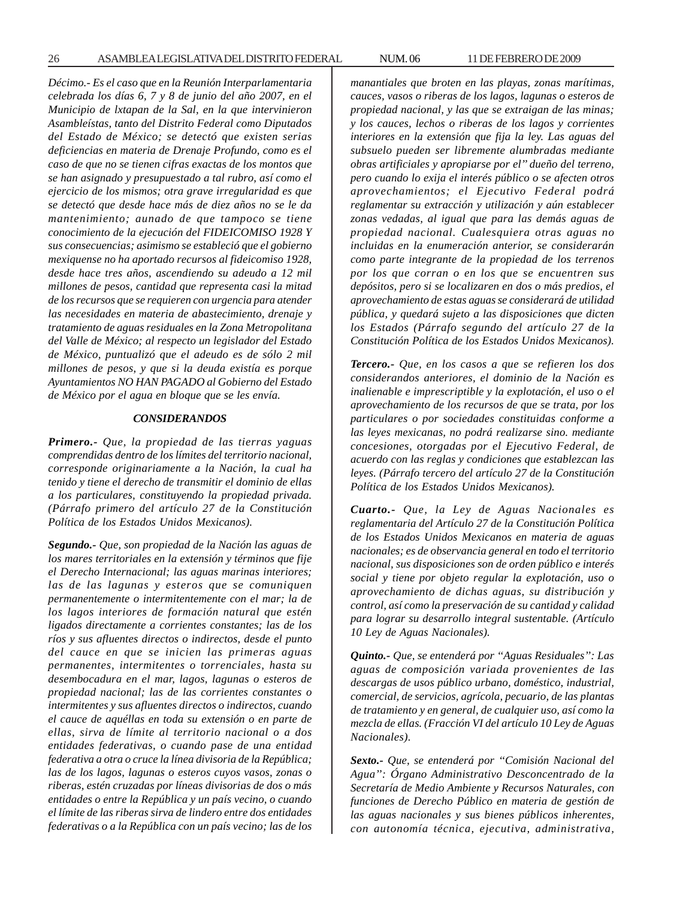*Décimo.- Es el caso que en la Reunión Interparlamentaria celebrada los días 6, 7 y 8 de junio del año 2007, en el Municipio de lxtapan de la Sal, en la que intervinieron Asambleístas, tanto del Distrito Federal como Diputados del Estado de México; se detectó que existen serias deficiencias en materia de Drenaje Profundo, como es el caso de que no se tienen cifras exactas de los montos que se han asignado y presupuestado a tal rubro, así como el ejercicio de los mismos; otra grave irregularidad es que se detectó que desde hace más de diez años no se le da mantenimiento; aunado de que tampoco se tiene conocimiento de la ejecución del FIDEICOMISO 1928 Y sus consecuencias; asimismo se estableció que el gobierno mexiquense no ha aportado recursos al fideicomiso 1928, desde hace tres años, ascendiendo su adeudo a 12 mil millones de pesos, cantidad que representa casi la mitad de los recursos que se requieren con urgencia para atender las necesidades en materia de abastecimiento, drenaje y tratamiento de aguas residuales en la Zona Metropolitana del Valle de México; al respecto un legislador del Estado de México, puntualizó que el adeudo es de sólo 2 mil millones de pesos, y que si la deuda existía es porque Ayuntamientos NO HAN PAGADO al Gobierno del Estado de México por el agua en bloque que se les envía.*

***CONSIDERANDOS***

***Primero.-*** *Que, la propiedad de las tierras yaguas comprendidas dentro de los límites del territorio nacional, corresponde originariamente a la Nación, la cual ha tenido y tiene el derecho de transmitir el dominio de ellas a los particulares, constituyendo la propiedad privada. (Párrafo primero del artículo 27 de la Constitución Política de los Estados Unidos Mexicanos).*

***Segundo.-*** *Que, son propiedad de la Nación las aguas de los mares territoriales en la extensión y términos que fije el Derecho Internacional; las aguas marinas interiores; las de las lagunas y esteros que se comuniquen permanentemente o intermitentemente con el mar; la de los lagos interiores de formación natural que estén ligados directamente a corrientes constantes; las de los ríos y sus afluentes directos o indirectos, desde el punto del cauce en que se inicien las primeras aguas permanentes, intermitentes o torrenciales, hasta su desembocadura en el mar, lagos, lagunas o esteros de propiedad nacional; las de las corrientes constantes o intermitentes y sus afluentes directos o indirectos, cuando el cauce de aquéllas en toda su extensión o en parte de ellas, sirva de límite al territorio nacional o a dos entidades federativas, o cuando pase de una entidad federativa a otra o cruce la línea divisoria de la República; las de los lagos, lagunas o esteros cuyos vasos, zonas o riberas, estén cruzadas por líneas divisorias de dos o más entidades o entre la República y un país vecino, o cuando el límite de las riberas sirva de lindero entre dos entidades federativas o a la República con un país vecino; las de los manantiales que broten en las playas, zonas marítimas, cauces, vasos o riberas de los lagos, lagunas o esteros de propiedad nacional, y las que se extraigan de las minas; y los cauces, lechos o riberas de los lagos y corrientes interiores en la extensión que fija la ley. Las aguas del subsuelo pueden ser libremente alumbradas mediante obras artificiales y apropiarse por el" dueño del terreno, pero cuando lo exija el interés público o se afecten otros aprovechamientos; el Ejecutivo Federal podrá reglamentar su extracción y utilización y aún establecer zonas vedadas, al igual que para las demás aguas de propiedad nacional. Cualesquiera otras aguas no incluidas en la enumeración anterior, se considerarán como parte integrante de la propiedad de los terrenos por los que corran o en los que se encuentren sus depósitos, pero si se localizaren en dos o más predios, el aprovechamiento de estas aguas se considerará de utilidad pública, y quedará sujeto a las disposiciones que dicten los Estados (Párrafo segundo del artículo 27 de la Constitución Política de los Estados Unidos Mexicanos).*

***Tercero.-*** *Que, en los casos a que se refieren los dos considerandos anteriores, el dominio de la Nación es inalienable e imprescriptible y la explotación, el uso o el aprovechamiento de los recursos de que se trata, por los particulares o por sociedades constituidas conforme a las leyes mexicanas, no podrá realizarse sino. mediante concesiones, otorgadas por el Ejecutivo Federal, de acuerdo con las reglas y condiciones que establezcan las leyes. (Párrafo tercero del artículo 27 de la Constitución Política de los Estados Unidos Mexicanos).*

***Cuarto.-*** *Que, la Ley de Aguas Nacionales es reglamentaria del Artículo 27 de la Constitución Política de los Estados Unidos Mexicanos en materia de aguas nacionales; es de observancia general en todo el territorio nacional, sus disposiciones son de orden público e interés social y tiene por objeto regular la explotación, uso o aprovechamiento de dichas aguas, su distribución y control, así como la preservación de su cantidad y calidad para lograr su desarrollo integral sustentable. (Artículo 10 Ley de Aguas Nacionales).*

***Quinto.-*** *Que, se entenderá por "Aguas Residuales": Las aguas de composición variada provenientes de las descargas de usos público urbano, doméstico, industrial, comercial, de servicios, agrícola, pecuario, de las plantas de tratamiento y en general, de cualquier uso, así como la mezcla de ellas. (Fracción VI del artículo 10 Ley de Aguas Nacionales).*

***Sexto.-*** *Que, se entenderá por "Comisión Nacional del Agua": Órgano Administrativo Desconcentrado de la Secretaría de Medio Ambiente y Recursos Naturales, con funciones de Derecho Público en materia de gestión de las aguas nacionales y sus bienes públicos inherentes, con autonomía técnica, ejecutiva, administrativa,*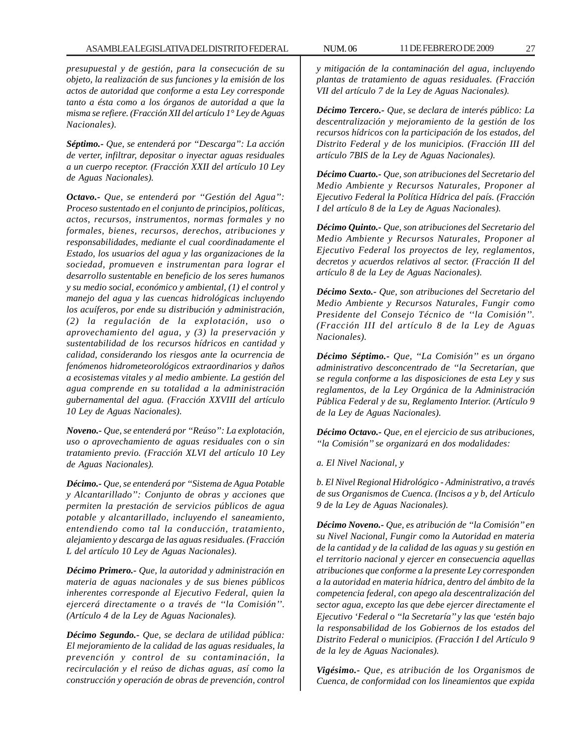*presupuestal y de gestión, para la consecución de su objeto, la realización de sus funciones y la emisión de los actos de autoridad que conforme a esta Ley corresponde tanto a ésta como a los órganos de autoridad a que la misma se refiere. (Fracción XII del artículo 1° Ley de Aguas Nacionales).*

***Séptimo.-*** *Que, se entenderá por "Descarga": La acción de verter, infiltrar, depositar o inyectar aguas residuales a un cuerpo receptor. (Fracción XXII del artículo 10 Ley de Aguas Nacionales).*

***Octavo.-*** *Que, se entenderá por "Gestión del Agua": Proceso sustentado en el conjunto de principios, políticas, actos, recursos, instrumentos, normas formales y no formales, bienes, recursos, derechos, atribuciones y responsabilidades, mediante el cual coordinadamente el Estado, los usuarios del agua y las organizaciones de la sociedad, promueven e instrumentan para lograr el desarrollo sustentable en beneficio de los seres humanos y su medio social, económico y ambiental, (1) el control y manejo del agua y las cuencas hidrológicas incluyendo los acuíferos, por ende su distribución y administración, (2) la regulación de la explotación, uso o aprovechamiento del agua, y (3) la preservación y sustentabilidad de los recursos hídricos en cantidad y calidad, considerando los riesgos ante la ocurrencia de fenómenos hidrometeorológicos extraordinarios y daños a ecosistemas vitales y al medio ambiente. La gestión del agua comprende en su totalidad a la administración gubernamental del agua. (Fracción XXVIII del artículo 10 Ley de Aguas Nacionales).*

***Noveno.-*** *Que, se entenderá por "Reúso": La explotación, uso o aprovechamiento de aguas residuales con o sin tratamiento previo. (Fracción XLVI del artículo 10 Ley de Aguas Nacionales).*

***Décimo.-*** *Que, se entenderá por "Sistema de Agua Potable y Alcantarillado": Conjunto de obras y acciones que permiten la prestación de servicios públicos de agua potable y alcantarillado, incluyendo el saneamiento, entendiendo como tal la conducción, tratamiento, alejamiento y descarga de las aguas residuales. (Fracción L del artículo 10 Ley de Aguas Nacionales).*

***Décimo Primero.-*** *Que, la autoridad y administración en materia de aguas nacionales y de sus bienes públicos inherentes corresponde al Ejecutivo Federal, quien la ejercerá directamente o a través de "la Comisión". (Artículo 4 de la Ley de Aguas Nacionales).*

***Décimo Segundo.-*** *Que, se declara de utilidad pública: El mejoramiento de la calidad de las aguas residuales, la prevención y control de su contaminación, la recirculación y el reúso de dichas aguas, así como la construcción y operación de obras de prevención, control y mitigación de la contaminación del agua, incluyendo plantas de tratamiento de aguas residuales. (Fracción VII del artículo 7 de la Ley de Aguas Nacionales).*

***Décimo Tercero.-*** *Que, se declara de interés público: La descentralización y mejoramiento de la gestión de los recursos hídricos con la participación de los estados, del Distrito Federal y de los municipios. (Fracción III del artículo 7BIS de la Ley de Aguas Nacionales).*

***Décimo Cuarto.-*** *Que, son atribuciones del Secretario del Medio Ambiente y Recursos Naturales, Proponer al Ejecutivo Federal la Política Hídrica del país. (Fracción I del artículo 8 de la Ley de Aguas Nacionales).*

***Décimo Quinto.-*** *Que, son atribuciones del Secretario del Medio Ambiente y Recursos Naturales, Proponer al Ejecutivo Federal los proyectos de ley, reglamentos, decretos y acuerdos relativos al sector. (Fracción II del artículo 8 de la Ley de Aguas Nacionales).*

***Décimo Sexto.-*** *Que, son atribuciones del Secretario del Medio Ambiente y Recursos Naturales, Fungir como Presidente del Consejo Técnico de "la Comisión". (Fracción III del artículo 8 de la Ley de Aguas Nacionales).*

***Décimo Séptimo.-*** *Que, "La Comisión" es un órgano administrativo desconcentrado de "la Secretarían, que se regula conforme a las disposiciones de esta Ley y sus reglamentos, de la Ley Orgánica de la Administración Pública Federal y de su, Reglamento Interior. (Artículo 9 de la Ley de Aguas Nacionales).*

***Décimo Octavo.-*** *Que, en el ejercicio de sus atribuciones, "la Comisión" se organizará en dos modalidades:*

*a. El Nivel Nacional, y*

*b. El Nivel Regional Hidrológico - Administrativo, a través de sus Organismos de Cuenca. (Incisos a y b, del Artículo 9 de la Ley de Aguas Nacionales).*

***Décimo Noveno.-*** *Que, es atribución de "la Comisión" en su Nivel Nacional, Fungir como la Autoridad en materia de la cantidad y de la calidad de las aguas y su gestión en el territorio nacional y ejercer en consecuencia aquellas atribuciones que conforme a la presente Ley corresponden a la autoridad en materia hídrica, dentro del ámbito de la competencia federal, con apego ala descentralización del sector agua, excepto las que debe ejercer directamente el Ejecutivo 'Federal o "la Secretaría" y las que 'estén bajo la responsabilidad de los Gobiernos de los estados del Distrito Federal o municipios. (Fracción I del Artículo 9 de la ley de Aguas Nacionales).*

***Vigésimo.-*** *Que, es atribución de los Organismos de Cuenca, de conformidad con los lineamientos que expida*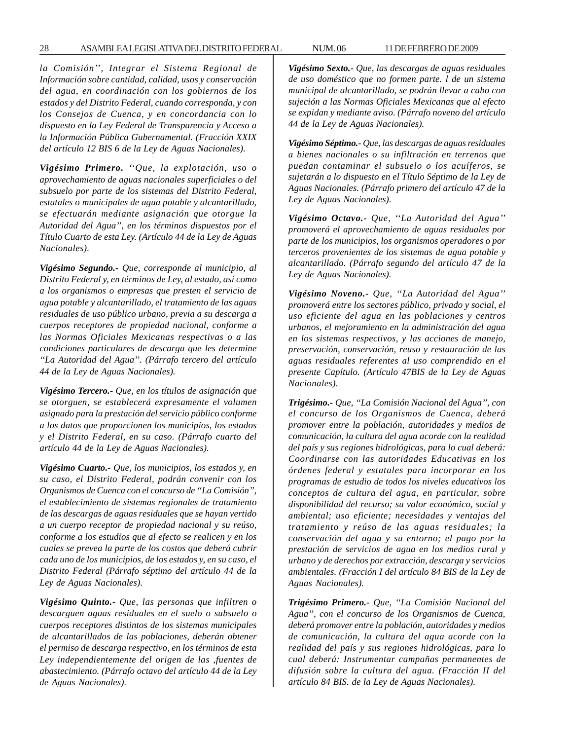*la Comisión'', Integrar el Sistema Regional de Información sobre cantidad, calidad, usos y conservación del agua, en coordinación con los gobiernos de los estados y del Distrito Federal, cuando corresponda, y con los Consejos de Cuenca, y en concordancia con lo dispuesto en la Ley Federal de Transparencia y Acceso a la Información Pública Gubernamental. (Fracción XXIX del artículo 12 BIS 6 de la Ley de Aguas Nacionales).*

***Vigésimo Primero.*** *''Que, la explotación, uso o aprovechamiento de aguas nacionales superficiales o del subsuelo por parte de los sistemas del Distrito Federal, estatales o municipales de agua potable y alcantarillado, se efectuarán mediante asignación que otorgue la Autoridad del Agua'', en los términos dispuestos por el Título Cuarto de esta Ley. (Artículo 44 de la Ley de Aguas Nacionales).*

***Vigésimo Segundo.-*** *Que, corresponde al municipio, al Distrito Federal y, en términos de Ley, al estado, así como a los organismos o empresas que presten el servicio de agua potable y alcantarillado, el tratamiento de las aguas residuales de uso público urbano, previa a su descarga a cuerpos receptores de propiedad nacional, conforme a las Normas Oficiales Mexicanas respectivas o a las condiciones particulares de descarga que les determine ''La Autoridad del Agua''. (Párrafo tercero del artículo 44 de la Ley de Aguas Nacionales).*

***Vigésimo Tercero.-*** *Que, en los títulos de asignación que se otorguen, se establecerá expresamente el volumen asignado para la prestación del servicio público conforme a los datos que proporcionen los municipios, los estados y el Distrito Federal, en su caso. (Párrafo cuarto del artículo 44 de la Ley de Aguas Nacionales).*

***Vigésimo Cuarto.-*** *Que, los municipios, los estados y, en su caso, el Distrito Federal, podrán convenir con los Organismos de Cuenca con el concurso de ''La Comisión'', el establecimiento de sistemas regionales de tratamiento de las descargas de aguas residuales que se hayan vertido a un cuerpo receptor de propiedad nacional y su reúso, conforme a los estudios que al efecto se realicen y en los cuales se prevea la parte de los costos que deberá cubrir cada uno de los municipios, de los estados y, en su caso, el Distrito Federal (Párrafo séptimo del artículo 44 de la Ley de Aguas Nacionales).*

***Vigésimo Quinto.-*** *Que, las personas que infiltren o descarguen aguas residuales en el suelo o subsuelo o cuerpos receptores distintos de los sistemas municipales de alcantarillados de las poblaciones, deberán obtener el permiso de descarga respectivo, en los términos de esta Ley independientemente del origen de las ,fuentes de abastecimiento. (Párrafo octavo del artículo 44 de la Ley de Aguas Nacionales).*

***Vigésimo Sexto.-*** *Que, las descargas de aguas residuales de uso doméstico que no formen parte. l de un sistema municipal de alcantarillado, se podrán llevar a cabo con sujeción a las Normas Oficiales Mexicanas que al efecto se expidan y mediante aviso. (Párrafo noveno del artículo 44 de la Ley de Aguas Nacionales).*

***Vigésimo Séptimo.-*** *Que, las descargas de aguas residuales a bienes nacionales o su infiltración en terrenos que puedan contaminar el subsuelo o los acuíferos, se sujetarán a lo dispuesto en el Título Séptimo de la Ley de Aguas Nacionales. (Párrafo primero del artículo 47 de la Ley de Aguas Nacionales).*

***Vigésimo Octavo.-*** *Que, ''La Autoridad del Agua'' promoverá el aprovechamiento de aguas residuales por parte de los municipios, los organismos operadores o por terceros provenientes de los sistemas de agua potable y alcantarillado. (Párrafo segundo del artículo 47 de la Ley de Aguas Nacionales).*

***Vigésimo Noveno.-*** *Que, ''La Autoridad del Agua'' promoverá entre los sectores público, privado y social, el uso eficiente del agua en las poblaciones y centros urbanos, el mejoramiento en la administración del agua en los sistemas respectivos, y las acciones de manejo, preservación, conservación, reuso y restauración de las aguas residuales referentes al uso comprendido en el presente Capítulo. (Artículo 47BIS de la Ley de Aguas Nacionales).*

***Trigésimo.-*** *Que, ''La Comisión Nacional del Agua'', con el concurso de los Organismos de Cuenca, deberá promover entre la población, autoridades y medios de comunicación, la cultura del agua acorde con la realidad del país y sus regiones hidrológicas, para lo cual deberá: Coordinarse con las autoridades Educativas en los órdenes federal y estatales para incorporar en los programas de estudio de todos los niveles educativos los conceptos de cultura del agua, en particular, sobre disponibilidad del recurso; su valor económico, social y ambiental; uso eficiente; necesidades y ventajas del tratamiento y reúso de las aguas residuales; la conservación del agua y su entorno; el pago por la prestación de servicios de agua en los medios rural y urbano y de derechos por extracción, descarga y servicios ambientales. (Fracción I del artículo 84 BIS de la Ley de Aguas Nacionales).*

***Trigésimo Primero.-*** *Que, ''La Comisión Nacional del Agua'', con el concurso de los Organismos de Cuenca, deberá promover entre la población, autoridades y medios de comunicación, la cultura del agua acorde con la realidad del país y sus regiones hidrológicas, para lo cual deberá: Instrumentar campañas permanentes de difusión sobre la cultura del agua. (Fracción II del artículo 84 BIS. de la Ley de Aguas Nacionales).*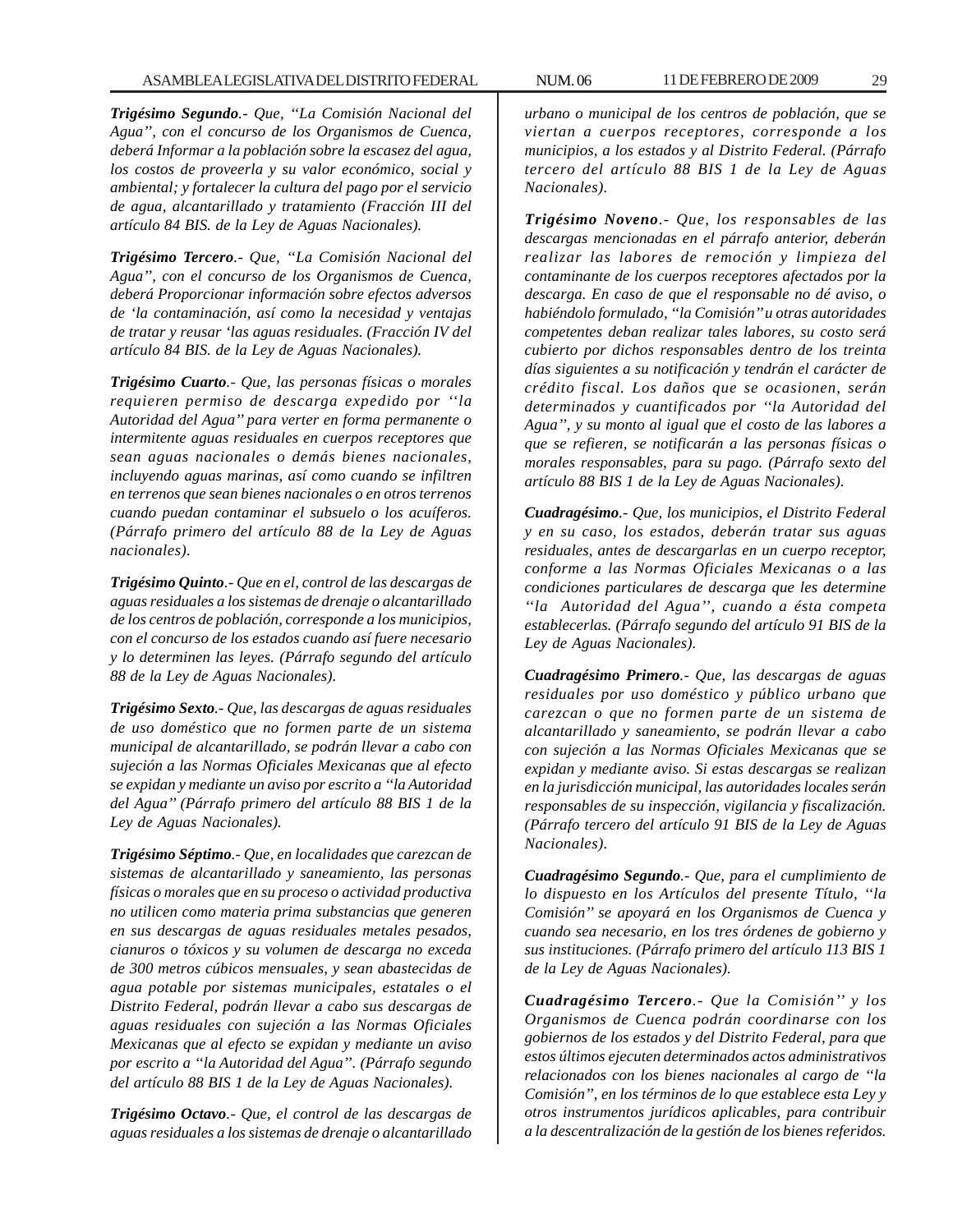***Trigésimo Segundo**.- Que, ''La Comisión Nacional del Agua'', con el concurso de los Organismos de Cuenca, deberá Informar a la población sobre la escasez del agua, los costos de proveerla y su valor económico, social y ambiental; y fortalecer la cultura del pago por el servicio de agua, alcantarillado y tratamiento (Fracción III del artículo 84 BIS. de la Ley de Aguas Nacionales).*

***Trigésimo Tercero**.- Que, ''La Comisión Nacional del Agua'', con el concurso de los Organismos de Cuenca, deberá Proporcionar información sobre efectos adversos de 'la contaminación, así como la necesidad y ventajas de tratar y reusar 'las aguas residuales. (Fracción IV del artículo 84 BIS. de la Ley de Aguas Nacionales).*

***Trigésimo Cuarto**.- Que, las personas físicas o morales requieren permiso de descarga expedido por ''la Autoridad del Agua'' para verter en forma permanente o intermitente aguas residuales en cuerpos receptores que sean aguas nacionales o demás bienes nacionales, incluyendo aguas marinas, así como cuando se infiltren en terrenos que sean bienes nacionales o en otros terrenos cuando puedan contaminar el subsuelo o los acuíferos. (Párrafo primero del artículo 88 de la Ley de Aguas nacionales).*

***Trigésimo Quinto**.- Que en el, control de las descargas de aguas residuales a los sistemas de drenaje o alcantarillado de los centros de población, corresponde a los municipios, con el concurso de los estados cuando así fuere necesario y lo determinen las leyes. (Párrafo segundo del artículo 88 de la Ley de Aguas Nacionales).*

***Trigésimo Sexto**.- Que, las descargas de aguas residuales de uso doméstico que no formen parte de un sistema municipal de alcantarillado, se podrán llevar a cabo con sujeción a las Normas Oficiales Mexicanas que al efecto se expidan y mediante un aviso por escrito a ''la Autoridad del Agua'' (Párrafo primero del artículo 88 BIS 1 de la Ley de Aguas Nacionales).*

***Trigésimo Séptimo**.- Que, en localidades que carezcan de sistemas de alcantarillado y saneamiento, las personas físicas o morales que en su proceso o actividad productiva no utilicen como materia prima substancias que generen en sus descargas de aguas residuales metales pesados, cianuros o tóxicos y su volumen de descarga no exceda de 300 metros cúbicos mensuales, y sean abastecidas de agua potable por sistemas municipales, estatales o el Distrito Federal, podrán llevar a cabo sus descargas de aguas residuales con sujeción a las Normas Oficiales Mexicanas que al efecto se expidan y mediante un aviso por escrito a ''la Autoridad del Agua''. (Párrafo segundo del artículo 88 BIS 1 de la Ley de Aguas Nacionales).*

***Trigésimo Octavo**.- Que, el control de las descargas de aguas residuales a los sistemas de drenaje o alcantarillado urbano o municipal de los centros de población, que se viertan a cuerpos receptores, corresponde a los municipios, a los estados y al Distrito Federal. (Párrafo tercero del artículo 88 BIS 1 de la Ley de Aguas Nacionales).*

***Trigésimo Noveno**.- Que, los responsables de las descargas mencionadas en el párrafo anterior, deberán realizar las labores de remoción y limpieza del contaminante de los cuerpos receptores afectados por la descarga. En caso de que el responsable no dé aviso, o habiéndolo formulado, ''la Comisión'' u otras autoridades competentes deban realizar tales labores, su costo será cubierto por dichos responsables dentro de los treinta días siguientes a su notificación y tendrán el carácter de crédito fiscal. Los daños que se ocasionen, serán determinados y cuantificados por ''la Autoridad del Agua'', y su monto al igual que el costo de las labores a que se refieren, se notificarán a las personas físicas o morales responsables, para su pago. (Párrafo sexto del artículo 88 BIS 1 de la Ley de Aguas Nacionales).*

***Cuadragésimo**.- Que, los municipios, el Distrito Federal y en su caso, los estados, deberán tratar sus aguas residuales, antes de descargarlas en un cuerpo receptor, conforme a las Normas Oficiales Mexicanas o a las condiciones particulares de descarga que les determine ''la Autoridad del Agua'', cuando a ésta competa establecerlas. (Párrafo segundo del artículo 91 BIS de la Ley de Aguas Nacionales).*

***Cuadragésimo Primero**.- Que, las descargas de aguas residuales por uso doméstico y público urbano que carezcan o que no formen parte de un sistema de alcantarillado y saneamiento, se podrán llevar a cabo con sujeción a las Normas Oficiales Mexicanas que se expidan y mediante aviso. Si estas descargas se realizan en la jurisdicción municipal, las autoridades locales serán responsables de su inspección, vigilancia y fiscalización. (Párrafo tercero del artículo 91 BIS de la Ley de Aguas Nacionales).*

***Cuadragésimo Segundo**.- Que, para el cumplimiento de lo dispuesto en los Artículos del presente Título, ''la Comisión'' se apoyará en los Organismos de Cuenca y cuando sea necesario, en los tres órdenes de gobierno y sus instituciones. (Párrafo primero del artículo 113 BIS 1 de la Ley de Aguas Nacionales).*

***Cuadragésimo Tercero**.- Que la Comisión'' y los Organismos de Cuenca podrán coordinarse con los gobiernos de los estados y del Distrito Federal, para que estos últimos ejecuten determinados actos administrativos relacionados con los bienes nacionales al cargo de ''la Comisión'', en los términos de lo que establece esta Ley y otros instrumentos jurídicos aplicables, para contribuir a la descentralización de la gestión de los bienes referidos.*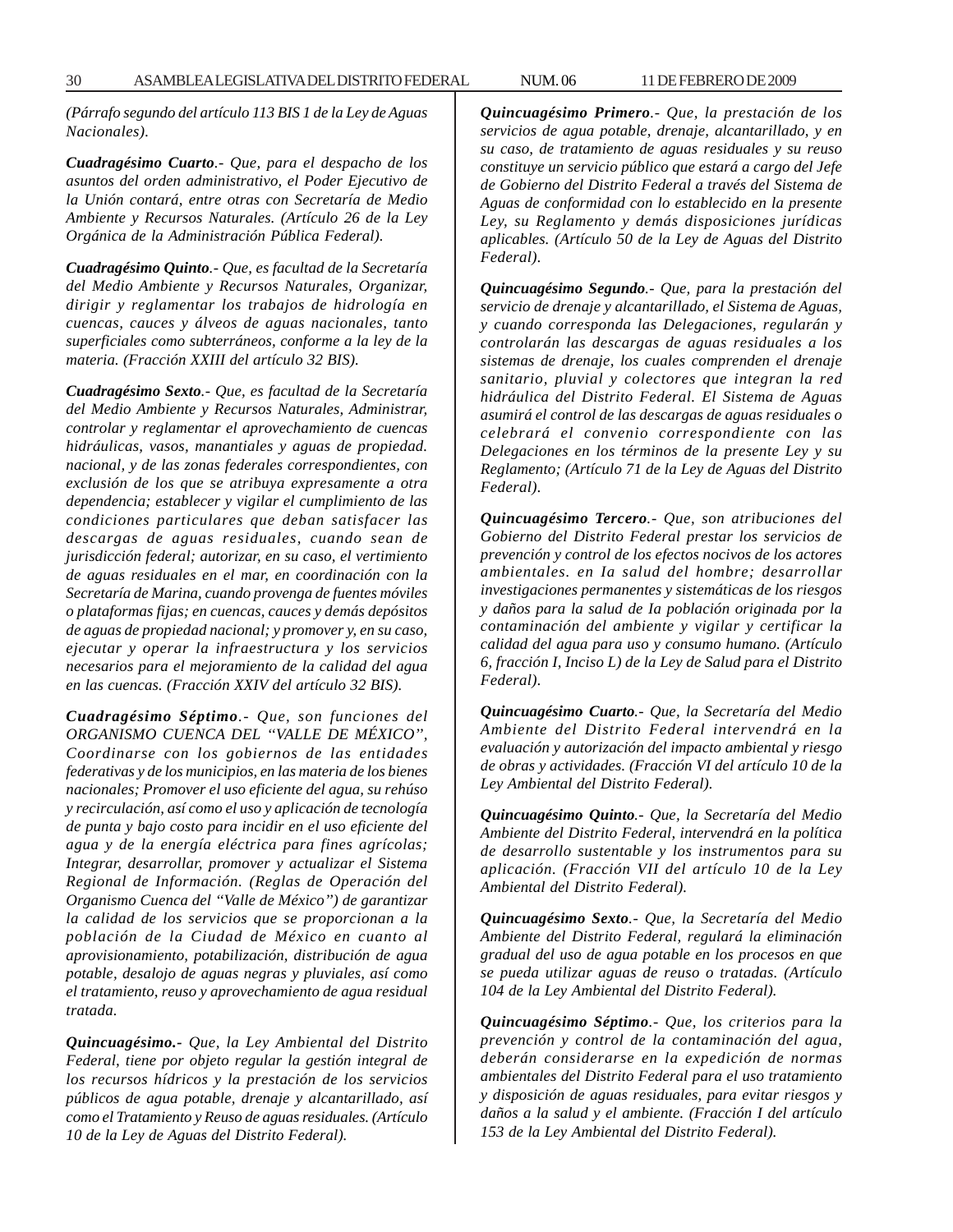*(Párrafo segundo del artículo 113 BIS 1 de la Ley de Aguas Nacionales).*

***Cuadragésimo Cuarto**.- Que, para el despacho de los asuntos del orden administrativo, el Poder Ejecutivo de la Unión contará, entre otras con Secretaría de Medio Ambiente y Recursos Naturales. (Artículo 26 de la Ley Orgánica de la Administración Pública Federal).*

***Cuadragésimo Quinto**.- Que, es facultad de la Secretaría del Medio Ambiente y Recursos Naturales, Organizar, dirigir y reglamentar los trabajos de hidrología en cuencas, cauces y álveos de aguas nacionales, tanto superficiales como subterráneos, conforme a la ley de la materia. (Fracción XXIII del artículo 32 BIS).*

***Cuadragésimo Sexto**.- Que, es facultad de la Secretaría del Medio Ambiente y Recursos Naturales, Administrar, controlar y reglamentar el aprovechamiento de cuencas hidráulicas, vasos, manantiales y aguas de propiedad. nacional, y de las zonas federales correspondientes, con exclusión de los que se atribuya expresamente a otra dependencia; establecer y vigilar el cumplimiento de las condiciones particulares que deban satisfacer las descargas de aguas residuales, cuando sean de jurisdicción federal; autorizar, en su caso, el vertimiento de aguas residuales en el mar, en coordinación con la Secretaría de Marina, cuando provenga de fuentes móviles o plataformas fijas; en cuencas, cauces y demás depósitos de aguas de propiedad nacional; y promover y, en su caso, ejecutar y operar la infraestructura y los servicios necesarios para el mejoramiento de la calidad del agua en las cuencas. (Fracción XXIV del artículo 32 BIS).*

***Cuadragésimo Séptimo**.- Que, son funciones del ORGANISMO CUENCA DEL "VALLE DE MÉXICO", Coordinarse con los gobiernos de las entidades federativas y de los municipios, en las materia de los bienes nacionales; Promover el uso eficiente del agua, su rehúso y recirculación, así como el uso y aplicación de tecnología de punta y bajo costo para incidir en el uso eficiente del agua y de la energía eléctrica para fines agrícolas; Integrar, desarrollar, promover y actualizar el Sistema Regional de Información. (Reglas de Operación del Organismo Cuenca del "Valle de México") de garantizar la calidad de los servicios que se proporcionan a la población de la Ciudad de México en cuanto al aprovisionamiento, potabilización, distribución de agua potable, desalojo de aguas negras y pluviales, así como el tratamiento, reuso y aprovechamiento de agua residual tratada.*

***Quincuagésimo.**- Que, la Ley Ambiental del Distrito Federal, tiene por objeto regular la gestión integral de los recursos hídricos y la prestación de los servicios públicos de agua potable, drenaje y alcantarillado, así como el Tratamiento y Reuso de aguas residuales. (Artículo 10 de la Ley de Aguas del Distrito Federal).*

***Quincuagésimo Primero**.- Que, la prestación de los servicios de agua potable, drenaje, alcantarillado, y en su caso, de tratamiento de aguas residuales y su reuso constituye un servicio público que estará a cargo del Jefe de Gobierno del Distrito Federal a través del Sistema de Aguas de conformidad con lo establecido en la presente Ley, su Reglamento y demás disposiciones jurídicas aplicables. (Artículo 50 de la Ley de Aguas del Distrito Federal).*

***Quincuagésimo Segundo**.- Que, para la prestación del servicio de drenaje y alcantarillado, el Sistema de Aguas, y cuando corresponda las Delegaciones, regularán y controlarán las descargas de aguas residuales a los sistemas de drenaje, los cuales comprenden el drenaje sanitario, pluvial y colectores que integran la red hidráulica del Distrito Federal. El Sistema de Aguas asumirá el control de las descargas de aguas residuales o celebrará el convenio correspondiente con las Delegaciones en los términos de la presente Ley y su Reglamento; (Artículo 71 de la Ley de Aguas del Distrito Federal).*

***Quincuagésimo Tercero**.- Que, son atribuciones del Gobierno del Distrito Federal prestar los servicios de prevención y control de los efectos nocivos de los actores ambientales. en Ia salud del hombre; desarrollar investigaciones permanentes y sistemáticas de los riesgos y daños para la salud de Ia población originada por la contaminación del ambiente y vigilar y certificar la calidad del agua para uso y consumo humano. (Artículo 6, fracción I, Inciso L) de la Ley de Salud para el Distrito Federal).*

***Quincuagésimo Cuarto**.- Que, la Secretaría del Medio Ambiente del Distrito Federal intervendrá en la evaluación y autorización del impacto ambiental y riesgo de obras y actividades. (Fracción VI del artículo 10 de la Ley Ambiental del Distrito Federal).*

***Quincuagésimo Quinto**.- Que, la Secretaría del Medio Ambiente del Distrito Federal, intervendrá en la política de desarrollo sustentable y los instrumentos para su aplicación. (Fracción VII del artículo 10 de la Ley Ambiental del Distrito Federal).*

***Quincuagésimo Sexto**.- Que, la Secretaría del Medio Ambiente del Distrito Federal, regulará la eliminación gradual del uso de agua potable en los procesos en que se pueda utilizar aguas de reuso o tratadas. (Artículo 104 de la Ley Ambiental del Distrito Federal).*

***Quincuagésimo Séptimo**.- Que, los criterios para la prevención y control de la contaminación del agua, deberán considerarse en la expedición de normas ambientales del Distrito Federal para el uso tratamiento y disposición de aguas residuales, para evitar riesgos y daños a la salud y el ambiente. (Fracción I del artículo 153 de la Ley Ambiental del Distrito Federal).*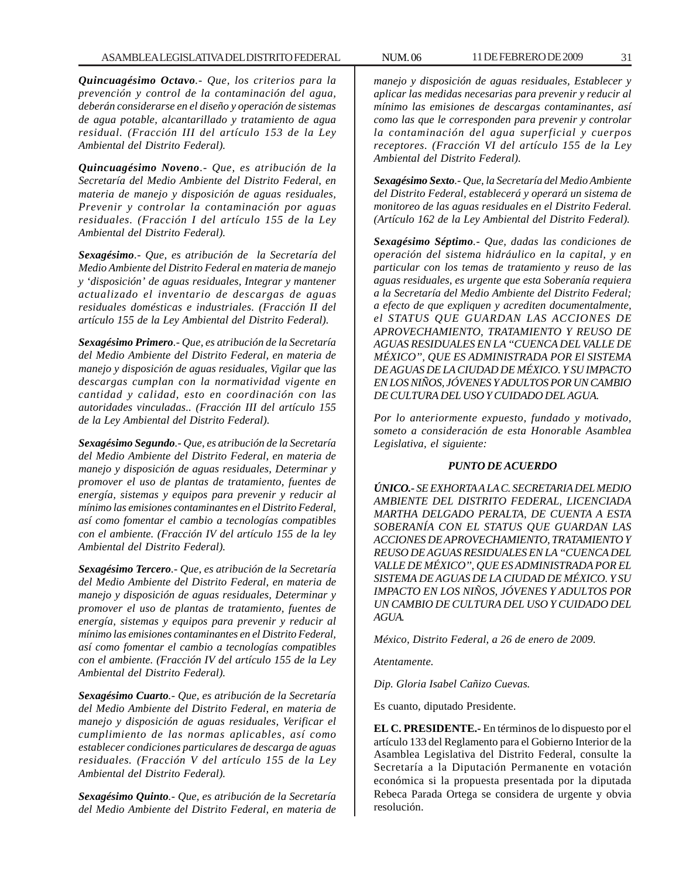***Quincuagésimo Octavo***.- *Que, los criterios para la prevención y control de la contaminación del agua, deberán considerarse en el diseño y operación de sistemas de agua potable, alcantarillado y tratamiento de agua residual. (Fracción III del artículo 153 de la Ley Ambiental del Distrito Federal).*

***Quincuagésimo Noveno***.- *Que, es atribución de la Secretaría del Medio Ambiente del Distrito Federal, en materia de manejo y disposición de aguas residuales, Prevenir y controlar la contaminación por aguas residuales. (Fracción I del artículo 155 de la Ley Ambiental del Distrito Federal).*

***Sexagésimo***.- *Que, es atribución de la Secretaría del Medio Ambiente del Distrito Federal en materia de manejo y 'disposición' de aguas residuales, Integrar y mantener actualizado el inventario de descargas de aguas residuales domésticas e industriales. (Fracción II del artículo 155 de la Ley Ambiental del Distrito Federal).*

***Sexagésimo Primero***.- *Que, es atribución de la Secretaría del Medio Ambiente del Distrito Federal, en materia de manejo y disposición de aguas residuales, Vigilar que las descargas cumplan con la normatividad vigente en cantidad y calidad, esto en coordinación con las autoridades vinculadas.. (Fracción III del artículo 155 de la Ley Ambiental del Distrito Federal).*

***Sexagésimo Segundo***.- *Que, es atribución de la Secretaría del Medio Ambiente del Distrito Federal, en materia de manejo y disposición de aguas residuales, Determinar y promover el uso de plantas de tratamiento, fuentes de energía, sistemas y equipos para prevenir y reducir al mínimo las emisiones contaminantes en el Distrito Federal, así como fomentar el cambio a tecnologías compatibles con el ambiente. (Fracción IV del artículo 155 de la ley Ambiental del Distrito Federal).*

***Sexagésimo Tercero***.- *Que, es atribución de la Secretaría del Medio Ambiente del Distrito Federal, en materia de manejo y disposición de aguas residuales, Determinar y promover el uso de plantas de tratamiento, fuentes de energía, sistemas y equipos para prevenir y reducir al mínimo las emisiones contaminantes en el Distrito Federal, así como fomentar el cambio a tecnologías compatibles con el ambiente. (Fracción IV del artículo 155 de la Ley Ambiental del Distrito Federal).*

***Sexagésimo Cuarto***.- *Que, es atribución de la Secretaría del Medio Ambiente del Distrito Federal, en materia de manejo y disposición de aguas residuales, Verificar el cumplimiento de las normas aplicables, así como establecer condiciones particulares de descarga de aguas residuales. (Fracción V del artículo 155 de la Ley Ambiental del Distrito Federal).*

***Sexagésimo Quinto***.- *Que, es atribución de la Secretaría del Medio Ambiente del Distrito Federal, en materia de manejo y disposición de aguas residuales, Establecer y aplicar las medidas necesarias para prevenir y reducir al mínimo las emisiones de descargas contaminantes, así como las que le corresponden para prevenir y controlar la contaminación del agua superficial y cuerpos receptores. (Fracción VI del artículo 155 de la Ley Ambiental del Distrito Federal).*

***Sexagésimo Sexto***.- *Que, la Secretaría del Medio Ambiente del Distrito Federal, establecerá y operará un sistema de monitoreo de las aguas residuales en el Distrito Federal. (Artículo 162 de la Ley Ambiental del Distrito Federal).*

***Sexagésimo Séptimo***.- *Que, dadas las condiciones de operación del sistema hidráulico en la capital, y en particular con los temas de tratamiento y reuso de las aguas residuales, es urgente que esta Soberanía requiera a la Secretaría del Medio Ambiente del Distrito Federal; a efecto de que expliquen y acrediten documentalmente, el STATUS QUE GUARDAN LAS ACCIONES DE APROVECHAMIENTO, TRATAMIENTO Y REUSO DE AGUAS RESIDUALES EN LA "CUENCA DEL VALLE DE MÉXICO", QUE ES ADMINISTRADA POR El SISTEMA DE AGUAS DE LA CIUDAD DE MÉXICO. Y SU IMPACTO EN LOS NIÑOS, JÓVENES Y ADULTOS POR UN CAMBIO DE CULTURA DEL USO Y CUIDADO DEL AGUA.*

*Por lo anteriormente expuesto, fundado y motivado, someto a consideración de esta Honorable Asamblea Legislativa, el siguiente:*

***PUNTO DE ACUERDO***

***ÚNICO.-*** *SE EXHORTA A LA C. SECRETARIA DEL MEDIO AMBIENTE DEL DISTRITO FEDERAL, LICENCIADA MARTHA DELGADO PERALTA, DE CUENTA A ESTA SOBERANÍA CON EL STATUS QUE GUARDAN LAS ACCIONES DE APROVECHAMIENTO, TRATAMIENTO Y REUSO DE AGUAS RESIDUALES EN LA "CUENCA DEL VALLE DE MÉXICO", QUE ES ADMINISTRADA POR EL SISTEMA DE AGUAS DE LA CIUDAD DE MÉXICO. Y SU IMPACTO EN LOS NIÑOS, JÓVENES Y ADULTOS POR UN CAMBIO DE CULTURA DEL USO Y CUIDADO DEL AGUA.*

*México, Distrito Federal, a 26 de enero de 2009.*

*Atentamente.*

*Dip. Gloria Isabel Cañizo Cuevas.*

Es cuanto, diputado Presidente.

**EL C. PRESIDENTE.-** En términos de lo dispuesto por el artículo 133 del Reglamento para el Gobierno Interior de la Asamblea Legislativa del Distrito Federal, consulte la Secretaría a la Diputación Permanente en votación económica si la propuesta presentada por la diputada Rebeca Parada Ortega se considera de urgente y obvia resolución.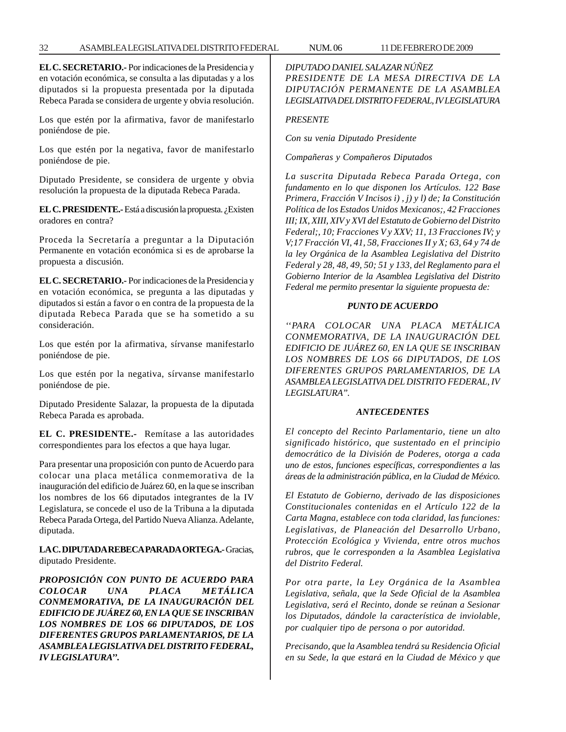**EL C. SECRETARIO.-** Por indicaciones de la Presidencia y en votación económica, se consulta a las diputadas y a los diputados si la propuesta presentada por la diputada Rebeca Parada se considera de urgente y obvia resolución.

Los que estén por la afirmativa, favor de manifestarlo poniéndose de pie.

Los que estén por la negativa, favor de manifestarlo poniéndose de pie.

Diputado Presidente, se considera de urgente y obvia resolución la propuesta de la diputada Rebeca Parada.

**EL C. PRESIDENTE.-** Está a discusión la propuesta. ¿Existen oradores en contra?

Proceda la Secretaría a preguntar a la Diputación Permanente en votación económica si es de aprobarse la propuesta a discusión.

**EL C. SECRETARIO.-** Por indicaciones de la Presidencia y en votación económica, se pregunta a las diputadas y diputados si están a favor o en contra de la propuesta de la diputada Rebeca Parada que se ha sometido a su consideración.

Los que estén por la afirmativa, sírvanse manifestarlo poniéndose de pie.

Los que estén por la negativa, sírvanse manifestarlo poniéndose de pie.

Diputado Presidente Salazar, la propuesta de la diputada Rebeca Parada es aprobada.

**EL C. PRESIDENTE.-** Remítase a las autoridades correspondientes para los efectos a que haya lugar.

Para presentar una proposición con punto de Acuerdo para colocar una placa metálica conmemorativa de la inauguración del edificio de Juárez 60, en la que se inscriban los nombres de los 66 diputados integrantes de la IV Legislatura, se concede el uso de la Tribuna a la diputada Rebeca Parada Ortega, del Partido Nueva Alianza. Adelante, diputada.

**LA C. DIPUTADA REBECA PARADA ORTEGA.-** Gracias, diputado Presidente.

***PROPOSICIÓN CON PUNTO DE ACUERDO PARA COLOCAR UNA PLACA METÁLICA CONMEMORATIVA, DE LA INAUGURACIÓN DEL EDIFICIO DE JUÁREZ 60, EN LA QUE SE INSCRIBAN LOS NOMBRES DE LOS 66 DIPUTADOS, DE LOS DIFERENTES GRUPOS PARLAMENTARIOS, DE LA ASAMBLEA LEGISLATIVA DEL DISTRITO FEDERAL, IV LEGISLATURA".***

*DIPUTADO DANIEL SALAZAR NÚÑEZ*
*PRESIDENTE DE LA MESA DIRECTIVA DE LA DIPUTACIÓN PERMANENTE DE LA ASAMBLEA LEGISLATIVA DEL DISTRITO FEDERAL, IV LEGISLATURA*

*PRESENTE*

*Con su venia Diputado Presidente*

*Compañeras y Compañeros Diputados*

*La suscrita Diputada Rebeca Parada Ortega, con fundamento en lo que disponen los Artículos. 122 Base Primera, Fracción V Incisos i) , j) y l) de; Ia Constitución Política de los Estados Unidos Mexicanos;, 42 Fracciones III; IX, XIII, XIV y XVI del Estatuto de Gobierno del Distrito Federal;, 10; Fracciones V y XXV; 11, 13 Fracciones IV; y V;17 Fracción VI, 41, 58, Fracciones II y X; 63, 64 y 74 de la ley Orgánica de la Asamblea Legislativa del Distrito Federal y 28, 48, 49, 50; 51 y 133, del Reglamento para el Gobierno Interior de la Asamblea Legislativa del Distrito Federal me permito presentar la siguiente propuesta de:*

***PUNTO DE ACUERDO***

*''PARA COLOCAR UNA PLACA METÁLICA CONMEMORATIVA, DE LA INAUGURACIÓN DEL EDIFICIO DE JUÁREZ 60, EN LA QUE SE INSCRIBAN LOS NOMBRES DE LOS 66 DIPUTADOS, DE LOS DIFERENTES GRUPOS PARLAMENTARIOS, DE LA ASAMBLEA LEGISLATIVA DEL DISTRITO FEDERAL, IV LEGISLATURA".*

***ANTECEDENTES***

*El concepto del Recinto Parlamentario, tiene un alto significado histórico, que sustentado en el principio democrático de la División de Poderes, otorga a cada uno de estos, funciones específicas, correspondientes a las áreas de la administración pública, en la Ciudad de México.*

*El Estatuto de Gobierno, derivado de las disposiciones Constitucionales contenidas en el Artículo 122 de la Carta Magna, establece con toda claridad, las funciones: Legislativas, de Planeación del Desarrollo Urbano, Protección Ecológica y Vivienda, entre otros muchos rubros, que le corresponden a la Asamblea Legislativa del Distrito Federal.*

*Por otra parte, la Ley Orgánica de la Asamblea Legislativa, señala, que la Sede Oficial de la Asamblea Legislativa, será el Recinto, donde se reúnan a Sesionar los Diputados, dándole la característica de inviolable, por cualquier tipo de persona o por autoridad.*

*Precisando, que la Asamblea tendrá su Residencia Oficial en su Sede, la que estará en la Ciudad de México y que*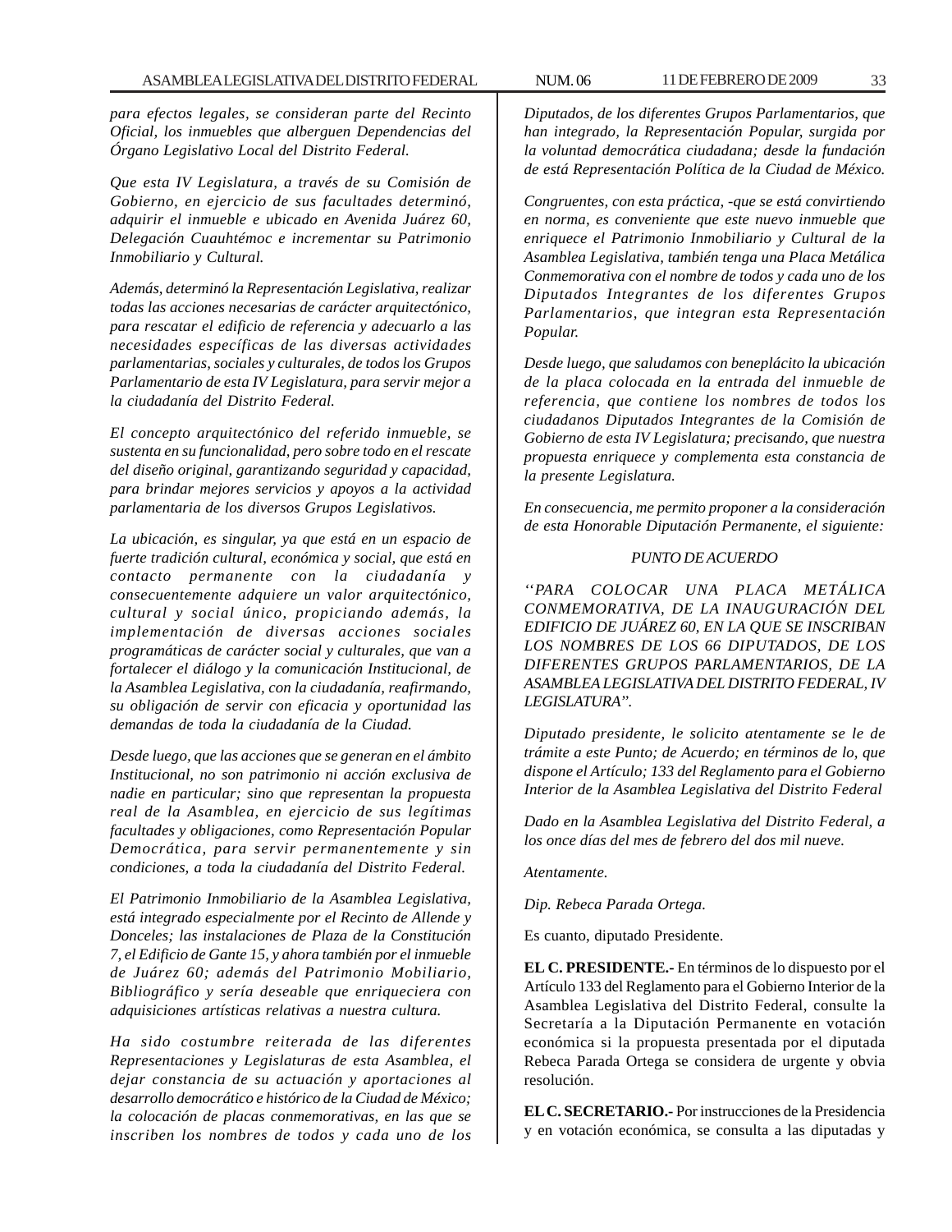*para efectos legales, se consideran parte del Recinto Oficial, los inmuebles que alberguen Dependencias del Órgano Legislativo Local del Distrito Federal.*

*Que esta IV Legislatura, a través de su Comisión de Gobierno, en ejercicio de sus facultades determinó, adquirir el inmueble e ubicado en Avenida Juárez 60, Delegación Cuauhtémoc e incrementar su Patrimonio Inmobiliario y Cultural.*

*Además, determinó la Representación Legislativa, realizar todas las acciones necesarias de carácter arquitectónico, para rescatar el edificio de referencia y adecuarlo a las necesidades específicas de las diversas actividades parlamentarias, sociales y culturales, de todos los Grupos Parlamentario de esta IV Legislatura, para servir mejor a la ciudadanía del Distrito Federal.*

*El concepto arquitectónico del referido inmueble, se sustenta en su funcionalidad, pero sobre todo en el rescate del diseño original, garantizando seguridad y capacidad, para brindar mejores servicios y apoyos a la actividad parlamentaria de los diversos Grupos Legislativos.*

*La ubicación, es singular, ya que está en un espacio de fuerte tradición cultural, económica y social, que está en contacto permanente con la ciudadanía y consecuentemente adquiere un valor arquitectónico, cultural y social único, propiciando además, la implementación de diversas acciones sociales programáticas de carácter social y culturales, que van a fortalecer el diálogo y la comunicación Institucional, de la Asamblea Legislativa, con la ciudadanía, reafirmando, su obligación de servir con eficacia y oportunidad las demandas de toda la ciudadanía de la Ciudad.*

*Desde luego, que las acciones que se generan en el ámbito Institucional, no son patrimonio ni acción exclusiva de nadie en particular; sino que representan la propuesta real de la Asamblea, en ejercicio de sus legítimas facultades y obligaciones, como Representación Popular Democrática, para servir permanentemente y sin condiciones, a toda la ciudadanía del Distrito Federal.*

*El Patrimonio Inmobiliario de la Asamblea Legislativa, está integrado especialmente por el Recinto de Allende y Donceles; las instalaciones de Plaza de la Constitución 7, el Edificio de Gante 15, y ahora también por el inmueble de Juárez 60; además del Patrimonio Mobiliario, Bibliográfico y sería deseable que enriqueciera con adquisiciones artísticas relativas a nuestra cultura.*

*Ha sido costumbre reiterada de las diferentes Representaciones y Legislaturas de esta Asamblea, el dejar constancia de su actuación y aportaciones al desarrollo democrático e histórico de la Ciudad de México; la colocación de placas conmemorativas, en las que se inscriben los nombres de todos y cada uno de los Diputados, de los diferentes Grupos Parlamentarios, que han integrado, la Representación Popular, surgida por la voluntad democrática ciudadana; desde la fundación de está Representación Política de la Ciudad de México.*

*Congruentes, con esta práctica, -que se está convirtiendo en norma, es conveniente que este nuevo inmueble que enriquece el Patrimonio Inmobiliario y Cultural de la Asamblea Legislativa, también tenga una Placa Metálica Conmemorativa con el nombre de todos y cada uno de los Diputados Integrantes de los diferentes Grupos Parlamentarios, que integran esta Representación Popular.*

*Desde luego, que saludamos con beneplácito la ubicación de la placa colocada en la entrada del inmueble de referencia, que contiene los nombres de todos los ciudadanos Diputados Integrantes de la Comisión de Gobierno de esta IV Legislatura; precisando, que nuestra propuesta enriquece y complementa esta constancia de la presente Legislatura.*

*En consecuencia, me permito proponer a la consideración de esta Honorable Diputación Permanente, el siguiente:*

*PUNTO DE ACUERDO*

*''PARA COLOCAR UNA PLACA METÁLICA CONMEMORATIVA, DE LA INAUGURACIÓN DEL EDIFICIO DE JUÁREZ 60, EN LA QUE SE INSCRIBAN LOS NOMBRES DE LOS 66 DIPUTADOS, DE LOS DIFERENTES GRUPOS PARLAMENTARIOS, DE LA ASAMBLEA LEGISLATIVA DEL DISTRITO FEDERAL, IV LEGISLATURA''.*

*Diputado presidente, le solicito atentamente se le de trámite a este Punto; de Acuerdo; en términos de lo, que dispone el Artículo; 133 del Reglamento para el Gobierno Interior de la Asamblea Legislativa del Distrito Federal*

*Dado en la Asamblea Legislativa del Distrito Federal, a los once días del mes de febrero del dos mil nueve.*

*Atentamente.*

*Dip. Rebeca Parada Ortega.*

Es cuanto, diputado Presidente.

**EL C. PRESIDENTE.-** En términos de lo dispuesto por el Artículo 133 del Reglamento para el Gobierno Interior de la Asamblea Legislativa del Distrito Federal, consulte la Secretaría a la Diputación Permanente en votación económica si la propuesta presentada por el diputada Rebeca Parada Ortega se considera de urgente y obvia resolución.

**EL C. SECRETARIO.-** Por instrucciones de la Presidencia y en votación económica, se consulta a las diputadas y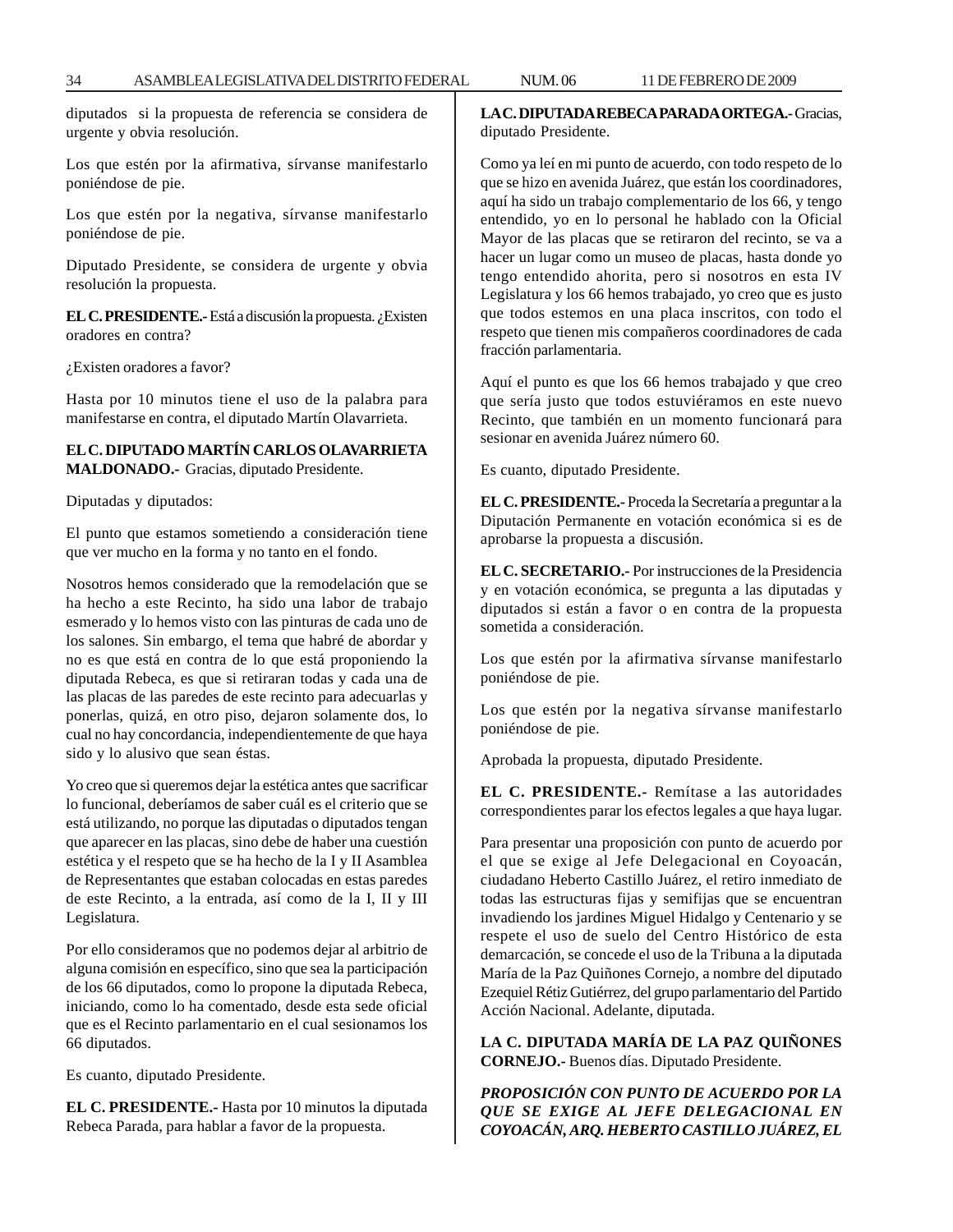diputados si la propuesta de referencia se considera de urgente y obvia resolución.

Los que estén por la afirmativa, sírvanse manifestarlo poniéndose de pie.

Los que estén por la negativa, sírvanse manifestarlo poniéndose de pie.

Diputado Presidente, se considera de urgente y obvia resolución la propuesta.

**EL C. PRESIDENTE.-** Está a discusión la propuesta. ¿Existen oradores en contra?

¿Existen oradores a favor?

Hasta por 10 minutos tiene el uso de la palabra para manifestarse en contra, el diputado Martín Olavarrieta.

**EL C. DIPUTADO MARTÍN CARLOS OLAVARRIETA MALDONADO.-** Gracias, diputado Presidente.

Diputadas y diputados:

El punto que estamos sometiendo a consideración tiene que ver mucho en la forma y no tanto en el fondo.

Nosotros hemos considerado que la remodelación que se ha hecho a este Recinto, ha sido una labor de trabajo esmerado y lo hemos visto con las pinturas de cada uno de los salones. Sin embargo, el tema que habré de abordar y no es que está en contra de lo que está proponiendo la diputada Rebeca, es que si retiraran todas y cada una de las placas de las paredes de este recinto para adecuarlas y ponerlas, quizá, en otro piso, dejaron solamente dos, lo cual no hay concordancia, independientemente de que haya sido y lo alusivo que sean éstas.

Yo creo que si queremos dejar la estética antes que sacrificar lo funcional, deberíamos de saber cuál es el criterio que se está utilizando, no porque las diputadas o diputados tengan que aparecer en las placas, sino debe de haber una cuestión estética y el respeto que se ha hecho de la I y II Asamblea de Representantes que estaban colocadas en estas paredes de este Recinto, a la entrada, así como de la I, II y III Legislatura.

Por ello consideramos que no podemos dejar al arbitrio de alguna comisión en específico, sino que sea la participación de los 66 diputados, como lo propone la diputada Rebeca, iniciando, como lo ha comentado, desde esta sede oficial que es el Recinto parlamentario en el cual sesionamos los 66 diputados.

Es cuanto, diputado Presidente.

**EL C. PRESIDENTE.-** Hasta por 10 minutos la diputada Rebeca Parada, para hablar a favor de la propuesta.

**LA C. DIPUTADA REBECA PARADA ORTEGA.-** Gracias, diputado Presidente.

Como ya leí en mi punto de acuerdo, con todo respeto de lo que se hizo en avenida Juárez, que están los coordinadores, aquí ha sido un trabajo complementario de los 66, y tengo entendido, yo en lo personal he hablado con la Oficial Mayor de las placas que se retiraron del recinto, se va a hacer un lugar como un museo de placas, hasta donde yo tengo entendido ahorita, pero si nosotros en esta IV Legislatura y los 66 hemos trabajado, yo creo que es justo que todos estemos en una placa inscritos, con todo el respeto que tienen mis compañeros coordinadores de cada fracción parlamentaria.

Aquí el punto es que los 66 hemos trabajado y que creo que sería justo que todos estuviéramos en este nuevo Recinto, que también en un momento funcionará para sesionar en avenida Juárez número 60.

Es cuanto, diputado Presidente.

**EL C. PRESIDENTE.-** Proceda la Secretaría a preguntar a la Diputación Permanente en votación económica si es de aprobarse la propuesta a discusión.

**EL C. SECRETARIO.-** Por instrucciones de la Presidencia y en votación económica, se pregunta a las diputadas y diputados si están a favor o en contra de la propuesta sometida a consideración.

Los que estén por la afirmativa sírvanse manifestarlo poniéndose de pie.

Los que estén por la negativa sírvanse manifestarlo poniéndose de pie.

Aprobada la propuesta, diputado Presidente.

**EL C. PRESIDENTE.-** Remítase a las autoridades correspondientes parar los efectos legales a que haya lugar.

Para presentar una proposición con punto de acuerdo por el que se exige al Jefe Delegacional en Coyoacán, ciudadano Heberto Castillo Juárez, el retiro inmediato de todas las estructuras fijas y semifijas que se encuentran invadiendo los jardines Miguel Hidalgo y Centenario y se respete el uso de suelo del Centro Histórico de esta demarcación, se concede el uso de la Tribuna a la diputada María de la Paz Quiñones Cornejo, a nombre del diputado Ezequiel Rétiz Gutiérrez, del grupo parlamentario del Partido Acción Nacional. Adelante, diputada.

**LA C. DIPUTADA MARÍA DE LA PAZ QUIÑONES CORNEJO.-** Buenos días. Diputado Presidente.

***PROPOSICIÓN CON PUNTO DE ACUERDO POR LA QUE SE EXIGE AL JEFE DELEGACIONAL EN COYOACÁN, ARQ. HEBERTO CASTILLO JUÁREZ, EL***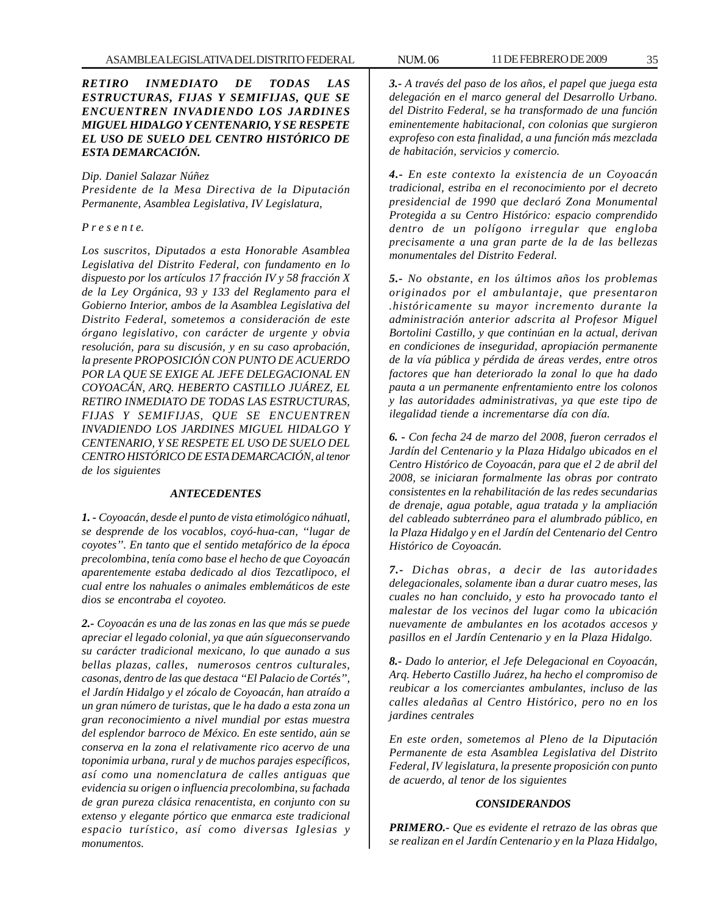***RETIRO INMEDIATO DE TODAS LAS ESTRUCTURAS, FIJAS Y SEMIFIJAS, QUE SE ENCUENTREN INVADIENDO LOS JARDINES MIGUEL HIDALGO Y CENTENARIO, Y SE RESPETE EL USO DE SUELO DEL CENTRO HISTÓRICO DE ESTA DEMARCACIÓN.***

*Dip. Daniel Salazar Núñez*
*Presidente de la Mesa Directiva de la Diputación Permanente, Asamblea Legislativa, IV Legislatura,*

*P r e s e n t e.*

*Los suscritos, Diputados a esta Honorable Asamblea Legislativa del Distrito Federal, con fundamento en lo dispuesto por los artículos 17 fracción IV y 58 fracción X de la Ley Orgánica, 93 y 133 del Reglamento para el Gobierno Interior, ambos de la Asamblea Legislativa del Distrito Federal, sometemos a consideración de este órgano legislativo, con carácter de urgente y obvia resolución, para su discusión, y en su caso aprobación, la presente PROPOSICIÓN CON PUNTO DE ACUERDO POR LA QUE SE EXIGE AL JEFE DELEGACIONAL EN COYOACÁN, ARQ. HEBERTO CASTILLO JUÁREZ, EL RETIRO INMEDIATO DE TODAS LAS ESTRUCTURAS, FIJAS Y SEMIFIJAS, QUE SE ENCUENTREN INVADIENDO LOS JARDINES MIGUEL HIDALGO Y CENTENARIO, Y SE RESPETE EL USO DE SUELO DEL CENTRO HISTÓRICO DE ESTA DEMARCACIÓN, al tenor de los siguientes*

***ANTECEDENTES***

***1. -*** *Coyoacán, desde el punto de vista etimológico náhuatl, se desprende de los vocablos, coyó-hua-can, "lugar de coyotes". En tanto que el sentido metafórico de la época precolombina, tenía como base el hecho de que Coyoacán aparentemente estaba dedicado al dios Tezcatlipoco, el cual entre los nahuales o animales emblemáticos de este dios se encontraba el coyoteo.*

***2.-*** *Coyoacán es una de las zonas en las que más se puede apreciar el legado colonial, ya que aún sígueconservando su carácter tradicional mexicano, lo que aunado a sus bellas plazas, calles, numerosos centros culturales, casonas, dentro de las que destaca "El Palacio de Cortés", el Jardín Hidalgo y el zócalo de Coyoacán, han atraído a un gran número de turistas, que le ha dado a esta zona un gran reconocimiento a nivel mundial por estas muestra del esplendor barroco de México. En este sentido, aún se conserva en la zona el relativamente rico acervo de una toponimia urbana, rural y de muchos parajes específicos, así como una nomenclatura de calles antiguas que evidencia su origen o influencia precolombina, su fachada de gran pureza clásica renacentista, en conjunto con su extenso y elegante pórtico que enmarca este tradicional espacio turístico, así como diversas Iglesias y monumentos.*

***3.-*** *A través del paso de los años, el papel que juega esta delegación en el marco general del Desarrollo Urbano. del Distrito Federal, se ha transformado de una función eminentemente habitacional, con colonias que surgieron exprofeso con esta finalidad, a una función más mezclada de habitación, servicios y comercio.*

***4.-*** *En este contexto la existencia de un Coyoacán tradicional, estriba en el reconocimiento por el decreto presidencial de 1990 que declaró Zona Monumental Protegida a su Centro Histórico: espacio comprendido dentro de un polígono irregular que engloba precisamente a una gran parte de la de las bellezas monumentales del Distrito Federal.*

***5.-*** *No obstante, en los últimos años los problemas originados por el ambulantaje, que presentaron .históricamente su mayor incremento durante la administración anterior adscrita al Profesor Miguel Bortolini Castillo, y que continúan en la actual, derivan en condiciones de inseguridad, apropiación permanente de la vía pública y pérdida de áreas verdes, entre otros factores que han deteriorado la zonal lo que ha dado pauta a un permanente enfrentamiento entre los colonos y las autoridades administrativas, ya que este tipo de ilegalidad tiende a incrementarse día con día.*

***6. -*** *Con fecha 24 de marzo del 2008, fueron cerrados el Jardín del Centenario y la Plaza Hidalgo ubicados en el Centro Histórico de Coyoacán, para que el 2 de abril del 2008, se iniciaran formalmente las obras por contrato consistentes en la rehabilitación de las redes secundarias de drenaje, agua potable, agua tratada y la ampliación del cableado subterráneo para el alumbrado público, en la Plaza Hidalgo y en el Jardín del Centenario del Centro Histórico de Coyoacán.*

***7.-*** *Dichas obras, a decir de las autoridades delegacionales, solamente iban a durar cuatro meses, las cuales no han concluido, y esto ha provocado tanto el malestar de los vecinos del lugar como la ubicación nuevamente de ambulantes en los acotados accesos y pasillos en el Jardín Centenario y en la Plaza Hidalgo.*

***8.-*** *Dado lo anterior, el Jefe Delegacional en Coyoacán, Arq. Heberto Castillo Juárez, ha hecho el compromiso de reubicar a los comerciantes ambulantes, incluso de las calles aledañas al Centro Histórico, pero no en los jardines centrales*

*En este orden, sometemos al Pleno de la Diputación Permanente de esta Asamblea Legislativa del Distrito Federal, IV legislatura, la presente proposición con punto de acuerdo, al tenor de los siguientes*

***CONSIDERANDOS***

***PRIMERO.-*** *Que es evidente el retrazo de las obras que se realizan en el Jardín Centenario y en la Plaza Hidalgo,*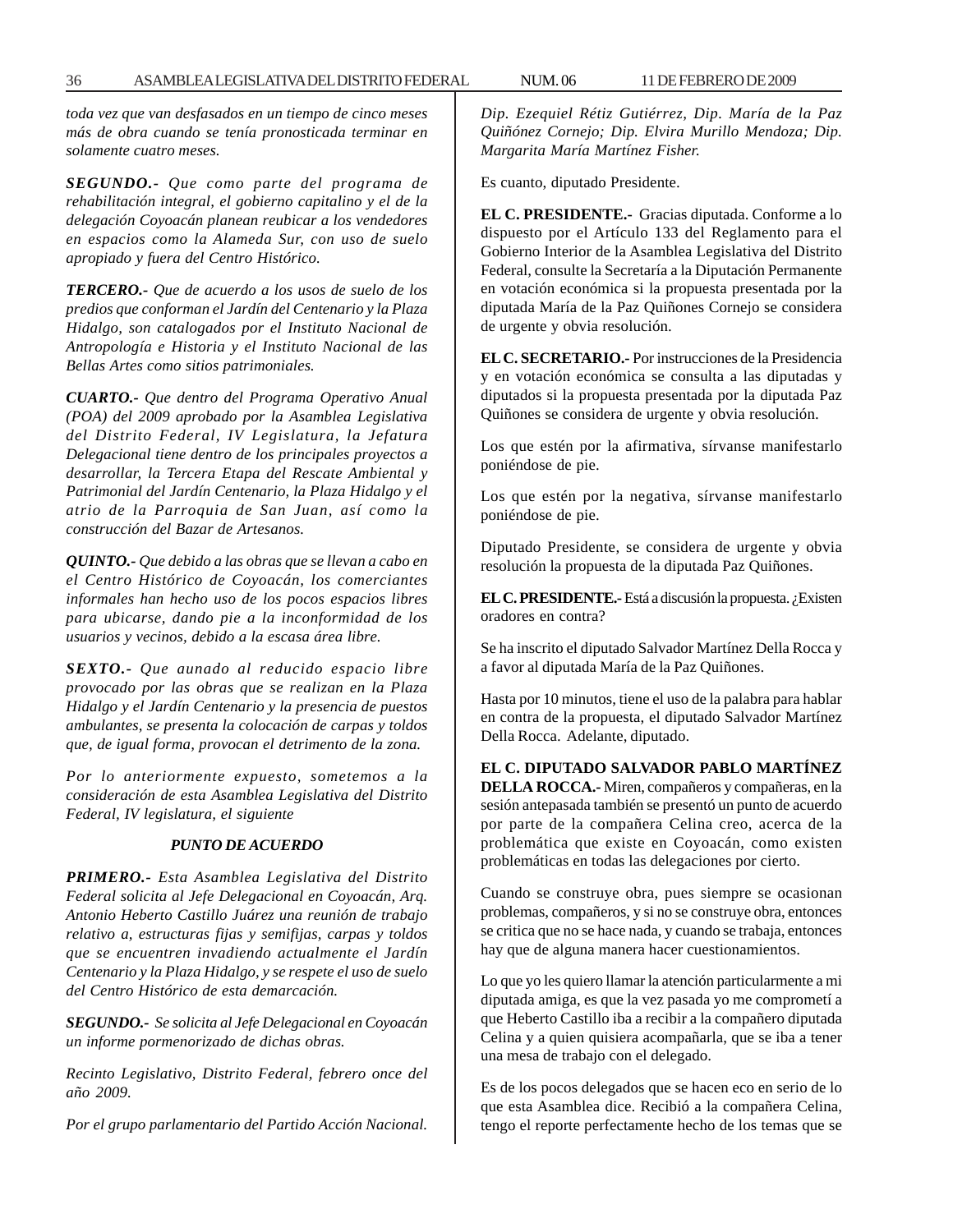*toda vez que van desfasados en un tiempo de cinco meses más de obra cuando se tenía pronosticada terminar en solamente cuatro meses.*

***SEGUNDO.-*** *Que como parte del programa de rehabilitación integral, el gobierno capitalino y el de la delegación Coyoacán planean reubicar a los vendedores en espacios como la Alameda Sur, con uso de suelo apropiado y fuera del Centro Histórico.*

***TERCERO.-*** *Que de acuerdo a los usos de suelo de los predios que conforman el Jardín del Centenario y la Plaza Hidalgo, son catalogados por el Instituto Nacional de Antropología e Historia y el Instituto Nacional de las Bellas Artes como sitios patrimoniales.*

***CUARTO.-*** *Que dentro del Programa Operativo Anual (POA) del 2009 aprobado por la Asamblea Legislativa del Distrito Federal, IV Legislatura, la Jefatura Delegacional tiene dentro de los principales proyectos a desarrollar, la Tercera Etapa del Rescate Ambiental y Patrimonial del Jardín Centenario, la Plaza Hidalgo y el atrio de la Parroquia de San Juan, así como la construcción del Bazar de Artesanos.*

***QUINTO.-*** *Que debido a las obras que se llevan a cabo en el Centro Histórico de Coyoacán, los comerciantes informales han hecho uso de los pocos espacios libres para ubicarse, dando pie a la inconformidad de los usuarios y vecinos, debido a la escasa área libre.*

***SEXTO.-*** *Que aunado al reducido espacio libre provocado por las obras que se realizan en la Plaza Hidalgo y el Jardín Centenario y la presencia de puestos ambulantes, se presenta la colocación de carpas y toldos que, de igual forma, provocan el detrimento de la zona.*

*Por lo anteriormente expuesto, sometemos a la consideración de esta Asamblea Legislativa del Distrito Federal, IV legislatura, el siguiente*

***PUNTO DE ACUERDO***

***PRIMERO.-*** *Esta Asamblea Legislativa del Distrito Federal solicita al Jefe Delegacional en Coyoacán, Arq. Antonio Heberto Castillo Juárez una reunión de trabajo relativo a, estructuras fijas y semifijas, carpas y toldos que se encuentren invadiendo actualmente el Jardín Centenario y la Plaza Hidalgo, y se respete el uso de suelo del Centro Histórico de esta demarcación.*

***SEGUNDO.-*** *Se solicita al Jefe Delegacional en Coyoacán un informe pormenorizado de dichas obras.*

*Recinto Legislativo, Distrito Federal, febrero once del año 2009.*

*Por el grupo parlamentario del Partido Acción Nacional.*

*Dip. Ezequiel Rétiz Gutiérrez, Dip. María de la Paz Quiñónez Cornejo; Dip. Elvira Murillo Mendoza; Dip. Margarita María Martínez Fisher.*

Es cuanto, diputado Presidente.

**EL C. PRESIDENTE.-** Gracias diputada. Conforme a lo dispuesto por el Artículo 133 del Reglamento para el Gobierno Interior de la Asamblea Legislativa del Distrito Federal, consulte la Secretaría a la Diputación Permanente en votación económica si la propuesta presentada por la diputada María de la Paz Quiñones Cornejo se considera de urgente y obvia resolución.

**EL C. SECRETARIO.-** Por instrucciones de la Presidencia y en votación económica se consulta a las diputadas y diputados si la propuesta presentada por la diputada Paz Quiñones se considera de urgente y obvia resolución.

Los que estén por la afirmativa, sírvanse manifestarlo poniéndose de pie.

Los que estén por la negativa, sírvanse manifestarlo poniéndose de pie.

Diputado Presidente, se considera de urgente y obvia resolución la propuesta de la diputada Paz Quiñones.

**EL C. PRESIDENTE.-** Está a discusión la propuesta. ¿Existen oradores en contra?

Se ha inscrito el diputado Salvador Martínez Della Rocca y a favor al diputada María de la Paz Quiñones.

Hasta por 10 minutos, tiene el uso de la palabra para hablar en contra de la propuesta, el diputado Salvador Martínez Della Rocca. Adelante, diputado.

**EL C. DIPUTADO SALVADOR PABLO MARTÍNEZ DELLA ROCCA.-** Miren, compañeros y compañeras, en la sesión antepasada también se presentó un punto de acuerdo por parte de la compañera Celina creo, acerca de la problemática que existe en Coyoacán, como existen problemáticas en todas las delegaciones por cierto.

Cuando se construye obra, pues siempre se ocasionan problemas, compañeros, y si no se construye obra, entonces se critica que no se hace nada, y cuando se trabaja, entonces hay que de alguna manera hacer cuestionamientos.

Lo que yo les quiero llamar la atención particularmente a mi diputada amiga, es que la vez pasada yo me comprometí a que Heberto Castillo iba a recibir a la compañero diputada Celina y a quien quisiera acompañarla, que se iba a tener una mesa de trabajo con el delegado.

Es de los pocos delegados que se hacen eco en serio de lo que esta Asamblea dice. Recibió a la compañera Celina, tengo el reporte perfectamente hecho de los temas que se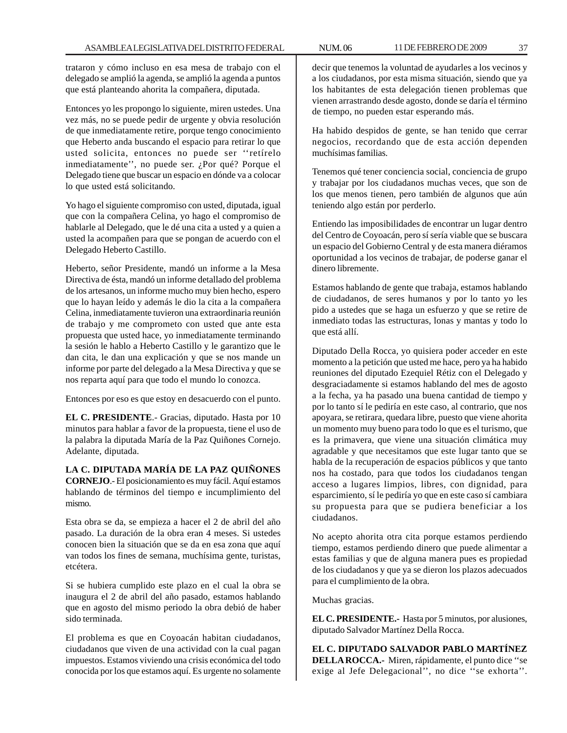trataron y cómo incluso en esa mesa de trabajo con el delegado se amplió la agenda, se amplió la agenda a puntos que está planteando ahorita la compañera, diputada.

Entonces yo les propongo lo siguiente, miren ustedes. Una vez más, no se puede pedir de urgente y obvia resolución de que inmediatamente retire, porque tengo conocimiento que Heberto anda buscando el espacio para retirar lo que usted solicita, entonces no puede ser ''retírelo inmediatamente'', no puede ser. ¿Por qué? Porque el Delegado tiene que buscar un espacio en dónde va a colocar lo que usted está solicitando.

Yo hago el siguiente compromiso con usted, diputada, igual que con la compañera Celina, yo hago el compromiso de hablarle al Delegado, que le dé una cita a usted y a quien a usted la acompañen para que se pongan de acuerdo con el Delegado Heberto Castillo.

Heberto, señor Presidente, mandó un informe a la Mesa Directiva de ésta, mandó un informe detallado del problema de los artesanos, un informe mucho muy bien hecho, espero que lo hayan leído y además le dio la cita a la compañera Celina, inmediatamente tuvieron una extraordinaria reunión de trabajo y me comprometo con usted que ante esta propuesta que usted hace, yo inmediatamente terminando la sesión le hablo a Heberto Castillo y le garantizo que le dan cita, le dan una explicación y que se nos mande un informe por parte del delegado a la Mesa Directiva y que se nos reparta aquí para que todo el mundo lo conozca.

Entonces por eso es que estoy en desacuerdo con el punto.

**EL C. PRESIDENTE**.- Gracias, diputado. Hasta por 10 minutos para hablar a favor de la propuesta, tiene el uso de la palabra la diputada María de la Paz Quiñones Cornejo. Adelante, diputada.

**LA C. DIPUTADA MARÍA DE LA PAZ QUIÑONES CORNEJO**.- El posicionamiento es muy fácil. Aquí estamos hablando de términos del tiempo e incumplimiento del mismo.

Esta obra se da, se empieza a hacer el 2 de abril del año pasado. La duración de la obra eran 4 meses. Si ustedes conocen bien la situación que se da en esa zona que aquí van todos los fines de semana, muchísima gente, turistas, etcétera.

Si se hubiera cumplido este plazo en el cual la obra se inaugura el 2 de abril del año pasado, estamos hablando que en agosto del mismo periodo la obra debió de haber sido terminada.

El problema es que en Coyoacán habitan ciudadanos, ciudadanos que viven de una actividad con la cual pagan impuestos. Estamos viviendo una crisis económica del todo conocida por los que estamos aquí. Es urgente no solamente decir que tenemos la voluntad de ayudarles a los vecinos y a los ciudadanos, por esta misma situación, siendo que ya los habitantes de esta delegación tienen problemas que vienen arrastrando desde agosto, donde se daría el término de tiempo, no pueden estar esperando más.

Ha habido despidos de gente, se han tenido que cerrar negocios, recordando que de esta acción dependen muchísimas familias.

Tenemos qué tener conciencia social, conciencia de grupo y trabajar por los ciudadanos muchas veces, que son de los que menos tienen, pero también de algunos que aún teniendo algo están por perderlo.

Entiendo las imposibilidades de encontrar un lugar dentro del Centro de Coyoacán, pero sí sería viable que se buscara un espacio del Gobierno Central y de esta manera diéramos oportunidad a los vecinos de trabajar, de poderse ganar el dinero libremente.

Estamos hablando de gente que trabaja, estamos hablando de ciudadanos, de seres humanos y por lo tanto yo les pido a ustedes que se haga un esfuerzo y que se retire de inmediato todas las estructuras, lonas y mantas y todo lo que está allí.

Diputado Della Rocca, yo quisiera poder acceder en este momento a la petición que usted me hace, pero ya ha habido reuniones del diputado Ezequiel Rétiz con el Delegado y desgraciadamente si estamos hablando del mes de agosto a la fecha, ya ha pasado una buena cantidad de tiempo y por lo tanto sí le pediría en este caso, al contrario, que nos apoyara, se retirara, quedara libre, puesto que viene ahorita un momento muy bueno para todo lo que es el turismo, que es la primavera, que viene una situación climática muy agradable y que necesitamos que este lugar tanto que se habla de la recuperación de espacios públicos y que tanto nos ha costado, para que todos los ciudadanos tengan acceso a lugares limpios, libres, con dignidad, para esparcimiento, sí le pediría yo que en este caso sí cambiara su propuesta para que se pudiera beneficiar a los ciudadanos.

No acepto ahorita otra cita porque estamos perdiendo tiempo, estamos perdiendo dinero que puede alimentar a estas familias y que de alguna manera pues es propiedad de los ciudadanos y que ya se dieron los plazos adecuados para el cumplimiento de la obra.

Muchas gracias.

**EL C. PRESIDENTE.-** Hasta por 5 minutos, por alusiones, diputado Salvador Martínez Della Rocca.

**EL C. DIPUTADO SALVADOR PABLO MARTÍNEZ DELLA ROCCA.-** Miren, rápidamente, el punto dice ''se exige al Jefe Delegacional'', no dice ''se exhorta''.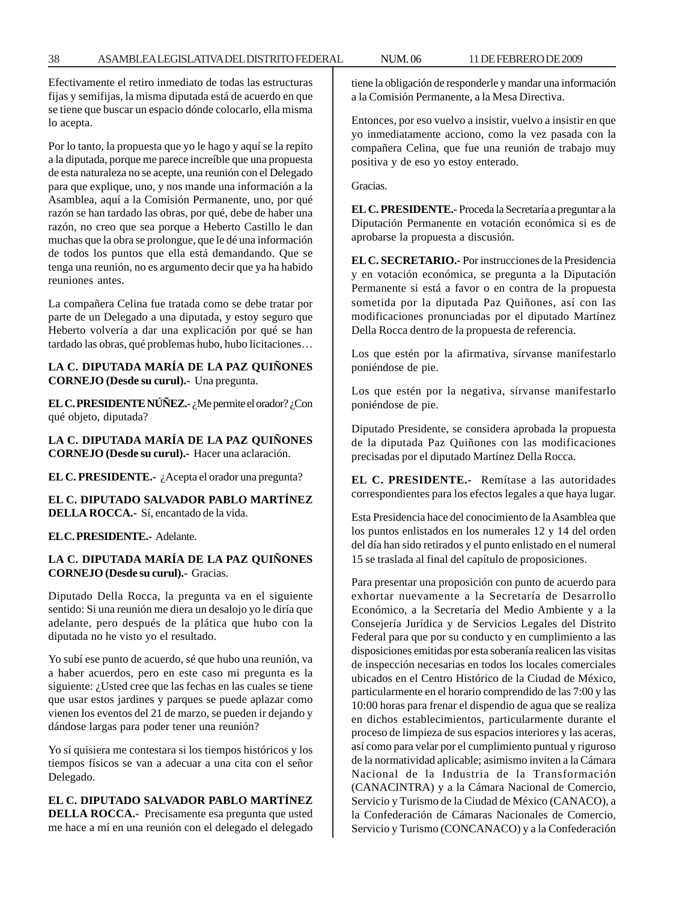Efectivamente el retiro inmediato de todas las estructuras fijas y semifijas, la misma diputada está de acuerdo en que se tiene que buscar un espacio dónde colocarlo, ella misma lo acepta.

Por lo tanto, la propuesta que yo le hago y aquí se la repito a la diputada, porque me parece increíble que una propuesta de esta naturaleza no se acepte, una reunión con el Delegado para que explique, uno, y nos mande una información a la Asamblea, aquí a la Comisión Permanente, uno, por qué razón se han tardado las obras, por qué, debe de haber una razón, no creo que sea porque a Heberto Castillo le dan muchas que la obra se prolongue, que le dé una información de todos los puntos que ella está demandando. Que se tenga una reunión, no es argumento decir que ya ha habido reuniones antes.

La compañera Celina fue tratada como se debe tratar por parte de un Delegado a una diputada, y estoy seguro que Heberto volvería a dar una explicación por qué se han tardado las obras, qué problemas hubo, hubo licitaciones…

**LA C. DIPUTADA MARÍA DE LA PAZ QUIÑONES CORNEJO (Desde su curul).-** Una pregunta.

**EL C. PRESIDENTE NÚÑEZ.-** ¿Me permite el orador? ¿Con qué objeto, diputada?

**LA C. DIPUTADA MARÍA DE LA PAZ QUIÑONES CORNEJO (Desde su curul).-** Hacer una aclaración.

**EL C. PRESIDENTE.-** ¿Acepta el orador una pregunta?

**EL C. DIPUTADO SALVADOR PABLO MARTÍNEZ DELLA ROCCA.-** Sí, encantado de la vida.

**EL C. PRESIDENTE.-** Adelante.

**LA C. DIPUTADA MARÍA DE LA PAZ QUIÑONES CORNEJO (Desde su curul).-** Gracias.

Diputado Della Rocca, la pregunta va en el siguiente sentido: Si una reunión me diera un desalojo yo le diría que adelante, pero después de la plática que hubo con la diputada no he visto yo el resultado.

Yo subí ese punto de acuerdo, sé que hubo una reunión, va a haber acuerdos, pero en este caso mi pregunta es la siguiente: ¿Usted cree que las fechas en las cuales se tiene que usar estos jardines y parques se puede aplazar como vienen los eventos del 21 de marzo, se pueden ir dejando y dándose largas para poder tener una reunión?

Yo sí quisiera me contestara si los tiempos históricos y los tiempos físicos se van a adecuar a una cita con el señor Delegado.

**EL C. DIPUTADO SALVADOR PABLO MARTÍNEZ DELLA ROCCA.-** Precisamente esa pregunta que usted me hace a mí en una reunión con el delegado el delegado tiene la obligación de responderle y mandar una información a la Comisión Permanente, a la Mesa Directiva.

Entonces, por eso vuelvo a insistir, vuelvo a insistir en que yo inmediatamente acciono, como la vez pasada con la compañera Celina, que fue una reunión de trabajo muy positiva y de eso yo estoy enterado.

Gracias.

**EL C. PRESIDENTE.-** Proceda la Secretaría a preguntar a la Diputación Permanente en votación económica si es de aprobarse la propuesta a discusión.

**EL C. SECRETARIO.-** Por instrucciones de la Presidencia y en votación económica, se pregunta a la Diputación Permanente si está a favor o en contra de la propuesta sometida por la diputada Paz Quiñones, así con las modificaciones pronunciadas por el diputado Martínez Della Rocca dentro de la propuesta de referencia.

Los que estén por la afirmativa, sírvanse manifestarlo poniéndose de pie.

Los que estén por la negativa, sírvanse manifestarlo poniéndose de pie.

Diputado Presidente, se considera aprobada la propuesta de la diputada Paz Quiñones con las modificaciones precisadas por el diputado Martínez Della Rocca.

**EL C. PRESIDENTE.-** Remítase a las autoridades correspondientes para los efectos legales a que haya lugar.

Esta Presidencia hace del conocimiento de la Asamblea que los puntos enlistados en los numerales 12 y 14 del orden del día han sido retirados y el punto enlistado en el numeral 15 se traslada al final del capítulo de proposiciones.

Para presentar una proposición con punto de acuerdo para exhortar nuevamente a la Secretaría de Desarrollo Económico, a la Secretaría del Medio Ambiente y a la Consejería Jurídica y de Servicios Legales del Distrito Federal para que por su conducto y en cumplimiento a las disposiciones emitidas por esta soberanía realicen las visitas de inspección necesarias en todos los locales comerciales ubicados en el Centro Histórico de la Ciudad de México, particularmente en el horario comprendido de las 7:00 y las 10:00 horas para frenar el dispendio de agua que se realiza en dichos establecimientos, particularmente durante el proceso de limpieza de sus espacios interiores y las aceras, así como para velar por el cumplimiento puntual y riguroso de la normatividad aplicable; asimismo inviten a la Cámara Nacional de la Industria de la Transformación (CANACINTRA) y a la Cámara Nacional de Comercio, Servicio y Turismo de la Ciudad de México (CANACO), a la Confederación de Cámaras Nacionales de Comercio, Servicio y Turismo (CONCANACO) y a la Confederación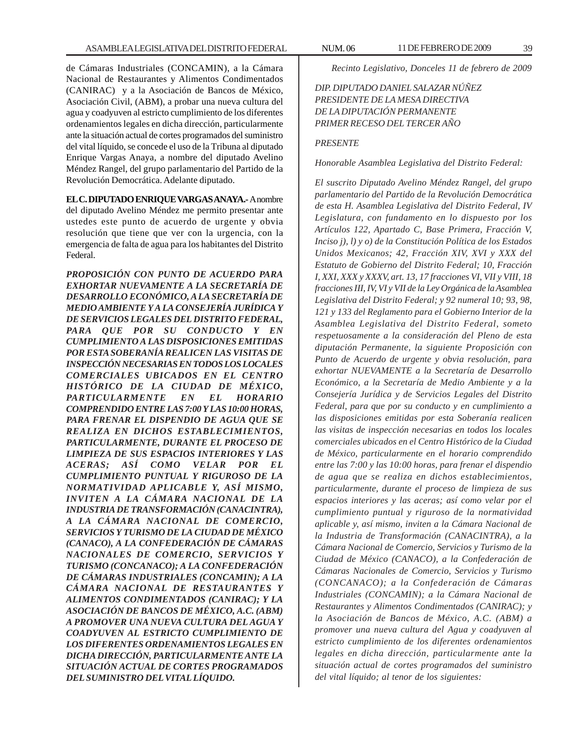de Cámaras Industriales (CONCAMIN), a la Cámara Nacional de Restaurantes y Alimentos Condimentados (CANIRAC) y a la Asociación de Bancos de México, Asociación Civil, (ABM), a probar una nueva cultura del agua y coadyuven al estricto cumplimiento de los diferentes ordenamientos legales en dicha dirección, particularmente ante la situación actual de cortes programados del suministro del vital líquido, se concede el uso de la Tribuna al diputado Enrique Vargas Anaya, a nombre del diputado Avelino Méndez Rangel, del grupo parlamentario del Partido de la Revolución Democrática. Adelante diputado.

**EL C. DIPUTADO ENRIQUE VARGAS ANAYA.-** A nombre del diputado Avelino Méndez me permito presentar ante ustedes este punto de acuerdo de urgente y obvia resolución que tiene que ver con la urgencia, con la emergencia de falta de agua para los habitantes del Distrito Federal.

***PROPOSICIÓN CON PUNTO DE ACUERDO PARA EXHORTAR NUEVAMENTE A LA SECRETARÍA DE DESARROLLO ECONÓMICO, A LA SECRETARÍA DE MEDIO AMBIENTE Y A LA CONSEJERÍA JURÍDICA Y DE SERVICIOS LEGALES DEL DISTRITO FEDERAL, PARA QUE POR SU CONDUCTO Y EN CUMPLIMIENTO A LAS DISPOSICIONES EMITIDAS POR ESTA SOBERANÍA REALICEN LAS VISITAS DE INSPECCIÓN NECESARIAS EN TODOS LOS LOCALES COMERCIALES UBICADOS EN EL CENTRO HISTÓRICO DE LA CIUDAD DE MÉXICO, PARTICULARMENTE EN EL HORARIO COMPRENDIDO ENTRE LAS 7:00 Y LAS 10:00 HORAS, PARA FRENAR EL DISPENDIO DE AGUA QUE SE REALIZA EN DICHOS ESTABLECIMIENTOS, PARTICULARMENTE, DURANTE EL PROCESO DE LIMPIEZA DE SUS ESPACIOS INTERIORES Y LAS ACERAS; ASÍ COMO VELAR POR EL CUMPLIMIENTO PUNTUAL Y RIGUROSO DE LA NORMATIVIDAD APLICABLE Y, ASÍ MISMO, INVITEN A LA CÁMARA NACIONAL DE LA INDUSTRIA DE TRANSFORMACIÓN (CANACINTRA), A LA CÁMARA NACIONAL DE COMERCIO, SERVICIOS Y TURISMO DE LA CIUDAD DE MÉXICO (CANACO), A LA CONFEDERACIÓN DE CÁMARAS NACIONALES DE COMERCIO, SERVICIOS Y TURISMO (CONCANACO); A LA CONFEDERACIÓN DE CÁMARAS INDUSTRIALES (CONCAMIN); A LA CÁMARA NACIONAL DE RESTAURANTES Y ALIMENTOS CONDIMENTADOS (CANIRAC); Y LA ASOCIACIÓN DE BANCOS DE MÉXICO, A.C. (ABM) A PROMOVER UNA NUEVA CULTURA DEL AGUA Y COADYUVEN AL ESTRICTO CUMPLIMIENTO DE LOS DIFERENTES ORDENAMIENTOS LEGALES EN DICHA DIRECCIÓN, PARTICULARMENTE ANTE LA SITUACIÓN ACTUAL DE CORTES PROGRAMADOS DEL SUMINISTRO DEL VITAL LÍQUIDO.***

*Recinto Legislativo, Donceles 11 de febrero de 2009*

*DIP. DIPUTADO DANIEL SALAZAR NÚÑEZ*
*PRESIDENTE DE LA MESA DIRECTIVA*
*DE LA DIPUTACIÓN PERMANENTE*
*PRIMER RECESO DEL TERCER AÑO*

*PRESENTE*

*Honorable Asamblea Legislativa del Distrito Federal:*

*El suscrito Diputado Avelino Méndez Rangel, del grupo parlamentario del Partido de la Revolución Democrática de esta H. Asamblea Legislativa del Distrito Federal, IV Legislatura, con fundamento en lo dispuesto por los Artículos 122, Apartado C, Base Primera, Fracción V, Inciso j), l) y o) de la Constitución Política de los Estados Unidos Mexicanos; 42, Fracción XIV, XVI y XXX del Estatuto de Gobierno del Distrito Federal; 10, Fracción I, XXI, XXX y XXXV, art. 13, 17 fracciones VI, VII y VIII, 18 fracciones III, IV, VI y VII de la Ley Orgánica de la Asamblea Legislativa del Distrito Federal; y 92 numeral 10; 93, 98, 121 y 133 del Reglamento para el Gobierno Interior de la Asamblea Legislativa del Distrito Federal, someto respetuosamente a la consideración del Pleno de esta diputación Permanente, la siguiente Proposición con Punto de Acuerdo de urgente y obvia resolución, para exhortar NUEVAMENTE a la Secretaría de Desarrollo Económico, a la Secretaría de Medio Ambiente y a la Consejería Jurídica y de Servicios Legales del Distrito Federal, para que por su conducto y en cumplimiento a las disposiciones emitidas por esta Soberanía realicen las visitas de inspección necesarias en todos los locales comerciales ubicados en el Centro Histórico de la Ciudad de México, particularmente en el horario comprendido entre las 7:00 y las 10:00 horas, para frenar el dispendio de agua que se realiza en dichos establecimientos, particularmente, durante el proceso de limpieza de sus espacios interiores y las aceras; así como velar por el cumplimiento puntual y riguroso de la normatividad aplicable y, así mismo, inviten a la Cámara Nacional de la Industria de Transformación (CANACINTRA), a la Cámara Nacional de Comercio, Servicios y Turismo de la Ciudad de México (CANACO), a la Confederación de Cámaras Nacionales de Comercio, Servicios y Turismo (CONCANACO); a la Confederación de Cámaras Industriales (CONCAMIN); a la Cámara Nacional de Restaurantes y Alimentos Condimentados (CANIRAC); y la Asociación de Bancos de México, A.C. (ABM) a promover una nueva cultura del Agua y coadyuven al estricto cumplimiento de los diferentes ordenamientos legales en dicha dirección, particularmente ante la situación actual de cortes programados del suministro del vital líquido; al tenor de los siguientes:*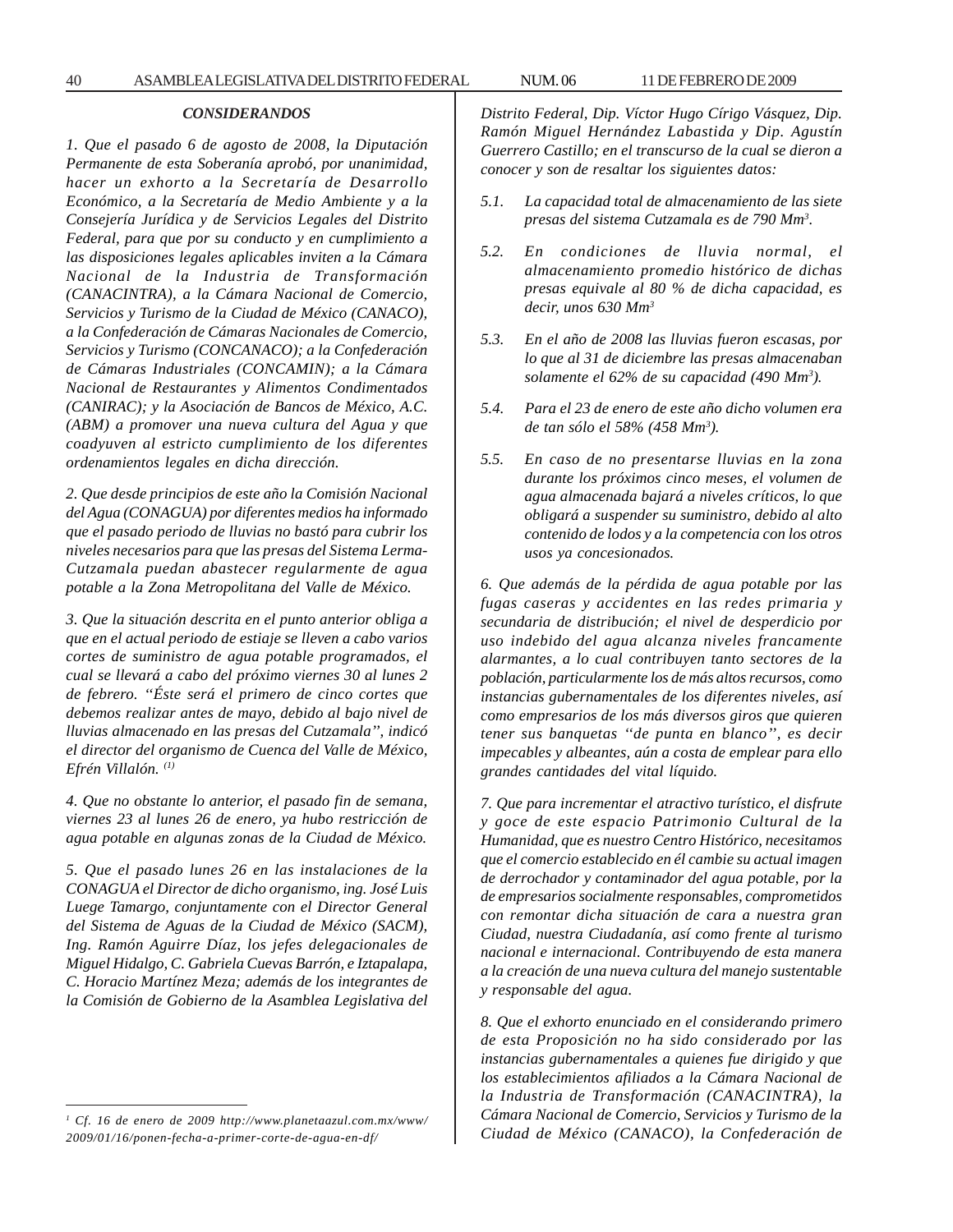***CONSIDERANDOS***

*1. Que el pasado 6 de agosto de 2008, la Diputación Permanente de esta Soberanía aprobó, por unanimidad, hacer un exhorto a la Secretaría de Desarrollo Económico, a la Secretaría de Medio Ambiente y a la Consejería Jurídica y de Servicios Legales del Distrito Federal, para que por su conducto y en cumplimiento a las disposiciones legales aplicables inviten a la Cámara Nacional de la Industria de Transformación (CANACINTRA), a la Cámara Nacional de Comercio, Servicios y Turismo de la Ciudad de México (CANACO), a la Confederación de Cámaras Nacionales de Comercio, Servicios y Turismo (CONCANACO); a la Confederación de Cámaras Industriales (CONCAMIN); a la Cámara Nacional de Restaurantes y Alimentos Condimentados (CANIRAC); y la Asociación de Bancos de México, A.C. (ABM) a promover una nueva cultura del Agua y que coadyuven al estricto cumplimiento de los diferentes ordenamientos legales en dicha dirección.*

*2. Que desde principios de este año la Comisión Nacional del Agua (CONAGUA) por diferentes medios ha informado que el pasado periodo de lluvias no bastó para cubrir los niveles necesarios para que las presas del Sistema Lerma-Cutzamala puedan abastecer regularmente de agua potable a la Zona Metropolitana del Valle de México.*

*3. Que la situación descrita en el punto anterior obliga a que en el actual periodo de estiaje se lleven a cabo varios cortes de suministro de agua potable programados, el cual se llevará a cabo del próximo viernes 30 al lunes 2 de febrero. "Éste será el primero de cinco cortes que debemos realizar antes de mayo, debido al bajo nivel de lluvias almacenado en las presas del Cutzamala", indicó el director del organismo de Cuenca del Valle de México, Efrén Villalón.* [1]

*4. Que no obstante lo anterior, el pasado fin de semana, viernes 23 al lunes 26 de enero, ya hubo restricción de agua potable en algunas zonas de la Ciudad de México.*

*5. Que el pasado lunes 26 en las instalaciones de la CONAGUA el Director de dicho organismo, ing. José Luis Luege Tamargo, conjuntamente con el Director General del Sistema de Aguas de la Ciudad de México (SACM), Ing. Ramón Aguirre Díaz, los jefes delegacionales de Miguel Hidalgo, C. Gabriela Cuevas Barrón, e Iztapalapa, C. Horacio Martínez Meza; además de los integrantes de la Comisión de Gobierno de la Asamblea Legislativa del Distrito Federal, Dip. Víctor Hugo Círigo Vásquez, Dip. Ramón Miguel Hernández Labastida y Dip. Agustín Guerrero Castillo; en el transcurso de la cual se dieron a conocer y son de resaltar los siguientes datos:*

*5.1. La capacidad total de almacenamiento de las siete presas del sistema Cutzamala es de 790 $Mm^3$.*

*5.2. En condiciones de lluvia normal, el almacenamiento promedio histórico de dichas presas equivale al 80 % de dicha capacidad, es decir, unos 630 $Mm^3$*

*5.3. En el año de 2008 las lluvias fueron escasas, por lo que al 31 de diciembre las presas almacenaban solamente el 62% de su capacidad (490 $Mm^3$).*

*5.4. Para el 23 de enero de este año dicho volumen era de tan sólo el 58% (458 $Mm^3$).*

*5.5. En caso de no presentarse lluvias en la zona durante los próximos cinco meses, el volumen de agua almacenada bajará a niveles críticos, lo que obligará a suspender su suministro, debido al alto contenido de lodos y a la competencia con los otros usos ya concesionados.*

*6. Que además de la pérdida de agua potable por las fugas caseras y accidentes en las redes primaria y secundaria de distribución; el nivel de desperdicio por uso indebido del agua alcanza niveles francamente alarmantes, a lo cual contribuyen tanto sectores de la población, particularmente los de más altos recursos, como instancias gubernamentales de los diferentes niveles, así como empresarios de los más diversos giros que quieren tener sus banquetas "de punta en blanco", es decir impecables y albeantes, aún a costa de emplear para ello grandes cantidades del vital líquido.*

*7. Que para incrementar el atractivo turístico, el disfrute y goce de este espacio Patrimonio Cultural de la Humanidad, que es nuestro Centro Histórico, necesitamos que el comercio establecido en él cambie su actual imagen de derrochador y contaminador del agua potable, por la de empresarios socialmente responsables, comprometidos con remontar dicha situación de cara a nuestra gran Ciudad, nuestra Ciudadanía, así como frente al turismo nacional e internacional. Contribuyendo de esta manera a la creación de una nueva cultura del manejo sustentable y responsable del agua.*

*8. Que el exhorto enunciado en el considerando primero de esta Proposición no ha sido considerado por las instancias gubernamentales a quienes fue dirigido y que los establecimientos afiliados a la Cámara Nacional de la Industria de Transformación (CANACINTRA), la Cámara Nacional de Comercio, Servicios y Turismo de la Ciudad de México (CANACO), la Confederación de*

---

*[1] Cf. 16 de enero de 2009 http://www.planetaazul.com.mx/www/2009/01/16/ponen-fecha-a-primer-corte-de-agua-en-df/*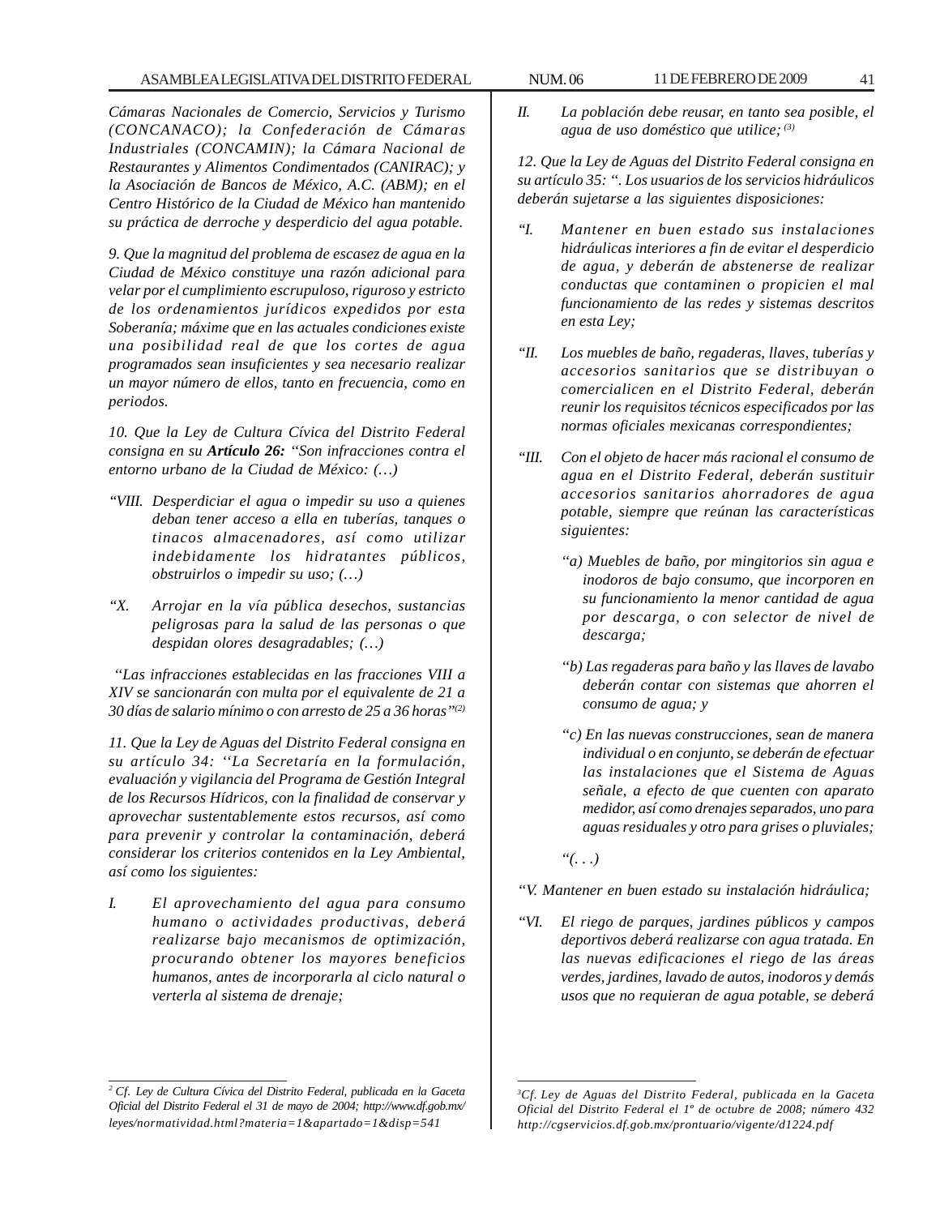*Cámaras Nacionales de Comercio, Servicios y Turismo (CONCANACO); la Confederación de Cámaras Industriales (CONCAMIN); la Cámara Nacional de Restaurantes y Alimentos Condimentados (CANIRAC); y la Asociación de Bancos de México, A.C. (ABM); en el Centro Histórico de la Ciudad de México han mantenido su práctica de derroche y desperdicio del agua potable.*

*9. Que la magnitud del problema de escasez de agua en la Ciudad de México constituye una razón adicional para velar por el cumplimiento escrupuloso, riguroso y estricto de los ordenamientos jurídicos expedidos por esta Soberanía; máxime que en las actuales condiciones existe una posibilidad real de que los cortes de agua programados sean insuficientes y sea necesario realizar un mayor número de ellos, tanto en frecuencia, como en periodos.*

*10. Que la Ley de Cultura Cívica del Distrito Federal consigna en su* ***Artículo 26:*** *''Son infracciones contra el entorno urbano de la Ciudad de México: (…)*

*"VIII. Desperdiciar el agua o impedir su uso a quienes deban tener acceso a ella en tuberías, tanques o tinacos almacenadores, así como utilizar indebidamente los hidratantes públicos, obstruirlos o impedir su uso; (…)*

*"X. Arrojar en la vía pública desechos, sustancias peligrosas para la salud de las personas o que despidan olores desagradables; (…)*

*''Las infracciones establecidas en las fracciones VIII a XIV se sancionarán con multa por el equivalente de 21 a 30 días de salario mínimo o con arresto de 25 a 36 horas"[(2)]*

*11. Que la Ley de Aguas del Distrito Federal consigna en su artículo 34: ''La Secretaría en la formulación, evaluación y vigilancia del Programa de Gestión Integral de los Recursos Hídricos, con la finalidad de conservar y aprovechar sustentablemente estos recursos, así como para prevenir y controlar la contaminación, deberá considerar los criterios contenidos en la Ley Ambiental, así como los siguientes:*

*I. El aprovechamiento del agua para consumo humano o actividades productivas, deberá realizarse bajo mecanismos de optimización, procurando obtener los mayores beneficios humanos, antes de incorporarla al ciclo natural o verterla al sistema de drenaje;*

*II. La población debe reusar, en tanto sea posible, el agua de uso doméstico que utilice; [(3)]*

*12. Que la Ley de Aguas del Distrito Federal consigna en su artículo 35: ". Los usuarios de los servicios hidráulicos deberán sujetarse a las siguientes disposiciones:*

*"I. Mantener en buen estado sus instalaciones hidráulicas interiores a fin de evitar el desperdicio de agua, y deberán de abstenerse de realizar conductas que contaminen o propicien el mal funcionamiento de las redes y sistemas descritos en esta Ley;*

*"II. Los muebles de baño, regaderas, llaves, tuberías y accesorios sanitarios que se distribuyan o comercialicen en el Distrito Federal, deberán reunir los requisitos técnicos especificados por las normas oficiales mexicanas correspondientes;*

*"III. Con el objeto de hacer más racional el consumo de agua en el Distrito Federal, deberán sustituir accesorios sanitarios ahorradores de agua potable, siempre que reúnan las características siguientes:*

*"a) Muebles de baño, por mingitorios sin agua e inodoros de bajo consumo, que incorporen en su funcionamiento la menor cantidad de agua por descarga, o con selector de nivel de descarga;*

*"b) Las regaderas para baño y las llaves de lavabo deberán contar con sistemas que ahorren el consumo de agua; y*

*"c) En las nuevas construcciones, sean de manera individual o en conjunto, se deberán de efectuar las instalaciones que el Sistema de Aguas señale, a efecto de que cuenten con aparato medidor, así como drenajes separados, uno para aguas residuales y otro para grises o pluviales;*

*"(. . .)*

*"V. Mantener en buen estado su instalación hidráulica;*

*"VI. El riego de parques, jardines públicos y campos deportivos deberá realizarse con agua tratada. En las nuevas edificaciones el riego de las áreas verdes, jardines, lavado de autos, inodoros y demás usos que no requieran de agua potable, se deberá*

---

*[2] Cf. Ley de Cultura Cívica del Distrito Federal, publicada en la Gaceta Oficial del Distrito Federal el 31 de mayo de 2004; http://www.df.gob.mx/leyes/normatividad.html?materia=1&apartado=1&disp=541*

*[3] Cf. Ley de Aguas del Distrito Federal, publicada en la Gaceta Oficial del Distrito Federal el 1º de octubre de 2008; número 432 http://cgservicios.df.gob.mx/prontuario/vigente/d1224.pdf*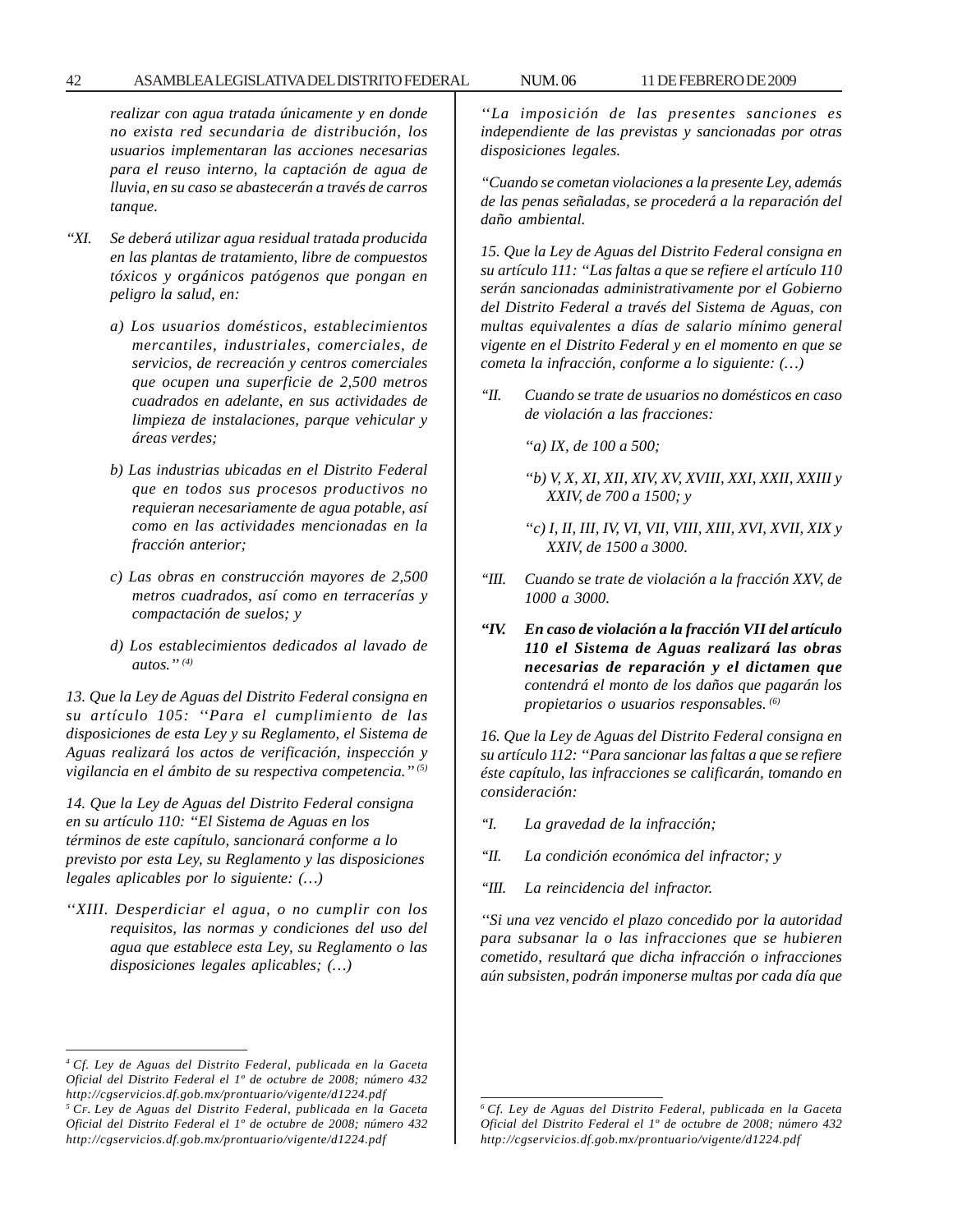*realizar con agua tratada únicamente y en donde no exista red secundaria de distribución, los usuarios implementaran las acciones necesarias para el reuso interno, la captación de agua de lluvia, en su caso se abastecerán a través de carros tanque.*

*"XI. Se deberá utilizar agua residual tratada producida en las plantas de tratamiento, libre de compuestos tóxicos y orgánicos patógenos que pongan en peligro la salud, en:*

*a) Los usuarios domésticos, establecimientos mercantiles, industriales, comerciales, de servicios, de recreación y centros comerciales que ocupen una superficie de 2,500 metros cuadrados en adelante, en sus actividades de limpieza de instalaciones, parque vehicular y áreas verdes;*

*b) Las industrias ubicadas en el Distrito Federal que en todos sus procesos productivos no requieran necesariamente de agua potable, así como en las actividades mencionadas en la fracción anterior;*

*c) Las obras en construcción mayores de 2,500 metros cuadrados, así como en terracerías y compactación de suelos; y*

*d) Los establecimientos dedicados al lavado de autos."* [4]

*13. Que la Ley de Aguas del Distrito Federal consigna en su artículo 105: "Para el cumplimiento de las disposiciones de esta Ley y su Reglamento, el Sistema de Aguas realizará los actos de verificación, inspección y vigilancia en el ámbito de su respectiva competencia."* [5]

*14. Que la Ley de Aguas del Distrito Federal consigna en su artículo 110: "El Sistema de Aguas en los términos de este capítulo, sancionará conforme a lo previsto por esta Ley, su Reglamento y las disposiciones legales aplicables por lo siguiente: (…)*

*"XIII. Desperdiciar el agua, o no cumplir con los requisitos, las normas y condiciones del uso del agua que establece esta Ley, su Reglamento o las disposiciones legales aplicables; (…)*

*"La imposición de las presentes sanciones es independiente de las previstas y sancionadas por otras disposiciones legales.*

*"Cuando se cometan violaciones a la presente Ley, además de las penas señaladas, se procederá a la reparación del daño ambiental.*

*15. Que la Ley de Aguas del Distrito Federal consigna en su artículo 111: "Las faltas a que se refiere el artículo 110 serán sancionadas administrativamente por el Gobierno del Distrito Federal a través del Sistema de Aguas, con multas equivalentes a días de salario mínimo general vigente en el Distrito Federal y en el momento en que se cometa la infracción, conforme a lo siguiente: (…)*

*"II. Cuando se trate de usuarios no domésticos en caso de violación a las fracciones:*

*"a) IX, de 100 a 500;*

*"b) V, X, XI, XII, XIV, XV, XVIII, XXI, XXII, XXIII y XXIV, de 700 a 1500; y*

*"c) I, II, III, IV, VI, VII, VIII, XIII, XVI, XVII, XIX y XXIV, de 1500 a 3000.*

*"III. Cuando se trate de violación a la fracción XXV, de 1000 a 3000.*

***"IV. En caso de violación a la fracción VII del artículo 110 el Sistema de Aguas realizará las obras necesarias de reparación y el dictamen que** contendrá el monto de los daños que pagarán los propietarios o usuarios responsables.* [6]

*16. Que la Ley de Aguas del Distrito Federal consigna en su artículo 112: "Para sancionar las faltas a que se refiere éste capítulo, las infracciones se calificarán, tomando en consideración:*

*"I. La gravedad de la infracción;*

*"II. La condición económica del infractor; y*

*"III. La reincidencia del infractor.*

*"Si una vez vencido el plazo concedido por la autoridad para subsanar la o las infracciones que se hubieren cometido, resultará que dicha infracción o infracciones aún subsisten, podrán imponerse multas por cada día que*

---

[4] *Cf. Ley de Aguas del Distrito Federal, publicada en la Gaceta Oficial del Distrito Federal el 1º de octubre de 2008; número 432 http://cgservicios.df.gob.mx/prontuario/vigente/d1224.pdf*

[5] *Cf. Ley de Aguas del Distrito Federal, publicada en la Gaceta Oficial del Distrito Federal el 1º de octubre de 2008; número 432 http://cgservicios.df.gob.mx/prontuario/vigente/d1224.pdf*

[6] *Cf. Ley de Aguas del Distrito Federal, publicada en la Gaceta Oficial del Distrito Federal el 1º de octubre de 2008; número 432 http://cgservicios.df.gob.mx/prontuario/vigente/d1224.pdf*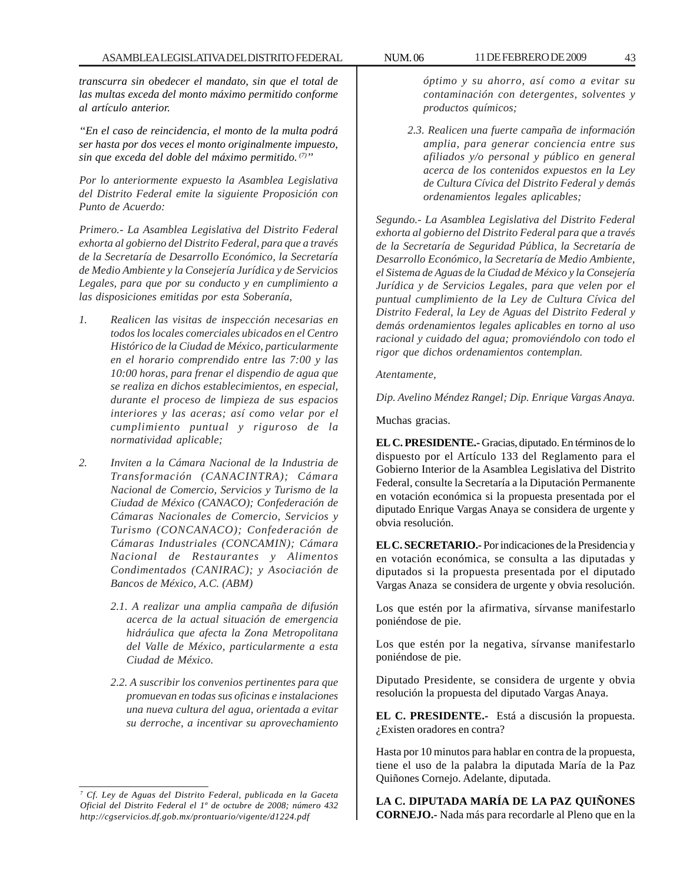*transcurra sin obedecer el mandato, sin que el total de las multas exceda del monto máximo permitido conforme al artículo anterior.*

*"En el caso de reincidencia, el monto de la multa podrá ser hasta por dos veces el monto originalmente impuesto, sin que exceda del doble del máximo permitido.* [(7)]*"*

*Por lo anteriormente expuesto la Asamblea Legislativa del Distrito Federal emite la siguiente Proposición con Punto de Acuerdo:*

*Primero.- La Asamblea Legislativa del Distrito Federal exhorta al gobierno del Distrito Federal, para que a través de la Secretaría de Desarrollo Económico, la Secretaría de Medio Ambiente y la Consejería Jurídica y de Servicios Legales, para que por su conducto y en cumplimiento a las disposiciones emitidas por esta Soberanía,*

1. *Realicen las visitas de inspección necesarias en todos los locales comerciales ubicados en el Centro Histórico de la Ciudad de México, particularmente en el horario comprendido entre las 7:00 y las 10:00 horas, para frenar el dispendio de agua que se realiza en dichos establecimientos, en especial, durante el proceso de limpieza de sus espacios interiores y las aceras; así como velar por el cumplimiento puntual y riguroso de la normatividad aplicable;*

2. *Inviten a la Cámara Nacional de la Industria de Transformación (CANACINTRA); Cámara Nacional de Comercio, Servicios y Turismo de la Ciudad de México (CANACO); Confederación de Cámaras Nacionales de Comercio, Servicios y Turismo (CONCANACO); Confederación de Cámaras Industriales (CONCAMIN); Cámara Nacional de Restaurantes y Alimentos Condimentados (CANIRAC); y Asociación de Bancos de México, A.C. (ABM)*

   *2.1. A realizar una amplia campaña de difusión acerca de la actual situación de emergencia hidráulica que afecta la Zona Metropolitana del Valle de México, particularmente a esta Ciudad de México.*

   *2.2. A suscribir los convenios pertinentes para que promuevan en todas sus oficinas e instalaciones una nueva cultura del agua, orientada a evitar su derroche, a incentivar su aprovechamiento óptimo y su ahorro, así como a evitar su contaminación con detergentes, solventes y productos químicos;*

   *2.3. Realicen una fuerte campaña de información amplia, para generar conciencia entre sus afiliados y/o personal y público en general acerca de los contenidos expuestos en la Ley de Cultura Cívica del Distrito Federal y demás ordenamientos legales aplicables;*

*Segundo.- La Asamblea Legislativa del Distrito Federal exhorta al gobierno del Distrito Federal para que a través de la Secretaría de Seguridad Pública, la Secretaría de Desarrollo Económico, la Secretaría de Medio Ambiente, el Sistema de Aguas de la Ciudad de México y la Consejería Jurídica y de Servicios Legales, para que velen por el puntual cumplimiento de la Ley de Cultura Cívica del Distrito Federal, la Ley de Aguas del Distrito Federal y demás ordenamientos legales aplicables en torno al uso racional y cuidado del agua; promoviéndolo con todo el rigor que dichos ordenamientos contemplan.*

*Atentamente,*

*Dip. Avelino Méndez Rangel; Dip. Enrique Vargas Anaya.*

Muchas gracias.

**EL C. PRESIDENTE.-** Gracias, diputado. En términos de lo dispuesto por el Artículo 133 del Reglamento para el Gobierno Interior de la Asamblea Legislativa del Distrito Federal, consulte la Secretaría a la Diputación Permanente en votación económica si la propuesta presentada por el diputado Enrique Vargas Anaya se considera de urgente y obvia resolución.

**EL C. SECRETARIO.-** Por indicaciones de la Presidencia y en votación económica, se consulta a las diputadas y diputados si la propuesta presentada por el diputado Vargas Anaza se considera de urgente y obvia resolución.

Los que estén por la afirmativa, sírvanse manifestarlo poniéndose de pie.

Los que estén por la negativa, sírvanse manifestarlo poniéndose de pie.

Diputado Presidente, se considera de urgente y obvia resolución la propuesta del diputado Vargas Anaya.

**EL C. PRESIDENTE.-** Está a discusión la propuesta. ¿Existen oradores en contra?

Hasta por 10 minutos para hablar en contra de la propuesta, tiene el uso de la palabra la diputada María de la Paz Quiñones Cornejo. Adelante, diputada.

**LA C. DIPUTADA MARÍA DE LA PAZ QUIÑONES CORNEJO.-** Nada más para recordarle al Pleno que en la

---

[7] *Cf. Ley de Aguas del Distrito Federal, publicada en la Gaceta Oficial del Distrito Federal el 1º de octubre de 2008; número 432 http://cgservicios.df.gob.mx/prontuario/vigente/d1224.pdf*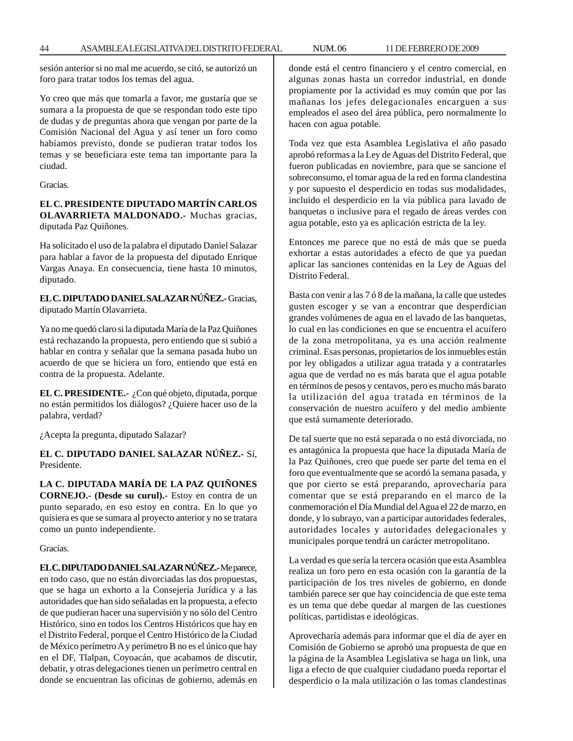sesión anterior si no mal me acuerdo, se citó, se autorizó un foro para tratar todos los temas del agua.

Yo creo que más que tomarla a favor, me gustaría que se sumara a la propuesta de que se respondan todo este tipo de dudas y de preguntas ahora que vengan por parte de la Comisión Nacional del Agua y así tener un foro como habíamos previsto, donde se pudieran tratar todos los temas y se beneficiara este tema tan importante para la ciudad.

Gracias.

**EL C. PRESIDENTE DIPUTADO MARTÍN CARLOS OLAVARRIETA MALDONADO.-** Muchas gracias, diputada Paz Quiñones.

Ha solicitado el uso de la palabra el diputado Daniel Salazar para hablar a favor de la propuesta del diputado Enrique Vargas Anaya. En consecuencia, tiene hasta 10 minutos, diputado.

**EL C. DIPUTADO DANIEL SALAZAR NÚÑEZ.-** Gracias, diputado Martín Olavarrieta.

Ya no me quedó claro si la diputada María de la Paz Quiñones está rechazando la propuesta, pero entiendo que si subió a hablar en contra y señalar que la semana pasada hubo un acuerdo de que se hiciera un foro, entiendo que está en contra de la propuesta. Adelante.

**EL C. PRESIDENTE.-** ¿Con qué objeto, diputada, porque no están permitidos los diálogos? ¿Quiere hacer uso de la palabra, verdad?

¿Acepta la pregunta, diputado Salazar?

**EL C. DIPUTADO DANIEL SALAZAR NÚÑEZ.-** Sí, Presidente.

**LA C. DIPUTADA MARÍA DE LA PAZ QUIÑONES CORNEJO.- (Desde su curul).-** Estoy en contra de un punto separado, en eso estoy en contra. En lo que yo quisiera es que se sumara al proyecto anterior y no se tratara como un punto independiente.

Gracias.

**EL C. DIPUTADO DANIEL SALAZAR NÚÑEZ.-** Me parece, en todo caso, que no están divorciadas las dos propuestas, que se haga un exhorto a la Consejería Jurídica y a las autoridades que han sido señaladas en la propuesta, a efecto de que pudieran hacer una supervisión y no sólo del Centro Histórico, sino en todos los Centros Históricos que hay en el Distrito Federal, porque el Centro Histórico de la Ciudad de México perímetro A y perímetro B no es el único que hay en el DF, Tlalpan, Coyoacán, que acabamos de discutir, debatir, y otras delegaciones tienen un perímetro central en donde se encuentran las oficinas de gobierno, además en donde está el centro financiero y el centro comercial, en algunas zonas hasta un corredor industrial, en donde propiamente por la actividad es muy común que por las mañanas los jefes delegacionales encarguen a sus empleados el aseo del área pública, pero normalmente lo hacen con agua potable.

Toda vez que esta Asamblea Legislativa el año pasado aprobó reformas a la Ley de Aguas del Distrito Federal, que fueron publicadas en noviembre, para que se sancione el sobreconsumo, el tomar agua de la red en forma clandestina y por supuesto el desperdicio en todas sus modalidades, incluido el desperdicio en la vía pública para lavado de banquetas o inclusive para el regado de áreas verdes con agua potable, esto ya es aplicación estricta de la ley.

Entonces me parece que no está de más que se pueda exhortar a estas autoridades a efecto de que ya puedan aplicar las sanciones contenidas en la Ley de Aguas del Distrito Federal.

Basta con venir a las 7 ó 8 de la mañana, la calle que ustedes gusten escoger y se van a encontrar que desperdician grandes volúmenes de agua en el lavado de las banquetas, lo cual en las condiciones en que se encuentra el acuífero de la zona metropolitana, ya es una acción realmente criminal. Esas personas, propietarios de los inmuebles están por ley obligados a utilizar agua tratada y a contratarles agua que de verdad no es más barata que el agua potable en términos de pesos y centavos, pero es mucho más barato la utilización del agua tratada en términos de la conservación de nuestro acuífero y del medio ambiente que está sumamente deteriorado.

De tal suerte que no está separada o no está divorciada, no es antagónica la propuesta que hace la diputada María de la Paz Quiñones, creo que puede ser parte del tema en el foro que eventualmente que se acordó la semana pasada, y que por cierto se está preparando, aprovecharía para comentar que se está preparando en el marco de la conmemoración el Día Mundial del Agua el 22 de marzo, en donde, y lo subrayo, van a participar autoridades federales, autoridades locales y autoridades delegacionales y municipales porque tendrá un carácter metropolitano.

La verdad es que sería la tercera ocasión que esta Asamblea realiza un foro pero en esta ocasión con la garantía de la participación de los tres niveles de gobierno, en donde también parece ser que hay coincidencia de que este tema es un tema que debe quedar al margen de las cuestiones políticas, partidistas e ideológicas.

Aprovecharía además para informar que el día de ayer en Comisión de Gobierno se aprobó una propuesta de que en la página de la Asamblea Legislativa se haga un link, una liga a efecto de que cualquier ciudadano pueda reportar el desperdicio o la mala utilización o las tomas clandestinas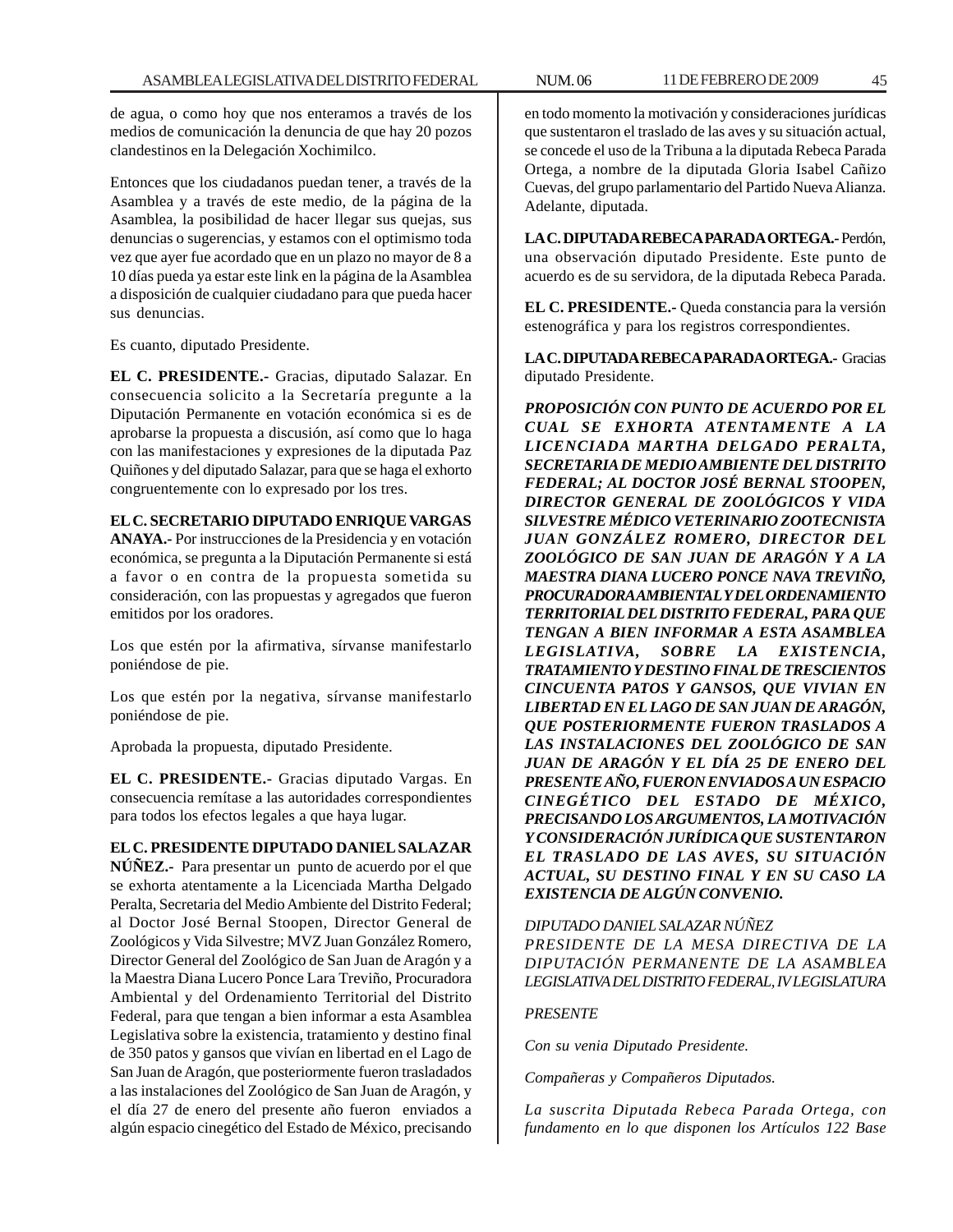de agua, o como hoy que nos enteramos a través de los medios de comunicación la denuncia de que hay 20 pozos clandestinos en la Delegación Xochimilco.

Entonces que los ciudadanos puedan tener, a través de la Asamblea y a través de este medio, de la página de la Asamblea, la posibilidad de hacer llegar sus quejas, sus denuncias o sugerencias, y estamos con el optimismo toda vez que ayer fue acordado que en un plazo no mayor de 8 a 10 días pueda ya estar este link en la página de la Asamblea a disposición de cualquier ciudadano para que pueda hacer sus denuncias.

Es cuanto, diputado Presidente.

**EL C. PRESIDENTE.-** Gracias, diputado Salazar. En consecuencia solicito a la Secretaría pregunte a la Diputación Permanente en votación económica si es de aprobarse la propuesta a discusión, así como que lo haga con las manifestaciones y expresiones de la diputada Paz Quiñones y del diputado Salazar, para que se haga el exhorto congruentemente con lo expresado por los tres.

**EL C. SECRETARIO DIPUTADO ENRIQUE VARGAS ANAYA.-** Por instrucciones de la Presidencia y en votación económica, se pregunta a la Diputación Permanente si está a favor o en contra de la propuesta sometida su consideración, con las propuestas y agregados que fueron emitidos por los oradores.

Los que estén por la afirmativa, sírvanse manifestarlo poniéndose de pie.

Los que estén por la negativa, sírvanse manifestarlo poniéndose de pie.

Aprobada la propuesta, diputado Presidente.

**EL C. PRESIDENTE.-** Gracias diputado Vargas. En consecuencia remítase a las autoridades correspondientes para todos los efectos legales a que haya lugar.

**EL C. PRESIDENTE DIPUTADO DANIEL SALAZAR NÚÑEZ.-** Para presentar un punto de acuerdo por el que se exhorta atentamente a la Licenciada Martha Delgado Peralta, Secretaria del Medio Ambiente del Distrito Federal; al Doctor José Bernal Stoopen, Director General de Zoológicos y Vida Silvestre; MVZ Juan González Romero, Director General del Zoológico de San Juan de Aragón y a la Maestra Diana Lucero Ponce Lara Treviño, Procuradora Ambiental y del Ordenamiento Territorial del Distrito Federal, para que tengan a bien informar a esta Asamblea Legislativa sobre la existencia, tratamiento y destino final de 350 patos y gansos que vivían en libertad en el Lago de San Juan de Aragón, que posteriormente fueron trasladados a las instalaciones del Zoológico de San Juan de Aragón, y el día 27 de enero del presente año fueron enviados a algún espacio cinegético del Estado de México, precisando en todo momento la motivación y consideraciones jurídicas que sustentaron el traslado de las aves y su situación actual, se concede el uso de la Tribuna a la diputada Rebeca Parada Ortega, a nombre de la diputada Gloria Isabel Cañizo Cuevas, del grupo parlamentario del Partido Nueva Alianza. Adelante, diputada.

**LA C. DIPUTADA REBECA PARADA ORTEGA.-** Perdón, una observación diputado Presidente. Este punto de acuerdo es de su servidora, de la diputada Rebeca Parada.

**EL C. PRESIDENTE.-** Queda constancia para la versión estenográfica y para los registros correspondientes.

**LA C. DIPUTADA REBECA PARADA ORTEGA.-** Gracias diputado Presidente.

***PROPOSICIÓN CON PUNTO DE ACUERDO POR EL CUAL SE EXHORTA ATENTAMENTE A LA LICENCIADA MARTHA DELGADO PERALTA, SECRETARIA DE MEDIO AMBIENTE DEL DISTRITO FEDERAL; AL DOCTOR JOSÉ BERNAL STOOPEN, DIRECTOR GENERAL DE ZOOLÓGICOS Y VIDA SILVESTRE MÉDICO VETERINARIO ZOOTECNISTA JUAN GONZÁLEZ ROMERO, DIRECTOR DEL ZOOLÓGICO DE SAN JUAN DE ARAGÓN Y A LA MAESTRA DIANA LUCERO PONCE NAVA TREVIÑO, PROCURADORA AMBIENTAL Y DEL ORDENAMIENTO TERRITORIAL DEL DISTRITO FEDERAL, PARA QUE TENGAN A BIEN INFORMAR A ESTA ASAMBLEA LEGISLATIVA, SOBRE LA EXISTENCIA, TRATAMIENTO Y DESTINO FINAL DE TRESCIENTOS CINCUENTA PATOS Y GANSOS, QUE VIVIAN EN LIBERTAD EN EL LAGO DE SAN JUAN DE ARAGÓN, QUE POSTERIORMENTE FUERON TRASLADOS A LAS INSTALACIONES DEL ZOOLÓGICO DE SAN JUAN DE ARAGÓN Y EL DÍA 25 DE ENERO DEL PRESENTE AÑO, FUERON ENVIADOS A UN ESPACIO CINEGÉTICO DEL ESTADO DE MÉXICO, PRECISANDO LOS ARGUMENTOS, LA MOTIVACIÓN Y CONSIDERACIÓN JURÍDICA QUE SUSTENTARON EL TRASLADO DE LAS AVES, SU SITUACIÓN ACTUAL, SU DESTINO FINAL Y EN SU CASO LA EXISTENCIA DE ALGÚN CONVENIO.***

*DIPUTADO DANIEL SALAZAR NÚÑEZ*
*PRESIDENTE DE LA MESA DIRECTIVA DE LA DIPUTACIÓN PERMANENTE DE LA ASAMBLEA LEGISLATIVA DEL DISTRITO FEDERAL, IV LEGISLATURA*

*PRESENTE*

*Con su venia Diputado Presidente.*

*Compañeras y Compañeros Diputados.*

*La suscrita Diputada Rebeca Parada Ortega, con fundamento en lo que disponen los Artículos 122 Base*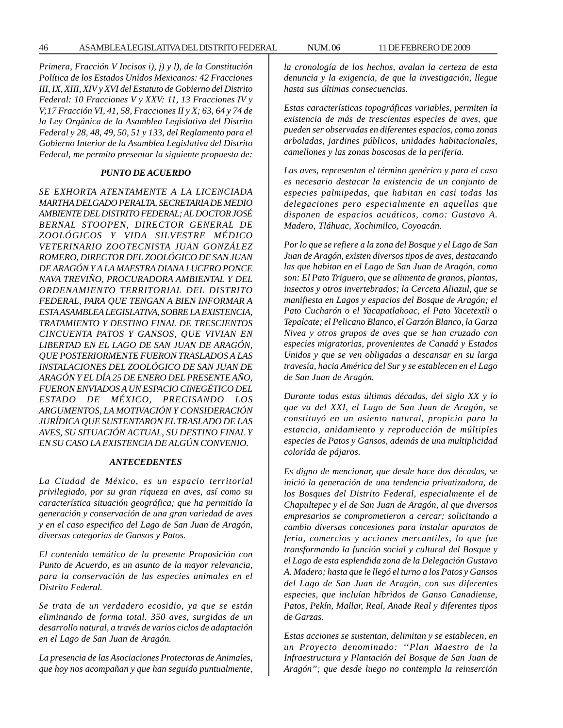*Primera, Fracción V Incisos i), j) y l), de la Constitución Política de los Estados Unidos Mexicanos: 42 Fracciones III, IX, XIII, XIV y XVI del Estatuto de Gobierno del Distrito Federal: 10 Fracciones V y XXV: 11, 13 Fracciones IV y V;17 Fracción VI, 41, 58, Fracciones II y X; 63, 64 y 74 de la Ley Orgánica de la Asamblea Legislativa del Distrito Federal y 28, 48, 49, 50, 51 y 133, del Reglamento para el Gobierno Interior de la Asamblea Legislativa del Distrito Federal, me permito presentar la siguiente propuesta de:*

### *PUNTO DE ACUERDO*

*SE EXHORTA ATENTAMENTE A LA LICENCIADA MARTHA DELGADO PERALTA, SECRETARIA DE MEDIO AMBIENTE DEL DISTRITO FEDERAL; AL DOCTOR JOSÉ BERNAL STOOPEN, DIRECTOR GENERAL DE ZOOLÓGICOS Y VIDA SILVESTRE MÉDICO VETERINARIO ZOOTECNISTA JUAN GONZÁLEZ ROMERO, DIRECTOR DEL ZOOLÓGICO DE SAN JUAN DE ARAGÓN Y A LA MAESTRA DIANA LUCERO PONCE NAVA TREVIÑO, PROCURADORA AMBIENTAL Y DEL ORDENAMIENTO TERRITORIAL DEL DISTRITO FEDERAL, PARA QUE TENGAN A BIEN INFORMAR A ESTA ASAMBLEA LEGISLATIVA, SOBRE LA EXISTENCIA, TRATAMIENTO Y DESTINO FINAL DE TRESCIENTOS CINCUENTA PATOS Y GANSOS, QUE VIVIAN EN LIBERTAD EN EL LAGO DE SAN JUAN DE ARAGÓN, QUE POSTERIORMENTE FUERON TRASLADOS A LAS INSTALACIONES DEL ZOOLÓGICO DE SAN JUAN DE ARAGÓN Y EL DÍA 25 DE ENERO DEL PRESENTE AÑO, FUERON ENVIADOS A UN ESPACIO CINEGÉTICO DEL ESTADO DE MÉXICO, PRECISANDO LOS ARGUMENTOS, LA MOTIVACIÓN Y CONSIDERACIÓN JURÍDICA QUE SUSTENTARON EL TRASLADO DE LAS AVES, SU SITUACIÓN ACTUAL, SU DESTINO FINAL Y EN SU CASO LA EXISTENCIA DE ALGÚN CONVENIO.*

### *ANTECEDENTES*

*La Ciudad de México, es un espacio territorial privilegiado, por su gran riqueza en aves, así como su característica situación geográfica; que ha permitido la generación y conservación de una gran variedad de aves y en el caso especifico del Lago de San Juan de Aragón, diversas categorías de Gansos y Patos.*

*El contenido temático de la presente Proposición con Punto de Acuerdo, es un asunto de la mayor relevancia, para la conservación de las especies animales en el Distrito Federal.*

*Se trata de un verdadero ecosidio, ya que se están eliminando de forma total. 350 aves, surgidas de un desarrollo natural, a través de varios ciclos de adaptación en el Lago de San Juan de Aragón.*

*La presencia de las Asociaciones Protectoras de Animales, que hoy nos acompañan y que han seguido puntualmente, la cronología de los hechos, avalan la certeza de esta denuncia y la exigencia, de que la investigación, llegue hasta sus últimas consecuencias.*

*Estas características topográficas variables, permiten la existencia de más de trescientas especies de aves, que pueden ser observadas en diferentes espacios, como zonas arboladas, jardines públicos, unidades habitacionales, camellones y las zonas boscosas de la periferia.*

*Las aves, representan el término genérico y para el caso es necesario destacar la existencia de un conjunto de especies palmipedas, que habitan en casi todas las delegaciones pero especialmente en aquellas que disponen de espacios acuáticos, como: Gustavo A. Madero, Tláhuac, Xochimilco, Coyoacán.*

*Por lo que se refiere a la zona del Bosque y el Lago de San Juan de Aragón, existen diversos tipos de aves, destacando las que habitan en el Lago de San Juan de Aragón, como son: El Pato Triguero, que se alimenta de granos, plantas, insectos y otros invertebrados; la Cerceta Aliazul, que se manifiesta en Lagos y espacios del Bosque de Aragón; el Pato Cucharón o el Yacapatlahoac, el Pato Yacetextli o Tepalcate; el Pelicano Blanco, el Garzón Blanco, la Garza Nivea y otros grupos de aves que se han cruzado con especies migratorias, provenientes de Canadá y Estados Unidos y que se ven obligadas a descansar en su larga travesía, hacia América del Sur y se establecen en el Lago de San Juan de Aragón.*

*Durante todas estas últimas décadas, del siglo XX y lo que va del XXI, el Lago de San Juan de Aragón, se constituyó en un asiento natural, propicio para la estancia, anidamiento y reproducción de múltiples especies de Patos y Gansos, además de una multiplicidad colorida de pájaros.*

*Es digno de mencionar, que desde hace dos décadas, se inició la generación de una tendencia privatizadora, de los Bosques del Distrito Federal, especialmente el de Chapultepec y el de San Juan de Aragón, al que diversos empresarios se comprometieron a cercar; solicitando a cambio diversas concesiones para instalar aparatos de feria, comercios y acciones mercantiles, lo que fue transformando la función social y cultural del Bosque y el Lago de esta esplendida zona de la Delegación Gustavo A. Madero; hasta que le llegó el turno a los Patos y Gansos del Lago de San Juan de Aragón, con sus diferentes especies, que incluían híbridos de Ganso Canadiense, Patos, Pekín, Mallar, Real, Anade Real y diferentes tipos de Garzas.*

*Estas acciones se sustentan, delimitan y se establecen, en un Proyecto denominado: ''Plan Maestro de la Infraestructura y Plantación del Bosque de San Juan de Aragón''; que desde luego no contempla la reinserción*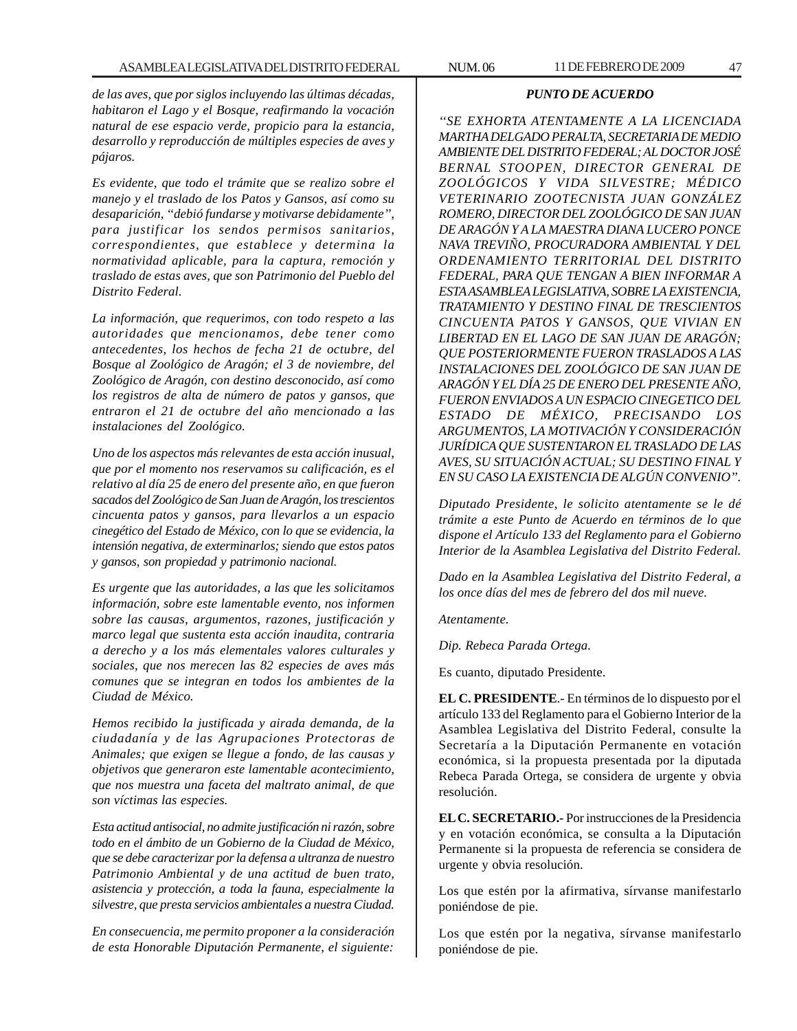*de las aves, que por siglos incluyendo las últimas décadas, habitaron el Lago y el Bosque, reafirmando la vocación natural de ese espacio verde, propicio para la estancia, desarrollo y reproducción de múltiples especies de aves y pájaros.*

*Es evidente, que todo el trámite que se realizo sobre el manejo y el traslado de los Patos y Gansos, así como su desaparición, "debió fundarse y motivarse debidamente", para justificar los sendos permisos sanitarios, correspondientes, que establece y determina la normatividad aplicable, para la captura, remoción y traslado de estas aves, que son Patrimonio del Pueblo del Distrito Federal.*

*La información, que requerimos, con todo respeto a las autoridades que mencionamos, debe tener como antecedentes, los hechos de fecha 21 de octubre, del Bosque al Zoológico de Aragón; el 3 de noviembre, del Zoológico de Aragón, con destino desconocido, así como los registros de alta de número de patos y gansos, que entraron el 21 de octubre del año mencionado a las instalaciones del Zoológico.*

*Uno de los aspectos más relevantes de esta acción inusual, que por el momento nos reservamos su calificación, es el relativo al día 25 de enero del presente año, en que fueron sacados del Zoológico de San Juan de Aragón, los trescientos cincuenta patos y gansos, para llevarlos a un espacio cinegético del Estado de México, con lo que se evidencia, la intensión negativa, de exterminarlos; siendo que estos patos y gansos, son propiedad y patrimonio nacional.*

*Es urgente que las autoridades, a las que les solicitamos información, sobre este lamentable evento, nos informen sobre las causas, argumentos, razones, justificación y marco legal que sustenta esta acción inaudita, contraria a derecho y a los más elementales valores culturales y sociales, que nos merecen las 82 especies de aves más comunes que se integran en todos los ambientes de la Ciudad de México.*

*Hemos recibido la justificada y airada demanda, de la ciudadanía y de las Agrupaciones Protectoras de Animales; que exigen se llegue a fondo, de las causas y objetivos que generaron este lamentable acontecimiento, que nos muestra una faceta del maltrato animal, de que son víctimas las especies.*

*Esta actitud antisocial, no admite justificación ni razón, sobre todo en el ámbito de un Gobierno de la Ciudad de México, que se debe caracterizar por la defensa a ultranza de nuestro Patrimonio Ambiental y de una actitud de buen trato, asistencia y protección, a toda la fauna, especialmente la silvestre, que presta servicios ambientales a nuestra Ciudad.*

*En consecuencia, me permito proponer a la consideración de esta Honorable Diputación Permanente, el siguiente:*

***PUNTO DE ACUERDO***

*"SE EXHORTA ATENTAMENTE A LA LICENCIADA MARTHA DELGADO PERALTA, SECRETARIA DE MEDIO AMBIENTE DEL DISTRITO FEDERAL; AL DOCTOR JOSÉ BERNAL STOOPEN, DIRECTOR GENERAL DE ZOOLÓGICOS Y VIDA SILVESTRE; MÉDICO VETERINARIO ZOOTECNISTA JUAN GONZÁLEZ ROMERO, DIRECTOR DEL ZOOLÓGICO DE SAN JUAN DE ARAGÓN Y A LA MAESTRA DIANA LUCERO PONCE NAVA TREVIÑO, PROCURADORA AMBIENTAL Y DEL ORDENAMIENTO TERRITORIAL DEL DISTRITO FEDERAL, PARA QUE TENGAN A BIEN INFORMAR A ESTA ASAMBLEA LEGISLATIVA, SOBRE LA EXISTENCIA, TRATAMIENTO Y DESTINO FINAL DE TRESCIENTOS CINCUENTA PATOS Y GANSOS, QUE VIVIAN EN LIBERTAD EN EL LAGO DE SAN JUAN DE ARAGÓN; QUE POSTERIORMENTE FUERON TRASLADOS A LAS INSTALACIONES DEL ZOOLÓGICO DE SAN JUAN DE ARAGÓN Y EL DÍA 25 DE ENERO DEL PRESENTE AÑO, FUERON ENVIADOS A UN ESPACIO CINEGETICO DEL ESTADO DE MÉXICO, PRECISANDO LOS ARGUMENTOS, LA MOTIVACIÓN Y CONSIDERACIÓN JURÍDICA QUE SUSTENTARON EL TRASLADO DE LAS AVES, SU SITUACIÓN ACTUAL; SU DESTINO FINAL Y EN SU CASO LA EXISTENCIA DE ALGÚN CONVENIO".*

*Diputado Presidente, le solicito atentamente se le dé trámite a este Punto de Acuerdo en términos de lo que dispone el Artículo 133 del Reglamento para el Gobierno Interior de la Asamblea Legislativa del Distrito Federal.*

*Dado en la Asamblea Legislativa del Distrito Federal, a los once días del mes de febrero del dos mil nueve.*

*Atentamente.*

*Dip. Rebeca Parada Ortega.*

Es cuanto, diputado Presidente.

**EL C. PRESIDENTE**.- En términos de lo dispuesto por el artículo 133 del Reglamento para el Gobierno Interior de la Asamblea Legislativa del Distrito Federal, consulte la Secretaría a la Diputación Permanente en votación económica, si la propuesta presentada por la diputada Rebeca Parada Ortega, se considera de urgente y obvia resolución.

**EL C. SECRETARIO.-** Por instrucciones de la Presidencia y en votación económica, se consulta a la Diputación Permanente si la propuesta de referencia se considera de urgente y obvia resolución.

Los que estén por la afirmativa, sírvanse manifestarlo poniéndose de pie.

Los que estén por la negativa, sírvanse manifestarlo poniéndose de pie.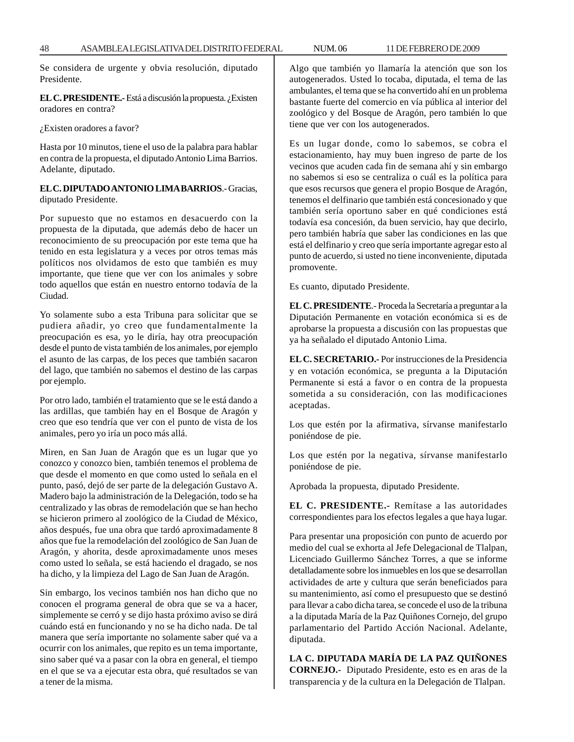Se considera de urgente y obvia resolución, diputado Presidente.

**EL C. PRESIDENTE.-** Está a discusión la propuesta. ¿Existen oradores en contra?

¿Existen oradores a favor?

Hasta por 10 minutos, tiene el uso de la palabra para hablar en contra de la propuesta, el diputado Antonio Lima Barrios. Adelante, diputado.

**EL C. DIPUTADO ANTONIO LIMA BARRIOS**.- Gracias, diputado Presidente.

Por supuesto que no estamos en desacuerdo con la propuesta de la diputada, que además debo de hacer un reconocimiento de su preocupación por este tema que ha tenido en esta legislatura y a veces por otros temas más políticos nos olvidamos de esto que también es muy importante, que tiene que ver con los animales y sobre todo aquellos que están en nuestro entorno todavía de la Ciudad.

Yo solamente subo a esta Tribuna para solicitar que se pudiera añadir, yo creo que fundamentalmente la preocupación es esa, yo le diría, hay otra preocupación desde el punto de vista también de los animales, por ejemplo el asunto de las carpas, de los peces que también sacaron del lago, que también no sabemos el destino de las carpas por ejemplo.

Por otro lado, también el tratamiento que se le está dando a las ardillas, que también hay en el Bosque de Aragón y creo que eso tendría que ver con el punto de vista de los animales, pero yo iría un poco más allá.

Miren, en San Juan de Aragón que es un lugar que yo conozco y conozco bien, también tenemos el problema de que desde el momento en que como usted lo señala en el punto, pasó, dejó de ser parte de la delegación Gustavo A. Madero bajo la administración de la Delegación, todo se ha centralizado y las obras de remodelación que se han hecho se hicieron primero al zoológico de la Ciudad de México, años después, fue una obra que tardó aproximadamente 8 años que fue la remodelación del zoológico de San Juan de Aragón, y ahorita, desde aproximadamente unos meses como usted lo señala, se está haciendo el dragado, se nos ha dicho, y la limpieza del Lago de San Juan de Aragón.

Sin embargo, los vecinos también nos han dicho que no conocen el programa general de obra que se va a hacer, simplemente se cerró y se dijo hasta próximo aviso se dirá cuándo está en funcionando y no se ha dicho nada. De tal manera que sería importante no solamente saber qué va a ocurrir con los animales, que repito es un tema importante, sino saber qué va a pasar con la obra en general, el tiempo en el que se va a ejecutar esta obra, qué resultados se van a tener de la misma.

Algo que también yo llamaría la atención que son los autogenerados. Usted lo tocaba, diputada, el tema de las ambulantes, el tema que se ha convertido ahí en un problema bastante fuerte del comercio en vía pública al interior del zoológico y del Bosque de Aragón, pero también lo que tiene que ver con los autogenerados.

Es un lugar donde, como lo sabemos, se cobra el estacionamiento, hay muy buen ingreso de parte de los vecinos que acuden cada fin de semana ahí y sin embargo no sabemos si eso se centraliza o cuál es la política para que esos recursos que genera el propio Bosque de Aragón, tenemos el delfinario que también está concesionado y que también sería oportuno saber en qué condiciones está todavía esa concesión, da buen servicio, hay que decirlo, pero también habría que saber las condiciones en las que está el delfinario y creo que sería importante agregar esto al punto de acuerdo, si usted no tiene inconveniente, diputada promovente.

Es cuanto, diputado Presidente.

**EL C. PRESIDENTE**.- Proceda la Secretaría a preguntar a la Diputación Permanente en votación económica si es de aprobarse la propuesta a discusión con las propuestas que ya ha señalado el diputado Antonio Lima.

**EL C. SECRETARIO.-** Por instrucciones de la Presidencia y en votación económica, se pregunta a la Diputación Permanente si está a favor o en contra de la propuesta sometida a su consideración, con las modificaciones aceptadas.

Los que estén por la afirmativa, sírvanse manifestarlo poniéndose de pie.

Los que estén por la negativa, sírvanse manifestarlo poniéndose de pie.

Aprobada la propuesta, diputado Presidente.

**EL C. PRESIDENTE.-** Remítase a las autoridades correspondientes para los efectos legales a que haya lugar.

Para presentar una proposición con punto de acuerdo por medio del cual se exhorta al Jefe Delegacional de Tlalpan, Licenciado Guillermo Sánchez Torres, a que se informe detalladamente sobre los inmuebles en los que se desarrollan actividades de arte y cultura que serán beneficiados para su mantenimiento, así como el presupuesto que se destinó para llevar a cabo dicha tarea, se concede el uso de la tribuna a la diputada María de la Paz Quiñones Cornejo, del grupo parlamentario del Partido Acción Nacional. Adelante, diputada.

**LA C. DIPUTADA MARÍA DE LA PAZ QUIÑONES CORNEJO.-** Diputado Presidente, esto es en aras de la transparencia y de la cultura en la Delegación de Tlalpan.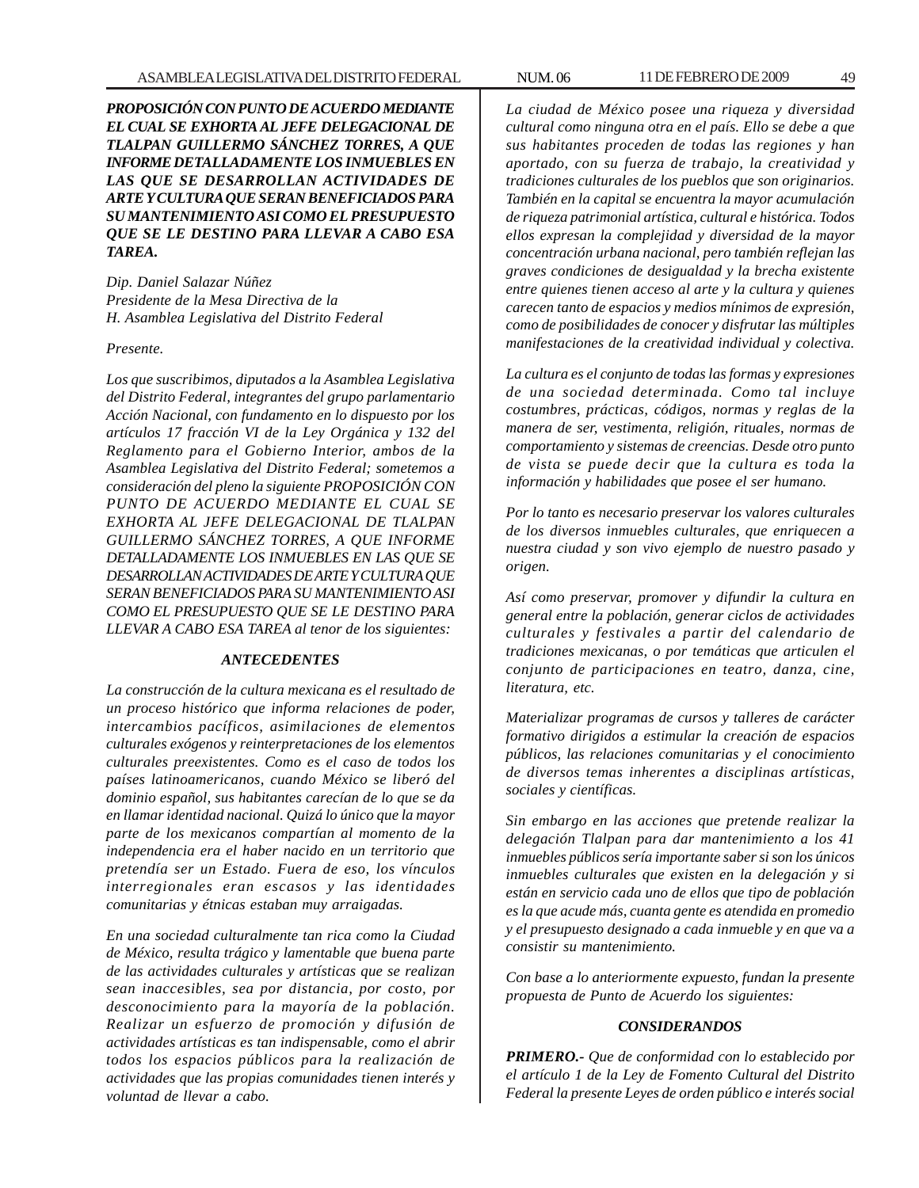***PROPOSICIÓN CON PUNTO DE ACUERDO MEDIANTE EL CUAL SE EXHORTA AL JEFE DELEGACIONAL DE TLALPAN GUILLERMO SÁNCHEZ TORRES, A QUE INFORME DETALLADAMENTE LOS INMUEBLES EN LAS QUE SE DESARROLLAN ACTIVIDADES DE ARTE Y CULTURA QUE SERAN BENEFICIADOS PARA SU MANTENIMIENTO ASI COMO EL PRESUPUESTO QUE SE LE DESTINO PARA LLEVAR A CABO ESA TAREA.***

*Dip. Daniel Salazar Núñez*
*Presidente de la Mesa Directiva de la*
*H. Asamblea Legislativa del Distrito Federal*

*Presente.*

*Los que suscribimos, diputados a la Asamblea Legislativa del Distrito Federal, integrantes del grupo parlamentario Acción Nacional, con fundamento en lo dispuesto por los artículos 17 fracción VI de la Ley Orgánica y 132 del Reglamento para el Gobierno Interior, ambos de la Asamblea Legislativa del Distrito Federal; sometemos a consideración del pleno la siguiente PROPOSICIÓN CON PUNTO DE ACUERDO MEDIANTE EL CUAL SE EXHORTA AL JEFE DELEGACIONAL DE TLALPAN GUILLERMO SÁNCHEZ TORRES, A QUE INFORME DETALLADAMENTE LOS INMUEBLES EN LAS QUE SE DESARROLLAN ACTIVIDADES DE ARTE Y CULTURA QUE SERAN BENEFICIADOS PARA SU MANTENIMIENTO ASI COMO EL PRESUPUESTO QUE SE LE DESTINO PARA LLEVAR A CABO ESA TAREA al tenor de los siguientes:*

### *ANTECEDENTES*

*La construcción de la cultura mexicana es el resultado de un proceso histórico que informa relaciones de poder, intercambios pacíficos, asimilaciones de elementos culturales exógenos y reinterpretaciones de los elementos culturales preexistentes. Como es el caso de todos los países latinoamericanos, cuando México se liberó del dominio español, sus habitantes carecían de lo que se da en llamar identidad nacional. Quizá lo único que la mayor parte de los mexicanos compartían al momento de la independencia era el haber nacido en un territorio que pretendía ser un Estado. Fuera de eso, los vínculos interregionales eran escasos y las identidades comunitarias y étnicas estaban muy arraigadas.*

*En una sociedad culturalmente tan rica como la Ciudad de México, resulta trágico y lamentable que buena parte de las actividades culturales y artísticas que se realizan sean inaccesibles, sea por distancia, por costo, por desconocimiento para la mayoría de la población. Realizar un esfuerzo de promoción y difusión de actividades artísticas es tan indispensable, como el abrir todos los espacios públicos para la realización de actividades que las propias comunidades tienen interés y voluntad de llevar a cabo.*

*La ciudad de México posee una riqueza y diversidad cultural como ninguna otra en el país. Ello se debe a que sus habitantes proceden de todas las regiones y han aportado, con su fuerza de trabajo, la creatividad y tradiciones culturales de los pueblos que son originarios. También en la capital se encuentra la mayor acumulación de riqueza patrimonial artística, cultural e histórica. Todos ellos expresan la complejidad y diversidad de la mayor concentración urbana nacional, pero también reflejan las graves condiciones de desigualdad y la brecha existente entre quienes tienen acceso al arte y la cultura y quienes carecen tanto de espacios y medios mínimos de expresión, como de posibilidades de conocer y disfrutar las múltiples manifestaciones de la creatividad individual y colectiva.*

*La cultura es el conjunto de todas las formas y expresiones de una sociedad determinada. Como tal incluye costumbres, prácticas, códigos, normas y reglas de la manera de ser, vestimenta, religión, rituales, normas de comportamiento y sistemas de creencias. Desde otro punto de vista se puede decir que la cultura es toda la información y habilidades que posee el ser humano.*

*Por lo tanto es necesario preservar los valores culturales de los diversos inmuebles culturales, que enriquecen a nuestra ciudad y son vivo ejemplo de nuestro pasado y origen.*

*Así como preservar, promover y difundir la cultura en general entre la población, generar ciclos de actividades culturales y festivales a partir del calendario de tradiciones mexicanas, o por temáticas que articulen el conjunto de participaciones en teatro, danza, cine, literatura, etc.*

*Materializar programas de cursos y talleres de carácter formativo dirigidos a estimular la creación de espacios públicos, las relaciones comunitarias y el conocimiento de diversos temas inherentes a disciplinas artísticas, sociales y científicas.*

*Sin embargo en las acciones que pretende realizar la delegación Tlalpan para dar mantenimiento a los 41 inmuebles públicos sería importante saber si son los únicos inmuebles culturales que existen en la delegación y si están en servicio cada uno de ellos que tipo de población es la que acude más, cuanta gente es atendida en promedio y el presupuesto designado a cada inmueble y en que va a consistir su mantenimiento.*

*Con base a lo anteriormente expuesto, fundan la presente propuesta de Punto de Acuerdo los siguientes:*

### *CONSIDERANDOS*

***PRIMERO.-*** *Que de conformidad con lo establecido por el artículo 1 de la Ley de Fomento Cultural del Distrito Federal la presente Leyes de orden público e interés social*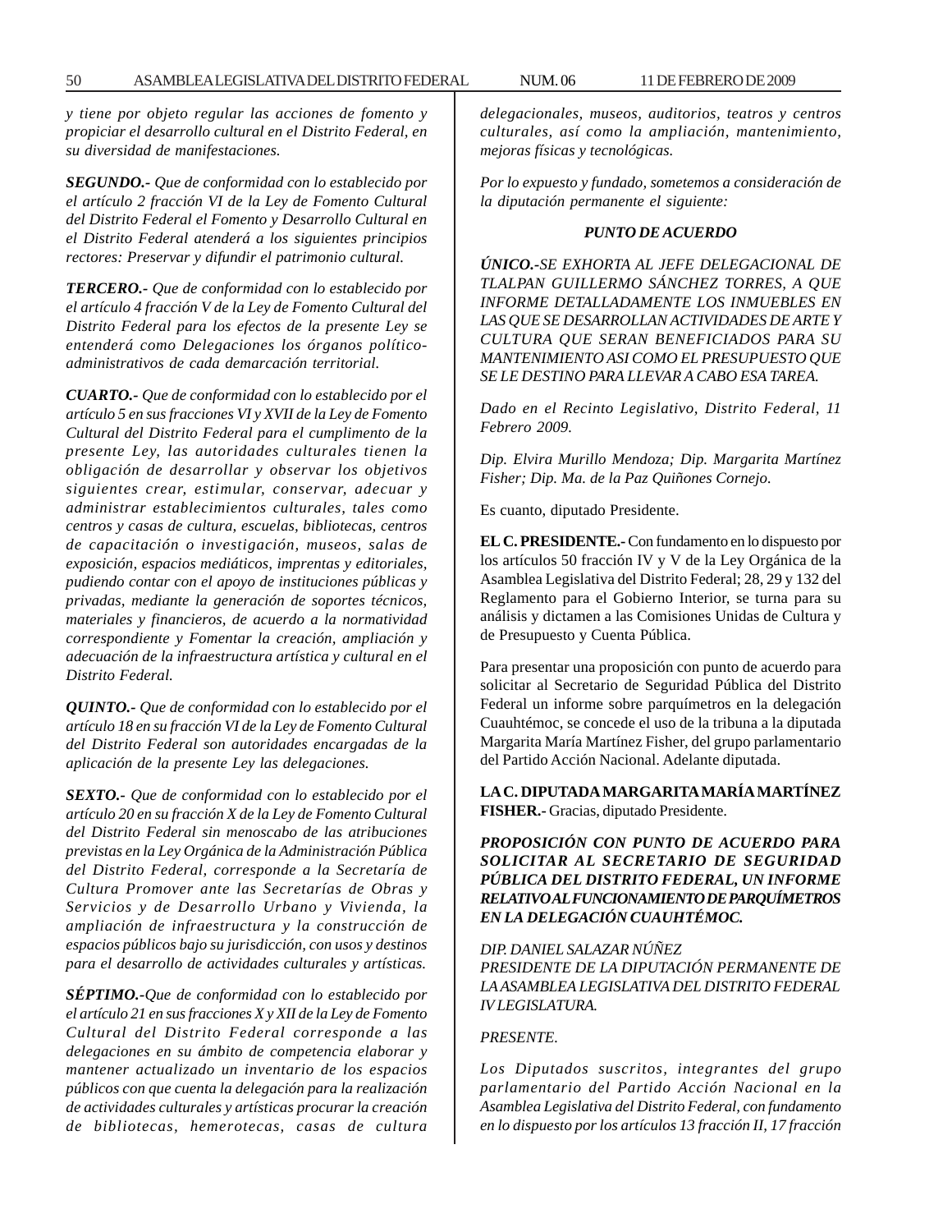*y tiene por objeto regular las acciones de fomento y propiciar el desarrollo cultural en el Distrito Federal, en su diversidad de manifestaciones.*

***SEGUNDO.-*** *Que de conformidad con lo establecido por el artículo 2 fracción VI de la Ley de Fomento Cultural del Distrito Federal el Fomento y Desarrollo Cultural en el Distrito Federal atenderá a los siguientes principios rectores: Preservar y difundir el patrimonio cultural.*

***TERCERO.-*** *Que de conformidad con lo establecido por el artículo 4 fracción V de la Ley de Fomento Cultural del Distrito Federal para los efectos de la presente Ley se entenderá como Delegaciones los órganos político-administrativos de cada demarcación territorial.*

***CUARTO.-*** *Que de conformidad con lo establecido por el artículo 5 en sus fracciones VI y XVII de la Ley de Fomento Cultural del Distrito Federal para el cumplimento de la presente Ley, las autoridades culturales tienen la obligación de desarrollar y observar los objetivos siguientes crear, estimular, conservar, adecuar y administrar establecimientos culturales, tales como centros y casas de cultura, escuelas, bibliotecas, centros de capacitación o investigación, museos, salas de exposición, espacios mediáticos, imprentas y editoriales, pudiendo contar con el apoyo de instituciones públicas y privadas, mediante la generación de soportes técnicos, materiales y financieros, de acuerdo a la normatividad correspondiente y Fomentar la creación, ampliación y adecuación de la infraestructura artística y cultural en el Distrito Federal.*

***QUINTO.-*** *Que de conformidad con lo establecido por el artículo 18 en su fracción VI de la Ley de Fomento Cultural del Distrito Federal son autoridades encargadas de la aplicación de la presente Ley las delegaciones.*

***SEXTO.-*** *Que de conformidad con lo establecido por el artículo 20 en su fracción X de la Ley de Fomento Cultural del Distrito Federal sin menoscabo de las atribuciones previstas en la Ley Orgánica de la Administración Pública del Distrito Federal, corresponde a la Secretaría de Cultura Promover ante las Secretarías de Obras y Servicios y de Desarrollo Urbano y Vivienda, la ampliación de infraestructura y la construcción de espacios públicos bajo su jurisdicción, con usos y destinos para el desarrollo de actividades culturales y artísticas.*

***SÉPTIMO.-*** *Que de conformidad con lo establecido por el artículo 21 en sus fracciones X y XII de la Ley de Fomento Cultural del Distrito Federal corresponde a las delegaciones en su ámbito de competencia elaborar y mantener actualizado un inventario de los espacios públicos con que cuenta la delegación para la realización de actividades culturales y artísticas procurar la creación de bibliotecas, hemerotecas, casas de cultura delegacionales, museos, auditorios, teatros y centros culturales, así como la ampliación, mantenimiento, mejoras físicas y tecnológicas.*

*Por lo expuesto y fundado, sometemos a consideración de la diputación permanente el siguiente:*

***PUNTO DE ACUERDO***

***ÚNICO.-*** *SE EXHORTA AL JEFE DELEGACIONAL DE TLALPAN GUILLERMO SÁNCHEZ TORRES, A QUE INFORME DETALLADAMENTE LOS INMUEBLES EN LAS QUE SE DESARROLLAN ACTIVIDADES DE ARTE Y CULTURA QUE SERAN BENEFICIADOS PARA SU MANTENIMIENTO ASI COMO EL PRESUPUESTO QUE SE LE DESTINO PARA LLEVAR A CABO ESA TAREA.*

*Dado en el Recinto Legislativo, Distrito Federal, 11 Febrero 2009.*

*Dip. Elvira Murillo Mendoza; Dip. Margarita Martínez Fisher; Dip. Ma. de la Paz Quiñones Cornejo.*

Es cuanto, diputado Presidente.

**EL C. PRESIDENTE.-** Con fundamento en lo dispuesto por los artículos 50 fracción IV y V de la Ley Orgánica de la Asamblea Legislativa del Distrito Federal; 28, 29 y 132 del Reglamento para el Gobierno Interior, se turna para su análisis y dictamen a las Comisiones Unidas de Cultura y de Presupuesto y Cuenta Pública.

Para presentar una proposición con punto de acuerdo para solicitar al Secretario de Seguridad Pública del Distrito Federal un informe sobre parquímetros en la delegación Cuauhtémoc, se concede el uso de la tribuna a la diputada Margarita María Martínez Fisher, del grupo parlamentario del Partido Acción Nacional. Adelante diputada.

**LA C. DIPUTADA MARGARITA MARÍA MARTÍNEZ FISHER.-** Gracias, diputado Presidente.

***PROPOSICIÓN CON PUNTO DE ACUERDO PARA SOLICITAR AL SECRETARIO DE SEGURIDAD PÚBLICA DEL DISTRITO FEDERAL, UN INFORME RELATIVO AL FUNCIONAMIENTO DE PARQUÍMETROS EN LA DELEGACIÓN CUAUHTÉMOC.***

*DIP. DANIEL SALAZAR NÚÑEZ*
*PRESIDENTE DE LA DIPUTACIÓN PERMANENTE DE LA ASAMBLEA LEGISLATIVA DEL DISTRITO FEDERAL IV LEGISLATURA.*

*PRESENTE.*

*Los Diputados suscritos, integrantes del grupo parlamentario del Partido Acción Nacional en la Asamblea Legislativa del Distrito Federal, con fundamento en lo dispuesto por los artículos 13 fracción II, 17 fracción*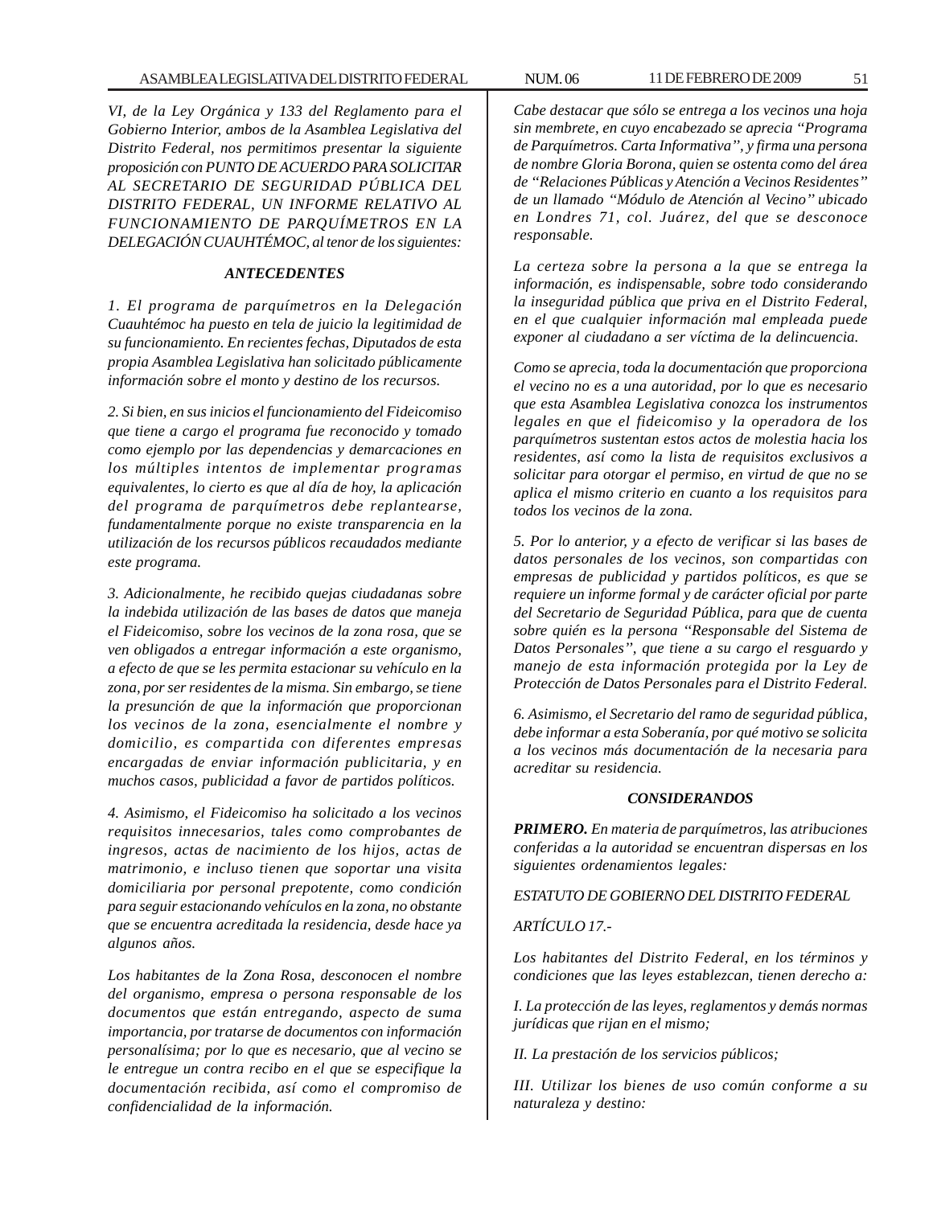*VI, de la Ley Orgánica y 133 del Reglamento para el Gobierno Interior, ambos de la Asamblea Legislativa del Distrito Federal, nos permitimos presentar la siguiente proposición con PUNTO DE ACUERDO PARA SOLICITAR AL SECRETARIO DE SEGURIDAD PÚBLICA DEL DISTRITO FEDERAL, UN INFORME RELATIVO AL FUNCIONAMIENTO DE PARQUÍMETROS EN LA DELEGACIÓN CUAUHTÉMOC, al tenor de los siguientes:*

***ANTECEDENTES***

*1. El programa de parquímetros en la Delegación Cuauhtémoc ha puesto en tela de juicio la legitimidad de su funcionamiento. En recientes fechas, Diputados de esta propia Asamblea Legislativa han solicitado públicamente información sobre el monto y destino de los recursos.*

*2. Si bien, en sus inicios el funcionamiento del Fideicomiso que tiene a cargo el programa fue reconocido y tomado como ejemplo por las dependencias y demarcaciones en los múltiples intentos de implementar programas equivalentes, lo cierto es que al día de hoy, la aplicación del programa de parquímetros debe replantearse, fundamentalmente porque no existe transparencia en la utilización de los recursos públicos recaudados mediante este programa.*

*3. Adicionalmente, he recibido quejas ciudadanas sobre la indebida utilización de las bases de datos que maneja el Fideicomiso, sobre los vecinos de la zona rosa, que se ven obligados a entregar información a este organismo, a efecto de que se les permita estacionar su vehículo en la zona, por ser residentes de la misma. Sin embargo, se tiene la presunción de que la información que proporcionan los vecinos de la zona, esencialmente el nombre y domicilio, es compartida con diferentes empresas encargadas de enviar información publicitaria, y en muchos casos, publicidad a favor de partidos políticos.*

*4. Asimismo, el Fideicomiso ha solicitado a los vecinos requisitos innecesarios, tales como comprobantes de ingresos, actas de nacimiento de los hijos, actas de matrimonio, e incluso tienen que soportar una visita domiciliaria por personal prepotente, como condición para seguir estacionando vehículos en la zona, no obstante que se encuentra acreditada la residencia, desde hace ya algunos años.*

*Los habitantes de la Zona Rosa, desconocen el nombre del organismo, empresa o persona responsable de los documentos que están entregando, aspecto de suma importancia, por tratarse de documentos con información personalísima; por lo que es necesario, que al vecino se le entregue un contra recibo en el que se especifique la documentación recibida, así como el compromiso de confidencialidad de la información.*

*Cabe destacar que sólo se entrega a los vecinos una hoja sin membrete, en cuyo encabezado se aprecia "Programa de Parquímetros. Carta Informativa", y firma una persona de nombre Gloria Borona, quien se ostenta como del área de "Relaciones Públicas y Atención a Vecinos Residentes" de un llamado "Módulo de Atención al Vecino" ubicado en Londres 71, col. Juárez, del que se desconoce responsable.*

*La certeza sobre la persona a la que se entrega la información, es indispensable, sobre todo considerando la inseguridad pública que priva en el Distrito Federal, en el que cualquier información mal empleada puede exponer al ciudadano a ser víctima de la delincuencia.*

*Como se aprecia, toda la documentación que proporciona el vecino no es a una autoridad, por lo que es necesario que esta Asamblea Legislativa conozca los instrumentos legales en que el fideicomiso y la operadora de los parquímetros sustentan estos actos de molestia hacia los residentes, así como la lista de requisitos exclusivos a solicitar para otorgar el permiso, en virtud de que no se aplica el mismo criterio en cuanto a los requisitos para todos los vecinos de la zona.*

*5. Por lo anterior, y a efecto de verificar si las bases de datos personales de los vecinos, son compartidas con empresas de publicidad y partidos políticos, es que se requiere un informe formal y de carácter oficial por parte del Secretario de Seguridad Pública, para que de cuenta sobre quién es la persona "Responsable del Sistema de Datos Personales", que tiene a su cargo el resguardo y manejo de esta información protegida por la Ley de Protección de Datos Personales para el Distrito Federal.*

*6. Asimismo, el Secretario del ramo de seguridad pública, debe informar a esta Soberanía, por qué motivo se solicita a los vecinos más documentación de la necesaria para acreditar su residencia.*

***CONSIDERANDOS***

***PRIMERO.*** *En materia de parquímetros, las atribuciones conferidas a la autoridad se encuentran dispersas en los siguientes ordenamientos legales:*

*ESTATUTO DE GOBIERNO DEL DISTRITO FEDERAL*

*ARTÍCULO 17.-*

*Los habitantes del Distrito Federal, en los términos y condiciones que las leyes establezcan, tienen derecho a:*

*I. La protección de las leyes, reglamentos y demás normas jurídicas que rijan en el mismo;*

*II. La prestación de los servicios públicos;*

*III. Utilizar los bienes de uso común conforme a su naturaleza y destino:*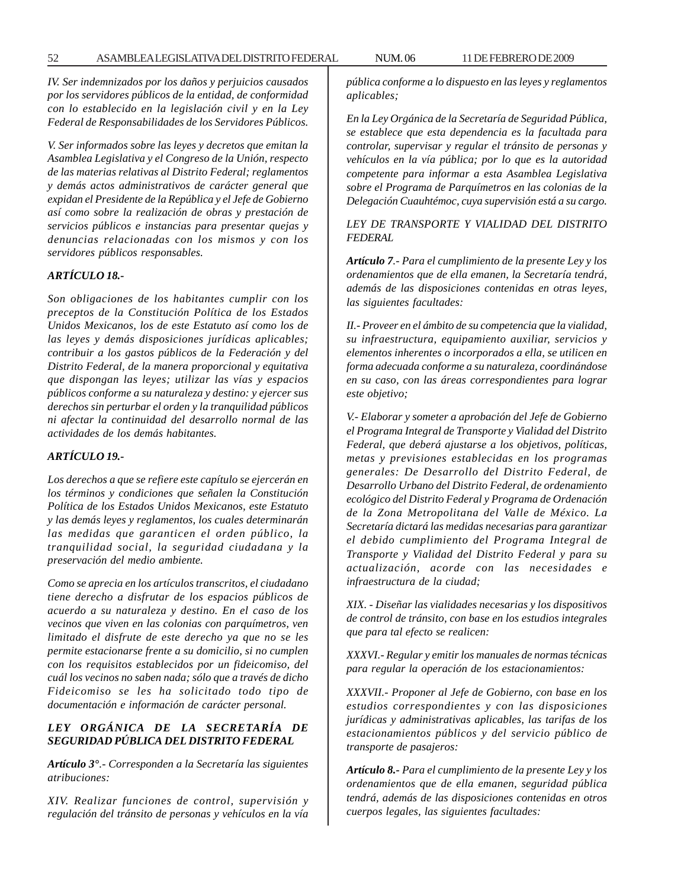*IV. Ser indemnizados por los daños y perjuicios causados por los servidores públicos de la entidad, de conformidad con lo establecido en la legislación civil y en la Ley Federal de Responsabilidades de los Servidores Públicos.*

*V. Ser informados sobre las leyes y decretos que emitan la Asamblea Legislativa y el Congreso de la Unión, respecto de las materias relativas al Distrito Federal; reglamentos y demás actos administrativos de carácter general que expidan el Presidente de la República y el Jefe de Gobierno así como sobre la realización de obras y prestación de servicios públicos e instancias para presentar quejas y denuncias relacionadas con los mismos y con los servidores públicos responsables.*

***ARTÍCULO 18.-***

*Son obligaciones de los habitantes cumplir con los preceptos de la Constitución Política de los Estados Unidos Mexicanos, los de este Estatuto así como los de las leyes y demás disposiciones jurídicas aplicables; contribuir a los gastos públicos de la Federación y del Distrito Federal, de la manera proporcional y equitativa que dispongan las leyes; utilizar las vías y espacios públicos conforme a su naturaleza y destino: y ejercer sus derechos sin perturbar el orden y la tranquilidad públicos ni afectar la continuidad del desarrollo normal de las actividades de los demás habitantes.*

***ARTÍCULO 19.-***

*Los derechos a que se refiere este capítulo se ejercerán en los términos y condiciones que señalen la Constitución Política de los Estados Unidos Mexicanos, este Estatuto y las demás leyes y reglamentos, los cuales determinarán las medidas que garanticen el orden público, la tranquilidad social, la seguridad ciudadana y la preservación del medio ambiente.*

*Como se aprecia en los artículos transcritos, el ciudadano tiene derecho a disfrutar de los espacios públicos de acuerdo a su naturaleza y destino. En el caso de los vecinos que viven en las colonias con parquímetros, ven limitado el disfrute de este derecho ya que no se les permite estacionarse frente a su domicilio, si no cumplen con los requisitos establecidos por un fideicomiso, del cuál los vecinos no saben nada; sólo que a través de dicho Fideicomiso se les ha solicitado todo tipo de documentación e información de carácter personal.*

***LEY ORGÁNICA DE LA SECRETARÍA DE SEGURIDAD PÚBLICA DEL DISTRITO FEDERAL***

***Artículo 3°**.- Corresponden a la Secretaría las siguientes atribuciones:*

*XIV. Realizar funciones de control, supervisión y regulación del tránsito de personas y vehículos en la vía pública conforme a lo dispuesto en las leyes y reglamentos aplicables;*

*En la Ley Orgánica de la Secretaría de Seguridad Pública, se establece que esta dependencia es la facultada para controlar, supervisar y regular el tránsito de personas y vehículos en la vía pública; por lo que es la autoridad competente para informar a esta Asamblea Legislativa sobre el Programa de Parquímetros en las colonias de la Delegación Cuauhtémoc, cuya supervisión está a su cargo.*

*LEY DE TRANSPORTE Y VIALIDAD DEL DISTRITO FEDERAL*

***Artículo 7**.- Para el cumplimiento de la presente Ley y los ordenamientos que de ella emanen, la Secretaría tendrá, además de las disposiciones contenidas en otras leyes, las siguientes facultades:*

*II.- Proveer en el ámbito de su competencia que la vialidad, su infraestructura, equipamiento auxiliar, servicios y elementos inherentes o incorporados a ella, se utilicen en forma adecuada conforme a su naturaleza, coordinándose en su caso, con las áreas correspondientes para lograr este objetivo;*

*V.- Elaborar y someter a aprobación del Jefe de Gobierno el Programa Integral de Transporte y Vialidad del Distrito Federal, que deberá ajustarse a los objetivos, políticas, metas y previsiones establecidas en los programas generales: De Desarrollo del Distrito Federal, de Desarrollo Urbano del Distrito Federal, de ordenamiento ecológico del Distrito Federal y Programa de Ordenación de la Zona Metropolitana del Valle de México. La Secretaría dictará las medidas necesarias para garantizar el debido cumplimiento del Programa Integral de Transporte y Vialidad del Distrito Federal y para su actualización, acorde con las necesidades e infraestructura de la ciudad;*

*XIX. - Diseñar las vialidades necesarias y los dispositivos de control de tránsito, con base en los estudios integrales que para tal efecto se realicen:*

*XXXVI.- Regular y emitir los manuales de normas técnicas para regular la operación de los estacionamientos:*

*XXXVII.- Proponer al Jefe de Gobierno, con base en los estudios correspondientes y con las disposiciones jurídicas y administrativas aplicables, las tarifas de los estacionamientos públicos y del servicio público de transporte de pasajeros:*

***Artículo 8.-** Para el cumplimiento de la presente Ley y los ordenamientos que de ella emanen, seguridad pública tendrá, además de las disposiciones contenidas en otros cuerpos legales, las siguientes facultades:*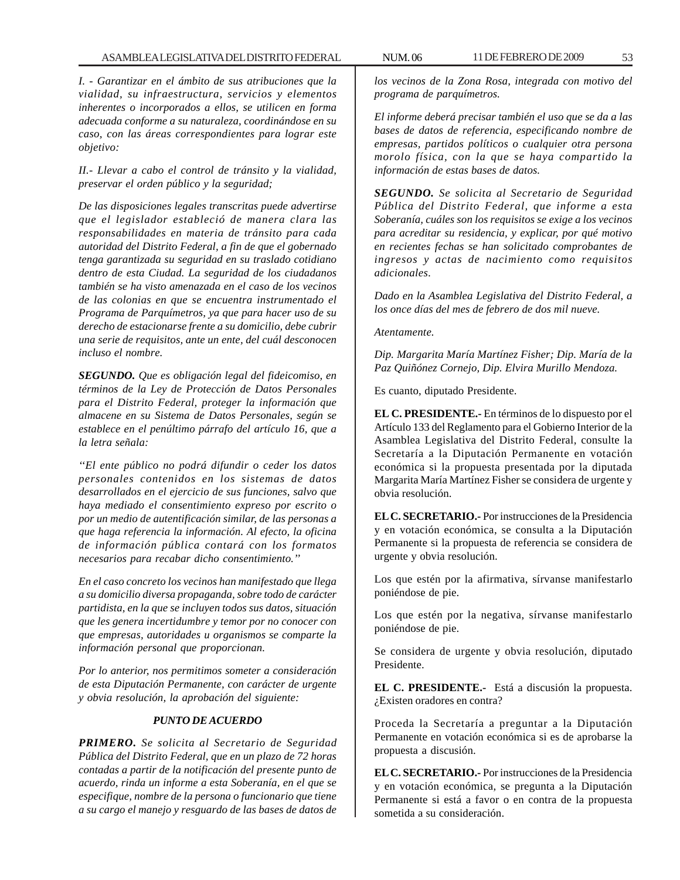*I. - Garantizar en el ámbito de sus atribuciones que la vialidad, su infraestructura, servicios y elementos inherentes o incorporados a ellos, se utilicen en forma adecuada conforme a su naturaleza, coordinándose en su caso, con las áreas correspondientes para lograr este objetivo:*

*II.- Llevar a cabo el control de tránsito y la vialidad, preservar el orden público y la seguridad;*

*De las disposiciones legales transcritas puede advertirse que el legislador estableció de manera clara las responsabilidades en materia de tránsito para cada autoridad del Distrito Federal, a fin de que el gobernado tenga garantizada su seguridad en su traslado cotidiano dentro de esta Ciudad. La seguridad de los ciudadanos también se ha visto amenazada en el caso de los vecinos de las colonias en que se encuentra instrumentado el Programa de Parquímetros, ya que para hacer uso de su derecho de estacionarse frente a su domicilio, debe cubrir una serie de requisitos, ante un ente, del cuál desconocen incluso el nombre.*

***SEGUNDO.*** *Que es obligación legal del fideicomiso, en términos de la Ley de Protección de Datos Personales para el Distrito Federal, proteger la información que almacene en su Sistema de Datos Personales, según se establece en el penúltimo párrafo del artículo 16, que a la letra señala:*

*''El ente público no podrá difundir o ceder los datos personales contenidos en los sistemas de datos desarrollados en el ejercicio de sus funciones, salvo que haya mediado el consentimiento expreso por escrito o por un medio de autentificación similar, de las personas a que haga referencia la información. Al efecto, la oficina de información pública contará con los formatos necesarios para recabar dicho consentimiento.''*

*En el caso concreto los vecinos han manifestado que llega a su domicilio diversa propaganda, sobre todo de carácter partidista, en la que se incluyen todos sus datos, situación que les genera incertidumbre y temor por no conocer con que empresas, autoridades u organismos se comparte la información personal que proporcionan.*

*Por lo anterior, nos permitimos someter a consideración de esta Diputación Permanente, con carácter de urgente y obvia resolución, la aprobación del siguiente:*

***PUNTO DE ACUERDO***

***PRIMERO.*** *Se solicita al Secretario de Seguridad Pública del Distrito Federal, que en un plazo de 72 horas contadas a partir de la notificación del presente punto de acuerdo, rinda un informe a esta Soberanía, en el que se especifique, nombre de la persona o funcionario que tiene a su cargo el manejo y resguardo de las bases de datos de los vecinos de la Zona Rosa, integrada con motivo del programa de parquímetros.*

*El informe deberá precisar también el uso que se da a las bases de datos de referencia, especificando nombre de empresas, partidos políticos o cualquier otra persona morolo física, con la que se haya compartido la información de estas bases de datos.*

***SEGUNDO.*** *Se solicita al Secretario de Seguridad Pública del Distrito Federal, que informe a esta Soberanía, cuáles son los requisitos se exige a los vecinos para acreditar su residencia, y explicar, por qué motivo en recientes fechas se han solicitado comprobantes de ingresos y actas de nacimiento como requisitos adicionales.*

*Dado en la Asamblea Legislativa del Distrito Federal, a los once días del mes de febrero de dos mil nueve.*

*Atentamente.*

*Dip. Margarita María Martínez Fisher; Dip. María de la Paz Quiñónez Cornejo, Dip. Elvira Murillo Mendoza.*

Es cuanto, diputado Presidente.

**EL C. PRESIDENTE.-** En términos de lo dispuesto por el Artículo 133 del Reglamento para el Gobierno Interior de la Asamblea Legislativa del Distrito Federal, consulte la Secretaría a la Diputación Permanente en votación económica si la propuesta presentada por la diputada Margarita María Martínez Fisher se considera de urgente y obvia resolución.

**EL C. SECRETARIO.-** Por instrucciones de la Presidencia y en votación económica, se consulta a la Diputación Permanente si la propuesta de referencia se considera de urgente y obvia resolución.

Los que estén por la afirmativa, sírvanse manifestarlo poniéndose de pie.

Los que estén por la negativa, sírvanse manifestarlo poniéndose de pie.

Se considera de urgente y obvia resolución, diputado Presidente.

**EL C. PRESIDENTE.-** Está a discusión la propuesta. ¿Existen oradores en contra?

Proceda la Secretaría a preguntar a la Diputación Permanente en votación económica si es de aprobarse la propuesta a discusión.

**EL C. SECRETARIO.-** Por instrucciones de la Presidencia y en votación económica, se pregunta a la Diputación Permanente si está a favor o en contra de la propuesta sometida a su consideración.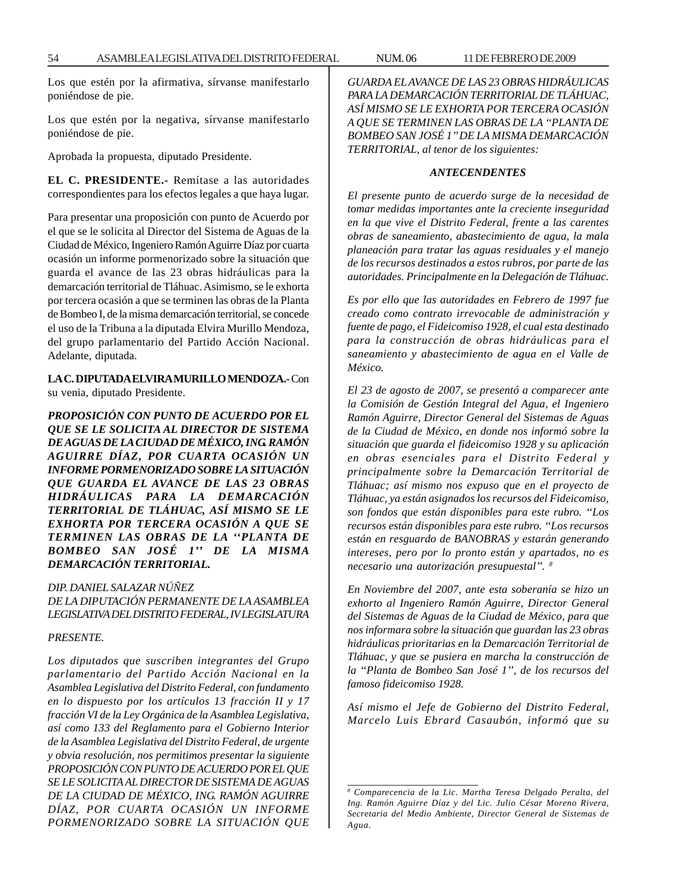Los que estén por la afirmativa, sírvanse manifestarlo poniéndose de pie.

Los que estén por la negativa, sírvanse manifestarlo poniéndose de pie.

Aprobada la propuesta, diputado Presidente.

**EL C. PRESIDENTE.-** Remítase a las autoridades correspondientes para los efectos legales a que haya lugar.

Para presentar una proposición con punto de Acuerdo por el que se le solicita al Director del Sistema de Aguas de la Ciudad de México, Ingeniero Ramón Aguirre Díaz por cuarta ocasión un informe pormenorizado sobre la situación que guarda el avance de las 23 obras hidráulicas para la demarcación territorial de Tláhuac. Asimismo, se le exhorta por tercera ocasión a que se terminen las obras de la Planta de Bombeo I, de la misma demarcación territorial, se concede el uso de la Tribuna a la diputada Elvira Murillo Mendoza, del grupo parlamentario del Partido Acción Nacional. Adelante, diputada.

**LA C. DIPUTADA ELVIRA MURILLO MENDOZA.-** Con su venia, diputado Presidente.

***PROPOSICIÓN CON PUNTO DE ACUERDO POR EL QUE SE LE SOLICITA AL DIRECTOR DE SISTEMA DE AGUAS DE LA CIUDAD DE MÉXICO, ING. RAMÓN AGUIRRE DÍAZ, POR CUARTA OCASIÓN UN INFORME PORMENORIZADO SOBRE LA SITUACIÓN QUE GUARDA EL AVANCE DE LAS 23 OBRAS HIDRÁULICAS PARA LA DEMARCACIÓN TERRITORIAL DE TLÁHUAC, ASÍ MISMO SE LE EXHORTA POR TERCERA OCASIÓN A QUE SE TERMINEN LAS OBRAS DE LA ''PLANTA DE BOMBEO SAN JOSÉ 1'' DE LA MISMA DEMARCACIÓN TERRITORIAL.***

*DIP. DANIEL SALAZAR NÚÑEZ*
*DE LA DIPUTACIÓN PERMANENTE DE LA ASAMBLEA LEGISLATIVA DEL DISTRITO FEDERAL, IV LEGISLATURA*

*PRESENTE.*

*Los diputados que suscriben integrantes del Grupo parlamentario del Partido Acción Nacional en la Asamblea Legislativa del Distrito Federal, con fundamento en lo dispuesto por los artículos 13 fracción II y 17 fracción VI de la Ley Orgánica de la Asamblea Legislativa, así como 133 del Reglamento para el Gobierno Interior de la Asamblea Legislativa del Distrito Federal, de urgente y obvia resolución, nos permitimos presentar la siguiente PROPOSICIÓN CON PUNTO DE ACUERDO POR EL QUE SE LE SOLICITA AL DIRECTOR DE SISTEMA DE AGUAS DE LA CIUDAD DE MÉXICO, ING. RAMÓN AGUIRRE DÍAZ, POR CUARTA OCASIÓN UN INFORME PORMENORIZADO SOBRE LA SITUACIÓN QUE GUARDA EL AVANCE DE LAS 23 OBRAS HIDRÁULICAS PARA LA DEMARCACIÓN TERRITORIAL DE TLÁHUAC, ASÍ MISMO SE LE EXHORTA POR TERCERA OCASIÓN A QUE SE TERMINEN LAS OBRAS DE LA "PLANTA DE BOMBEO SAN JOSÉ 1" DE LA MISMA DEMARCACIÓN TERRITORIAL, al tenor de los siguientes:*

***ANTECENDENTES***

*El presente punto de acuerdo surge de la necesidad de tomar medidas importantes ante la creciente inseguridad en la que vive el Distrito Federal, frente a las carentes obras de saneamiento, abastecimiento de agua, la mala planeación para tratar las aguas residuales y el manejo de los recursos destinados a estos rubros, por parte de las autoridades. Principalmente en la Delegación de Tláhuac.*

*Es por ello que las autoridades en Febrero de 1997 fue creado como contrato irrevocable de administración y fuente de pago, el Fideicomiso 1928, el cual esta destinado para la construcción de obras hidráulicas para el saneamiento y abastecimiento de agua en el Valle de México.*

*El 23 de agosto de 2007, se presentó a comparecer ante la Comisión de Gestión Integral del Agua, el Ingeniero Ramón Aguirre, Director General del Sistemas de Aguas de la Ciudad de México, en donde nos informó sobre la situación que guarda el fideicomiso 1928 y su aplicación en obras esenciales para el Distrito Federal y principalmente sobre la Demarcación Territorial de Tláhuac; así mismo nos expuso que en el proyecto de Tláhuac, ya están asignados los recursos del Fideicomiso, son fondos que están disponibles para este rubro. "Los recursos están disponibles para este rubro. "Los recursos están en resguardo de BANOBRAS y estarán generando intereses, pero por lo pronto están y apartados, no es necesario una autorización presupuestal".* [8]

*En Noviembre del 2007, ante esta soberanía se hizo un exhorto al Ingeniero Ramón Aguirre, Director General del Sistemas de Aguas de la Ciudad de México, para que nos informara sobre la situación que guardan las 23 obras hidráulicas prioritarias en la Demarcación Territorial de Tláhuac, y que se pusiera en marcha la construcción de la "Planta de Bombeo San José 1", de los recursos del famoso fideicomiso 1928.*

*Así mismo el Jefe de Gobierno del Distrito Federal, Marcelo Luis Ebrard Casaubón, informó que su*

---

*[8] Comparecencia de la Lic. Martha Teresa Delgado Peralta, del Ing. Ramón Aguirre Díaz y del Lic. Julio César Moreno Rivera, Secretaria del Medio Ambiente, Director General de Sistemas de Agua.*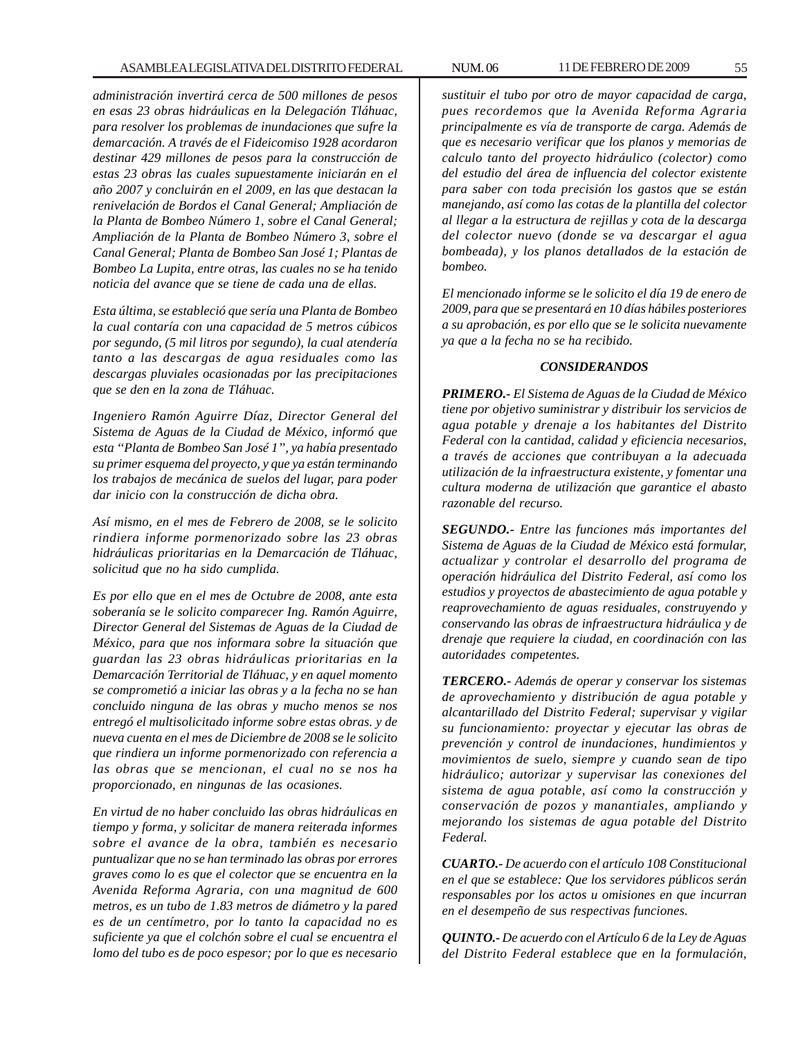*administración invertirá cerca de 500 millones de pesos en esas 23 obras hidráulicas en la Delegación Tláhuac, para resolver los problemas de inundaciones que sufre la demarcación. A través de el Fideicomiso 1928 acordaron destinar 429 millones de pesos para la construcción de estas 23 obras las cuales supuestamente iniciarán en el año 2007 y concluirán en el 2009, en las que destacan la renivelación de Bordos el Canal General; Ampliación de la Planta de Bombeo Número 1, sobre el Canal General; Ampliación de la Planta de Bombeo Número 3, sobre el Canal General; Planta de Bombeo San José 1; Plantas de Bombeo La Lupita, entre otras, las cuales no se ha tenido noticia del avance que se tiene de cada una de ellas.*

*Esta última, se estableció que sería una Planta de Bombeo la cual contaría con una capacidad de 5 metros cúbicos por segundo, (5 mil litros por segundo), la cual atendería tanto a las descargas de agua residuales como las descargas pluviales ocasionadas por las precipitaciones que se den en la zona de Tláhuac.*

*Ingeniero Ramón Aguirre Díaz, Director General del Sistema de Aguas de la Ciudad de México, informó que esta "Planta de Bombeo San José 1", ya había presentado su primer esquema del proyecto, y que ya están terminando los trabajos de mecánica de suelos del lugar, para poder dar inicio con la construcción de dicha obra.*

*Así mismo, en el mes de Febrero de 2008, se le solicito rindiera informe pormenorizado sobre las 23 obras hidráulicas prioritarias en la Demarcación de Tláhuac, solicitud que no ha sido cumplida.*

*Es por ello que en el mes de Octubre de 2008, ante esta soberanía se le solicito comparecer Ing. Ramón Aguirre, Director General del Sistemas de Aguas de la Ciudad de México, para que nos informara sobre la situación que guardan las 23 obras hidráulicas prioritarias en la Demarcación Territorial de Tláhuac, y en aquel momento se comprometió a iniciar las obras y a la fecha no se han concluido ninguna de las obras y mucho menos se nos entregó el multisolicitado informe sobre estas obras. y de nueva cuenta en el mes de Diciembre de 2008 se le solicito que rindiera un informe pormenorizado con referencia a las obras que se mencionan, el cual no se nos ha proporcionado, en ningunas de las ocasiones.*

*En virtud de no haber concluido las obras hidráulicas en tiempo y forma, y solicitar de manera reiterada informes sobre el avance de la obra, también es necesario puntualizar que no se han terminado las obras por errores graves como lo es que el colector que se encuentra en la Avenida Reforma Agraria, con una magnitud de 600 metros, es un tubo de 1.83 metros de diámetro y la pared es de un centímetro, por lo tanto la capacidad no es suficiente ya que el colchón sobre el cual se encuentra el lomo del tubo es de poco espesor; por lo que es necesario sustituir el tubo por otro de mayor capacidad de carga, pues recordemos que la Avenida Reforma Agraria principalmente es vía de transporte de carga. Además de que es necesario verificar que los planos y memorias de calculo tanto del proyecto hidráulico (colector) como del estudio del área de influencia del colector existente para saber con toda precisión los gastos que se están manejando, así como las cotas de la plantilla del colector al llegar a la estructura de rejillas y cota de la descarga del colector nuevo (donde se va descargar el agua bombeada), y los planos detallados de la estación de bombeo.*

*El mencionado informe se le solicito el día 19 de enero de 2009, para que se presentará en 10 días hábiles posteriores a su aprobación, es por ello que se le solicita nuevamente ya que a la fecha no se ha recibido.*

## *CONSIDERANDOS*

***PRIMERO.-*** *El Sistema de Aguas de la Ciudad de México tiene por objetivo suministrar y distribuir los servicios de agua potable y drenaje a los habitantes del Distrito Federal con la cantidad, calidad y eficiencia necesarios, a través de acciones que contribuyan a la adecuada utilización de la infraestructura existente, y fomentar una cultura moderna de utilización que garantice el abasto razonable del recurso.*

***SEGUNDO.-*** *Entre las funciones más importantes del Sistema de Aguas de la Ciudad de México está formular, actualizar y controlar el desarrollo del programa de operación hidráulica del Distrito Federal, así como los estudios y proyectos de abastecimiento de agua potable y reaprovechamiento de aguas residuales, construyendo y conservando las obras de infraestructura hidráulica y de drenaje que requiere la ciudad, en coordinación con las autoridades competentes.*

***TERCERO.-*** *Además de operar y conservar los sistemas de aprovechamiento y distribución de agua potable y alcantarillado del Distrito Federal; supervisar y vigilar su funcionamiento: proyectar y ejecutar las obras de prevención y control de inundaciones, hundimientos y movimientos de suelo, siempre y cuando sean de tipo hidráulico; autorizar y supervisar las conexiones del sistema de agua potable, así como la construcción y conservación de pozos y manantiales, ampliando y mejorando los sistemas de agua potable del Distrito Federal.*

***CUARTO.-*** *De acuerdo con el artículo 108 Constitucional en el que se establece: Que los servidores públicos serán responsables por los actos u omisiones en que incurran en el desempeño de sus respectivas funciones.*

***QUINTO.-*** *De acuerdo con el Artículo 6 de la Ley de Aguas del Distrito Federal establece que en la formulación,*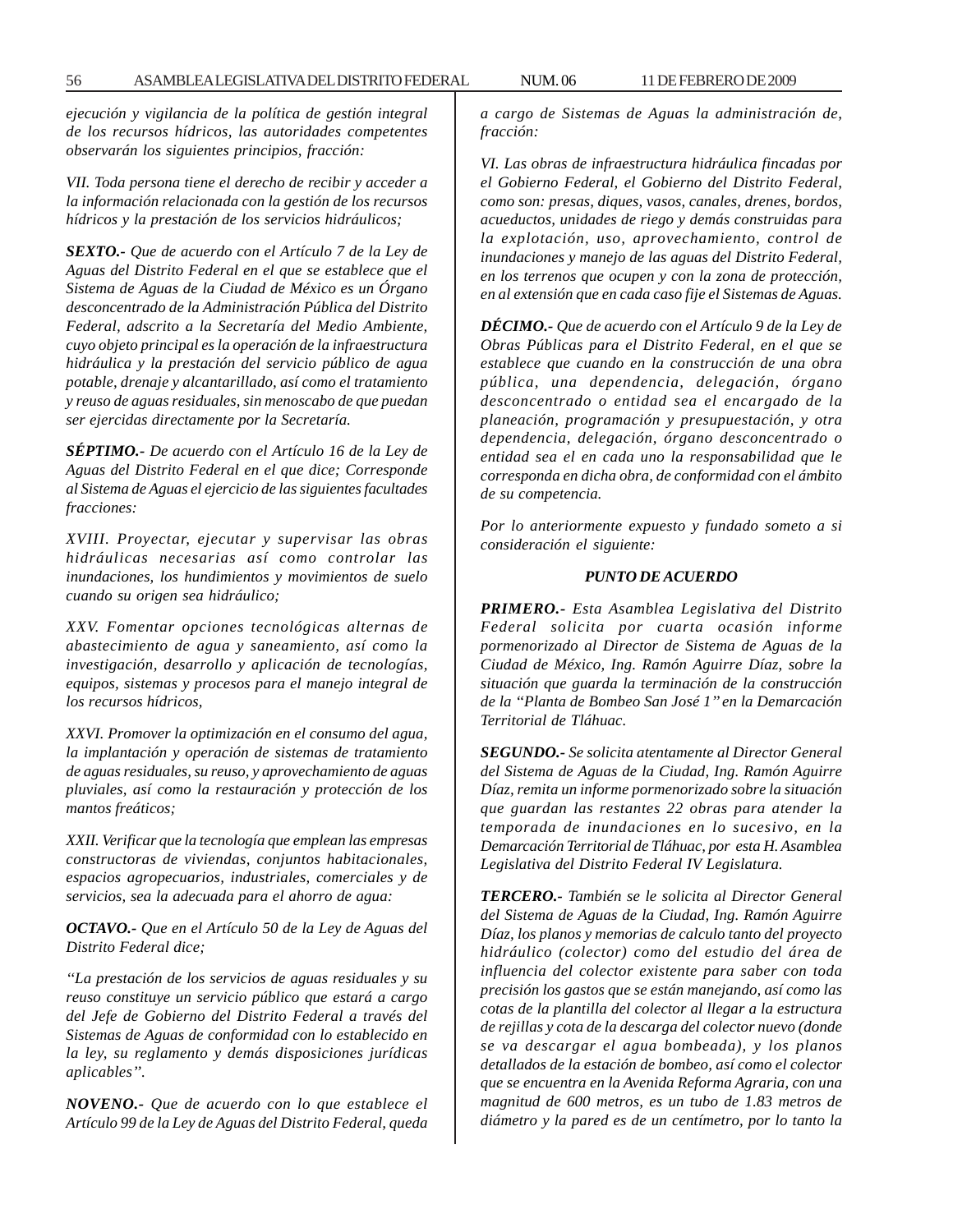*ejecución y vigilancia de la política de gestión integral de los recursos hídricos, las autoridades competentes observarán los siguientes principios, fracción:*

*VII. Toda persona tiene el derecho de recibir y acceder a la información relacionada con la gestión de los recursos hídricos y la prestación de los servicios hidráulicos;*

***SEXTO.-*** *Que de acuerdo con el Artículo 7 de la Ley de Aguas del Distrito Federal en el que se establece que el Sistema de Aguas de la Ciudad de México es un Órgano desconcentrado de la Administración Pública del Distrito Federal, adscrito a la Secretaría del Medio Ambiente, cuyo objeto principal es la operación de la infraestructura hidráulica y la prestación del servicio público de agua potable, drenaje y alcantarillado, así como el tratamiento y reuso de aguas residuales, sin menoscabo de que puedan ser ejercidas directamente por la Secretaría.*

***SÉPTIMO.-*** *De acuerdo con el Artículo 16 de la Ley de Aguas del Distrito Federal en el que dice; Corresponde al Sistema de Aguas el ejercicio de las siguientes facultades fracciones:*

*XVIII. Proyectar, ejecutar y supervisar las obras hidráulicas necesarias así como controlar las inundaciones, los hundimientos y movimientos de suelo cuando su origen sea hidráulico;*

*XXV. Fomentar opciones tecnológicas alternas de abastecimiento de agua y saneamiento, así como la investigación, desarrollo y aplicación de tecnologías, equipos, sistemas y procesos para el manejo integral de los recursos hídricos,*

*XXVI. Promover la optimización en el consumo del agua, la implantación y operación de sistemas de tratamiento de aguas residuales, su reuso, y aprovechamiento de aguas pluviales, así como la restauración y protección de los mantos freáticos;*

*XXII. Verificar que la tecnología que emplean las empresas constructoras de viviendas, conjuntos habitacionales, espacios agropecuarios, industriales, comerciales y de servicios, sea la adecuada para el ahorro de agua:*

***OCTAVO.-*** *Que en el Artículo 50 de la Ley de Aguas del Distrito Federal dice;*

*"La prestación de los servicios de aguas residuales y su reuso constituye un servicio público que estará a cargo del Jefe de Gobierno del Distrito Federal a través del Sistemas de Aguas de conformidad con lo establecido en la ley, su reglamento y demás disposiciones jurídicas aplicables".*

***NOVENO.-*** *Que de acuerdo con lo que establece el Artículo 99 de la Ley de Aguas del Distrito Federal, queda a cargo de Sistemas de Aguas la administración de, fracción:*

*VI. Las obras de infraestructura hidráulica fincadas por el Gobierno Federal, el Gobierno del Distrito Federal, como son: presas, diques, vasos, canales, drenes, bordos, acueductos, unidades de riego y demás construidas para la explotación, uso, aprovechamiento, control de inundaciones y manejo de las aguas del Distrito Federal, en los terrenos que ocupen y con la zona de protección, en al extensión que en cada caso fije el Sistemas de Aguas.*

***DÉCIMO.-*** *Que de acuerdo con el Artículo 9 de la Ley de Obras Públicas para el Distrito Federal, en el que se establece que cuando en la construcción de una obra pública, una dependencia, delegación, órgano desconcentrado o entidad sea el encargado de la planeación, programación y presupuestación, y otra dependencia, delegación, órgano desconcentrado o entidad sea el en cada uno la responsabilidad que le corresponda en dicha obra, de conformidad con el ámbito de su competencia.*

*Por lo anteriormente expuesto y fundado someto a si consideración el siguiente:*

***PUNTO DE ACUERDO***

***PRIMERO.-*** *Esta Asamblea Legislativa del Distrito Federal solicita por cuarta ocasión informe pormenorizado al Director de Sistema de Aguas de la Ciudad de México, Ing. Ramón Aguirre Díaz, sobre la situación que guarda la terminación de la construcción de la "Planta de Bombeo San José 1" en la Demarcación Territorial de Tláhuac.*

***SEGUNDO.-*** *Se solicita atentamente al Director General del Sistema de Aguas de la Ciudad, Ing. Ramón Aguirre Díaz, remita un informe pormenorizado sobre la situación que guardan las restantes 22 obras para atender la temporada de inundaciones en lo sucesivo, en la Demarcación Territorial de Tláhuac, por esta H. Asamblea Legislativa del Distrito Federal IV Legislatura.*

***TERCERO.-*** *También se le solicita al Director General del Sistema de Aguas de la Ciudad, Ing. Ramón Aguirre Díaz, los planos y memorias de calculo tanto del proyecto hidráulico (colector) como del estudio del área de influencia del colector existente para saber con toda precisión los gastos que se están manejando, así como las cotas de la plantilla del colector al llegar a la estructura de rejillas y cota de la descarga del colector nuevo (donde se va descargar el agua bombeada), y los planos detallados de la estación de bombeo, así como el colector que se encuentra en la Avenida Reforma Agraria, con una magnitud de 600 metros, es un tubo de 1.83 metros de diámetro y la pared es de un centímetro, por lo tanto la*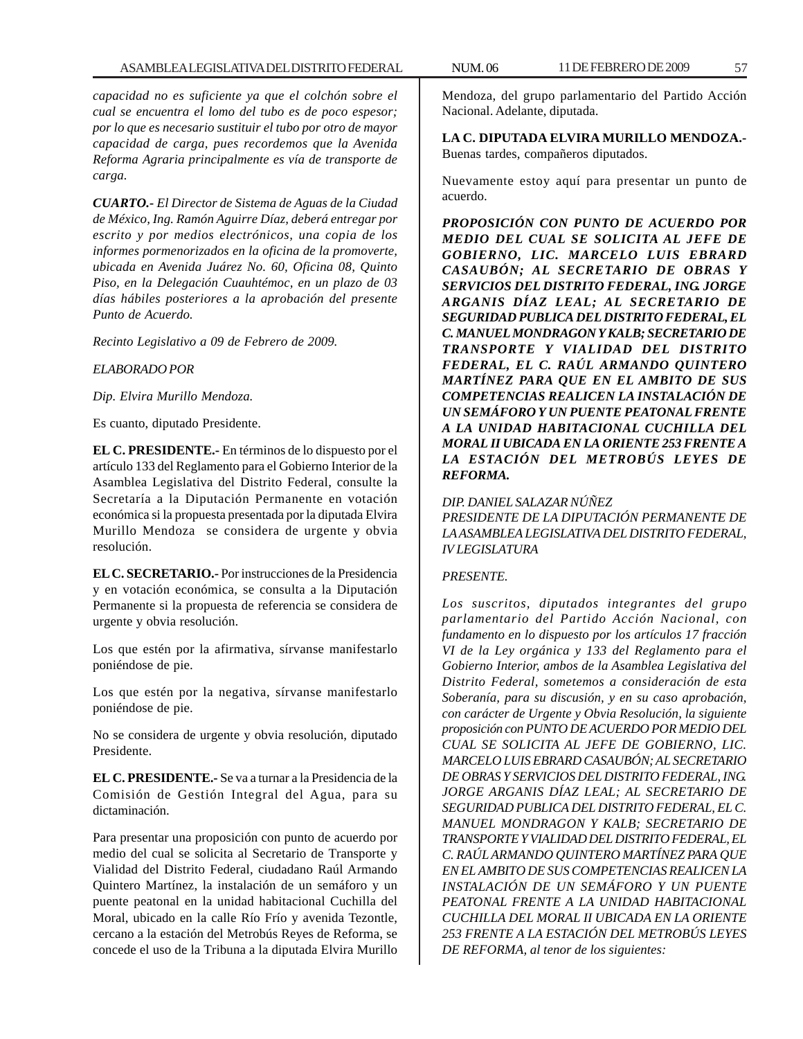*capacidad no es suficiente ya que el colchón sobre el cual se encuentra el lomo del tubo es de poco espesor; por lo que es necesario sustituir el tubo por otro de mayor capacidad de carga, pues recordemos que la Avenida Reforma Agraria principalmente es vía de transporte de carga.*

***CUARTO.-*** *El Director de Sistema de Aguas de la Ciudad de México, Ing. Ramón Aguirre Díaz, deberá entregar por escrito y por medios electrónicos, una copia de los informes pormenorizados en la oficina de la promoverte, ubicada en Avenida Juárez No. 60, Oficina 08, Quinto Piso, en la Delegación Cuauhtémoc, en un plazo de 03 días hábiles posteriores a la aprobación del presente Punto de Acuerdo.*

*Recinto Legislativo a 09 de Febrero de 2009.*

*ELABORADO POR*

*Dip. Elvira Murillo Mendoza.*

Es cuanto, diputado Presidente.

**EL C. PRESIDENTE.-** En términos de lo dispuesto por el artículo 133 del Reglamento para el Gobierno Interior de la Asamblea Legislativa del Distrito Federal, consulte la Secretaría a la Diputación Permanente en votación económica si la propuesta presentada por la diputada Elvira Murillo Mendoza se considera de urgente y obvia resolución.

**EL C. SECRETARIO.-** Por instrucciones de la Presidencia y en votación económica, se consulta a la Diputación Permanente si la propuesta de referencia se considera de urgente y obvia resolución.

Los que estén por la afirmativa, sírvanse manifestarlo poniéndose de pie.

Los que estén por la negativa, sírvanse manifestarlo poniéndose de pie.

No se considera de urgente y obvia resolución, diputado Presidente.

**EL C. PRESIDENTE.-** Se va a turnar a la Presidencia de la Comisión de Gestión Integral del Agua, para su dictaminación.

Para presentar una proposición con punto de acuerdo por medio del cual se solicita al Secretario de Transporte y Vialidad del Distrito Federal, ciudadano Raúl Armando Quintero Martínez, la instalación de un semáforo y un puente peatonal en la unidad habitacional Cuchilla del Moral, ubicado en la calle Río Frío y avenida Tezontle, cercano a la estación del Metrobús Reyes de Reforma, se concede el uso de la Tribuna a la diputada Elvira Murillo Mendoza, del grupo parlamentario del Partido Acción Nacional. Adelante, diputada.

**LA C. DIPUTADA ELVIRA MURILLO MENDOZA.-** Buenas tardes, compañeros diputados.

Nuevamente estoy aquí para presentar un punto de acuerdo.

***PROPOSICIÓN CON PUNTO DE ACUERDO POR MEDIO DEL CUAL SE SOLICITA AL JEFE DE GOBIERNO, LIC. MARCELO LUIS EBRARD CASAUBÓN; AL SECRETARIO DE OBRAS Y SERVICIOS DEL DISTRITO FEDERAL, ING. JORGE ARGANIS DÍAZ LEAL; AL SECRETARIO DE SEGURIDAD PUBLICA DEL DISTRITO FEDERAL, EL C. MANUEL MONDRAGON Y KALB; SECRETARIO DE TRANSPORTE Y VIALIDAD DEL DISTRITO FEDERAL, EL C. RAÚL ARMANDO QUINTERO MARTÍNEZ PARA QUE EN EL AMBITO DE SUS COMPETENCIAS REALICEN LA INSTALACIÓN DE UN SEMÁFORO Y UN PUENTE PEATONAL FRENTE A LA UNIDAD HABITACIONAL CUCHILLA DEL MORAL II UBICADA EN LA ORIENTE 253 FRENTE A LA ESTACIÓN DEL METROBÚS LEYES DE REFORMA.***

*DIP. DANIEL SALAZAR NÚÑEZ*
*PRESIDENTE DE LA DIPUTACIÓN PERMANENTE DE LA ASAMBLEA LEGISLATIVA DEL DISTRITO FEDERAL, IV LEGISLATURA*

*PRESENTE.*

*Los suscritos, diputados integrantes del grupo parlamentario del Partido Acción Nacional, con fundamento en lo dispuesto por los artículos 17 fracción VI de la Ley orgánica y 133 del Reglamento para el Gobierno Interior, ambos de la Asamblea Legislativa del Distrito Federal, sometemos a consideración de esta Soberanía, para su discusión, y en su caso aprobación, con carácter de Urgente y Obvia Resolución, la siguiente proposición con PUNTO DE ACUERDO POR MEDIO DEL CUAL SE SOLICITA AL JEFE DE GOBIERNO, LIC. MARCELO LUIS EBRARD CASAUBÓN; AL SECRETARIO DE OBRAS Y SERVICIOS DEL DISTRITO FEDERAL, ING. JORGE ARGANIS DÍAZ LEAL; AL SECRETARIO DE SEGURIDAD PUBLICA DEL DISTRITO FEDERAL, EL C. MANUEL MONDRAGON Y KALB; SECRETARIO DE TRANSPORTE Y VIALIDAD DEL DISTRITO FEDERAL, EL C. RAÚL ARMANDO QUINTERO MARTÍNEZ PARA QUE EN EL AMBITO DE SUS COMPETENCIAS REALICEN LA INSTALACIÓN DE UN SEMÁFORO Y UN PUENTE PEATONAL FRENTE A LA UNIDAD HABITACIONAL CUCHILLA DEL MORAL II UBICADA EN LA ORIENTE 253 FRENTE A LA ESTACIÓN DEL METROBÚS LEYES DE REFORMA, al tenor de los siguientes:*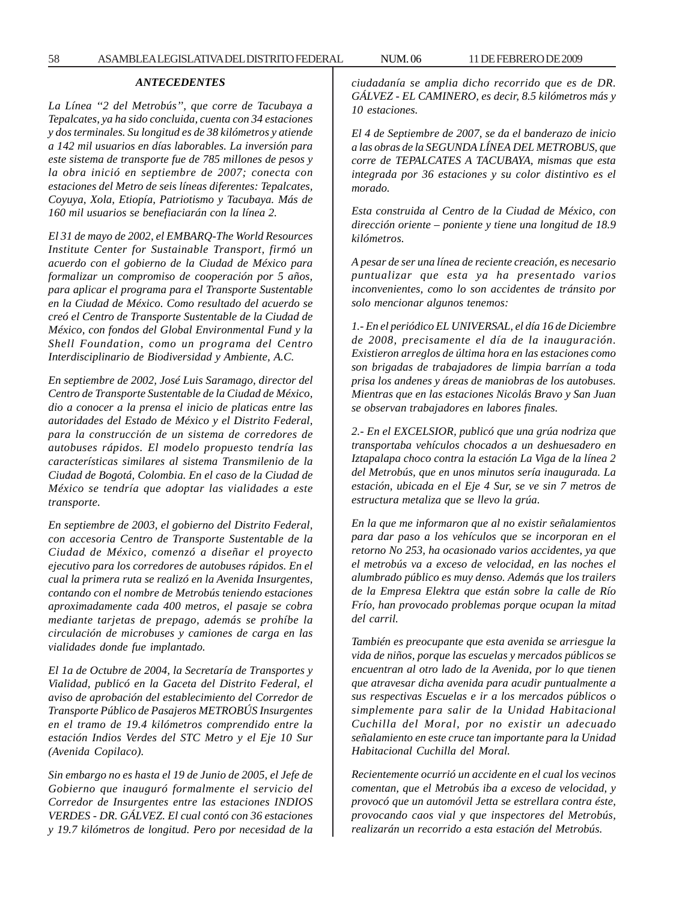### *ANTECEDENTES*

*La Línea "2 del Metrobús", que corre de Tacubaya a Tepalcates, ya ha sido concluida, cuenta con 34 estaciones y dos terminales. Su longitud es de 38 kilómetros y atiende a 142 mil usuarios en días laborables. La inversión para este sistema de transporte fue de 785 millones de pesos y la obra inició en septiembre de 2007; conecta con estaciones del Metro de seis líneas diferentes: Tepalcates, Coyuya, Xola, Etiopía, Patriotismo y Tacubaya. Más de 160 mil usuarios se benefiaciarán con la línea 2.*

*El 31 de mayo de 2002, el EMBARQ-The World Resources Institute Center for Sustainable Transport, firmó un acuerdo con el gobierno de la Ciudad de México para formalizar un compromiso de cooperación por 5 años, para aplicar el programa para el Transporte Sustentable en la Ciudad de México. Como resultado del acuerdo se creó el Centro de Transporte Sustentable de la Ciudad de México, con fondos del Global Environmental Fund y la Shell Foundation, como un programa del Centro Interdisciplinario de Biodiversidad y Ambiente, A.C.*

*En septiembre de 2002, José Luis Saramago, director del Centro de Transporte Sustentable de la Ciudad de México, dio a conocer a la prensa el inicio de platicas entre las autoridades del Estado de México y el Distrito Federal, para la construcción de un sistema de corredores de autobuses rápidos. El modelo propuesto tendría las características similares al sistema Transmilenio de la Ciudad de Bogotá, Colombia. En el caso de la Ciudad de México se tendría que adoptar las vialidades a este transporte.*

*En septiembre de 2003, el gobierno del Distrito Federal, con accesoria Centro de Transporte Sustentable de la Ciudad de México, comenzó a diseñar el proyecto ejecutivo para los corredores de autobuses rápidos. En el cual la primera ruta se realizó en la Avenida Insurgentes, contando con el nombre de Metrobús teniendo estaciones aproximadamente cada 400 metros, el pasaje se cobra mediante tarjetas de prepago, además se prohíbe la circulación de microbuses y camiones de carga en las vialidades donde fue implantado.*

*El 1a de Octubre de 2004, la Secretaría de Transportes y Vialidad, publicó en la Gaceta del Distrito Federal, el aviso de aprobación del establecimiento del Corredor de Transporte Público de Pasajeros METROBÚS Insurgentes en el tramo de 19.4 kilómetros comprendido entre la estación Indios Verdes del STC Metro y el Eje 10 Sur (Avenida Copilaco).*

*Sin embargo no es hasta el 19 de Junio de 2005, el Jefe de Gobierno que inauguró formalmente el servicio del Corredor de Insurgentes entre las estaciones INDIOS VERDES - DR. GÁLVEZ. El cual contó con 36 estaciones y 19.7 kilómetros de longitud. Pero por necesidad de la ciudadanía se amplia dicho recorrido que es de DR. GÁLVEZ - EL CAMINERO, es decir, 8.5 kilómetros más y 10 estaciones.*

*El 4 de Septiembre de 2007, se da el banderazo de inicio a las obras de la SEGUNDA LÍNEA DEL METROBUS, que corre de TEPALCATES A TACUBAYA, mismas que esta integrada por 36 estaciones y su color distintivo es el morado.*

*Esta construida al Centro de la Ciudad de México, con dirección oriente – poniente y tiene una longitud de 18.9 kilómetros.*

*A pesar de ser una línea de reciente creación, es necesario puntualizar que esta ya ha presentado varios inconvenientes, como lo son accidentes de tránsito por solo mencionar algunos tenemos:*

*1.- En el periódico EL UNIVERSAL, el día 16 de Diciembre de 2008, precisamente el día de la inauguración. Existieron arreglos de última hora en las estaciones como son brigadas de trabajadores de limpia barrían a toda prisa los andenes y áreas de maniobras de los autobuses. Mientras que en las estaciones Nicolás Bravo y San Juan se observan trabajadores en labores finales.*

*2.- En el EXCELSIOR, publicó que una grúa nodriza que transportaba vehículos chocados a un deshuesadero en Iztapalapa choco contra la estación La Viga de la línea 2 del Metrobús, que en unos minutos sería inaugurada. La estación, ubicada en el Eje 4 Sur, se ve sin 7 metros de estructura metaliza que se llevo la grúa.*

*En la que me informaron que al no existir señalamientos para dar paso a los vehículos que se incorporan en el retorno No 253, ha ocasionado varios accidentes, ya que el metrobús va a exceso de velocidad, en las noches el alumbrado público es muy denso. Además que los trailers de la Empresa Elektra que están sobre la calle de Río Frío, han provocado problemas porque ocupan la mitad del carril.*

*También es preocupante que esta avenida se arriesgue la vida de niños, porque las escuelas y mercados públicos se encuentran al otro lado de la Avenida, por lo que tienen que atravesar dicha avenida para acudir puntualmente a sus respectivas Escuelas e ir a los mercados públicos o simplemente para salir de la Unidad Habitacional Cuchilla del Moral, por no existir un adecuado señalamiento en este cruce tan importante para la Unidad Habitacional Cuchilla del Moral.*

*Recientemente ocurrió un accidente en el cual los vecinos comentan, que el Metrobús iba a exceso de velocidad, y provocó que un automóvil Jetta se estrellara contra éste, provocando caos vial y que inspectores del Metrobús, realizarán un recorrido a esta estación del Metrobús.*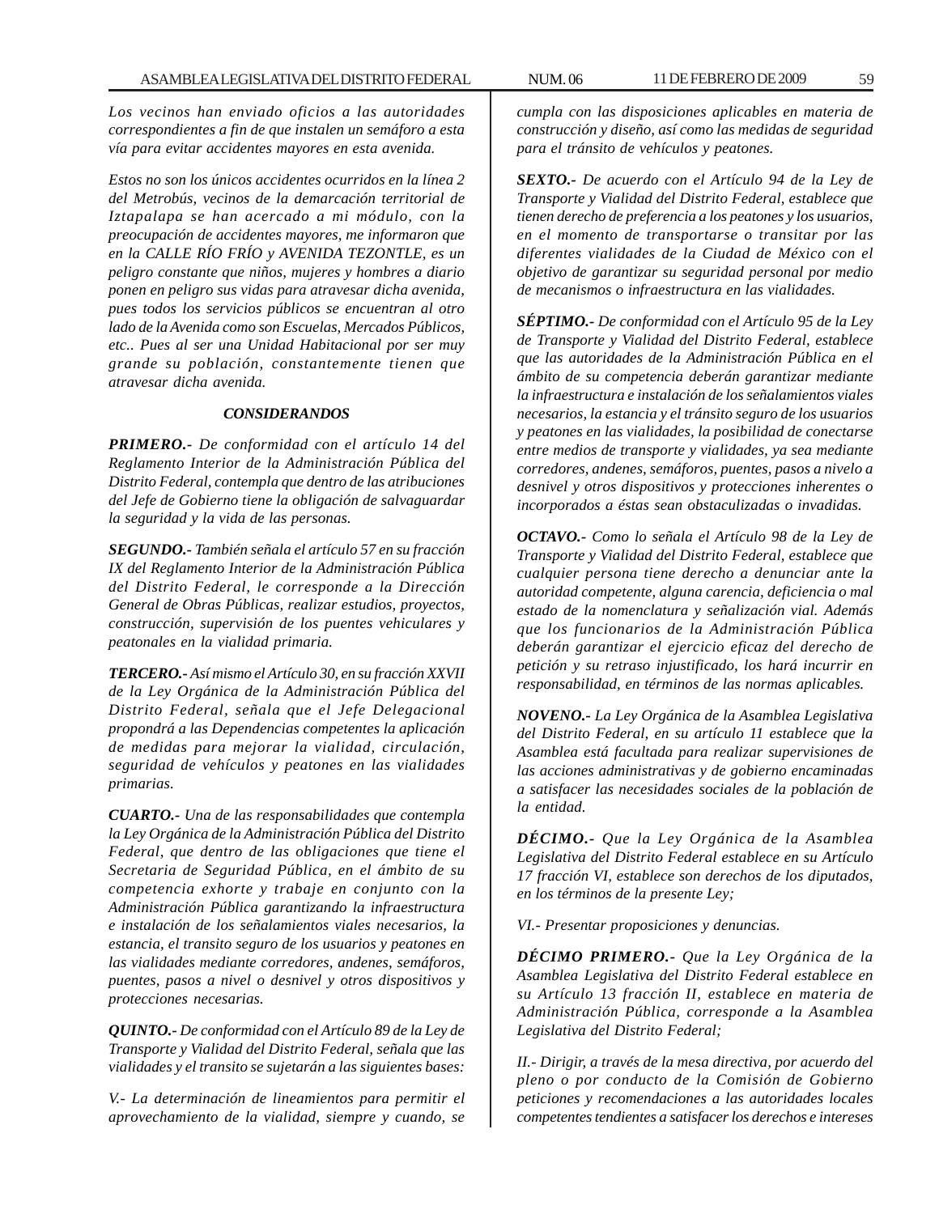*Los vecinos han enviado oficios a las autoridades correspondientes a fin de que instalen un semáforo a esta vía para evitar accidentes mayores en esta avenida.*

*Estos no son los únicos accidentes ocurridos en la línea 2 del Metrobús, vecinos de la demarcación territorial de Iztapalapa se han acercado a mi módulo, con la preocupación de accidentes mayores, me informaron que en la CALLE RÍO FRÍO y AVENIDA TEZONTLE, es un peligro constante que niños, mujeres y hombres a diario ponen en peligro sus vidas para atravesar dicha avenida, pues todos los servicios públicos se encuentran al otro lado de la Avenida como son Escuelas, Mercados Públicos, etc.. Pues al ser una Unidad Habitacional por ser muy grande su población, constantemente tienen que atravesar dicha avenida.*

### *CONSIDERANDOS*

***PRIMERO.-*** *De conformidad con el artículo 14 del Reglamento Interior de la Administración Pública del Distrito Federal, contempla que dentro de las atribuciones del Jefe de Gobierno tiene la obligación de salvaguardar la seguridad y la vida de las personas.*

***SEGUNDO.-*** *También señala el artículo 57 en su fracción IX del Reglamento Interior de la Administración Pública del Distrito Federal, le corresponde a la Dirección General de Obras Públicas, realizar estudios, proyectos, construcción, supervisión de los puentes vehiculares y peatonales en la vialidad primaria.*

***TERCERO.-*** *Así mismo el Artículo 30, en su fracción XXVII de la Ley Orgánica de la Administración Pública del Distrito Federal, señala que el Jefe Delegacional propondrá a las Dependencias competentes la aplicación de medidas para mejorar la vialidad, circulación, seguridad de vehículos y peatones en las vialidades primarias.*

***CUARTO.-*** *Una de las responsabilidades que contempla la Ley Orgánica de la Administración Pública del Distrito Federal, que dentro de las obligaciones que tiene el Secretaria de Seguridad Pública, en el ámbito de su competencia exhorte y trabaje en conjunto con la Administración Pública garantizando la infraestructura e instalación de los señalamientos viales necesarios, la estancia, el transito seguro de los usuarios y peatones en las vialidades mediante corredores, andenes, semáforos, puentes, pasos a nivel o desnivel y otros dispositivos y protecciones necesarias.*

***QUINTO.-*** *De conformidad con el Artículo 89 de la Ley de Transporte y Vialidad del Distrito Federal, señala que las vialidades y el transito se sujetarán a las siguientes bases:*

*V.- La determinación de lineamientos para permitir el aprovechamiento de la vialidad, siempre y cuando, se cumpla con las disposiciones aplicables en materia de construcción y diseño, así como las medidas de seguridad para el tránsito de vehículos y peatones.*

***SEXTO.-*** *De acuerdo con el Artículo 94 de la Ley de Transporte y Vialidad del Distrito Federal, establece que tienen derecho de preferencia a los peatones y los usuarios, en el momento de transportarse o transitar por las diferentes vialidades de la Ciudad de México con el objetivo de garantizar su seguridad personal por medio de mecanismos o infraestructura en las vialidades.*

***SÉPTIMO.-*** *De conformidad con el Artículo 95 de la Ley de Transporte y Vialidad del Distrito Federal, establece que las autoridades de la Administración Pública en el ámbito de su competencia deberán garantizar mediante la infraestructura e instalación de los señalamientos viales necesarios, la estancia y el tránsito seguro de los usuarios y peatones en las vialidades, la posibilidad de conectarse entre medios de transporte y vialidades, ya sea mediante corredores, andenes, semáforos, puentes, pasos a nivelo a desnivel y otros dispositivos y protecciones inherentes o incorporados a éstas sean obstaculizadas o invadidas.*

***OCTAVO.-*** *Como lo señala el Artículo 98 de la Ley de Transporte y Vialidad del Distrito Federal, establece que cualquier persona tiene derecho a denunciar ante la autoridad competente, alguna carencia, deficiencia o mal estado de la nomenclatura y señalización vial. Además que los funcionarios de la Administración Pública deberán garantizar el ejercicio eficaz del derecho de petición y su retraso injustificado, los hará incurrir en responsabilidad, en términos de las normas aplicables.*

***NOVENO.-*** *La Ley Orgánica de la Asamblea Legislativa del Distrito Federal, en su artículo 11 establece que la Asamblea está facultada para realizar supervisiones de las acciones administrativas y de gobierno encaminadas a satisfacer las necesidades sociales de la población de la entidad.*

***DÉCIMO.-*** *Que la Ley Orgánica de la Asamblea Legislativa del Distrito Federal establece en su Artículo 17 fracción VI, establece son derechos de los diputados, en los términos de la presente Ley;*

*VI.- Presentar proposiciones y denuncias.*

***DÉCIMO PRIMERO.-*** *Que la Ley Orgánica de la Asamblea Legislativa del Distrito Federal establece en su Artículo 13 fracción II, establece en materia de Administración Pública, corresponde a la Asamblea Legislativa del Distrito Federal;*

*II.- Dirigir, a través de la mesa directiva, por acuerdo del pleno o por conducto de la Comisión de Gobierno peticiones y recomendaciones a las autoridades locales competentes tendientes a satisfacer los derechos e intereses*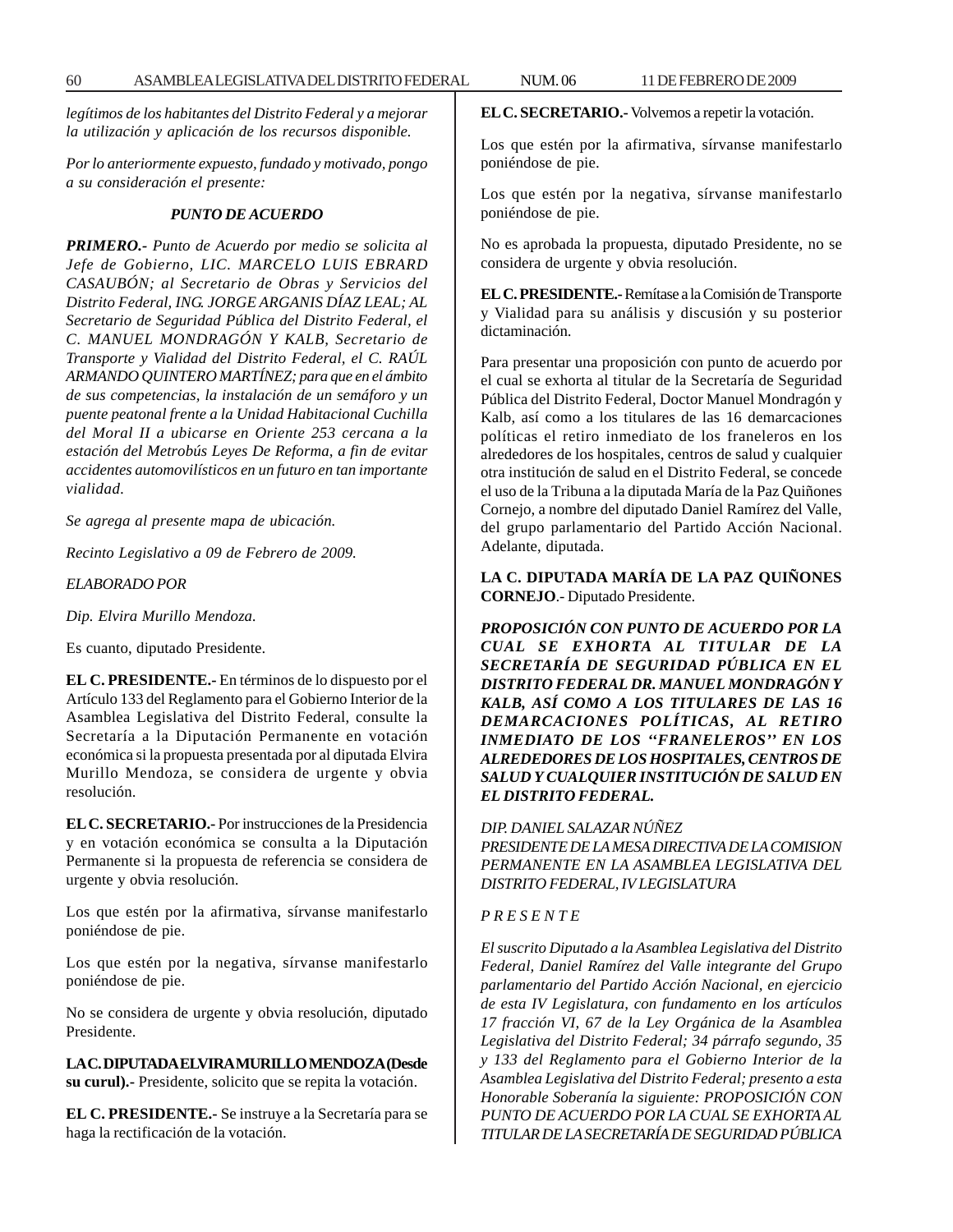*legítimos de los habitantes del Distrito Federal y a mejorar la utilización y aplicación de los recursos disponible.*

*Por lo anteriormente expuesto, fundado y motivado, pongo a su consideración el presente:*

***PUNTO DE ACUERDO***

***PRIMERO.-*** *Punto de Acuerdo por medio se solicita al Jefe de Gobierno, LIC. MARCELO LUIS EBRARD CASAUBÓN; al Secretario de Obras y Servicios del Distrito Federal, ING. JORGE ARGANIS DÍAZ LEAL; AL Secretario de Seguridad Pública del Distrito Federal, el C. MANUEL MONDRAGÓN Y KALB, Secretario de Transporte y Vialidad del Distrito Federal, el C. RAÚL ARMANDO QUINTERO MARTÍNEZ; para que en el ámbito de sus competencias, la instalación de un semáforo y un puente peatonal frente a la Unidad Habitacional Cuchilla del Moral II a ubicarse en Oriente 253 cercana a la estación del Metrobús Leyes De Reforma, a fin de evitar accidentes automovilísticos en un futuro en tan importante vialidad.*

*Se agrega al presente mapa de ubicación.*

*Recinto Legislativo a 09 de Febrero de 2009.*

*ELABORADO POR*

*Dip. Elvira Murillo Mendoza.*

Es cuanto, diputado Presidente.

**EL C. PRESIDENTE.-** En términos de lo dispuesto por el Artículo 133 del Reglamento para el Gobierno Interior de la Asamblea Legislativa del Distrito Federal, consulte la Secretaría a la Diputación Permanente en votación económica si la propuesta presentada por al diputada Elvira Murillo Mendoza, se considera de urgente y obvia resolución.

**EL C. SECRETARIO.-** Por instrucciones de la Presidencia y en votación económica se consulta a la Diputación Permanente si la propuesta de referencia se considera de urgente y obvia resolución.

Los que estén por la afirmativa, sírvanse manifestarlo poniéndose de pie.

Los que estén por la negativa, sírvanse manifestarlo poniéndose de pie.

No se considera de urgente y obvia resolución, diputado Presidente.

**LA C. DIPUTADA ELVIRA MURILLO MENDOZA (Desde su curul).-** Presidente, solicito que se repita la votación.

**EL C. PRESIDENTE.-** Se instruye a la Secretaría para se haga la rectificación de la votación.

**EL C. SECRETARIO.-** Volvemos a repetir la votación.

Los que estén por la afirmativa, sírvanse manifestarlo poniéndose de pie.

Los que estén por la negativa, sírvanse manifestarlo poniéndose de pie.

No es aprobada la propuesta, diputado Presidente, no se considera de urgente y obvia resolución.

**EL C. PRESIDENTE.-** Remítase a la Comisión de Transporte y Vialidad para su análisis y discusión y su posterior dictaminación.

Para presentar una proposición con punto de acuerdo por el cual se exhorta al titular de la Secretaría de Seguridad Pública del Distrito Federal, Doctor Manuel Mondragón y Kalb, así como a los titulares de las 16 demarcaciones políticas el retiro inmediato de los franeleros en los alrededores de los hospitales, centros de salud y cualquier otra institución de salud en el Distrito Federal, se concede el uso de la Tribuna a la diputada María de la Paz Quiñones Cornejo, a nombre del diputado Daniel Ramírez del Valle, del grupo parlamentario del Partido Acción Nacional. Adelante, diputada.

**LA C. DIPUTADA MARÍA DE LA PAZ QUIÑONES CORNEJO**.- Diputado Presidente.

***PROPOSICIÓN CON PUNTO DE ACUERDO POR LA CUAL SE EXHORTA AL TITULAR DE LA SECRETARÍA DE SEGURIDAD PÚBLICA EN EL DISTRITO FEDERAL DR. MANUEL MONDRAGÓN Y KALB, ASÍ COMO A LOS TITULARES DE LAS 16 DEMARCACIONES POLÍTICAS, AL RETIRO INMEDIATO DE LOS "FRANELEROS" EN LOS ALREDEDORES DE LOS HOSPITALES, CENTROS DE SALUD Y CUALQUIER INSTITUCIÓN DE SALUD EN EL DISTRITO FEDERAL.***

*DIP. DANIEL SALAZAR NÚÑEZ*
*PRESIDENTE DE LA MESA DIRECTIVA DE LA COMISION PERMANENTE EN LA ASAMBLEA LEGISLATIVA DEL DISTRITO FEDERAL, IV LEGISLATURA*

*P R E S E N T E*

*El suscrito Diputado a la Asamblea Legislativa del Distrito Federal, Daniel Ramírez del Valle integrante del Grupo parlamentario del Partido Acción Nacional, en ejercicio de esta IV Legislatura, con fundamento en los artículos 17 fracción VI, 67 de la Ley Orgánica de la Asamblea Legislativa del Distrito Federal; 34 párrafo segundo, 35 y 133 del Reglamento para el Gobierno Interior de la Asamblea Legislativa del Distrito Federal; presento a esta Honorable Soberanía la siguiente: PROPOSICIÓN CON PUNTO DE ACUERDO POR LA CUAL SE EXHORTA AL TITULAR DE LA SECRETARÍA DE SEGURIDAD PÚBLICA*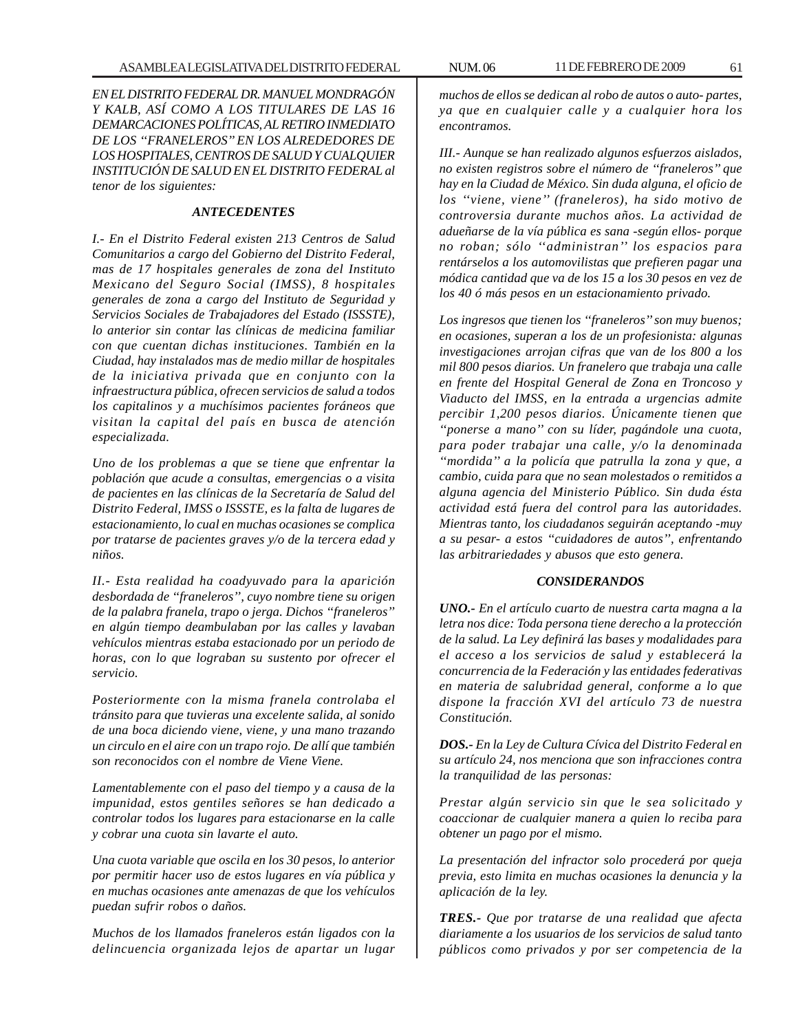*EN EL DISTRITO FEDERAL DR. MANUEL MONDRAGÓN Y KALB, ASÍ COMO A LOS TITULARES DE LAS 16 DEMARCACIONES POLÍTICAS, AL RETIRO INMEDIATO DE LOS "FRANELEROS" EN LOS ALREDEDORES DE LOS HOSPITALES, CENTROS DE SALUD Y CUALQUIER INSTITUCIÓN DE SALUD EN EL DISTRITO FEDERAL al tenor de los siguientes:*

### *ANTECEDENTES*

*I.- En el Distrito Federal existen 213 Centros de Salud Comunitarios a cargo del Gobierno del Distrito Federal, mas de 17 hospitales generales de zona del Instituto Mexicano del Seguro Social (IMSS), 8 hospitales generales de zona a cargo del Instituto de Seguridad y Servicios Sociales de Trabajadores del Estado (ISSSTE), lo anterior sin contar las clínicas de medicina familiar con que cuentan dichas instituciones. También en la Ciudad, hay instalados mas de medio millar de hospitales de la iniciativa privada que en conjunto con la infraestructura pública, ofrecen servicios de salud a todos los capitalinos y a muchísimos pacientes foráneos que visitan la capital del país en busca de atención especializada.*

*Uno de los problemas a que se tiene que enfrentar la población que acude a consultas, emergencias o a visita de pacientes en las clínicas de la Secretaría de Salud del Distrito Federal, IMSS o ISSSTE, es la falta de lugares de estacionamiento, lo cual en muchas ocasiones se complica por tratarse de pacientes graves y/o de la tercera edad y niños.*

*II.- Esta realidad ha coadyuvado para la aparición desbordada de "franeleros", cuyo nombre tiene su origen de la palabra franela, trapo o jerga. Dichos "franeleros" en algún tiempo deambulaban por las calles y lavaban vehículos mientras estaba estacionado por un periodo de horas, con lo que lograban su sustento por ofrecer el servicio.*

*Posteriormente con la misma franela controlaba el tránsito para que tuvieras una excelente salida, al sonido de una boca diciendo viene, viene, y una mano trazando un circulo en el aire con un trapo rojo. De allí que también son reconocidos con el nombre de Viene Viene.*

*Lamentablemente con el paso del tiempo y a causa de la impunidad, estos gentiles señores se han dedicado a controlar todos los lugares para estacionarse en la calle y cobrar una cuota sin lavarte el auto.*

*Una cuota variable que oscila en los 30 pesos, lo anterior por permitir hacer uso de estos lugares en vía pública y en muchas ocasiones ante amenazas de que los vehículos puedan sufrir robos o daños.*

*Muchos de los llamados franeleros están ligados con la delincuencia organizada lejos de apartar un lugar muchos de ellos se dedican al robo de autos o auto- partes, ya que en cualquier calle y a cualquier hora los encontramos.*

*III.- Aunque se han realizado algunos esfuerzos aislados, no existen registros sobre el número de "franeleros" que hay en la Ciudad de México. Sin duda alguna, el oficio de los "viene, viene" (franeleros), ha sido motivo de controversia durante muchos años. La actividad de adueñarse de la vía pública es sana -según ellos- porque no roban; sólo "administran" los espacios para rentárselos a los automovilistas que prefieren pagar una módica cantidad que va de los 15 a los 30 pesos en vez de los 40 ó más pesos en un estacionamiento privado.*

*Los ingresos que tienen los "franeleros" son muy buenos; en ocasiones, superan a los de un profesionista: algunas investigaciones arrojan cifras que van de los 800 a los mil 800 pesos diarios. Un franelero que trabaja una calle en frente del Hospital General de Zona en Troncoso y Viaducto del IMSS, en la entrada a urgencias admite percibir 1,200 pesos diarios. Únicamente tienen que "ponerse a mano" con su líder, pagándole una cuota, para poder trabajar una calle, y/o la denominada "mordida" a la policía que patrulla la zona y que, a cambio, cuida para que no sean molestados o remitidos a alguna agencia del Ministerio Público. Sin duda ésta actividad está fuera del control para las autoridades. Mientras tanto, los ciudadanos seguirán aceptando -muy a su pesar- a estos "cuidadores de autos", enfrentando las arbitrariedades y abusos que esto genera.*

### *CONSIDERANDOS*

***UNO.-*** *En el artículo cuarto de nuestra carta magna a la letra nos dice: Toda persona tiene derecho a la protección de la salud. La Ley definirá las bases y modalidades para el acceso a los servicios de salud y establecerá la concurrencia de la Federación y las entidades federativas en materia de salubridad general, conforme a lo que dispone la fracción XVI del artículo 73 de nuestra Constitución.*

***DOS.-*** *En la Ley de Cultura Cívica del Distrito Federal en su artículo 24, nos menciona que son infracciones contra la tranquilidad de las personas:*

*Prestar algún servicio sin que le sea solicitado y coaccionar de cualquier manera a quien lo reciba para obtener un pago por el mismo.*

*La presentación del infractor solo procederá por queja previa, esto limita en muchas ocasiones la denuncia y la aplicación de la ley.*

***TRES.-*** *Que por tratarse de una realidad que afecta diariamente a los usuarios de los servicios de salud tanto públicos como privados y por ser competencia de la*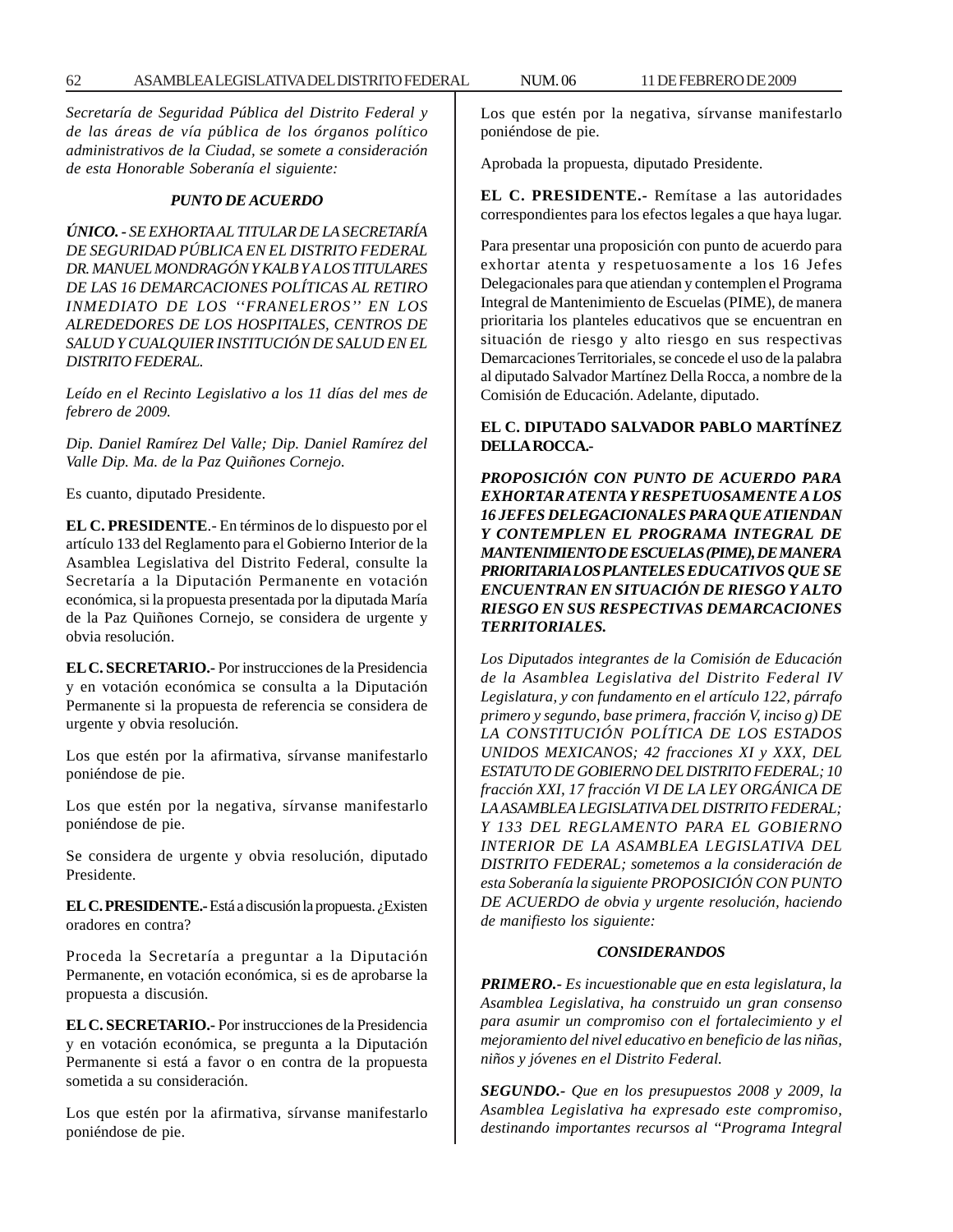*Secretaría de Seguridad Pública del Distrito Federal y de las áreas de vía pública de los órganos político administrativos de la Ciudad, se somete a consideración de esta Honorable Soberanía el siguiente:*

***PUNTO DE ACUERDO***

***ÚNICO. -*** *SE EXHORTA AL TITULAR DE LA SECRETARÍA DE SEGURIDAD PÚBLICA EN EL DISTRITO FEDERAL DR. MANUEL MONDRAGÓN Y KALB Y A LOS TITULARES DE LAS 16 DEMARCACIONES POLÍTICAS AL RETIRO INMEDIATO DE LOS ''FRANELEROS'' EN LOS ALREDEDORES DE LOS HOSPITALES, CENTROS DE SALUD Y CUALQUIER INSTITUCIÓN DE SALUD EN EL DISTRITO FEDERAL.*

*Leído en el Recinto Legislativo a los 11 días del mes de febrero de 2009.*

*Dip. Daniel Ramírez Del Valle; Dip. Daniel Ramírez del Valle Dip. Ma. de la Paz Quiñones Cornejo.*

Es cuanto, diputado Presidente.

**EL C. PRESIDENTE**.- En términos de lo dispuesto por el artículo 133 del Reglamento para el Gobierno Interior de la Asamblea Legislativa del Distrito Federal, consulte la Secretaría a la Diputación Permanente en votación económica, si la propuesta presentada por la diputada María de la Paz Quiñones Cornejo, se considera de urgente y obvia resolución.

**EL C. SECRETARIO.-** Por instrucciones de la Presidencia y en votación económica se consulta a la Diputación Permanente si la propuesta de referencia se considera de urgente y obvia resolución.

Los que estén por la afirmativa, sírvanse manifestarlo poniéndose de pie.

Los que estén por la negativa, sírvanse manifestarlo poniéndose de pie.

Se considera de urgente y obvia resolución, diputado Presidente.

**EL C. PRESIDENTE.-** Está a discusión la propuesta. ¿Existen oradores en contra?

Proceda la Secretaría a preguntar a la Diputación Permanente, en votación económica, si es de aprobarse la propuesta a discusión.

**EL C. SECRETARIO.-** Por instrucciones de la Presidencia y en votación económica, se pregunta a la Diputación Permanente si está a favor o en contra de la propuesta sometida a su consideración.

Los que estén por la afirmativa, sírvanse manifestarlo poniéndose de pie.

Los que estén por la negativa, sírvanse manifestarlo poniéndose de pie.

Aprobada la propuesta, diputado Presidente.

**EL C. PRESIDENTE.-** Remítase a las autoridades correspondientes para los efectos legales a que haya lugar.

Para presentar una proposición con punto de acuerdo para exhortar atenta y respetuosamente a los 16 Jefes Delegacionales para que atiendan y contemplen el Programa Integral de Mantenimiento de Escuelas (PIME), de manera prioritaria los planteles educativos que se encuentran en situación de riesgo y alto riesgo en sus respectivas Demarcaciones Territoriales, se concede el uso de la palabra al diputado Salvador Martínez Della Rocca, a nombre de la Comisión de Educación. Adelante, diputado.

**EL C. DIPUTADO SALVADOR PABLO MARTÍNEZ DELLA ROCCA.-**

***PROPOSICIÓN CON PUNTO DE ACUERDO PARA EXHORTAR ATENTA Y RESPETUOSAMENTE A LOS 16 JEFES DELEGACIONALES PARA QUE ATIENDAN Y CONTEMPLEN EL PROGRAMA INTEGRAL DE MANTENIMIENTO DE ESCUELAS (PIME), DE MANERA PRIORITARIA LOS PLANTELES EDUCATIVOS QUE SE ENCUENTRAN EN SITUACIÓN DE RIESGO Y ALTO RIESGO EN SUS RESPECTIVAS DEMARCACIONES TERRITORIALES.***

*Los Diputados integrantes de la Comisión de Educación de la Asamblea Legislativa del Distrito Federal IV Legislatura, y con fundamento en el artículo 122, párrafo primero y segundo, base primera, fracción V, inciso g) DE LA CONSTITUCIÓN POLÍTICA DE LOS ESTADOS UNIDOS MEXICANOS; 42 fracciones XI y XXX, DEL ESTATUTO DE GOBIERNO DEL DISTRITO FEDERAL; 10 fracción XXI, 17 fracción VI DE LA LEY ORGÁNICA DE LA ASAMBLEA LEGISLATIVA DEL DISTRITO FEDERAL; Y 133 DEL REGLAMENTO PARA EL GOBIERNO INTERIOR DE LA ASAMBLEA LEGISLATIVA DEL DISTRITO FEDERAL; sometemos a la consideración de esta Soberanía la siguiente PROPOSICIÓN CON PUNTO DE ACUERDO de obvia y urgente resolución, haciendo de manifiesto los siguiente:*

***CONSIDERANDOS***

***PRIMERO.-*** *Es incuestionable que en esta legislatura, la Asamblea Legislativa, ha construido un gran consenso para asumir un compromiso con el fortalecimiento y el mejoramiento del nivel educativo en beneficio de las niñas, niños y jóvenes en el Distrito Federal.*

***SEGUNDO.-*** *Que en los presupuestos 2008 y 2009, la Asamblea Legislativa ha expresado este compromiso, destinando importantes recursos al "Programa Integral*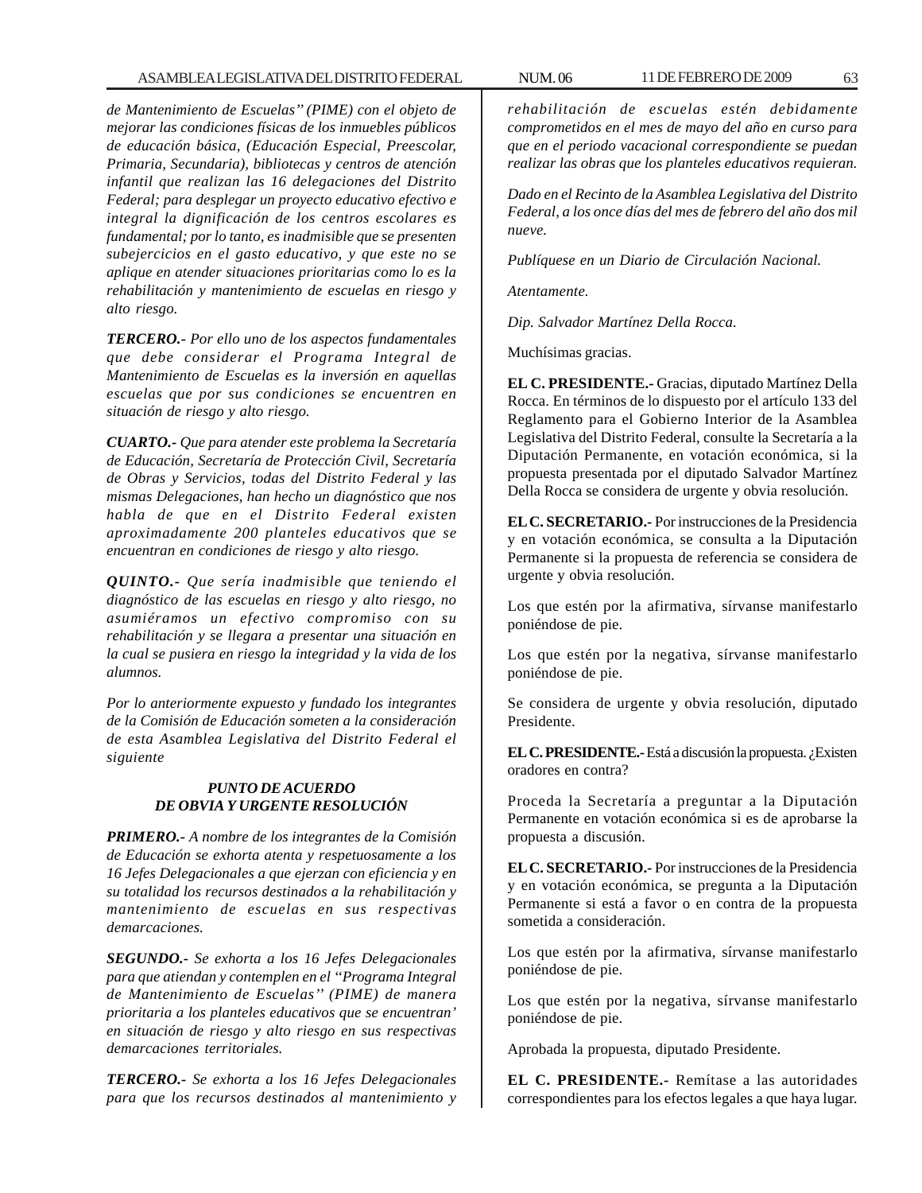*de Mantenimiento de Escuelas'' (PIME) con el objeto de mejorar las condiciones físicas de los inmuebles públicos de educación básica, (Educación Especial, Preescolar, Primaria, Secundaria), bibliotecas y centros de atención infantil que realizan las 16 delegaciones del Distrito Federal; para desplegar un proyecto educativo efectivo e integral la dignificación de los centros escolares es fundamental; por lo tanto, es inadmisible que se presenten subejercicios en el gasto educativo, y que este no se aplique en atender situaciones prioritarias como lo es la rehabilitación y mantenimiento de escuelas en riesgo y alto riesgo.*

***TERCERO.-** Por ello uno de los aspectos fundamentales que debe considerar el Programa Integral de Mantenimiento de Escuelas es la inversión en aquellas escuelas que por sus condiciones se encuentren en situación de riesgo y alto riesgo.*

***CUARTO.-** Que para atender este problema la Secretaría de Educación, Secretaría de Protección Civil, Secretaría de Obras y Servicios, todas del Distrito Federal y las mismas Delegaciones, han hecho un diagnóstico que nos habla de que en el Distrito Federal existen aproximadamente 200 planteles educativos que se encuentran en condiciones de riesgo y alto riesgo.*

***QUINTO.-** Que sería inadmisible que teniendo el diagnóstico de las escuelas en riesgo y alto riesgo, no asumiéramos un efectivo compromiso con su rehabilitación y se llegara a presentar una situación en la cual se pusiera en riesgo la integridad y la vida de los alumnos.*

*Por lo anteriormente expuesto y fundado los integrantes de la Comisión de Educación someten a la consideración de esta Asamblea Legislativa del Distrito Federal el siguiente*

***PUNTO DE ACUERDO***
***DE OBVIA Y URGENTE RESOLUCIÓN***

***PRIMERO.-** A nombre de los integrantes de la Comisión de Educación se exhorta atenta y respetuosamente a los 16 Jefes Delegacionales a que ejerzan con eficiencia y en su totalidad los recursos destinados a la rehabilitación y mantenimiento de escuelas en sus respectivas demarcaciones.*

***SEGUNDO.-** Se exhorta a los 16 Jefes Delegacionales para que atiendan y contemplen en el ''Programa Integral de Mantenimiento de Escuelas'' (PIME) de manera prioritaria a los planteles educativos que se encuentran' en situación de riesgo y alto riesgo en sus respectivas demarcaciones territoriales.*

***TERCERO.-** Se exhorta a los 16 Jefes Delegacionales para que los recursos destinados al mantenimiento y rehabilitación de escuelas estén debidamente comprometidos en el mes de mayo del año en curso para que en el periodo vacacional correspondiente se puedan realizar las obras que los planteles educativos requieran.*

*Dado en el Recinto de la Asamblea Legislativa del Distrito Federal, a los once días del mes de febrero del año dos mil nueve.*

*Publíquese en un Diario de Circulación Nacional.*

*Atentamente.*

*Dip. Salvador Martínez Della Rocca.*

Muchísimas gracias.

**EL C. PRESIDENTE.-** Gracias, diputado Martínez Della Rocca. En términos de lo dispuesto por el artículo 133 del Reglamento para el Gobierno Interior de la Asamblea Legislativa del Distrito Federal, consulte la Secretaría a la Diputación Permanente, en votación económica, si la propuesta presentada por el diputado Salvador Martínez Della Rocca se considera de urgente y obvia resolución.

**EL C. SECRETARIO.-** Por instrucciones de la Presidencia y en votación económica, se consulta a la Diputación Permanente si la propuesta de referencia se considera de urgente y obvia resolución.

Los que estén por la afirmativa, sírvanse manifestarlo poniéndose de pie.

Los que estén por la negativa, sírvanse manifestarlo poniéndose de pie.

Se considera de urgente y obvia resolución, diputado Presidente.

**EL C. PRESIDENTE.-** Está a discusión la propuesta. ¿Existen oradores en contra?

Proceda la Secretaría a preguntar a la Diputación Permanente en votación económica si es de aprobarse la propuesta a discusión.

**EL C. SECRETARIO.-** Por instrucciones de la Presidencia y en votación económica, se pregunta a la Diputación Permanente si está a favor o en contra de la propuesta sometida a consideración.

Los que estén por la afirmativa, sírvanse manifestarlo poniéndose de pie.

Los que estén por la negativa, sírvanse manifestarlo poniéndose de pie.

Aprobada la propuesta, diputado Presidente.

**EL C. PRESIDENTE.-** Remítase a las autoridades correspondientes para los efectos legales a que haya lugar.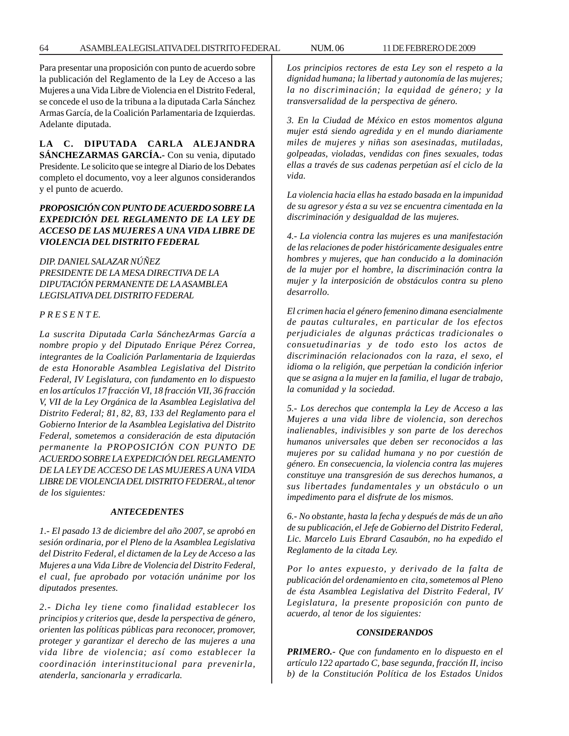Para presentar una proposición con punto de acuerdo sobre la publicación del Reglamento de la Ley de Acceso a las Mujeres a una Vida Libre de Violencia en el Distrito Federal, se concede el uso de la tribuna a la diputada Carla Sánchez Armas García, de la Coalición Parlamentaria de Izquierdas. Adelante diputada.

**LA C. DIPUTADA CARLA ALEJANDRA SÁNCHEZARMAS GARCÍA.-** Con su venia, diputado Presidente. Le solicito que se integre al Diario de los Debates completo el documento, voy a leer algunos considerandos y el punto de acuerdo.

***PROPOSICIÓN CON PUNTO DE ACUERDO SOBRE LA EXPEDICIÓN DEL REGLAMENTO DE LA LEY DE ACCESO DE LAS MUJERES A UNA VIDA LIBRE DE VIOLENCIA DEL DISTRITO FEDERAL***

*DIP. DANIEL SALAZAR NÚÑEZ*
*PRESIDENTE DE LA MESA DIRECTIVA DE LA DIPUTACIÓN PERMANENTE DE LA ASAMBLEA LEGISLATIVA DEL DISTRITO FEDERAL*

*P R E S E N T E.*

*La suscrita Diputada Carla SánchezArmas García a nombre propio y del Diputado Enrique Pérez Correa, integrantes de la Coalición Parlamentaria de Izquierdas de esta Honorable Asamblea Legislativa del Distrito Federal, IV Legislatura, con fundamento en lo dispuesto en los artículos 17 fracción VI, 18 fracción VII, 36 fracción V, VII de la Ley Orgánica de la Asamblea Legislativa del Distrito Federal; 81, 82, 83, 133 del Reglamento para el Gobierno Interior de la Asamblea Legislativa del Distrito Federal, sometemos a consideración de esta diputación permanente la PROPOSICIÓN CON PUNTO DE ACUERDO SOBRE LA EXPEDICIÓN DEL REGLAMENTO DE LA LEY DE ACCESO DE LAS MUJERES A UNA VIDA LIBRE DE VIOLENCIA DEL DISTRITO FEDERAL, al tenor de los siguientes:*

***ANTECEDENTES***

*1.- El pasado 13 de diciembre del año 2007, se aprobó en sesión ordinaria, por el Pleno de la Asamblea Legislativa del Distrito Federal, el dictamen de la Ley de Acceso a las Mujeres a una Vida Libre de Violencia del Distrito Federal, el cual, fue aprobado por votación unánime por los diputados presentes.*

*2.- Dicha ley tiene como finalidad establecer los principios y criterios que, desde la perspectiva de género, orienten las políticas públicas para reconocer, promover, proteger y garantizar el derecho de las mujeres a una vida libre de violencia; así como establecer la coordinación interinstitucional para prevenirla, atenderla, sancionarla y erradicarla.*

*Los principios rectores de esta Ley son el respeto a la dignidad humana; la libertad y autonomía de las mujeres; la no discriminación; la equidad de género; y la transversalidad de la perspectiva de género.*

*3. En la Ciudad de México en estos momentos alguna mujer está siendo agredida y en el mundo diariamente miles de mujeres y niñas son asesinadas, mutiladas, golpeadas, violadas, vendidas con fines sexuales, todas ellas a través de sus cadenas perpetúan así el ciclo de la vida.*

*La violencia hacia ellas ha estado basada en la impunidad de su agresor y ésta a su vez se encuentra cimentada en la discriminación y desigualdad de las mujeres.*

*4.- La violencia contra las mujeres es una manifestación de las relaciones de poder históricamente desiguales entre hombres y mujeres, que han conducido a la dominación de la mujer por el hombre, la discriminación contra la mujer y la interposición de obstáculos contra su pleno desarrollo.*

*El crimen hacia el género femenino dimana esencialmente de pautas culturales, en particular de los efectos perjudiciales de algunas prácticas tradicionales o consuetudinarias y de todo esto los actos de discriminación relacionados con la raza, el sexo, el idioma o la religión, que perpetúan la condición inferior que se asigna a la mujer en la familia, el lugar de trabajo, la comunidad y la sociedad.*

*5.- Los derechos que contempla la Ley de Acceso a las Mujeres a una vida libre de violencia, son derechos inalienables, indivisibles y son parte de los derechos humanos universales que deben ser reconocidos a las mujeres por su calidad humana y no por cuestión de género. En consecuencia, la violencia contra las mujeres constituye una transgresión de sus derechos humanos, a sus libertades fundamentales y un obstáculo o un impedimento para el disfrute de los mismos.*

*6.- No obstante, hasta la fecha y después de más de un año de su publicación, el Jefe de Gobierno del Distrito Federal, Lic. Marcelo Luis Ebrard Casaubón, no ha expedido el Reglamento de la citada Ley.*

*Por lo antes expuesto, y derivado de la falta de publicación del ordenamiento en cita, sometemos al Pleno de ésta Asamblea Legislativa del Distrito Federal, IV Legislatura, la presente proposición con punto de acuerdo, al tenor de los siguientes:*

***CONSIDERANDOS***

***PRIMERO.-*** *Que con fundamento en lo dispuesto en el artículo 122 apartado C, base segunda, fracción II, inciso b) de la Constitución Política de los Estados Unidos*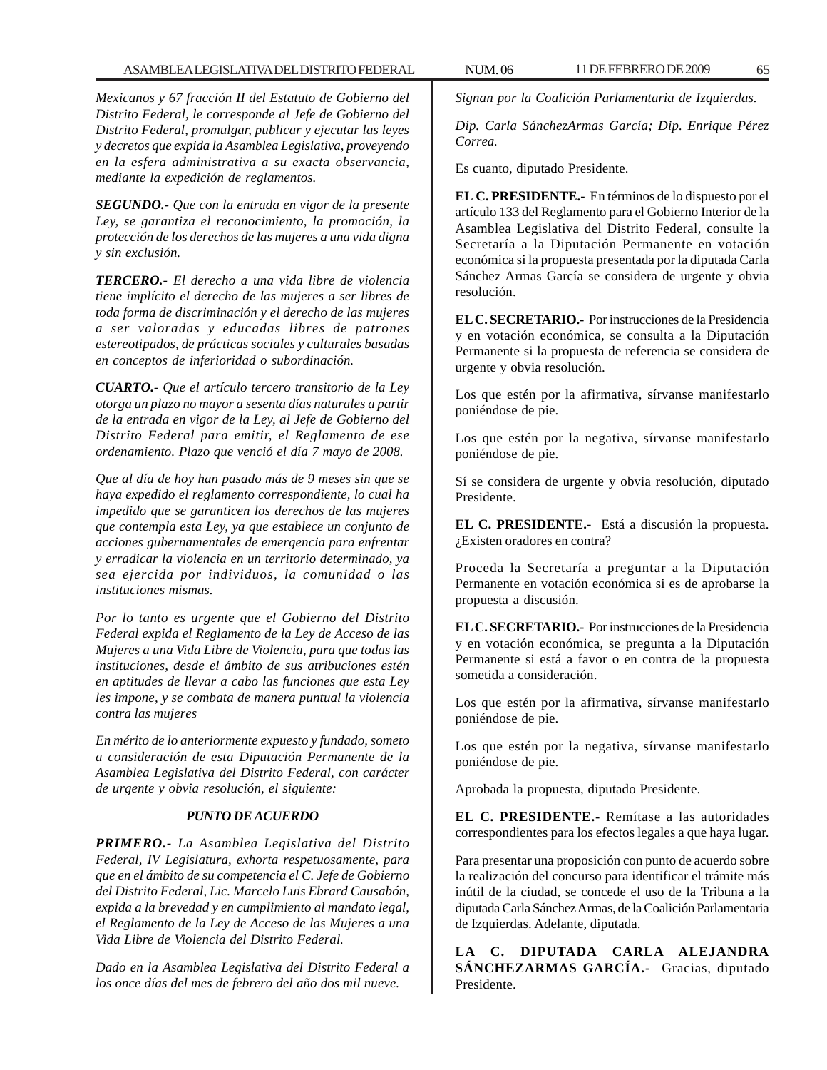*Mexicanos y 67 fracción II del Estatuto de Gobierno del Distrito Federal, le corresponde al Jefe de Gobierno del Distrito Federal, promulgar, publicar y ejecutar las leyes y decretos que expida la Asamblea Legislativa, proveyendo en la esfera administrativa a su exacta observancia, mediante la expedición de reglamentos.*

***SEGUNDO.-*** *Que con la entrada en vigor de la presente Ley, se garantiza el reconocimiento, la promoción, la protección de los derechos de las mujeres a una vida digna y sin exclusión.*

***TERCERO.-*** *El derecho a una vida libre de violencia tiene implícito el derecho de las mujeres a ser libres de toda forma de discriminación y el derecho de las mujeres a ser valoradas y educadas libres de patrones estereotipados, de prácticas sociales y culturales basadas en conceptos de inferioridad o subordinación.*

***CUARTO.-*** *Que el artículo tercero transitorio de la Ley otorga un plazo no mayor a sesenta días naturales a partir de la entrada en vigor de la Ley, al Jefe de Gobierno del Distrito Federal para emitir, el Reglamento de ese ordenamiento. Plazo que venció el día 7 mayo de 2008.*

*Que al día de hoy han pasado más de 9 meses sin que se haya expedido el reglamento correspondiente, lo cual ha impedido que se garanticen los derechos de las mujeres que contempla esta Ley, ya que establece un conjunto de acciones gubernamentales de emergencia para enfrentar y erradicar la violencia en un territorio determinado, ya sea ejercida por individuos, la comunidad o las instituciones mismas.*

*Por lo tanto es urgente que el Gobierno del Distrito Federal expida el Reglamento de la Ley de Acceso de las Mujeres a una Vida Libre de Violencia, para que todas las instituciones, desde el ámbito de sus atribuciones estén en aptitudes de llevar a cabo las funciones que esta Ley les impone, y se combata de manera puntual la violencia contra las mujeres*

*En mérito de lo anteriormente expuesto y fundado, someto a consideración de esta Diputación Permanente de la Asamblea Legislativa del Distrito Federal, con carácter de urgente y obvia resolución, el siguiente:*

***PUNTO DE ACUERDO***

***PRIMERO.-*** *La Asamblea Legislativa del Distrito Federal, IV Legislatura, exhorta respetuosamente, para que en el ámbito de su competencia el C. Jefe de Gobierno del Distrito Federal, Lic. Marcelo Luis Ebrard Causabón, expida a la brevedad y en cumplimiento al mandato legal, el Reglamento de la Ley de Acceso de las Mujeres a una Vida Libre de Violencia del Distrito Federal.*

*Dado en la Asamblea Legislativa del Distrito Federal a los once días del mes de febrero del año dos mil nueve.*

*Signan por la Coalición Parlamentaria de Izquierdas.*

*Dip. Carla SánchezArmas García; Dip. Enrique Pérez Correa.*

Es cuanto, diputado Presidente.

**EL C. PRESIDENTE.-** En términos de lo dispuesto por el artículo 133 del Reglamento para el Gobierno Interior de la Asamblea Legislativa del Distrito Federal, consulte la Secretaría a la Diputación Permanente en votación económica si la propuesta presentada por la diputada Carla Sánchez Armas García se considera de urgente y obvia resolución.

**EL C. SECRETARIO.-** Por instrucciones de la Presidencia y en votación económica, se consulta a la Diputación Permanente si la propuesta de referencia se considera de urgente y obvia resolución.

Los que estén por la afirmativa, sírvanse manifestarlo poniéndose de pie.

Los que estén por la negativa, sírvanse manifestarlo poniéndose de pie.

Sí se considera de urgente y obvia resolución, diputado Presidente.

**EL C. PRESIDENTE.-** Está a discusión la propuesta. ¿Existen oradores en contra?

Proceda la Secretaría a preguntar a la Diputación Permanente en votación económica si es de aprobarse la propuesta a discusión.

**EL C. SECRETARIO.-** Por instrucciones de la Presidencia y en votación económica, se pregunta a la Diputación Permanente si está a favor o en contra de la propuesta sometida a consideración.

Los que estén por la afirmativa, sírvanse manifestarlo poniéndose de pie.

Los que estén por la negativa, sírvanse manifestarlo poniéndose de pie.

Aprobada la propuesta, diputado Presidente.

**EL C. PRESIDENTE.-** Remítase a las autoridades correspondientes para los efectos legales a que haya lugar.

Para presentar una proposición con punto de acuerdo sobre la realización del concurso para identificar el trámite más inútil de la ciudad, se concede el uso de la Tribuna a la diputada Carla Sánchez Armas, de la Coalición Parlamentaria de Izquierdas. Adelante, diputada.

**LA C. DIPUTADA CARLA ALEJANDRA SÁNCHEZARMAS GARCÍA.-** Gracias, diputado Presidente.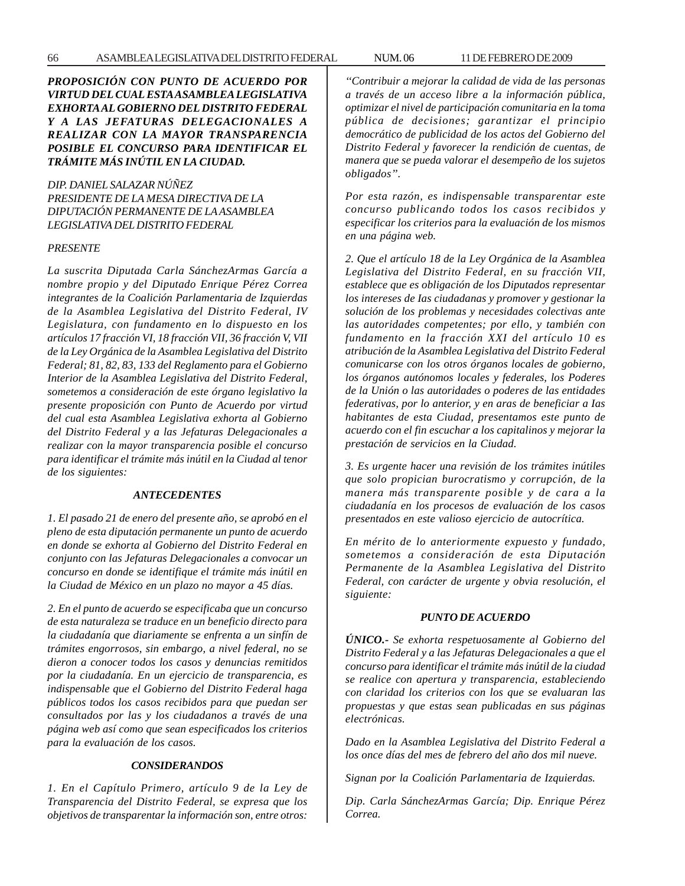***PROPOSICIÓN CON PUNTO DE ACUERDO POR VIRTUD DEL CUAL ESTA ASAMBLEA LEGISLATIVA EXHORTA AL GOBIERNO DEL DISTRITO FEDERAL Y A LAS JEFATURAS DELEGACIONALES A REALIZAR CON LA MAYOR TRANSPARENCIA POSIBLE EL CONCURSO PARA IDENTIFICAR EL TRÁMITE MÁS INÚTIL EN LA CIUDAD.***

*DIP. DANIEL SALAZAR NÚÑEZ*
*PRESIDENTE DE LA MESA DIRECTIVA DE LA DIPUTACIÓN PERMANENTE DE LA ASAMBLEA LEGISLATIVA DEL DISTRITO FEDERAL*

*PRESENTE*

*La suscrita Diputada Carla SánchezArmas García a nombre propio y del Diputado Enrique Pérez Correa integrantes de la Coalición Parlamentaria de Izquierdas de la Asamblea Legislativa del Distrito Federal, IV Legislatura, con fundamento en lo dispuesto en los artículos 17 fracción VI, 18 fracción VII, 36 fracción V, VII de la Ley Orgánica de la Asamblea Legislativa del Distrito Federal; 81, 82, 83, 133 del Reglamento para el Gobierno Interior de la Asamblea Legislativa del Distrito Federal, sometemos a consideración de este órgano legislativo la presente proposición con Punto de Acuerdo por virtud del cual esta Asamblea Legislativa exhorta al Gobierno del Distrito Federal y a las Jefaturas Delegacionales a realizar con la mayor transparencia posible el concurso para identificar el trámite más inútil en la Ciudad al tenor de los siguientes:*

***ANTECEDENTES***

*1. El pasado 21 de enero del presente año, se aprobó en el pleno de esta diputación permanente un punto de acuerdo en donde se exhorta al Gobierno del Distrito Federal en conjunto con las Jefaturas Delegacionales a convocar un concurso en donde se identifique el trámite más inútil en la Ciudad de México en un plazo no mayor a 45 días.*

*2. En el punto de acuerdo se especificaba que un concurso de esta naturaleza se traduce en un beneficio directo para la ciudadanía que diariamente se enfrenta a un sinfín de trámites engorrosos, sin embargo, a nivel federal, no se dieron a conocer todos los casos y denuncias remitidos por la ciudadanía. En un ejercicio de transparencia, es indispensable que el Gobierno del Distrito Federal haga públicos todos los casos recibidos para que puedan ser consultados por las y los ciudadanos a través de una página web así como que sean especificados los criterios para la evaluación de los casos.*

***CONSIDERANDOS***

*1. En el Capítulo Primero, artículo 9 de la Ley de Transparencia del Distrito Federal, se expresa que los objetivos de transparentar la información son, entre otros:*

*"Contribuir a mejorar la calidad de vida de las personas a través de un acceso libre a la información pública, optimizar el nivel de participación comunitaria en la toma pública de decisiones; garantizar el principio democrático de publicidad de los actos del Gobierno del Distrito Federal y favorecer la rendición de cuentas, de manera que se pueda valorar el desempeño de los sujetos obligados".*

*Por esta razón, es indispensable transparentar este concurso publicando todos los casos recibidos y especificar los criterios para la evaluación de los mismos en una página web.*

*2. Que el artículo 18 de la Ley Orgánica de la Asamblea Legislativa del Distrito Federal, en su fracción VII, establece que es obligación de los Diputados representar los intereses de Ias ciudadanas y promover y gestionar la solución de los problemas y necesidades colectivas ante las autoridades competentes; por ello, y también con fundamento en la fracción XXI del artículo 10 es atribución de la Asamblea Legislativa del Distrito Federal comunicarse con los otros órganos locales de gobierno, los órganos autónomos locales y federales, los Poderes de la Unión o las autoridades o poderes de las entidades federativas, por lo anterior, y en aras de beneficiar a Ias habitantes de esta Ciudad, presentamos este punto de acuerdo con el fin escuchar a los capitalinos y mejorar la prestación de servicios en la Ciudad.*

*3. Es urgente hacer una revisión de los trámites inútiles que solo propician burocratismo y corrupción, de la manera más transparente posible y de cara a la ciudadanía en los procesos de evaluación de los casos presentados en este valioso ejercicio de autocrítica.*

*En mérito de lo anteriormente expuesto y fundado, sometemos a consideración de esta Diputación Permanente de la Asamblea Legislativa del Distrito Federal, con carácter de urgente y obvia resolución, el siguiente:*

***PUNTO DE ACUERDO***

***ÚNICO.-*** *Se exhorta respetuosamente al Gobierno del Distrito Federal y a las Jefaturas Delegacionales a que el concurso para identificar el trámite más inútil de la ciudad se realice con apertura y transparencia, estableciendo con claridad los criterios con los que se evaluaran las propuestas y que estas sean publicadas en sus páginas electrónicas.*

*Dado en la Asamblea Legislativa del Distrito Federal a los once días del mes de febrero del año dos mil nueve.*

*Signan por la Coalición Parlamentaria de Izquierdas.*

*Dip. Carla SánchezArmas García; Dip. Enrique Pérez Correa.*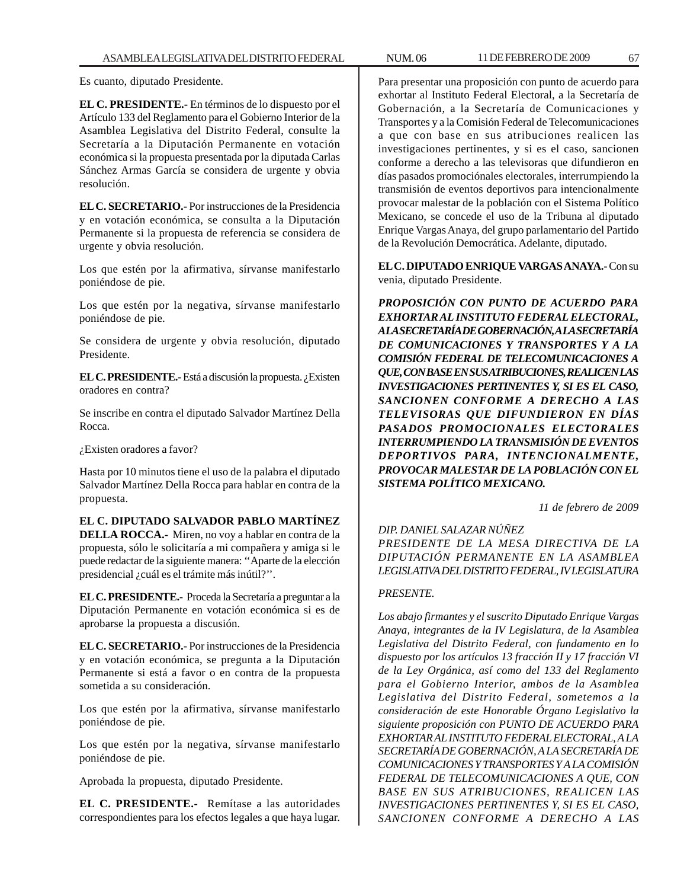Es cuanto, diputado Presidente.

**EL C. PRESIDENTE.-** En términos de lo dispuesto por el Artículo 133 del Reglamento para el Gobierno Interior de la Asamblea Legislativa del Distrito Federal, consulte la Secretaría a la Diputación Permanente en votación económica si la propuesta presentada por la diputada Carlas Sánchez Armas García se considera de urgente y obvia resolución.

**EL C. SECRETARIO.-** Por instrucciones de la Presidencia y en votación económica, se consulta a la Diputación Permanente si la propuesta de referencia se considera de urgente y obvia resolución.

Los que estén por la afirmativa, sírvanse manifestarlo poniéndose de pie.

Los que estén por la negativa, sírvanse manifestarlo poniéndose de pie.

Se considera de urgente y obvia resolución, diputado Presidente.

**EL C. PRESIDENTE.-** Está a discusión la propuesta. ¿Existen oradores en contra?

Se inscribe en contra el diputado Salvador Martínez Della Rocca.

¿Existen oradores a favor?

Hasta por 10 minutos tiene el uso de la palabra el diputado Salvador Martínez Della Rocca para hablar en contra de la propuesta.

**EL C. DIPUTADO SALVADOR PABLO MARTÍNEZ DELLA ROCCA.-** Miren, no voy a hablar en contra de la propuesta, sólo le solicitaría a mi compañera y amiga si le puede redactar de la siguiente manera: ''Aparte de la elección presidencial ¿cuál es el trámite más inútil?''.

**EL C. PRESIDENTE.-** Proceda la Secretaría a preguntar a la Diputación Permanente en votación económica si es de aprobarse la propuesta a discusión.

**EL C. SECRETARIO.-** Por instrucciones de la Presidencia y en votación económica, se pregunta a la Diputación Permanente si está a favor o en contra de la propuesta sometida a su consideración.

Los que estén por la afirmativa, sírvanse manifestarlo poniéndose de pie.

Los que estén por la negativa, sírvanse manifestarlo poniéndose de pie.

Aprobada la propuesta, diputado Presidente.

**EL C. PRESIDENTE.-** Remítase a las autoridades correspondientes para los efectos legales a que haya lugar.

Para presentar una proposición con punto de acuerdo para exhortar al Instituto Federal Electoral, a la Secretaría de Gobernación, a la Secretaría de Comunicaciones y Transportes y a la Comisión Federal de Telecomunicaciones a que con base en sus atribuciones realicen las investigaciones pertinentes, y si es el caso, sancionen conforme a derecho a las televisoras que difundieron en días pasados promociónales electorales, interrumpiendo la transmisión de eventos deportivos para intencionalmente provocar malestar de la población con el Sistema Político Mexicano, se concede el uso de la Tribuna al diputado Enrique Vargas Anaya, del grupo parlamentario del Partido de la Revolución Democrática. Adelante, diputado.

**EL C. DIPUTADO ENRIQUE VARGAS ANAYA.-** Con su venia, diputado Presidente.

***PROPOSICIÓN CON PUNTO DE ACUERDO PARA EXHORTAR AL INSTITUTO FEDERAL ELECTORAL, A LA SECRETARÍA DE GOBERNACIÓN, A LA SECRETARÍA DE COMUNICACIONES Y TRANSPORTES Y A LA COMISIÓN FEDERAL DE TELECOMUNICACIONES A QUE, CON BASE EN SUS ATRIBUCIONES, REALICEN LAS INVESTIGACIONES PERTINENTES Y, SI ES EL CASO, SANCIONEN CONFORME A DERECHO A LAS TELEVISORAS QUE DIFUNDIERON EN DÍAS PASADOS PROMOCIONALES ELECTORALES INTERRUMPIENDO LA TRANSMISIÓN DE EVENTOS DEPORTIVOS PARA, INTENCIONALMENTE, PROVOCAR MALESTAR DE LA POBLACIÓN CON EL SISTEMA POLÍTICO MEXICANO.***

*11 de febrero de 2009*

*DIP. DANIEL SALAZAR NÚÑEZ*
*PRESIDENTE DE LA MESA DIRECTIVA DE LA DIPUTACIÓN PERMANENTE EN LA ASAMBLEA LEGISLATIVA DEL DISTRITO FEDERAL, IV LEGISLATURA*

*PRESENTE.*

*Los abajo firmantes y el suscrito Diputado Enrique Vargas Anaya, integrantes de la IV Legislatura, de la Asamblea Legislativa del Distrito Federal, con fundamento en lo dispuesto por los artículos 13 fracción II y 17 fracción VI de la Ley Orgánica, así como del 133 del Reglamento para el Gobierno Interior, ambos de la Asamblea Legislativa del Distrito Federal, sometemos a la consideración de este Honorable Órgano Legislativo la siguiente proposición con PUNTO DE ACUERDO PARA EXHORTAR AL INSTITUTO FEDERAL ELECTORAL, A LA SECRETARÍA DE GOBERNACIÓN, A LA SECRETARÍA DE COMUNICACIONES Y TRANSPORTES Y A LA COMISIÓN FEDERAL DE TELECOMUNICACIONES A QUE, CON BASE EN SUS ATRIBUCIONES, REALICEN LAS INVESTIGACIONES PERTINENTES Y, SI ES EL CASO, SANCIONEN CONFORME A DERECHO A LAS*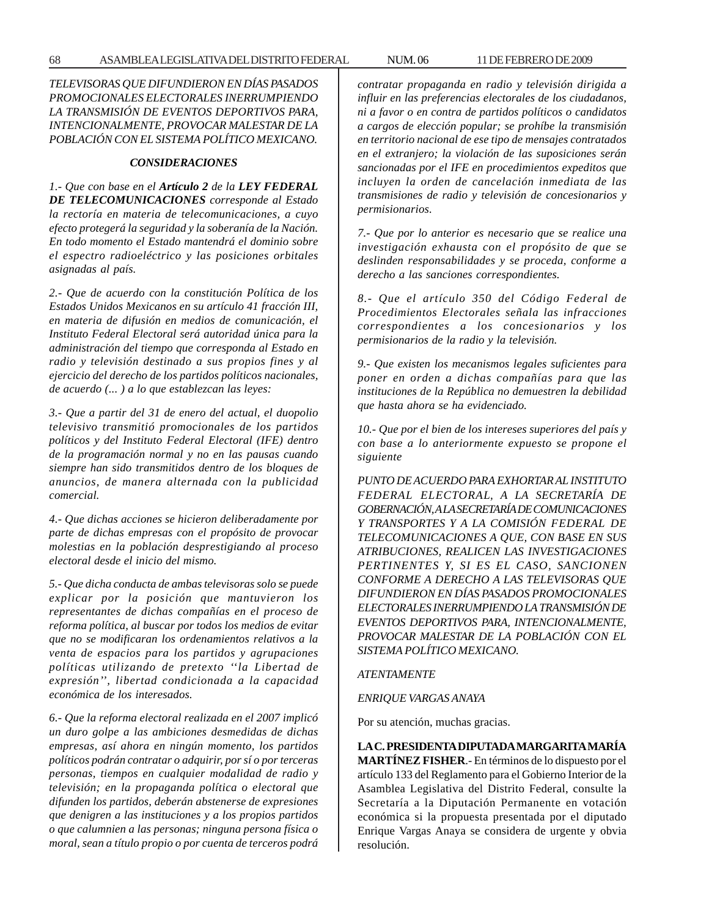*TELEVISORAS QUE DIFUNDIERON EN DÍAS PASADOS PROMOCIONALES ELECTORALES INERRUMPIENDO LA TRANSMISIÓN DE EVENTOS DEPORTIVOS PARA, INTENCIONALMENTE, PROVOCAR MALESTAR DE LA POBLACIÓN CON EL SISTEMA POLÍTICO MEXICANO.*

***CONSIDERACIONES***

*1.- Que con base en el **Artículo 2** de la **LEY FEDERAL DE TELECOMUNICACIONES** corresponde al Estado la rectoría en materia de telecomunicaciones, a cuyo efecto protegerá la seguridad y la soberanía de la Nación. En todo momento el Estado mantendrá el dominio sobre el espectro radioeléctrico y las posiciones orbitales asignadas al país.*

*2.- Que de acuerdo con la constitución Política de los Estados Unidos Mexicanos en su artículo 41 fracción III, en materia de difusión en medios de comunicación, el Instituto Federal Electoral será autoridad única para la administración del tiempo que corresponda al Estado en radio y televisión destinado a sus propios fines y al ejercicio del derecho de los partidos políticos nacionales, de acuerdo (... ) a lo que establezcan las leyes:*

*3.- Que a partir del 31 de enero del actual, el duopolio televisivo transmitió promocionales de los partidos políticos y del Instituto Federal Electoral (IFE) dentro de la programación normal y no en las pausas cuando siempre han sido transmitidos dentro de los bloques de anuncios, de manera alternada con la publicidad comercial.*

*4.- Que dichas acciones se hicieron deliberadamente por parte de dichas empresas con el propósito de provocar molestias en la población desprestigiando al proceso electoral desde el inicio del mismo.*

*5.- Que dicha conducta de ambas televisoras solo se puede explicar por la posición que mantuvieron los representantes de dichas compañías en el proceso de reforma política, al buscar por todos los medios de evitar que no se modificaran los ordenamientos relativos a la venta de espacios para los partidos y agrupaciones políticas utilizando de pretexto ''la Libertad de expresión'', libertad condicionada a la capacidad económica de los interesados.*

*6.- Que la reforma electoral realizada en el 2007 implicó un duro golpe a las ambiciones desmedidas de dichas empresas, así ahora en ningún momento, los partidos políticos podrán contratar o adquirir, por sí o por terceras personas, tiempos en cualquier modalidad de radio y televisión; en la propaganda política o electoral que difunden los partidos, deberán abstenerse de expresiones que denigren a las instituciones y a los propios partidos o que calumnien a las personas; ninguna persona física o moral, sean a título propio o por cuenta de terceros podrá contratar propaganda en radio y televisión dirigida a influir en las preferencias electorales de los ciudadanos, ni a favor o en contra de partidos políticos o candidatos a cargos de elección popular; se prohíbe la transmisión en territorio nacional de ese tipo de mensajes contratados en el extranjero; la violación de las suposiciones serán sancionadas por el IFE en procedimientos expeditos que incluyen la orden de cancelación inmediata de las transmisiones de radio y televisión de concesionarios y permisionarios.*

*7.- Que por lo anterior es necesario que se realice una investigación exhausta con el propósito de que se deslinden responsabilidades y se proceda, conforme a derecho a las sanciones correspondientes.*

*8.- Que el artículo 350 del Código Federal de Procedimientos Electorales señala las infracciones correspondientes a los concesionarios y los permisionarios de la radio y la televisión.*

*9.- Que existen los mecanismos legales suficientes para poner en orden a dichas compañías para que las instituciones de la República no demuestren la debilidad que hasta ahora se ha evidenciado.*

*10.- Que por el bien de los intereses superiores del país y con base a lo anteriormente expuesto se propone el siguiente*

*PUNTO DE ACUERDO PARA EXHORTAR AL INSTITUTO FEDERAL ELECTORAL, A LA SECRETARÍA DE GOBERNACIÓN, A LA SECRETARÍA DE COMUNICACIONES Y TRANSPORTES Y A LA COMISIÓN FEDERAL DE TELECOMUNICACIONES A QUE, CON BASE EN SUS ATRIBUCIONES, REALICEN LAS INVESTIGACIONES PERTINENTES Y, SI ES EL CASO, SANCIONEN CONFORME A DERECHO A LAS TELEVISORAS QUE DIFUNDIERON EN DÍAS PASADOS PROMOCIONALES ELECTORALES INERRUMPIENDO LA TRANSMISIÓN DE EVENTOS DEPORTIVOS PARA, INTENCIONALMENTE, PROVOCAR MALESTAR DE LA POBLACIÓN CON EL SISTEMA POLÍTICO MEXICANO.*

*ATENTAMENTE*

*ENRIQUE VARGAS ANAYA*

Por su atención, muchas gracias.

**LA C. PRESIDENTA DIPUTADA MARGARITA MARÍA MARTÍNEZ FISHER**.- En términos de lo dispuesto por el artículo 133 del Reglamento para el Gobierno Interior de la Asamblea Legislativa del Distrito Federal, consulte la Secretaría a la Diputación Permanente en votación económica si la propuesta presentada por el diputado Enrique Vargas Anaya se considera de urgente y obvia resolución.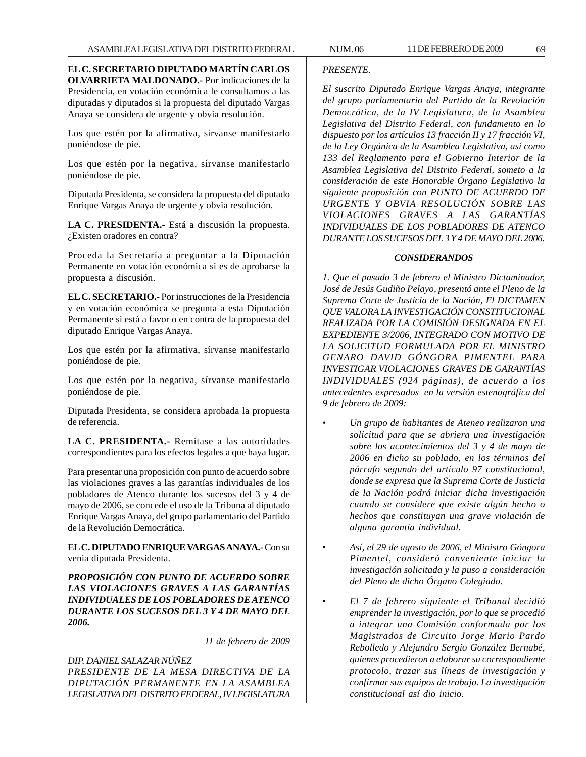**EL C. SECRETARIO DIPUTADO MARTÍN CARLOS OLVARRIETA MALDONADO.-** Por indicaciones de la Presidencia, en votación económica le consultamos a las diputadas y diputados si la propuesta del diputado Vargas Anaya se considera de urgente y obvia resolución.

Los que estén por la afirmativa, sírvanse manifestarlo poniéndose de pie.

Los que estén por la negativa, sírvanse manifestarlo poniéndose de pie.

Diputada Presidenta, se considera la propuesta del diputado Enrique Vargas Anaya de urgente y obvia resolución.

**LA C. PRESIDENTA.-** Está a discusión la propuesta. ¿Existen oradores en contra?

Proceda la Secretaría a preguntar a la Diputación Permanente en votación económica si es de aprobarse la propuesta a discusión.

**EL C. SECRETARIO.-** Por instrucciones de la Presidencia y en votación económica se pregunta a esta Diputación Permanente si está a favor o en contra de la propuesta del diputado Enrique Vargas Anaya.

Los que estén por la afirmativa, sírvanse manifestarlo poniéndose de pie.

Los que estén por la negativa, sírvanse manifestarlo poniéndose de pie.

Diputada Presidenta, se considera aprobada la propuesta de referencia.

**LA C. PRESIDENTA.-** Remítase a las autoridades correspondientes para los efectos legales a que haya lugar.

Para presentar una proposición con punto de acuerdo sobre las violaciones graves a las garantías individuales de los pobladores de Atenco durante los sucesos del 3 y 4 de mayo de 2006, se concede el uso de la Tribuna al diputado Enrique Vargas Anaya, del grupo parlamentario del Partido de la Revolución Democrática.

**EL C. DIPUTADO ENRIQUE VARGAS ANAYA.-** Con su venia diputada Presidenta.

***PROPOSICIÓN CON PUNTO DE ACUERDO SOBRE LAS VIOLACIONES GRAVES A LAS GARANTÍAS INDIVIDUALES DE LOS POBLADORES DE ATENCO DURANTE LOS SUCESOS DEL 3 Y 4 DE MAYO DEL 2006.***

*11 de febrero de 2009*

*DIP. DANIEL SALAZAR NÚÑEZ*
*PRESIDENTE DE LA MESA DIRECTIVA DE LA DIPUTACIÓN PERMANENTE EN LA ASAMBLEA LEGISLATIVA DEL DISTRITO FEDERAL, IV LEGISLATURA*
*PRESENTE.*

*El suscrito Diputado Enrique Vargas Anaya, integrante del grupo parlamentario del Partido de la Revolución Democrática, de la IV Legislatura, de la Asamblea Legislativa del Distrito Federal, con fundamento en lo dispuesto por los artículos 13 fracción II y 17 fracción VI, de la Ley Orgánica de la Asamblea Legislativa, así como 133 del Reglamento para el Gobierno Interior de la Asamblea Legislativa del Distrito Federal, someto a la consideración de este Honorable Órgano Legislativo la siguiente proposición con PUNTO DE ACUERDO DE URGENTE Y OBVIA RESOLUCIÓN SOBRE LAS VIOLACIONES GRAVES A LAS GARANTÍAS INDIVIDUALES DE LOS POBLADORES DE ATENCO DURANTE LOS SUCESOS DEL 3 Y 4 DE MAYO DEL 2006.*

***CONSIDERANDOS***

*1. Que el pasado 3 de febrero el Ministro Dictaminador, José de Jesús Gudiño Pelayo, presentó ante el Pleno de la Suprema Corte de Justicia de la Nación, El DICTAMEN QUE VALORA LA INVESTIGACIÓN CONSTITUCIONAL REALIZADA POR LA COMISIÓN DESIGNADA EN EL EXPEDIENTE 3/2006, INTEGRADO CON MOTIVO DE LA SOLICITUD FORMULADA POR EL MINISTRO GENARO DAVID GÓNGORA PIMENTEL PARA INVESTIGAR VIOLACIONES GRAVES DE GARANTÍAS INDIVIDUALES (924 páginas), de acuerdo a los antecedentes expresados en la versión estenográfica del 9 de febrero de 2009:*

- *Un grupo de habitantes de Ateneo realizaron una solicitud para que se abriera una investigación sobre los acontecimientos del 3 y 4 de mayo de 2006 en dicho su poblado, en los términos del párrafo segundo del artículo 97 constitucional, donde se expresa que la Suprema Corte de Justicia de la Nación podrá iniciar dicha investigación cuando se considere que existe algún hecho o hechos que constituyan una grave violación de alguna garantía individual.*

- *Así, el 29 de agosto de 2006, el Ministro Góngora Pimentel, consideró conveniente iniciar la investigación solicitada y la puso a consideración del Pleno de dicho Órgano Colegiado.*

- *El 7 de febrero siguiente el Tribunal decidió emprender la investigación, por lo que se procedió a integrar una Comisión conformada por los Magistrados de Circuito Jorge Mario Pardo Rebolledo y Alejandro Sergio González Bernabé, quienes procedieron a elaborar su correspondiente protocolo, trazar sus líneas de investigación y confirmar sus equipos de trabajo. La investigación constitucional así dio inicio.*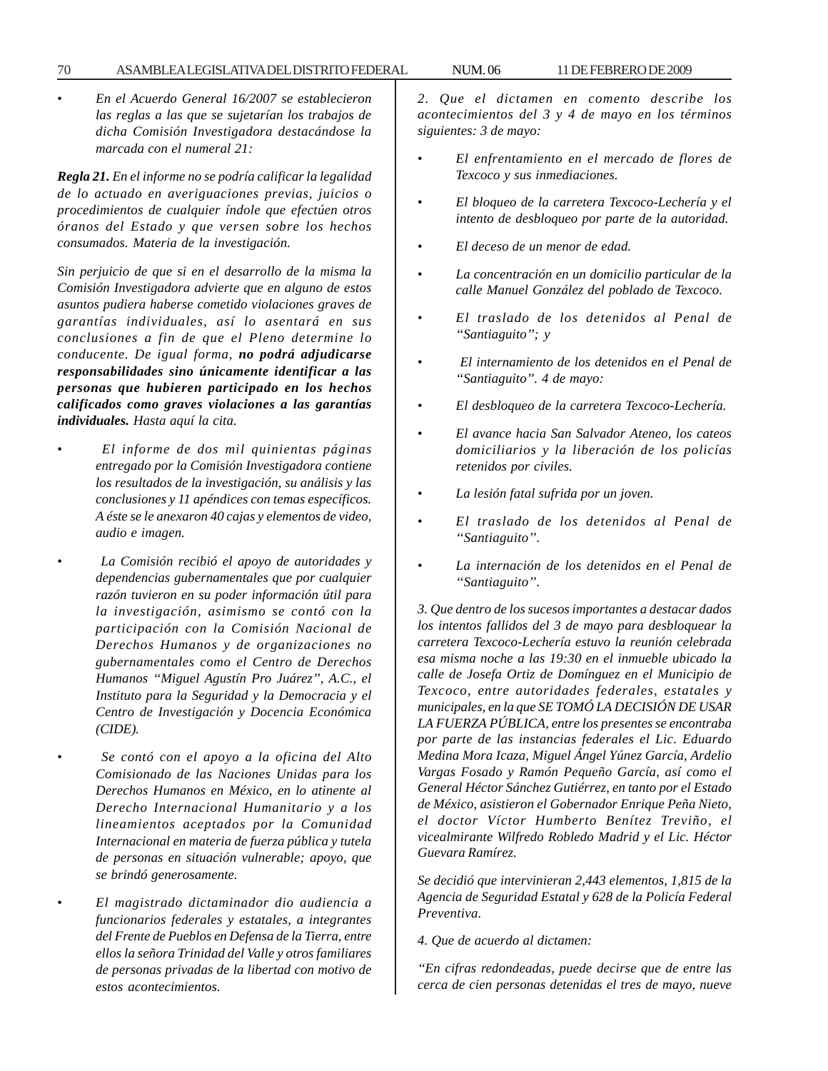- *En el Acuerdo General 16/2007 se establecieron las reglas a las que se sujetarían los trabajos de dicha Comisión Investigadora destacándose la marcada con el numeral 21:*

***Regla 21.*** *En el informe no se podría calificar la legalidad de lo actuado en averiguaciones previas, juicios o procedimientos de cualquier índole que efectúen otros óranos del Estado y que versen sobre los hechos consumados. Materia de la investigación.*

*Sin perjuicio de que si en el desarrollo de la misma la Comisión Investigadora advierte que en alguno de estos asuntos pudiera haberse cometido violaciones graves de garantías individuales, así lo asentará en sus conclusiones a fin de que el Pleno determine lo conducente. De igual forma,* ***no podrá adjudicarse responsabilidades sino únicamente identificar a las personas que hubieren participado en los hechos calificados como graves violaciones a las garantías individuales.*** *Hasta aquí la cita.*

- *El informe de dos mil quinientas páginas entregado por la Comisión Investigadora contiene los resultados de la investigación, su análisis y las conclusiones y 11 apéndices con temas específicos. A éste se le anexaron 40 cajas y elementos de video, audio e imagen.*

- *La Comisión recibió el apoyo de autoridades y dependencias gubernamentales que por cualquier razón tuvieron en su poder información útil para la investigación, asimismo se contó con la participación con la Comisión Nacional de Derechos Humanos y de organizaciones no gubernamentales como el Centro de Derechos Humanos "Miguel Agustín Pro Juárez", A.C., el Instituto para la Seguridad y la Democracia y el Centro de Investigación y Docencia Económica (CIDE).*

- *Se contó con el apoyo a la oficina del Alto Comisionado de las Naciones Unidas para los Derechos Humanos en México, en lo atinente al Derecho Internacional Humanitario y a los lineamientos aceptados por la Comunidad Internacional en materia de fuerza pública y tutela de personas en situación vulnerable; apoyo, que se brindó generosamente.*

- *El magistrado dictaminador dio audiencia a funcionarios federales y estatales, a integrantes del Frente de Pueblos en Defensa de la Tierra, entre ellos la señora Trinidad del Valle y otros familiares de personas privadas de la libertad con motivo de estos acontecimientos.*

*2. Que el dictamen en comento describe los acontecimientos del 3 y 4 de mayo en los términos siguientes: 3 de mayo:*

- *El enfrentamiento en el mercado de flores de Texcoco y sus inmediaciones.*
- *El bloqueo de la carretera Texcoco-Lechería y el intento de desbloqueo por parte de la autoridad.*
- *El deceso de un menor de edad.*
- *La concentración en un domicilio particular de la calle Manuel González del poblado de Texcoco.*
- *El traslado de los detenidos al Penal de "Santiaguito"; y*
- *El internamiento de los detenidos en el Penal de "Santiaguito". 4 de mayo:*
- *El desbloqueo de la carretera Texcoco-Lechería.*
- *El avance hacia San Salvador Ateneo, los cateos domiciliarios y la liberación de los policías retenidos por civiles.*
- *La lesión fatal sufrida por un joven.*
- *El traslado de los detenidos al Penal de "Santiaguito".*
- *La internación de los detenidos en el Penal de "Santiaguito".*

*3. Que dentro de los sucesos importantes a destacar dados los intentos fallidos del 3 de mayo para desbloquear la carretera Texcoco-Lechería estuvo la reunión celebrada esa misma noche a las 19:30 en el inmueble ubicado la calle de Josefa Ortiz de Domínguez en el Municipio de Texcoco, entre autoridades federales, estatales y municipales, en la que SE TOMÓ LA DECISIÓN DE USAR LA FUERZA PÚBLICA, entre los presentes se encontraba por parte de las instancias federales el Lic. Eduardo Medina Mora Icaza, Miguel Ángel Yúnez García, Ardelio Vargas Fosado y Ramón Pequeño García, así como el General Héctor Sánchez Gutiérrez, en tanto por el Estado de México, asistieron el Gobernador Enrique Peña Nieto, el doctor Víctor Humberto Benítez Treviño, el vicealmirante Wilfredo Robledo Madrid y el Lic. Héctor Guevara Ramírez.*

*Se decidió que intervinieran 2,443 elementos, 1,815 de la Agencia de Seguridad Estatal y 628 de la Policía Federal Preventiva.*

*4. Que de acuerdo al dictamen:*

*"En cifras redondeadas, puede decirse que de entre las cerca de cien personas detenidas el tres de mayo, nueve*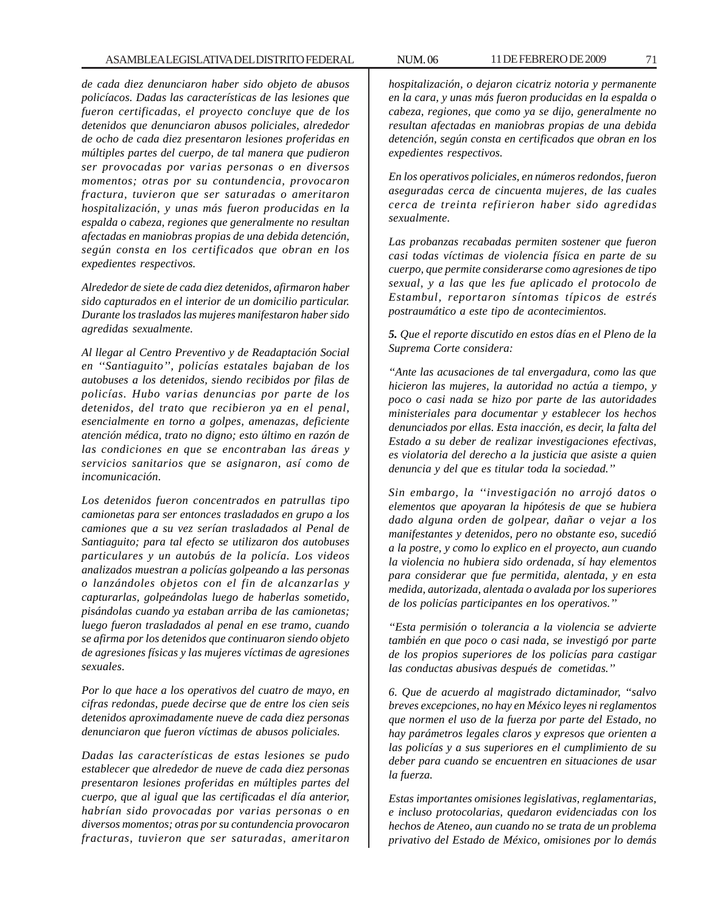*de cada diez denunciaron haber sido objeto de abusos policíacos. Dadas las características de las lesiones que fueron certificadas, el proyecto concluye que de los detenidos que denunciaron abusos policiales, alrededor de ocho de cada diez presentaron lesiones proferidas en múltiples partes del cuerpo, de tal manera que pudieron ser provocadas por varias personas o en diversos momentos; otras por su contundencia, provocaron fractura, tuvieron que ser saturadas o ameritaron hospitalización, y unas más fueron producidas en la espalda o cabeza, regiones que generalmente no resultan afectadas en maniobras propias de una debida detención, según consta en los certificados que obran en los expedientes respectivos.*

*Alrededor de siete de cada diez detenidos, afirmaron haber sido capturados en el interior de un domicilio particular. Durante los traslados las mujeres manifestaron haber sido agredidas sexualmente.*

*Al llegar al Centro Preventivo y de Readaptación Social en ''Santiaguito'', policías estatales bajaban de los autobuses a los detenidos, siendo recibidos por filas de policías. Hubo varias denuncias por parte de los detenidos, del trato que recibieron ya en el penal, esencialmente en torno a golpes, amenazas, deficiente atención médica, trato no digno; esto último en razón de las condiciones en que se encontraban las áreas y servicios sanitarios que se asignaron, así como de incomunicación.*

*Los detenidos fueron concentrados en patrullas tipo camionetas para ser entonces trasladados en grupo a los camiones que a su vez serían trasladados al Penal de Santiaguito; para tal efecto se utilizaron dos autobuses particulares y un autobús de la policía. Los videos analizados muestran a policías golpeando a las personas o lanzándoles objetos con el fin de alcanzarlas y capturarlas, golpeándolas luego de haberlas sometido, pisándolas cuando ya estaban arriba de las camionetas; luego fueron trasladados al penal en ese tramo, cuando se afirma por los detenidos que continuaron siendo objeto de agresiones físicas y las mujeres víctimas de agresiones sexuales.*

*Por lo que hace a los operativos del cuatro de mayo, en cifras redondas, puede decirse que de entre los cien seis detenidos aproximadamente nueve de cada diez personas denunciaron que fueron víctimas de abusos policiales.*

*Dadas las características de estas lesiones se pudo establecer que alrededor de nueve de cada diez personas presentaron lesiones proferidas en múltiples partes del cuerpo, que al igual que las certificadas el día anterior, habrían sido provocadas por varias personas o en diversos momentos; otras por su contundencia provocaron fracturas, tuvieron que ser saturadas, ameritaron hospitalización, o dejaron cicatriz notoria y permanente en la cara, y unas más fueron producidas en la espalda o cabeza, regiones, que como ya se dijo, generalmente no resultan afectadas en maniobras propias de una debida detención, según consta en certificados que obran en los expedientes respectivos.*

*En los operativos policiales, en números redondos, fueron aseguradas cerca de cincuenta mujeres, de las cuales cerca de treinta refirieron haber sido agredidas sexualmente.*

*Las probanzas recabadas permiten sostener que fueron casi todas víctimas de violencia física en parte de su cuerpo, que permite considerarse como agresiones de tipo sexual, y a las que les fue aplicado el protocolo de Estambul, reportaron síntomas típicos de estrés postraumático a este tipo de acontecimientos.*

***5.** Que el reporte discutido en estos días en el Pleno de la Suprema Corte considera:*

*''Ante las acusaciones de tal envergadura, como las que hicieron las mujeres, la autoridad no actúa a tiempo, y poco o casi nada se hizo por parte de las autoridades ministeriales para documentar y establecer los hechos denunciados por ellas. Esta inacción, es decir, la falta del Estado a su deber de realizar investigaciones efectivas, es violatoria del derecho a la justicia que asiste a quien denuncia y del que es titular toda la sociedad.''*

*Sin embargo, la ''investigación no arrojó datos o elementos que apoyaran la hipótesis de que se hubiera dado alguna orden de golpear, dañar o vejar a los manifestantes y detenidos, pero no obstante eso, sucedió a la postre, y como lo explico en el proyecto, aun cuando la violencia no hubiera sido ordenada, sí hay elementos para considerar que fue permitida, alentada, y en esta medida, autorizada, alentada o avalada por los superiores de los policías participantes en los operativos.''*

*''Esta permisión o tolerancia a la violencia se advierte también en que poco o casi nada, se investigó por parte de los propios superiores de los policías para castigar las conductas abusivas después de cometidas.''*

*6. Que de acuerdo al magistrado dictaminador, ''salvo breves excepciones, no hay en México leyes ni reglamentos que normen el uso de la fuerza por parte del Estado, no hay parámetros legales claros y expresos que orienten a las policías y a sus superiores en el cumplimiento de su deber para cuando se encuentren en situaciones de usar la fuerza.*

*Estas importantes omisiones legislativas, reglamentarias, e incluso protocolarias, quedaron evidenciadas con los hechos de Ateneo, aun cuando no se trata de un problema privativo del Estado de México, omisiones por lo demás*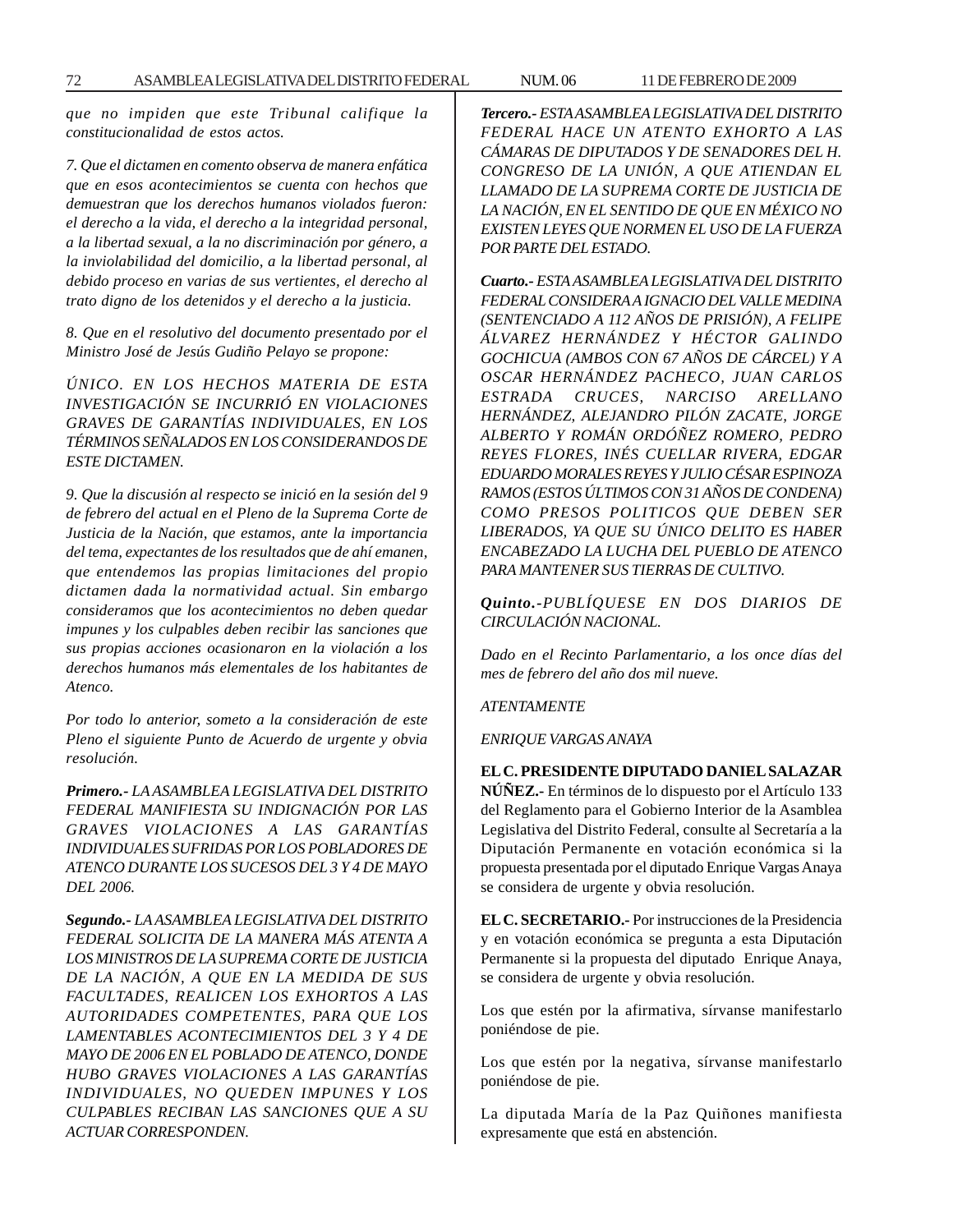*que no impiden que este Tribunal califique la constitucionalidad de estos actos.*

*7. Que el dictamen en comento observa de manera enfática que en esos acontecimientos se cuenta con hechos que demuestran que los derechos humanos violados fueron: el derecho a la vida, el derecho a la integridad personal, a la libertad sexual, a la no discriminación por género, a la inviolabilidad del domicilio, a la libertad personal, al debido proceso en varias de sus vertientes, el derecho al trato digno de los detenidos y el derecho a la justicia.*

*8. Que en el resolutivo del documento presentado por el Ministro José de Jesús Gudiño Pelayo se propone:*

*ÚNICO. EN LOS HECHOS MATERIA DE ESTA INVESTIGACIÓN SE INCURRIÓ EN VIOLACIONES GRAVES DE GARANTÍAS INDIVIDUALES, EN LOS TÉRMINOS SEÑALADOS EN LOS CONSIDERANDOS DE ESTE DICTAMEN.*

*9. Que la discusión al respecto se inició en la sesión del 9 de febrero del actual en el Pleno de la Suprema Corte de Justicia de la Nación, que estamos, ante la importancia del tema, expectantes de los resultados que de ahí emanen, que entendemos las propias limitaciones del propio dictamen dada la normatividad actual. Sin embargo consideramos que los acontecimientos no deben quedar impunes y los culpables deben recibir las sanciones que sus propias acciones ocasionaron en la violación a los derechos humanos más elementales de los habitantes de Atenco.*

*Por todo lo anterior, someto a la consideración de este Pleno el siguiente Punto de Acuerdo de urgente y obvia resolución.*

***Primero.-*** *LA ASAMBLEA LEGISLATIVA DEL DISTRITO FEDERAL MANIFIESTA SU INDIGNACIÓN POR LAS GRAVES VIOLACIONES A LAS GARANTÍAS INDIVIDUALES SUFRIDAS POR LOS POBLADORES DE ATENCO DURANTE LOS SUCESOS DEL 3 Y 4 DE MAYO DEL 2006.*

***Segundo.-*** *LA ASAMBLEA LEGISLATIVA DEL DISTRITO FEDERAL SOLICITA DE LA MANERA MÁS ATENTA A LOS MINISTROS DE LA SUPREMA CORTE DE JUSTICIA DE LA NACIÓN, A QUE EN LA MEDIDA DE SUS FACULTADES, REALICEN LOS EXHORTOS A LAS AUTORIDADES COMPETENTES, PARA QUE LOS LAMENTABLES ACONTECIMIENTOS DEL 3 Y 4 DE MAYO DE 2006 EN EL POBLADO DE ATENCO, DONDE HUBO GRAVES VIOLACIONES A LAS GARANTÍAS INDIVIDUALES, NO QUEDEN IMPUNES Y LOS CULPABLES RECIBAN LAS SANCIONES QUE A SU ACTUAR CORRESPONDEN.*

***Tercero.-*** *ESTA ASAMBLEA LEGISLATIVA DEL DISTRITO FEDERAL HACE UN ATENTO EXHORTO A LAS CÁMARAS DE DIPUTADOS Y DE SENADORES DEL H. CONGRESO DE LA UNIÓN, A QUE ATIENDAN EL LLAMADO DE LA SUPREMA CORTE DE JUSTICIA DE LA NACIÓN, EN EL SENTIDO DE QUE EN MÉXICO NO EXISTEN LEYES QUE NORMEN EL USO DE LA FUERZA POR PARTE DEL ESTADO.*

***Cuarto.-*** *ESTA ASAMBLEA LEGISLATIVA DEL DISTRITO FEDERAL CONSIDERA A IGNACIO DEL VALLE MEDINA (SENTENCIADO A 112 AÑOS DE PRISIÓN), A FELIPE ÁLVAREZ HERNÁNDEZ Y HÉCTOR GALINDO GOCHICUA (AMBOS CON 67 AÑOS DE CÁRCEL) Y A OSCAR HERNÁNDEZ PACHECO, JUAN CARLOS ESTRADA CRUCES, NARCISO ARELLANO HERNÁNDEZ, ALEJANDRO PILÓN ZACATE, JORGE ALBERTO Y ROMÁN ORDÓÑEZ ROMERO, PEDRO REYES FLORES, INÉS CUELLAR RIVERA, EDGAR EDUARDO MORALES REYES Y JULIO CÉSAR ESPINOZA RAMOS (ESTOS ÚLTIMOS CON 31 AÑOS DE CONDENA) COMO PRESOS POLITICOS QUE DEBEN SER LIBERADOS, YA QUE SU ÚNICO DELITO ES HABER ENCABEZADO LA LUCHA DEL PUEBLO DE ATENCO PARA MANTENER SUS TIERRAS DE CULTIVO.*

***Quinto.-*** *PUBLÍQUESE EN DOS DIARIOS DE CIRCULACIÓN NACIONAL.*

*Dado en el Recinto Parlamentario, a los once días del mes de febrero del año dos mil nueve.*

*ATENTAMENTE*

*ENRIQUE VARGAS ANAYA*

**EL C. PRESIDENTE DIPUTADO DANIEL SALAZAR NÚÑEZ.-** En términos de lo dispuesto por el Artículo 133 del Reglamento para el Gobierno Interior de la Asamblea Legislativa del Distrito Federal, consulte al Secretaría a la Diputación Permanente en votación económica si la propuesta presentada por el diputado Enrique Vargas Anaya se considera de urgente y obvia resolución.

**EL C. SECRETARIO.-** Por instrucciones de la Presidencia y en votación económica se pregunta a esta Diputación Permanente si la propuesta del diputado Enrique Anaya, se considera de urgente y obvia resolución.

Los que estén por la afirmativa, sírvanse manifestarlo poniéndose de pie.

Los que estén por la negativa, sírvanse manifestarlo poniéndose de pie.

La diputada María de la Paz Quiñones manifiesta expresamente que está en abstención.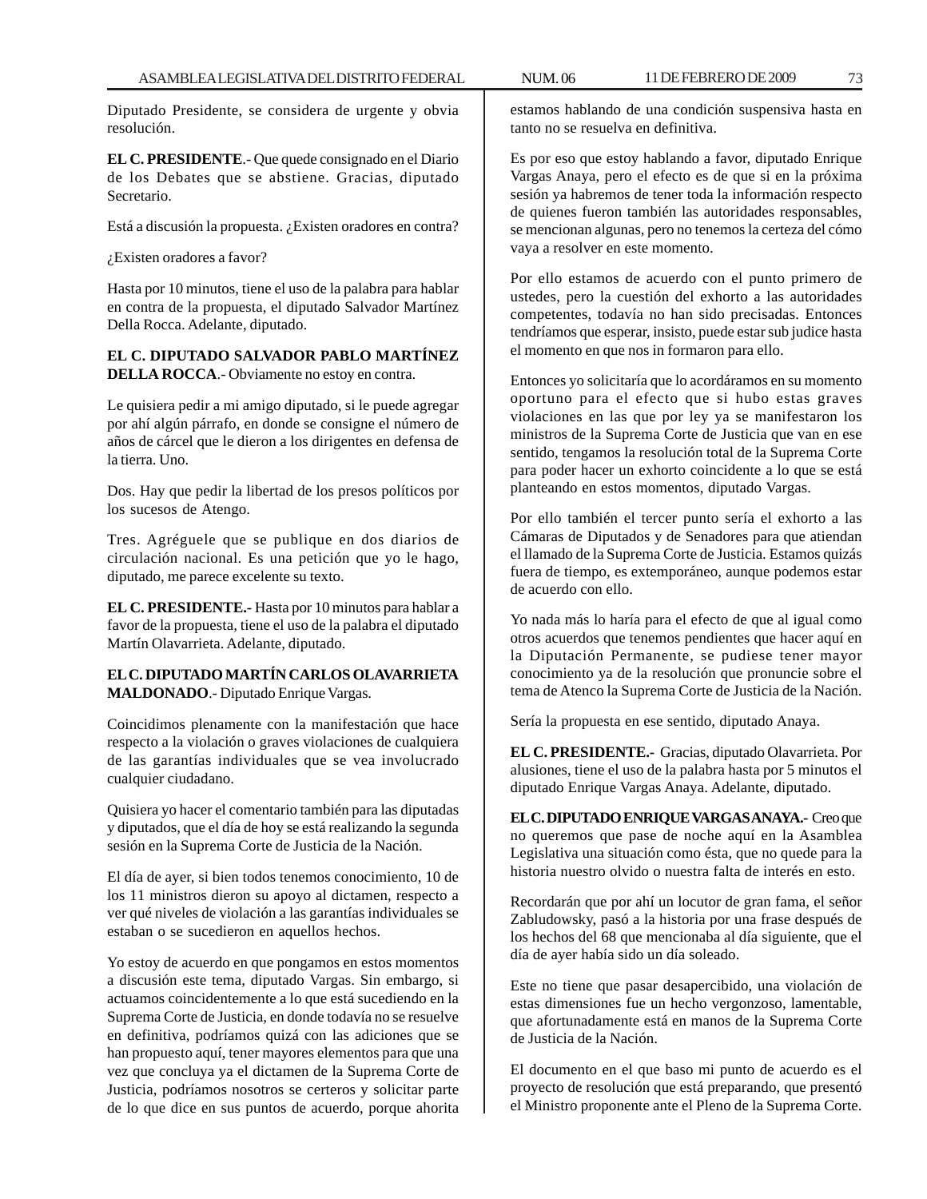Diputado Presidente, se considera de urgente y obvia resolución.

**EL C. PRESIDENTE**.- Que quede consignado en el Diario de los Debates que se abstiene. Gracias, diputado Secretario.

Está a discusión la propuesta. ¿Existen oradores en contra?

¿Existen oradores a favor?

Hasta por 10 minutos, tiene el uso de la palabra para hablar en contra de la propuesta, el diputado Salvador Martínez Della Rocca. Adelante, diputado.

**EL C. DIPUTADO SALVADOR PABLO MARTÍNEZ DELLA ROCCA**.- Obviamente no estoy en contra.

Le quisiera pedir a mi amigo diputado, si le puede agregar por ahí algún párrafo, en donde se consigne el número de años de cárcel que le dieron a los dirigentes en defensa de la tierra. Uno.

Dos. Hay que pedir la libertad de los presos políticos por los sucesos de Atengo.

Tres. Agréguele que se publique en dos diarios de circulación nacional. Es una petición que yo le hago, diputado, me parece excelente su texto.

**EL C. PRESIDENTE.-** Hasta por 10 minutos para hablar a favor de la propuesta, tiene el uso de la palabra el diputado Martín Olavarrieta. Adelante, diputado.

**EL C. DIPUTADO MARTÍN CARLOS OLAVARRIETA MALDONADO**.- Diputado Enrique Vargas.

Coincidimos plenamente con la manifestación que hace respecto a la violación o graves violaciones de cualquiera de las garantías individuales que se vea involucrado cualquier ciudadano.

Quisiera yo hacer el comentario también para las diputadas y diputados, que el día de hoy se está realizando la segunda sesión en la Suprema Corte de Justicia de la Nación.

El día de ayer, si bien todos tenemos conocimiento, 10 de los 11 ministros dieron su apoyo al dictamen, respecto a ver qué niveles de violación a las garantías individuales se estaban o se sucedieron en aquellos hechos.

Yo estoy de acuerdo en que pongamos en estos momentos a discusión este tema, diputado Vargas. Sin embargo, si actuamos coincidentemente a lo que está sucediendo en la Suprema Corte de Justicia, en donde todavía no se resuelve en definitiva, podríamos quizá con las adiciones que se han propuesto aquí, tener mayores elementos para que una vez que concluya ya el dictamen de la Suprema Corte de Justicia, podríamos nosotros se certeros y solicitar parte de lo que dice en sus puntos de acuerdo, porque ahorita estamos hablando de una condición suspensiva hasta en tanto no se resuelva en definitiva.

Es por eso que estoy hablando a favor, diputado Enrique Vargas Anaya, pero el efecto es de que si en la próxima sesión ya habremos de tener toda la información respecto de quienes fueron también las autoridades responsables, se mencionan algunas, pero no tenemos la certeza del cómo vaya a resolver en este momento.

Por ello estamos de acuerdo con el punto primero de ustedes, pero la cuestión del exhorto a las autoridades competentes, todavía no han sido precisadas. Entonces tendríamos que esperar, insisto, puede estar sub judice hasta el momento en que nos in formaron para ello.

Entonces yo solicitaría que lo acordáramos en su momento oportuno para el efecto que si hubo estas graves violaciones en las que por ley ya se manifestaron los ministros de la Suprema Corte de Justicia que van en ese sentido, tengamos la resolución total de la Suprema Corte para poder hacer un exhorto coincidente a lo que se está planteando en estos momentos, diputado Vargas.

Por ello también el tercer punto sería el exhorto a las Cámaras de Diputados y de Senadores para que atiendan el llamado de la Suprema Corte de Justicia. Estamos quizás fuera de tiempo, es extemporáneo, aunque podemos estar de acuerdo con ello.

Yo nada más lo haría para el efecto de que al igual como otros acuerdos que tenemos pendientes que hacer aquí en la Diputación Permanente, se pudiese tener mayor conocimiento ya de la resolución que pronuncie sobre el tema de Atenco la Suprema Corte de Justicia de la Nación.

Sería la propuesta en ese sentido, diputado Anaya.

**EL C. PRESIDENTE.-** Gracias, diputado Olavarrieta. Por alusiones, tiene el uso de la palabra hasta por 5 minutos el diputado Enrique Vargas Anaya. Adelante, diputado.

**EL C. DIPUTADO ENRIQUE VARGAS ANAYA.-** Creo que no queremos que pase de noche aquí en la Asamblea Legislativa una situación como ésta, que no quede para la historia nuestro olvido o nuestra falta de interés en esto.

Recordarán que por ahí un locutor de gran fama, el señor Zabludowsky, pasó a la historia por una frase después de los hechos del 68 que mencionaba al día siguiente, que el día de ayer había sido un día soleado.

Este no tiene que pasar desapercibido, una violación de estas dimensiones fue un hecho vergonzoso, lamentable, que afortunadamente está en manos de la Suprema Corte de Justicia de la Nación.

El documento en el que baso mi punto de acuerdo es el proyecto de resolución que está preparando, que presentó el Ministro proponente ante el Pleno de la Suprema Corte.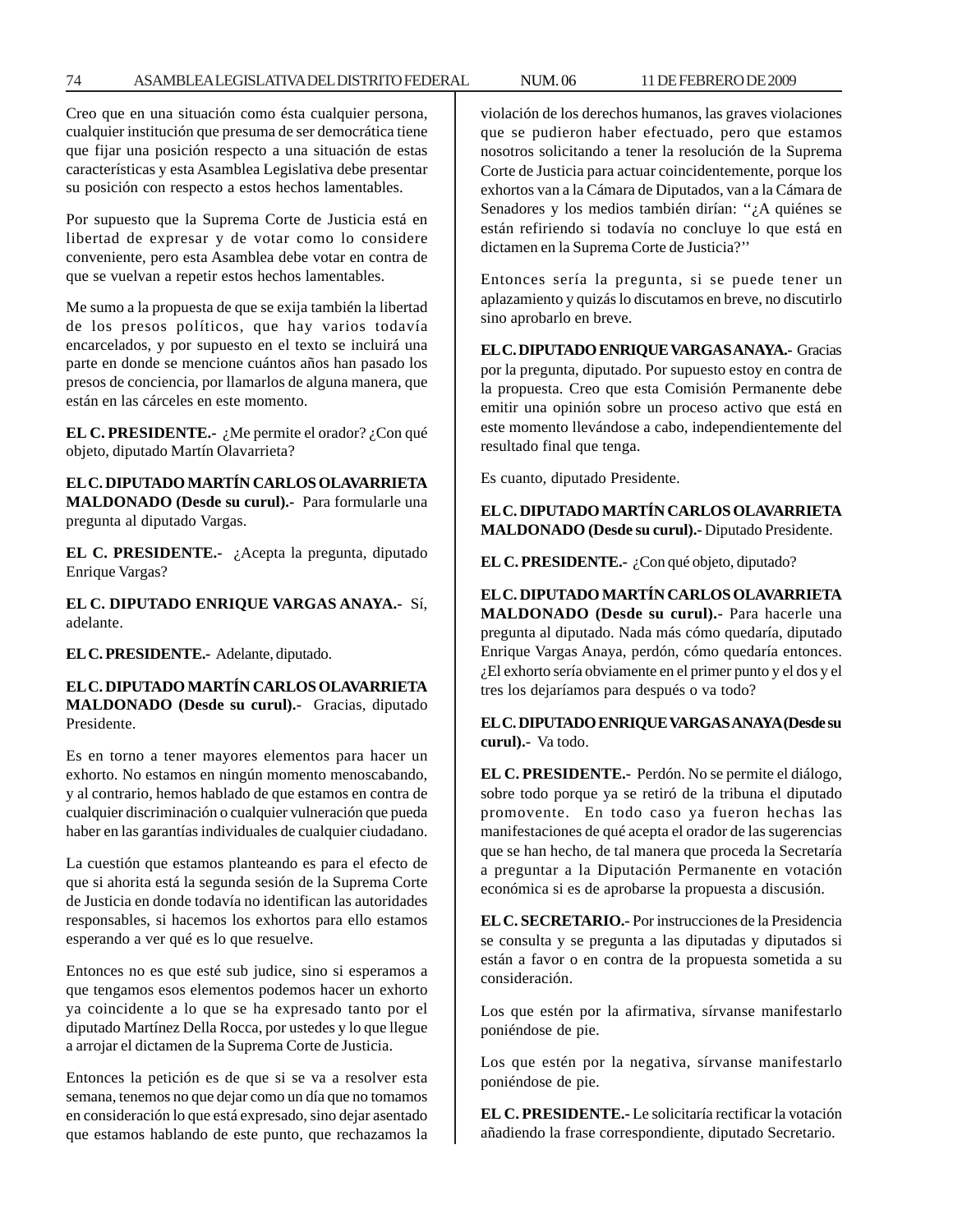Creo que en una situación como ésta cualquier persona, cualquier institución que presuma de ser democrática tiene que fijar una posición respecto a una situación de estas características y esta Asamblea Legislativa debe presentar su posición con respecto a estos hechos lamentables.

Por supuesto que la Suprema Corte de Justicia está en libertad de expresar y de votar como lo considere conveniente, pero esta Asamblea debe votar en contra de que se vuelvan a repetir estos hechos lamentables.

Me sumo a la propuesta de que se exija también la libertad de los presos políticos, que hay varios todavía encarcelados, y por supuesto en el texto se incluirá una parte en donde se mencione cuántos años han pasado los presos de conciencia, por llamarlos de alguna manera, que están en las cárceles en este momento.

**EL C. PRESIDENTE.-** ¿Me permite el orador? ¿Con qué objeto, diputado Martín Olavarrieta?

**EL C. DIPUTADO MARTÍN CARLOS OLAVARRIETA MALDONADO (Desde su curul).-** Para formularle una pregunta al diputado Vargas.

**EL C. PRESIDENTE.-** ¿Acepta la pregunta, diputado Enrique Vargas?

**EL C. DIPUTADO ENRIQUE VARGAS ANAYA.-** Sí, adelante.

**EL C. PRESIDENTE.-** Adelante, diputado.

**EL C. DIPUTADO MARTÍN CARLOS OLAVARRIETA MALDONADO (Desde su curul).-** Gracias, diputado Presidente.

Es en torno a tener mayores elementos para hacer un exhorto. No estamos en ningún momento menoscabando, y al contrario, hemos hablado de que estamos en contra de cualquier discriminación o cualquier vulneración que pueda haber en las garantías individuales de cualquier ciudadano.

La cuestión que estamos planteando es para el efecto de que si ahorita está la segunda sesión de la Suprema Corte de Justicia en donde todavía no identifican las autoridades responsables, si hacemos los exhortos para ello estamos esperando a ver qué es lo que resuelve.

Entonces no es que esté sub judice, sino si esperamos a que tengamos esos elementos podemos hacer un exhorto ya coincidente a lo que se ha expresado tanto por el diputado Martínez Della Rocca, por ustedes y lo que llegue a arrojar el dictamen de la Suprema Corte de Justicia.

Entonces la petición es de que si se va a resolver esta semana, tenemos no que dejar como un día que no tomamos en consideración lo que está expresado, sino dejar asentado que estamos hablando de este punto, que rechazamos la violación de los derechos humanos, las graves violaciones que se pudieron haber efectuado, pero que estamos nosotros solicitando a tener la resolución de la Suprema Corte de Justicia para actuar coincidentemente, porque los exhortos van a la Cámara de Diputados, van a la Cámara de Senadores y los medios también dirían: ''¿A quiénes se están refiriendo si todavía no concluye lo que está en dictamen en la Suprema Corte de Justicia?''

Entonces sería la pregunta, si se puede tener un aplazamiento y quizás lo discutamos en breve, no discutirlo sino aprobarlo en breve.

**EL C. DIPUTADO ENRIQUE VARGAS ANAYA.-** Gracias por la pregunta, diputado. Por supuesto estoy en contra de la propuesta. Creo que esta Comisión Permanente debe emitir una opinión sobre un proceso activo que está en este momento llevándose a cabo, independientemente del resultado final que tenga.

Es cuanto, diputado Presidente.

**EL C. DIPUTADO MARTÍN CARLOS OLAVARRIETA MALDONADO (Desde su curul).-** Diputado Presidente.

**EL C. PRESIDENTE.-** ¿Con qué objeto, diputado?

**EL C. DIPUTADO MARTÍN CARLOS OLAVARRIETA MALDONADO (Desde su curul).-** Para hacerle una pregunta al diputado. Nada más cómo quedaría, diputado Enrique Vargas Anaya, perdón, cómo quedaría entonces. ¿El exhorto sería obviamente en el primer punto y el dos y el tres los dejaríamos para después o va todo?

**EL C. DIPUTADO ENRIQUE VARGAS ANAYA (Desde su curul).-** Va todo.

**EL C. PRESIDENTE.-** Perdón. No se permite el diálogo, sobre todo porque ya se retiró de la tribuna el diputado promovente. En todo caso ya fueron hechas las manifestaciones de qué acepta el orador de las sugerencias que se han hecho, de tal manera que proceda la Secretaría a preguntar a la Diputación Permanente en votación económica si es de aprobarse la propuesta a discusión.

**EL C. SECRETARIO.-** Por instrucciones de la Presidencia se consulta y se pregunta a las diputadas y diputados si están a favor o en contra de la propuesta sometida a su consideración.

Los que estén por la afirmativa, sírvanse manifestarlo poniéndose de pie.

Los que estén por la negativa, sírvanse manifestarlo poniéndose de pie.

**EL C. PRESIDENTE.-** Le solicitaría rectificar la votación añadiendo la frase correspondiente, diputado Secretario.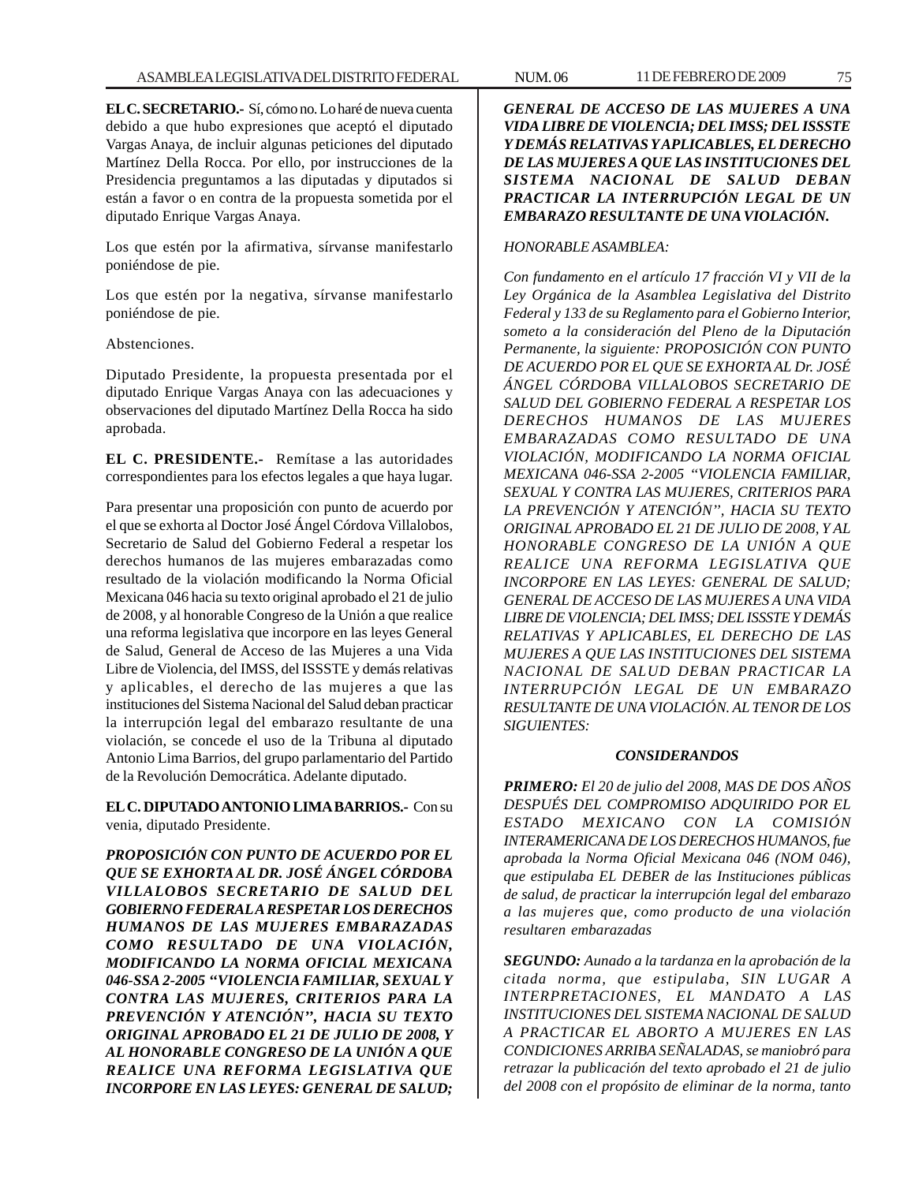**EL C. SECRETARIO.-** Sí, cómo no. Lo haré de nueva cuenta debido a que hubo expresiones que aceptó el diputado Vargas Anaya, de incluir algunas peticiones del diputado Martínez Della Rocca. Por ello, por instrucciones de la Presidencia preguntamos a las diputadas y diputados si están a favor o en contra de la propuesta sometida por el diputado Enrique Vargas Anaya.

Los que estén por la afirmativa, sírvanse manifestarlo poniéndose de pie.

Los que estén por la negativa, sírvanse manifestarlo poniéndose de pie.

Abstenciones.

Diputado Presidente, la propuesta presentada por el diputado Enrique Vargas Anaya con las adecuaciones y observaciones del diputado Martínez Della Rocca ha sido aprobada.

**EL C. PRESIDENTE.-** Remítase a las autoridades correspondientes para los efectos legales a que haya lugar.

Para presentar una proposición con punto de acuerdo por el que se exhorta al Doctor José Ángel Córdova Villalobos, Secretario de Salud del Gobierno Federal a respetar los derechos humanos de las mujeres embarazadas como resultado de la violación modificando la Norma Oficial Mexicana 046 hacia su texto original aprobado el 21 de julio de 2008, y al honorable Congreso de la Unión a que realice una reforma legislativa que incorpore en las leyes General de Salud, General de Acceso de las Mujeres a una Vida Libre de Violencia, del IMSS, del ISSSTE y demás relativas y aplicables, el derecho de las mujeres a que las instituciones del Sistema Nacional del Salud deban practicar la interrupción legal del embarazo resultante de una violación, se concede el uso de la Tribuna al diputado Antonio Lima Barrios, del grupo parlamentario del Partido de la Revolución Democrática. Adelante diputado.

**EL C. DIPUTADO ANTONIO LIMA BARRIOS.-** Con su venia, diputado Presidente.

***PROPOSICIÓN CON PUNTO DE ACUERDO POR EL QUE SE EXHORTA AL DR. JOSÉ ÁNGEL CÓRDOBA VILLALOBOS SECRETARIO DE SALUD DEL GOBIERNO FEDERAL A RESPETAR LOS DERECHOS HUMANOS DE LAS MUJERES EMBARAZADAS COMO RESULTADO DE UNA VIOLACIÓN, MODIFICANDO LA NORMA OFICIAL MEXICANA 046-SSA 2-2005 "VIOLENCIA FAMILIAR, SEXUAL Y CONTRA LAS MUJERES, CRITERIOS PARA LA PREVENCIÓN Y ATENCIÓN", HACIA SU TEXTO ORIGINAL APROBADO EL 21 DE JULIO DE 2008, Y AL HONORABLE CONGRESO DE LA UNIÓN A QUE REALICE UNA REFORMA LEGISLATIVA QUE INCORPORE EN LAS LEYES: GENERAL DE SALUD; GENERAL DE ACCESO DE LAS MUJERES A UNA VIDA LIBRE DE VIOLENCIA; DEL IMSS; DEL ISSSTE Y DEMÁS RELATIVAS Y APLICABLES, EL DERECHO DE LAS MUJERES A QUE LAS INSTITUCIONES DEL SISTEMA NACIONAL DE SALUD DEBAN PRACTICAR LA INTERRUPCIÓN LEGAL DE UN EMBARAZO RESULTANTE DE UNA VIOLACIÓN.***

*HONORABLE ASAMBLEA:*

*Con fundamento en el artículo 17 fracción VI y VII de la Ley Orgánica de la Asamblea Legislativa del Distrito Federal y 133 de su Reglamento para el Gobierno Interior, someto a la consideración del Pleno de la Diputación Permanente, la siguiente: PROPOSICIÓN CON PUNTO DE ACUERDO POR EL QUE SE EXHORTA AL Dr. JOSÉ ÁNGEL CÓRDOBA VILLALOBOS SECRETARIO DE SALUD DEL GOBIERNO FEDERAL A RESPETAR LOS DERECHOS HUMANOS DE LAS MUJERES EMBARAZADAS COMO RESULTADO DE UNA VIOLACIÓN, MODIFICANDO LA NORMA OFICIAL MEXICANA 046-SSA 2-2005 "VIOLENCIA FAMILIAR, SEXUAL Y CONTRA LAS MUJERES, CRITERIOS PARA LA PREVENCIÓN Y ATENCIÓN", HACIA SU TEXTO ORIGINAL APROBADO EL 21 DE JULIO DE 2008, Y AL HONORABLE CONGRESO DE LA UNIÓN A QUE REALICE UNA REFORMA LEGISLATIVA QUE INCORPORE EN LAS LEYES: GENERAL DE SALUD; GENERAL DE ACCESO DE LAS MUJERES A UNA VIDA LIBRE DE VIOLENCIA; DEL IMSS; DEL ISSSTE Y DEMÁS RELATIVAS Y APLICABLES, EL DERECHO DE LAS MUJERES A QUE LAS INSTITUCIONES DEL SISTEMA NACIONAL DE SALUD DEBAN PRACTICAR LA INTERRUPCIÓN LEGAL DE UN EMBARAZO RESULTANTE DE UNA VIOLACIÓN. AL TENOR DE LOS SIGUIENTES:*

***CONSIDERANDOS***

***PRIMERO:*** *El 20 de julio del 2008, MAS DE DOS AÑOS DESPUÉS DEL COMPROMISO ADQUIRIDO POR EL ESTADO MEXICANO CON LA COMISIÓN INTERAMERICANA DE LOS DERECHOS HUMANOS, fue aprobada la Norma Oficial Mexicana 046 (NOM 046), que estipulaba EL DEBER de las Instituciones públicas de salud, de practicar la interrupción legal del embarazo a las mujeres que, como producto de una violación resultaren embarazadas*

***SEGUNDO:*** *Aunado a la tardanza en la aprobación de la citada norma, que estipulaba, SIN LUGAR A INTERPRETACIONES, EL MANDATO A LAS INSTITUCIONES DEL SISTEMA NACIONAL DE SALUD A PRACTICAR EL ABORTO A MUJERES EN LAS CONDICIONES ARRIBA SEÑALADAS, se maniobró para retrazar la publicación del texto aprobado el 21 de julio del 2008 con el propósito de eliminar de la norma, tanto*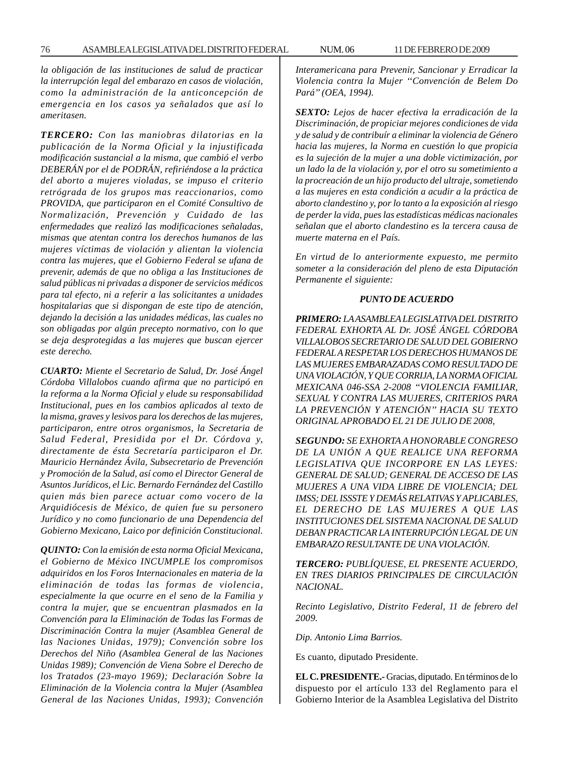*la obligación de las instituciones de salud de practicar la interrupción legal del embarazo en casos de violación, como la administración de la anticoncepción de emergencia en los casos ya señalados que así lo ameritasen.*

***TERCERO:*** *Con las maniobras dilatorias en la publicación de la Norma Oficial y la injustificada modificación sustancial a la misma, que cambió el verbo DEBERÁN por el de PODRÁN, refiriéndose a la práctica del aborto a mujeres violadas, se impuso el criterio retrógrada de los grupos mas reaccionarios, como PROVIDA, que participaron en el Comité Consultivo de Normalización, Prevención y Cuidado de las enfermedades que realizó las modificaciones señaladas, mismas que atentan contra los derechos humanos de las mujeres víctimas de violación y alientan la violencia contra las mujeres, que el Gobierno Federal se ufana de prevenir, además de que no obliga a las Instituciones de salud públicas ni privadas a disponer de servicios médicos para tal efecto, ni a referir a las solicitantes a unidades hospitalarias que si dispongan de este tipo de atención, dejando la decisión a las unidades médicas, las cuales no son obligadas por algún precepto normativo, con lo que se deja desprotegidas a las mujeres que buscan ejercer este derecho.*

***CUARTO:*** *Miente el Secretario de Salud, Dr. José Ángel Córdoba Villalobos cuando afirma que no participó en la reforma a la Norma Oficial y elude su responsabilidad Institucional, pues en los cambios aplicados al texto de la misma, graves y lesivos para los derechos de las mujeres, participaron, entre otros organismos, la Secretaria de Salud Federal, Presidida por el Dr. Córdova y, directamente de ésta Secretaría participaron el Dr. Mauricio Hernández Ávila, Subsecretario de Prevención y Promoción de la Salud, así como el Director General de Asuntos Jurídicos, el Lic. Bernardo Fernández del Castillo quien más bien parece actuar como vocero de la Arquidiócesis de México, de quien fue su personero Jurídico y no como funcionario de una Dependencia del Gobierno Mexicano, Laico por definición Constitucional.*

***QUINTO:*** *Con la emisión de esta norma Oficial Mexicana, el Gobierno de México INCUMPLE los compromisos adquiridos en los Foros Internacionales en materia de la eliminación de todas las formas de violencia, especialmente la que ocurre en el seno de la Familia y contra la mujer, que se encuentran plasmados en la Convención para la Eliminación de Todas las Formas de Discriminación Contra la mujer (Asamblea General de las Naciones Unidas, 1979); Convención sobre los Derechos del Niño (Asamblea General de las Naciones Unidas 1989); Convención de Viena Sobre el Derecho de los Tratados (23-mayo 1969); Declaración Sobre la Eliminación de la Violencia contra la Mujer (Asamblea General de las Naciones Unidas, 1993); Convención Interamericana para Prevenir, Sancionar y Erradicar la Violencia contra la Mujer ''Convención de Belem Do Pará'' (OEA, 1994).*

***SEXTO:*** *Lejos de hacer efectiva la erradicación de la Discriminación, de propiciar mejores condiciones de vida y de salud y de contribuír a eliminar la violencia de Género hacia las mujeres, la Norma en cuestión lo que propicia es la sujeción de la mujer a una doble victimización, por un lado la de la violación y, por el otro su sometimiento a la procreación de un hijo producto del ultraje, sometiendo a las mujeres en esta condición a acudir a la práctica de aborto clandestino y, por lo tanto a la exposición al riesgo de perder la vida, pues las estadísticas médicas nacionales señalan que el aborto clandestino es la tercera causa de muerte materna en el País.*

*En virtud de lo anteriormente expuesto, me permito someter a la consideración del pleno de esta Diputación Permanente el siguiente:*

***PUNTO DE ACUERDO***

***PRIMERO:*** *LA ASAMBLEA LEGISLATIVA DEL DISTRITO FEDERAL EXHORTA AL Dr. JOSÉ ÁNGEL CÓRDOBA VILLALOBOS SECRETARIO DE SALUD DEL GOBIERNO FEDERAL A RESPETAR LOS DERECHOS HUMANOS DE LAS MUJERES EMBARAZADAS COMO RESULTADO DE UNA VIOLACIÓN, Y QUE CORRIJA, LA NORMA OFICIAL MEXICANA 046-SSA 2-2008 ''VIOLENCIA FAMILIAR, SEXUAL Y CONTRA LAS MUJERES, CRITERIOS PARA LA PREVENCIÓN Y ATENCIÓN'' HACIA SU TEXTO ORIGINAL APROBADO EL 21 DE JULIO DE 2008,*

***SEGUNDO:*** *SE EXHORTA A HONORABLE CONGRESO DE LA UNIÓN A QUE REALICE UNA REFORMA LEGISLATIVA QUE INCORPORE EN LAS LEYES: GENERAL DE SALUD; GENERAL DE ACCESO DE LAS MUJERES A UNA VIDA LIBRE DE VIOLENCIA; DEL IMSS; DEL ISSSTE Y DEMÁS RELATIVAS Y APLICABLES, EL DERECHO DE LAS MUJERES A QUE LAS INSTITUCIONES DEL SISTEMA NACIONAL DE SALUD DEBAN PRACTICAR LA INTERRUPCIÓN LEGAL DE UN EMBARAZO RESULTANTE DE UNA VIOLACIÓN.*

***TERCERO:*** *PUBLÍQUESE, EL PRESENTE ACUERDO, EN TRES DIARIOS PRINCIPALES DE CIRCULACIÓN NACIONAL.*

*Recinto Legislativo, Distrito Federal, 11 de febrero del 2009.*

*Dip. Antonio Lima Barrios.*

Es cuanto, diputado Presidente.

**EL C. PRESIDENTE.-** Gracias, diputado. En términos de lo dispuesto por el artículo 133 del Reglamento para el Gobierno Interior de la Asamblea Legislativa del Distrito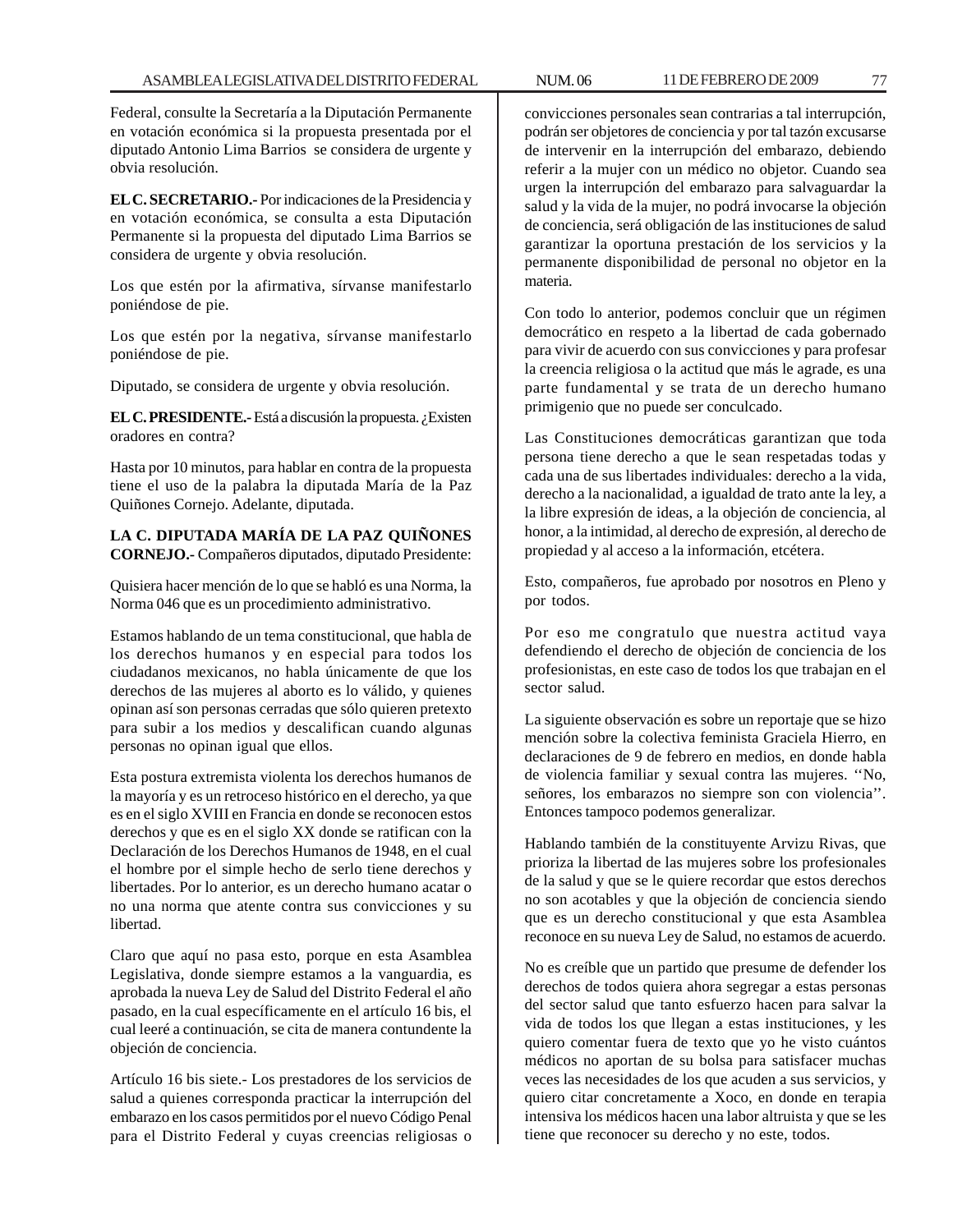Federal, consulte la Secretaría a la Diputación Permanente en votación económica si la propuesta presentada por el diputado Antonio Lima Barrios se considera de urgente y obvia resolución.

**EL C. SECRETARIO.-** Por indicaciones de la Presidencia y en votación económica, se consulta a esta Diputación Permanente si la propuesta del diputado Lima Barrios se considera de urgente y obvia resolución.

Los que estén por la afirmativa, sírvanse manifestarlo poniéndose de pie.

Los que estén por la negativa, sírvanse manifestarlo poniéndose de pie.

Diputado, se considera de urgente y obvia resolución.

**EL C. PRESIDENTE.-** Está a discusión la propuesta. ¿Existen oradores en contra?

Hasta por 10 minutos, para hablar en contra de la propuesta tiene el uso de la palabra la diputada María de la Paz Quiñones Cornejo. Adelante, diputada.

**LA C. DIPUTADA MARÍA DE LA PAZ QUIÑONES CORNEJO.-** Compañeros diputados, diputado Presidente:

Quisiera hacer mención de lo que se habló es una Norma, la Norma 046 que es un procedimiento administrativo.

Estamos hablando de un tema constitucional, que habla de los derechos humanos y en especial para todos los ciudadanos mexicanos, no habla únicamente de que los derechos de las mujeres al aborto es lo válido, y quienes opinan así son personas cerradas que sólo quieren pretexto para subir a los medios y descalifican cuando algunas personas no opinan igual que ellos.

Esta postura extremista violenta los derechos humanos de la mayoría y es un retroceso histórico en el derecho, ya que es en el siglo XVIII en Francia en donde se reconocen estos derechos y que es en el siglo XX donde se ratifican con la Declaración de los Derechos Humanos de 1948, en el cual el hombre por el simple hecho de serlo tiene derechos y libertades. Por lo anterior, es un derecho humano acatar o no una norma que atente contra sus convicciones y su libertad.

Claro que aquí no pasa esto, porque en esta Asamblea Legislativa, donde siempre estamos a la vanguardia, es aprobada la nueva Ley de Salud del Distrito Federal el año pasado, en la cual específicamente en el artículo 16 bis, el cual leeré a continuación, se cita de manera contundente la objeción de conciencia.

Artículo 16 bis siete.- Los prestadores de los servicios de salud a quienes corresponda practicar la interrupción del embarazo en los casos permitidos por el nuevo Código Penal para el Distrito Federal y cuyas creencias religiosas o convicciones personales sean contrarias a tal interrupción, podrán ser objetores de conciencia y por tal tazón excusarse de intervenir en la interrupción del embarazo, debiendo referir a la mujer con un médico no objetor. Cuando sea urgen la interrupción del embarazo para salvaguardar la salud y la vida de la mujer, no podrá invocarse la objeción de conciencia, será obligación de las instituciones de salud garantizar la oportuna prestación de los servicios y la permanente disponibilidad de personal no objetor en la materia.

Con todo lo anterior, podemos concluir que un régimen democrático en respeto a la libertad de cada gobernado para vivir de acuerdo con sus convicciones y para profesar la creencia religiosa o la actitud que más le agrade, es una parte fundamental y se trata de un derecho humano primigenio que no puede ser conculcado.

Las Constituciones democráticas garantizan que toda persona tiene derecho a que le sean respetadas todas y cada una de sus libertades individuales: derecho a la vida, derecho a la nacionalidad, a igualdad de trato ante la ley, a la libre expresión de ideas, a la objeción de conciencia, al honor, a la intimidad, al derecho de expresión, al derecho de propiedad y al acceso a la información, etcétera.

Esto, compañeros, fue aprobado por nosotros en Pleno y por todos.

Por eso me congratulo que nuestra actitud vaya defendiendo el derecho de objeción de conciencia de los profesionistas, en este caso de todos los que trabajan en el sector salud.

La siguiente observación es sobre un reportaje que se hizo mención sobre la colectiva feminista Graciela Hierro, en declaraciones de 9 de febrero en medios, en donde habla de violencia familiar y sexual contra las mujeres. ''No, señores, los embarazos no siempre son con violencia''. Entonces tampoco podemos generalizar.

Hablando también de la constituyente Arvizu Rivas, que prioriza la libertad de las mujeres sobre los profesionales de la salud y que se le quiere recordar que estos derechos no son acotables y que la objeción de conciencia siendo que es un derecho constitucional y que esta Asamblea reconoce en su nueva Ley de Salud, no estamos de acuerdo.

No es creíble que un partido que presume de defender los derechos de todos quiera ahora segregar a estas personas del sector salud que tanto esfuerzo hacen para salvar la vida de todos los que llegan a estas instituciones, y les quiero comentar fuera de texto que yo he visto cuántos médicos no aportan de su bolsa para satisfacer muchas veces las necesidades de los que acuden a sus servicios, y quiero citar concretamente a Xoco, en donde en terapia intensiva los médicos hacen una labor altruista y que se les tiene que reconocer su derecho y no este, todos.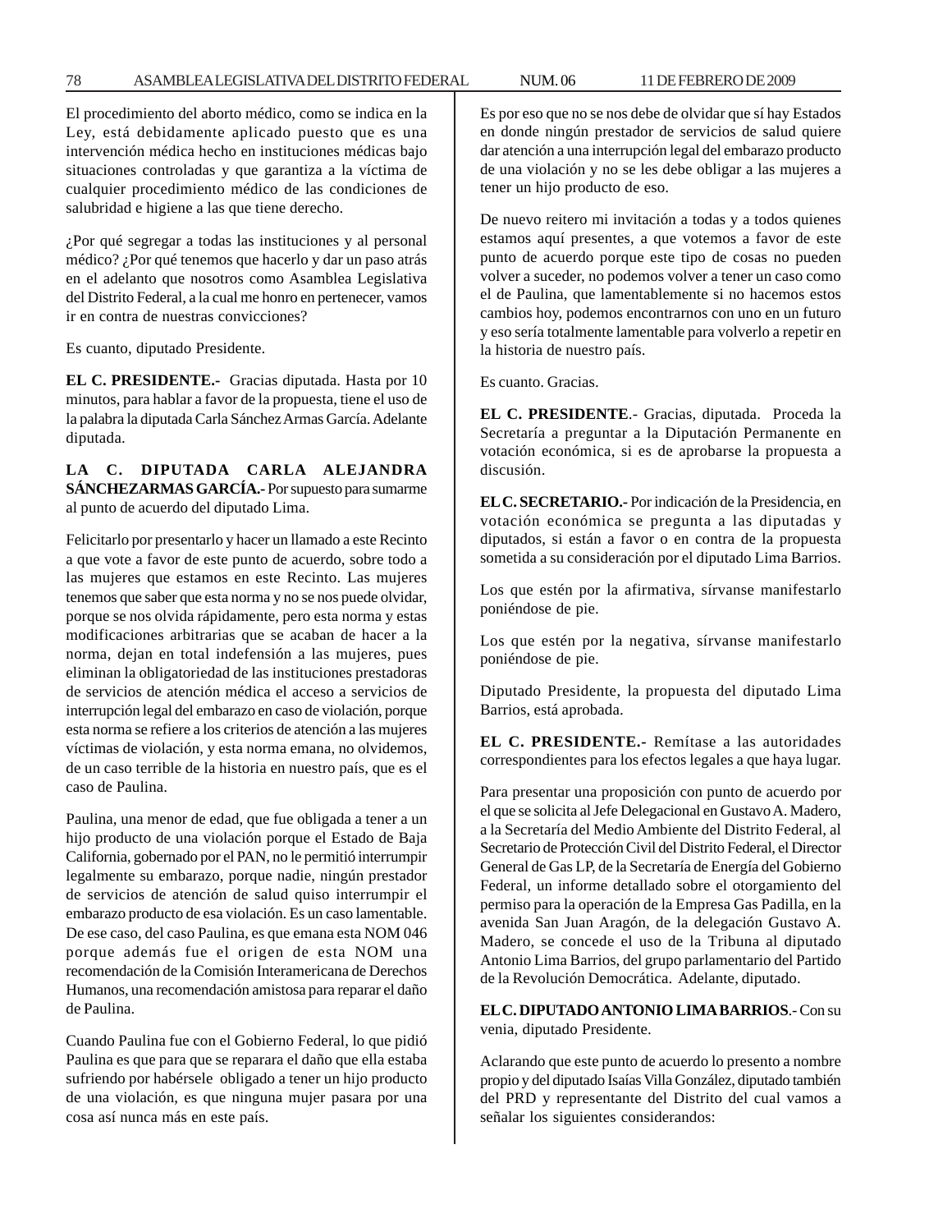El procedimiento del aborto médico, como se indica en la Ley, está debidamente aplicado puesto que es una intervención médica hecho en instituciones médicas bajo situaciones controladas y que garantiza a la víctima de cualquier procedimiento médico de las condiciones de salubridad e higiene a las que tiene derecho.

¿Por qué segregar a todas las instituciones y al personal médico? ¿Por qué tenemos que hacerlo y dar un paso atrás en el adelanto que nosotros como Asamblea Legislativa del Distrito Federal, a la cual me honro en pertenecer, vamos ir en contra de nuestras convicciones?

Es cuanto, diputado Presidente.

**EL C. PRESIDENTE.-** Gracias diputada. Hasta por 10 minutos, para hablar a favor de la propuesta, tiene el uso de la palabra la diputada Carla Sánchez Armas García. Adelante diputada.

**LA C. DIPUTADA CARLA ALEJANDRA SÁNCHEZARMAS GARCÍA.-** Por supuesto para sumarme al punto de acuerdo del diputado Lima.

Felicitarlo por presentarlo y hacer un llamado a este Recinto a que vote a favor de este punto de acuerdo, sobre todo a las mujeres que estamos en este Recinto. Las mujeres tenemos que saber que esta norma y no se nos puede olvidar, porque se nos olvida rápidamente, pero esta norma y estas modificaciones arbitrarias que se acaban de hacer a la norma, dejan en total indefensión a las mujeres, pues eliminan la obligatoriedad de las instituciones prestadoras de servicios de atención médica el acceso a servicios de interrupción legal del embarazo en caso de violación, porque esta norma se refiere a los criterios de atención a las mujeres víctimas de violación, y esta norma emana, no olvidemos, de un caso terrible de la historia en nuestro país, que es el caso de Paulina.

Paulina, una menor de edad, que fue obligada a tener a un hijo producto de una violación porque el Estado de Baja California, gobernado por el PAN, no le permitió interrumpir legalmente su embarazo, porque nadie, ningún prestador de servicios de atención de salud quiso interrumpir el embarazo producto de esa violación. Es un caso lamentable. De ese caso, del caso Paulina, es que emana esta NOM 046 porque además fue el origen de esta NOM una recomendación de la Comisión Interamericana de Derechos Humanos, una recomendación amistosa para reparar el daño de Paulina.

Cuando Paulina fue con el Gobierno Federal, lo que pidió Paulina es que para que se reparara el daño que ella estaba sufriendo por habérsele obligado a tener un hijo producto de una violación, es que ninguna mujer pasara por una cosa así nunca más en este país.

Es por eso que no se nos debe de olvidar que sí hay Estados en donde ningún prestador de servicios de salud quiere dar atención a una interrupción legal del embarazo producto de una violación y no se les debe obligar a las mujeres a tener un hijo producto de eso.

De nuevo reitero mi invitación a todas y a todos quienes estamos aquí presentes, a que votemos a favor de este punto de acuerdo porque este tipo de cosas no pueden volver a suceder, no podemos volver a tener un caso como el de Paulina, que lamentablemente si no hacemos estos cambios hoy, podemos encontrarnos con uno en un futuro y eso sería totalmente lamentable para volverlo a repetir en la historia de nuestro país.

Es cuanto. Gracias.

**EL C. PRESIDENTE**.- Gracias, diputada. Proceda la Secretaría a preguntar a la Diputación Permanente en votación económica, si es de aprobarse la propuesta a discusión.

**EL C. SECRETARIO.-** Por indicación de la Presidencia, en votación económica se pregunta a las diputadas y diputados, si están a favor o en contra de la propuesta sometida a su consideración por el diputado Lima Barrios.

Los que estén por la afirmativa, sírvanse manifestarlo poniéndose de pie.

Los que estén por la negativa, sírvanse manifestarlo poniéndose de pie.

Diputado Presidente, la propuesta del diputado Lima Barrios, está aprobada.

**EL C. PRESIDENTE.-** Remítase a las autoridades correspondientes para los efectos legales a que haya lugar.

Para presentar una proposición con punto de acuerdo por el que se solicita al Jefe Delegacional en Gustavo A. Madero, a la Secretaría del Medio Ambiente del Distrito Federal, al Secretario de Protección Civil del Distrito Federal, el Director General de Gas LP, de la Secretaría de Energía del Gobierno Federal, un informe detallado sobre el otorgamiento del permiso para la operación de la Empresa Gas Padilla, en la avenida San Juan Aragón, de la delegación Gustavo A. Madero, se concede el uso de la Tribuna al diputado Antonio Lima Barrios, del grupo parlamentario del Partido de la Revolución Democrática. Adelante, diputado.

**EL C. DIPUTADO ANTONIO LIMA BARRIOS**.- Con su venia, diputado Presidente.

Aclarando que este punto de acuerdo lo presento a nombre propio y del diputado Isaías Villa González, diputado también del PRD y representante del Distrito del cual vamos a señalar los siguientes considerandos: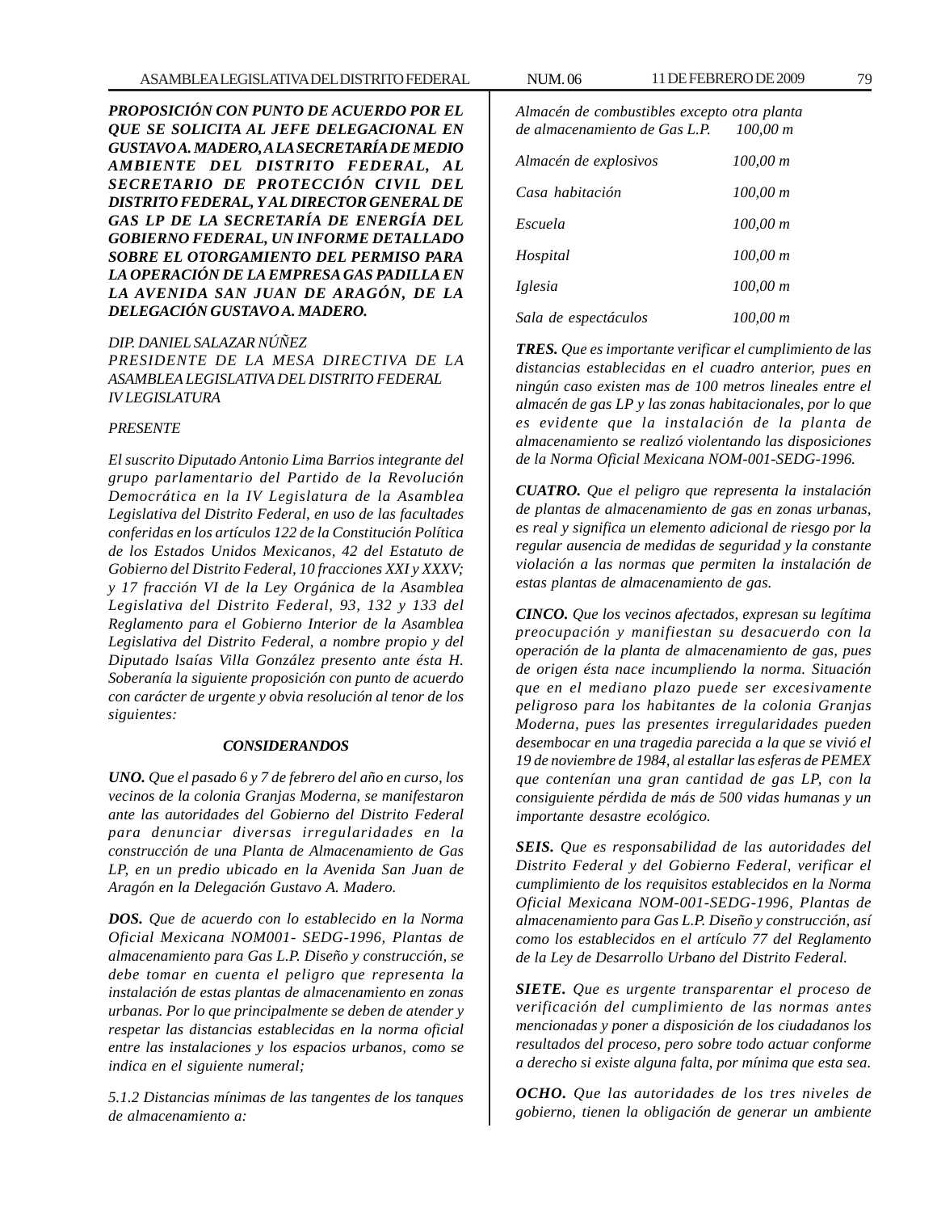***PROPOSICIÓN CON PUNTO DE ACUERDO POR EL QUE SE SOLICITA AL JEFE DELEGACIONAL EN GUSTAVO A. MADERO, A LA SECRETARÍA DE MEDIO AMBIENTE DEL DISTRITO FEDERAL, AL SECRETARIO DE PROTECCIÓN CIVIL DEL DISTRITO FEDERAL, Y AL DIRECTOR GENERAL DE GAS LP DE LA SECRETARÍA DE ENERGÍA DEL GOBIERNO FEDERAL, UN INFORME DETALLADO SOBRE EL OTORGAMIENTO DEL PERMISO PARA LA OPERACIÓN DE LA EMPRESA GAS PADILLA EN LA AVENIDA SAN JUAN DE ARAGÓN, DE LA DELEGACIÓN GUSTAVO A. MADERO.***

*DIP. DANIEL SALAZAR NÚÑEZ*
*PRESIDENTE DE LA MESA DIRECTIVA DE LA ASAMBLEA LEGISLATIVA DEL DISTRITO FEDERAL*
*IV LEGISLATURA*

*PRESENTE*

*El suscrito Diputado Antonio Lima Barrios integrante del grupo parlamentario del Partido de la Revolución Democrática en la IV Legislatura de la Asamblea Legislativa del Distrito Federal, en uso de las facultades conferidas en los artículos 122 de la Constitución Política de los Estados Unidos Mexicanos, 42 del Estatuto de Gobierno del Distrito Federal, 10 fracciones XXI y XXXV; y 17 fracción VI de la Ley Orgánica de la Asamblea Legislativa del Distrito Federal, 93, 132 y 133 del Reglamento para el Gobierno Interior de la Asamblea Legislativa del Distrito Federal, a nombre propio y del Diputado lsaías Villa González presento ante ésta H. Soberanía la siguiente proposición con punto de acuerdo con carácter de urgente y obvia resolución al tenor de los siguientes:*

***CONSIDERANDOS***

***UNO.*** *Que el pasado 6 y 7 de febrero del año en curso, los vecinos de la colonia Granjas Moderna, se manifestaron ante las autoridades del Gobierno del Distrito Federal para denunciar diversas irregularidades en la construcción de una Planta de Almacenamiento de Gas LP, en un predio ubicado en la Avenida San Juan de Aragón en la Delegación Gustavo A. Madero.*

***DOS.*** *Que de acuerdo con lo establecido en la Norma Oficial Mexicana NOM001- SEDG-1996, Plantas de almacenamiento para Gas L.P. Diseño y construcción, se debe tomar en cuenta el peligro que representa la instalación de estas plantas de almacenamiento en zonas urbanas. Por lo que principalmente se deben de atender y respetar las distancias establecidas en la norma oficial entre las instalaciones y los espacios urbanos, como se indica en el siguiente numeral;*

*5.1.2 Distancias mínimas de las tangentes de los tanques de almacenamiento a:*

| | |
|---|---|
| *Almacén de combustibles excepto otra planta de almacenamiento de Gas L.P.* | *100,00 m* |
| *Almacén de explosivos* | *100,00 m* |
| *Casa habitación* | *100,00 m* |
| *Escuela* | *100,00 m* |
| *Hospital* | *100,00 m* |
| *Iglesia* | *100,00 m* |
| *Sala de espectáculos* | *100,00 m* |

***TRES.*** *Que es importante verificar el cumplimiento de las distancias establecidas en el cuadro anterior, pues en ningún caso existen mas de 100 metros lineales entre el almacén de gas LP y las zonas habitacionales, por lo que es evidente que la instalación de la planta de almacenamiento se realizó violentando las disposiciones de la Norma Oficial Mexicana NOM-001-SEDG-1996.*

***CUATRO.*** *Que el peligro que representa la instalación de plantas de almacenamiento de gas en zonas urbanas, es real y significa un elemento adicional de riesgo por la regular ausencia de medidas de seguridad y la constante violación a las normas que permiten la instalación de estas plantas de almacenamiento de gas.*

***CINCO.*** *Que los vecinos afectados, expresan su legítima preocupación y manifiestan su desacuerdo con la operación de la planta de almacenamiento de gas, pues de origen ésta nace incumpliendo la norma. Situación que en el mediano plazo puede ser excesivamente peligroso para los habitantes de la colonia Granjas Moderna, pues las presentes irregularidades pueden desembocar en una tragedia parecida a la que se vivió el 19 de noviembre de 1984, al estallar las esferas de PEMEX que contenían una gran cantidad de gas LP, con la consiguiente pérdida de más de 500 vidas humanas y un importante desastre ecológico.*

***SEIS.*** *Que es responsabilidad de las autoridades del Distrito Federal y del Gobierno Federal, verificar el cumplimiento de los requisitos establecidos en la Norma Oficial Mexicana NOM-001-SEDG-1996, Plantas de almacenamiento para Gas L.P. Diseño y construcción, así como los establecidos en el artículo 77 del Reglamento de la Ley de Desarrollo Urbano del Distrito Federal.*

***SIETE.*** *Que es urgente transparentar el proceso de verificación del cumplimiento de las normas antes mencionadas y poner a disposición de los ciudadanos los resultados del proceso, pero sobre todo actuar conforme a derecho si existe alguna falta, por mínima que esta sea.*

***OCHO.*** *Que las autoridades de los tres niveles de gobierno, tienen la obligación de generar un ambiente*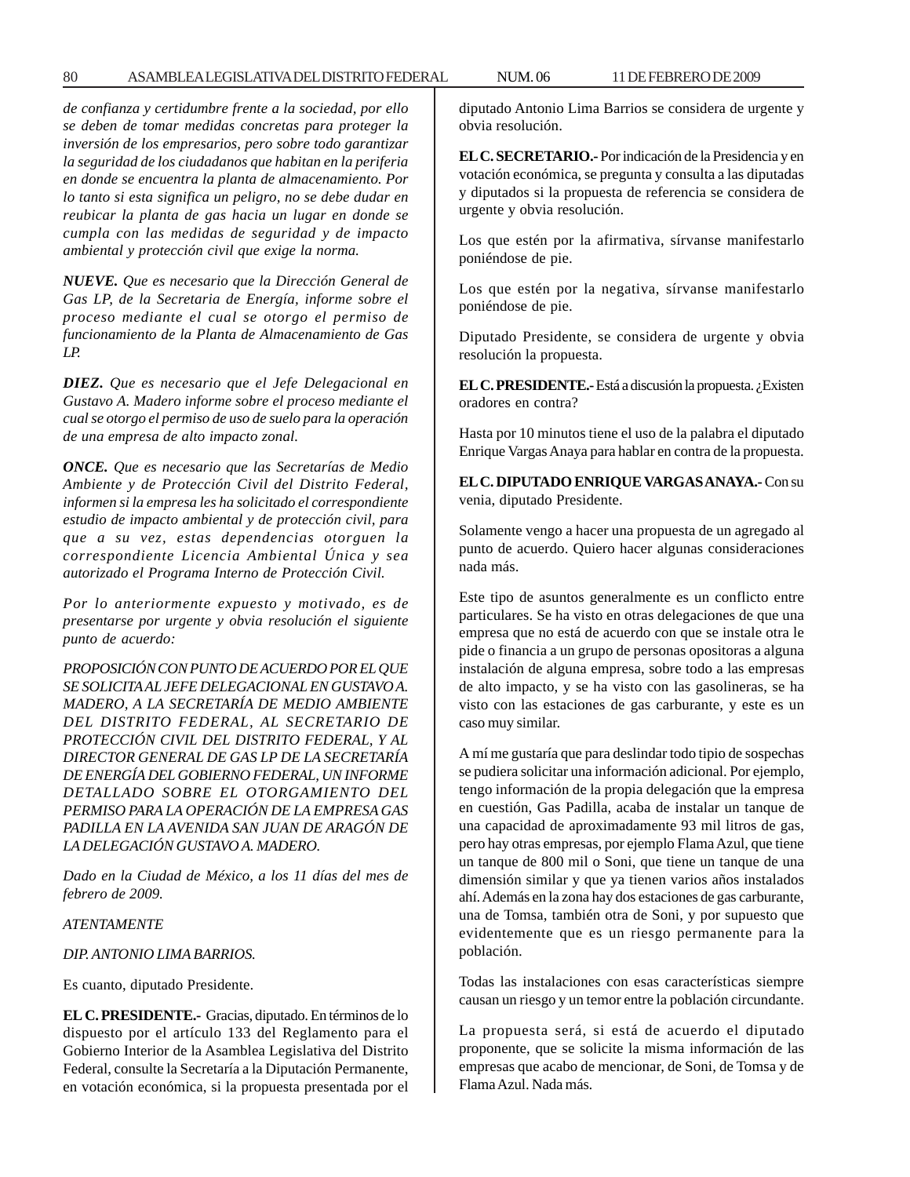*de confianza y certidumbre frente a la sociedad, por ello se deben de tomar medidas concretas para proteger la inversión de los empresarios, pero sobre todo garantizar la seguridad de los ciudadanos que habitan en la periferia en donde se encuentra la planta de almacenamiento. Por lo tanto si esta significa un peligro, no se debe dudar en reubicar la planta de gas hacia un lugar en donde se cumpla con las medidas de seguridad y de impacto ambiental y protección civil que exige la norma.*

***NUEVE.*** *Que es necesario que la Dirección General de Gas LP, de la Secretaria de Energía, informe sobre el proceso mediante el cual se otorgo el permiso de funcionamiento de la Planta de Almacenamiento de Gas LP.*

***DIEZ.*** *Que es necesario que el Jefe Delegacional en Gustavo A. Madero informe sobre el proceso mediante el cual se otorgo el permiso de uso de suelo para la operación de una empresa de alto impacto zonal.*

***ONCE.*** *Que es necesario que las Secretarías de Medio Ambiente y de Protección Civil del Distrito Federal, informen si la empresa les ha solicitado el correspondiente estudio de impacto ambiental y de protección civil, para que a su vez, estas dependencias otorguen la correspondiente Licencia Ambiental Única y sea autorizado el Programa Interno de Protección Civil.*

*Por lo anteriormente expuesto y motivado, es de presentarse por urgente y obvia resolución el siguiente punto de acuerdo:*

*PROPOSICIÓN CON PUNTO DE ACUERDO POR EL QUE SE SOLICITA AL JEFE DELEGACIONAL EN GUSTAVO A. MADERO, A LA SECRETARÍA DE MEDIO AMBIENTE DEL DISTRITO FEDERAL, AL SECRETARIO DE PROTECCIÓN CIVIL DEL DISTRITO FEDERAL, Y AL DIRECTOR GENERAL DE GAS LP DE LA SECRETARÍA DE ENERGÍA DEL GOBIERNO FEDERAL, UN INFORME DETALLADO SOBRE EL OTORGAMIENTO DEL PERMISO PARA LA OPERACIÓN DE LA EMPRESA GAS PADILLA EN LA AVENIDA SAN JUAN DE ARAGÓN DE LA DELEGACIÓN GUSTAVO A. MADERO.*

*Dado en la Ciudad de México, a los 11 días del mes de febrero de 2009.*

*ATENTAMENTE*

*DIP. ANTONIO LIMA BARRIOS.*

Es cuanto, diputado Presidente.

**EL C. PRESIDENTE.-** Gracias, diputado. En términos de lo dispuesto por el artículo 133 del Reglamento para el Gobierno Interior de la Asamblea Legislativa del Distrito Federal, consulte la Secretaría a la Diputación Permanente, en votación económica, si la propuesta presentada por el diputado Antonio Lima Barrios se considera de urgente y obvia resolución.

**EL C. SECRETARIO.-** Por indicación de la Presidencia y en votación económica, se pregunta y consulta a las diputadas y diputados si la propuesta de referencia se considera de urgente y obvia resolución.

Los que estén por la afirmativa, sírvanse manifestarlo poniéndose de pie.

Los que estén por la negativa, sírvanse manifestarlo poniéndose de pie.

Diputado Presidente, se considera de urgente y obvia resolución la propuesta.

**EL C. PRESIDENTE.-** Está a discusión la propuesta. ¿Existen oradores en contra?

Hasta por 10 minutos tiene el uso de la palabra el diputado Enrique Vargas Anaya para hablar en contra de la propuesta.

**EL C. DIPUTADO ENRIQUE VARGAS ANAYA.-** Con su venia, diputado Presidente.

Solamente vengo a hacer una propuesta de un agregado al punto de acuerdo. Quiero hacer algunas consideraciones nada más.

Este tipo de asuntos generalmente es un conflicto entre particulares. Se ha visto en otras delegaciones de que una empresa que no está de acuerdo con que se instale otra le pide o financia a un grupo de personas opositoras a alguna instalación de alguna empresa, sobre todo a las empresas de alto impacto, y se ha visto con las gasolineras, se ha visto con las estaciones de gas carburante, y este es un caso muy similar.

A mí me gustaría que para deslindar todo tipio de sospechas se pudiera solicitar una información adicional. Por ejemplo, tengo información de la propia delegación que la empresa en cuestión, Gas Padilla, acaba de instalar un tanque de una capacidad de aproximadamente 93 mil litros de gas, pero hay otras empresas, por ejemplo Flama Azul, que tiene un tanque de 800 mil o Soni, que tiene un tanque de una dimensión similar y que ya tienen varios años instalados ahí. Además en la zona hay dos estaciones de gas carburante, una de Tomsa, también otra de Soni, y por supuesto que evidentemente que es un riesgo permanente para la población.

Todas las instalaciones con esas características siempre causan un riesgo y un temor entre la población circundante.

La propuesta será, si está de acuerdo el diputado proponente, que se solicite la misma información de las empresas que acabo de mencionar, de Soni, de Tomsa y de Flama Azul. Nada más.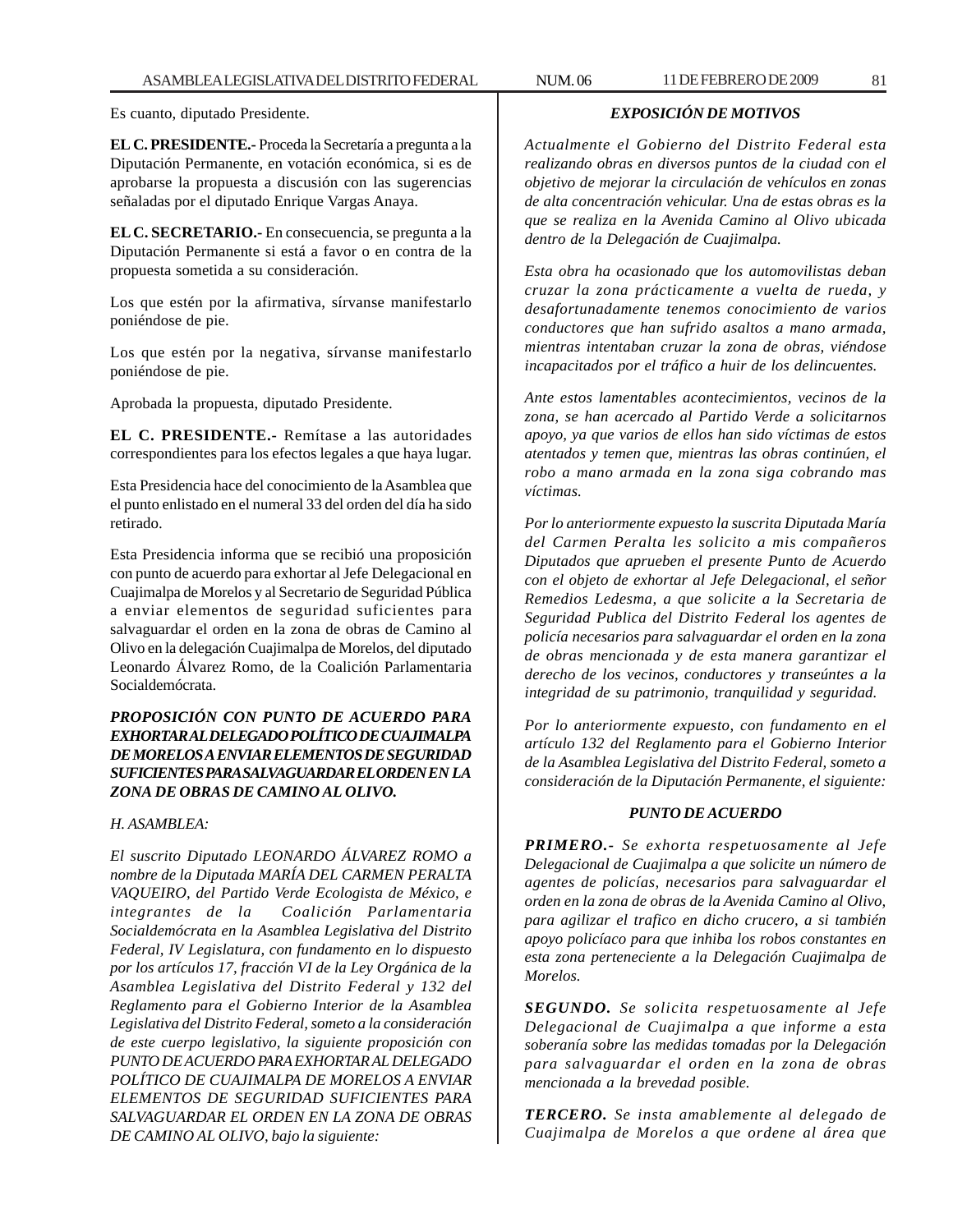Es cuanto, diputado Presidente.

**EL C. PRESIDENTE.-** Proceda la Secretaría a pregunta a la Diputación Permanente, en votación económica, si es de aprobarse la propuesta a discusión con las sugerencias señaladas por el diputado Enrique Vargas Anaya.

**EL C. SECRETARIO.-** En consecuencia, se pregunta a la Diputación Permanente si está a favor o en contra de la propuesta sometida a su consideración.

Los que estén por la afirmativa, sírvanse manifestarlo poniéndose de pie.

Los que estén por la negativa, sírvanse manifestarlo poniéndose de pie.

Aprobada la propuesta, diputado Presidente.

**EL C. PRESIDENTE.-** Remítase a las autoridades correspondientes para los efectos legales a que haya lugar.

Esta Presidencia hace del conocimiento de la Asamblea que el punto enlistado en el numeral 33 del orden del día ha sido retirado.

Esta Presidencia informa que se recibió una proposición con punto de acuerdo para exhortar al Jefe Delegacional en Cuajimalpa de Morelos y al Secretario de Seguridad Pública a enviar elementos de seguridad suficientes para salvaguardar el orden en la zona de obras de Camino al Olivo en la delegación Cuajimalpa de Morelos, del diputado Leonardo Álvarez Romo, de la Coalición Parlamentaria Socialdemócrata.

***PROPOSICIÓN CON PUNTO DE ACUERDO PARA EXHORTAR AL DELEGADO POLÍTICO DE CUAJIMALPA DE MORELOS A ENVIAR ELEMENTOS DE SEGURIDAD SUFICIENTES PARA SALVAGUARDAR EL ORDEN EN LA ZONA DE OBRAS DE CAMINO AL OLIVO.***

*H. ASAMBLEA:*

*El suscrito Diputado LEONARDO ÁLVAREZ ROMO a nombre de la Diputada MARÍA DEL CARMEN PERALTA VAQUEIRO, del Partido Verde Ecologista de México, e integrantes de la Coalición Parlamentaria Socialdemócrata en la Asamblea Legislativa del Distrito Federal, IV Legislatura, con fundamento en lo dispuesto por los artículos 17, fracción VI de la Ley Orgánica de la Asamblea Legislativa del Distrito Federal y 132 del Reglamento para el Gobierno Interior de la Asamblea Legislativa del Distrito Federal, someto a la consideración de este cuerpo legislativo, la siguiente proposición con PUNTO DE ACUERDO PARA EXHORTAR AL DELEGADO POLÍTICO DE CUAJIMALPA DE MORELOS A ENVIAR ELEMENTOS DE SEGURIDAD SUFICIENTES PARA SALVAGUARDAR EL ORDEN EN LA ZONA DE OBRAS DE CAMINO AL OLIVO, bajo la siguiente:*

***EXPOSICIÓN DE MOTIVOS***

*Actualmente el Gobierno del Distrito Federal esta realizando obras en diversos puntos de la ciudad con el objetivo de mejorar la circulación de vehículos en zonas de alta concentración vehicular. Una de estas obras es la que se realiza en la Avenida Camino al Olivo ubicada dentro de la Delegación de Cuajimalpa.*

*Esta obra ha ocasionado que los automovilistas deban cruzar la zona prácticamente a vuelta de rueda, y desafortunadamente tenemos conocimiento de varios conductores que han sufrido asaltos a mano armada, mientras intentaban cruzar la zona de obras, viéndose incapacitados por el tráfico a huir de los delincuentes.*

*Ante estos lamentables acontecimientos, vecinos de la zona, se han acercado al Partido Verde a solicitarnos apoyo, ya que varios de ellos han sido víctimas de estos atentados y temen que, mientras las obras continúen, el robo a mano armada en la zona siga cobrando mas víctimas.*

*Por lo anteriormente expuesto la suscrita Diputada María del Carmen Peralta les solicito a mis compañeros Diputados que aprueben el presente Punto de Acuerdo con el objeto de exhortar al Jefe Delegacional, el señor Remedios Ledesma, a que solicite a la Secretaria de Seguridad Publica del Distrito Federal los agentes de policía necesarios para salvaguardar el orden en la zona de obras mencionada y de esta manera garantizar el derecho de los vecinos, conductores y transeúntes a la integridad de su patrimonio, tranquilidad y seguridad.*

*Por lo anteriormente expuesto, con fundamento en el artículo 132 del Reglamento para el Gobierno Interior de la Asamblea Legislativa del Distrito Federal, someto a consideración de la Diputación Permanente, el siguiente:*

***PUNTO DE ACUERDO***

***PRIMERO.-** Se exhorta respetuosamente al Jefe Delegacional de Cuajimalpa a que solicite un número de agentes de policías, necesarios para salvaguardar el orden en la zona de obras de la Avenida Camino al Olivo, para agilizar el trafico en dicho crucero, a si también apoyo policíaco para que inhiba los robos constantes en esta zona perteneciente a la Delegación Cuajimalpa de Morelos.*

***SEGUNDO.** Se solicita respetuosamente al Jefe Delegacional de Cuajimalpa a que informe a esta soberanía sobre las medidas tomadas por la Delegación para salvaguardar el orden en la zona de obras mencionada a la brevedad posible.*

***TERCERO.** Se insta amablemente al delegado de Cuajimalpa de Morelos a que ordene al área que*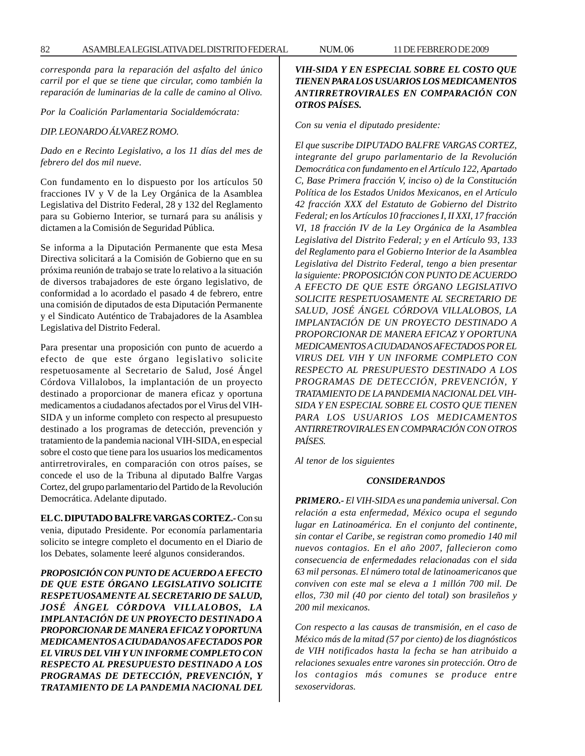*corresponda para la reparación del asfalto del único carril por el que se tiene que circular, como también la reparación de luminarias de la calle de camino al Olivo.*

*Por la Coalición Parlamentaria Socialdemócrata:*

*DIP. LEONARDO ÁLVAREZ ROMO.*

*Dado en e Recinto Legislativo, a los 11 días del mes de febrero del dos mil nueve.*

Con fundamento en lo dispuesto por los artículos 50 fracciones IV y V de la Ley Orgánica de la Asamblea Legislativa del Distrito Federal, 28 y 132 del Reglamento para su Gobierno Interior, se turnará para su análisis y dictamen a la Comisión de Seguridad Pública.

Se informa a la Diputación Permanente que esta Mesa Directiva solicitará a la Comisión de Gobierno que en su próxima reunión de trabajo se trate lo relativo a la situación de diversos trabajadores de este órgano legislativo, de conformidad a lo acordado el pasado 4 de febrero, entre una comisión de diputados de esta Diputación Permanente y el Sindicato Auténtico de Trabajadores de la Asamblea Legislativa del Distrito Federal.

Para presentar una proposición con punto de acuerdo a efecto de que este órgano legislativo solicite respetuosamente al Secretario de Salud, José Ángel Córdova Villalobos, la implantación de un proyecto destinado a proporcionar de manera eficaz y oportuna medicamentos a ciudadanos afectados por el Virus del VIH-SIDA y un informe completo con respecto al presupuesto destinado a los programas de detección, prevención y tratamiento de la pandemia nacional VIH-SIDA, en especial sobre el costo que tiene para los usuarios los medicamentos antirretrovirales, en comparación con otros países, se concede el uso de la Tribuna al diputado Balfre Vargas Cortez, del grupo parlamentario del Partido de la Revolución Democrática. Adelante diputado.

**EL C. DIPUTADO BALFRE VARGAS CORTEZ.-** Con su venia, diputado Presidente. Por economía parlamentaria solicito se integre completo el documento en el Diario de los Debates, solamente leeré algunos considerandos.

***PROPOSICIÓN CON PUNTO DE ACUERDO A EFECTO DE QUE ESTE ÓRGANO LEGISLATIVO SOLICITE RESPETUOSAMENTE AL SECRETARIO DE SALUD, JOSÉ ÁNGEL CÓRDOVA VILLALOBOS, LA IMPLANTACIÓN DE UN PROYECTO DESTINADO A PROPORCIONAR DE MANERA EFICAZ Y OPORTUNA MEDICAMENTOS A CIUDADANOS AFECTADOS POR EL VIRUS DEL VIH Y UN INFORME COMPLETO CON RESPECTO AL PRESUPUESTO DESTINADO A LOS PROGRAMAS DE DETECCIÓN, PREVENCIÓN, Y TRATAMIENTO DE LA PANDEMIA NACIONAL DEL VIH-SIDA Y EN ESPECIAL SOBRE EL COSTO QUE TIENEN PARA LOS USUARIOS LOS MEDICAMENTOS ANTIRRETROVIRALES EN COMPARACIÓN CON OTROS PAÍSES.***

*Con su venia el diputado presidente:*

*El que suscribe DIPUTADO BALFRE VARGAS CORTEZ, integrante del grupo parlamentario de la Revolución Democrática con fundamento en el Artículo 122, Apartado C, Base Primera fracción V, inciso o) de la Constitución Política de los Estados Unidos Mexicanos, en el Artículo 42 fracción XXX del Estatuto de Gobierno del Distrito Federal; en los Artículos 10 fracciones I, II XXI, 17 fracción VI, 18 fracción IV de la Ley Orgánica de la Asamblea Legislativa del Distrito Federal; y en el Artículo 93, 133 del Reglamento para el Gobierno Interior de la Asamblea Legislativa del Distrito Federal, tengo a bien presentar la siguiente: PROPOSICIÓN CON PUNTO DE ACUERDO A EFECTO DE QUE ESTE ÓRGANO LEGISLATIVO SOLICITE RESPETUOSAMENTE AL SECRETARIO DE SALUD, JOSÉ ÁNGEL CÓRDOVA VILLALOBOS, LA IMPLANTACIÓN DE UN PROYECTO DESTINADO A PROPORCIONAR DE MANERA EFICAZ Y OPORTUNA MEDICAMENTOS A CIUDADANOS AFECTADOS POR EL VIRUS DEL VIH Y UN INFORME COMPLETO CON RESPECTO AL PRESUPUESTO DESTINADO A LOS PROGRAMAS DE DETECCIÓN, PREVENCIÓN, Y TRATAMIENTO DE LA PANDEMIA NACIONAL DEL VIH-SIDA Y EN ESPECIAL SOBRE EL COSTO QUE TIENEN PARA LOS USUARIOS LOS MEDICAMENTOS ANTIRRETROVIRALES EN COMPARACIÓN CON OTROS PAÍSES.*

*Al tenor de los siguientes*

***CONSIDERANDOS***

***PRIMERO.-*** *El VIH-SIDA es una pandemia universal. Con relación a esta enfermedad, México ocupa el segundo lugar en Latinoamérica. En el conjunto del continente, sin contar el Caribe, se registran como promedio 140 mil nuevos contagios. En el año 2007, fallecieron como consecuencia de enfermedades relacionadas con el sida 63 mil personas. El número total de latinoamericanos que conviven con este mal se eleva a 1 millón 700 mil. De ellos, 730 mil (40 por ciento del total) son brasileños y 200 mil mexicanos.*

*Con respecto a las causas de transmisión, en el caso de México más de la mitad (57 por ciento) de los diagnósticos de VIH notificados hasta la fecha se han atribuido a relaciones sexuales entre varones sin protección. Otro de los contagios más comunes se produce entre sexoservidoras.*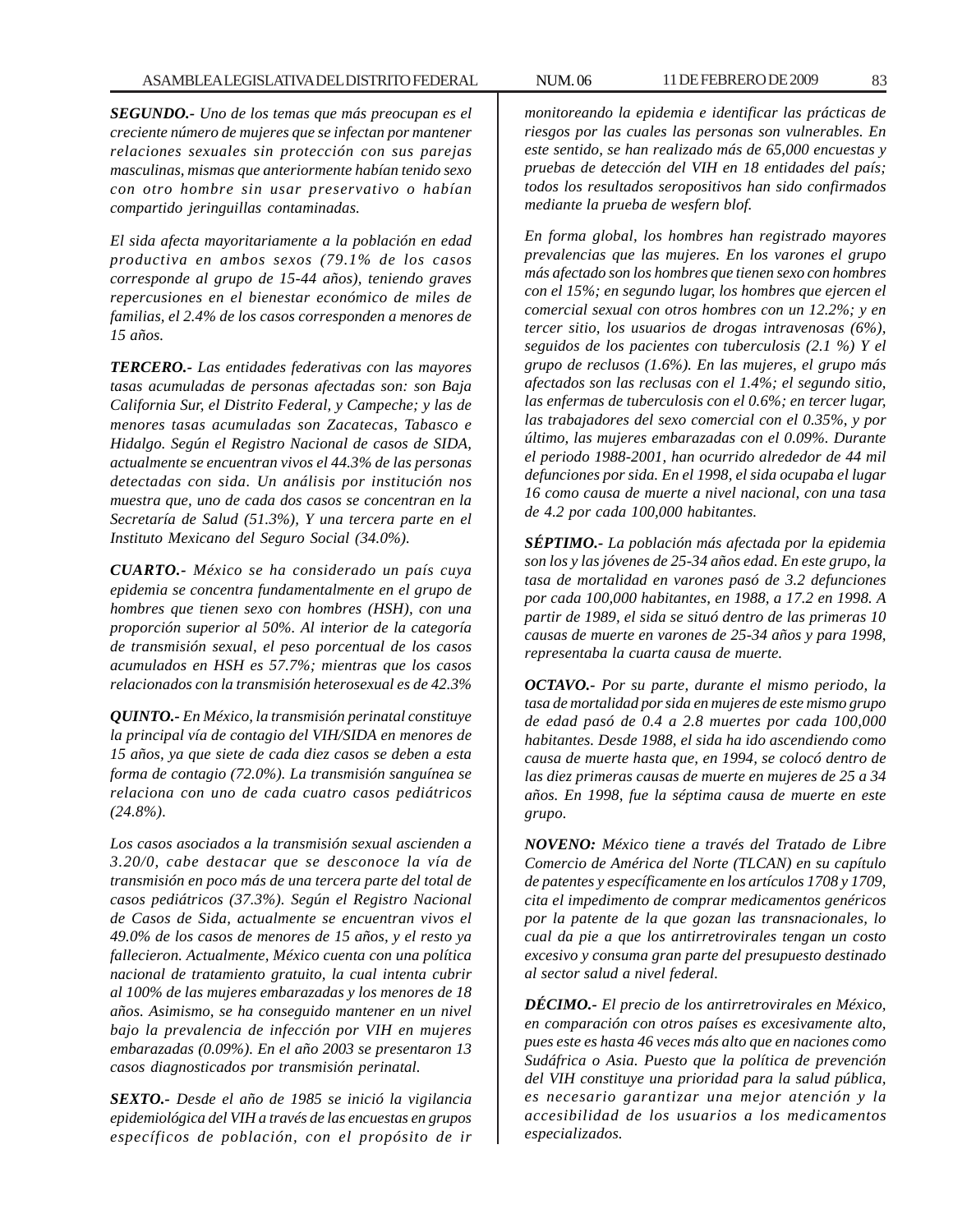***SEGUNDO.-*** *Uno de los temas que más preocupan es el creciente número de mujeres que se infectan por mantener relaciones sexuales sin protección con sus parejas masculinas, mismas que anteriormente habían tenido sexo con otro hombre sin usar preservativo o habían compartido jeringuillas contaminadas.*

*El sida afecta mayoritariamente a la población en edad productiva en ambos sexos (79.1% de los casos corresponde al grupo de 15-44 años), teniendo graves repercusiones en el bienestar económico de miles de familias, el 2.4% de los casos corresponden a menores de 15 años.*

***TERCERO.-*** *Las entidades federativas con las mayores tasas acumuladas de personas afectadas son: son Baja California Sur, el Distrito Federal, y Campeche; y las de menores tasas acumuladas son Zacatecas, Tabasco e Hidalgo. Según el Registro Nacional de casos de SIDA, actualmente se encuentran vivos el 44.3% de las personas detectadas con sida. Un análisis por institución nos muestra que, uno de cada dos casos se concentran en la Secretaría de Salud (51.3%), Y una tercera parte en el Instituto Mexicano del Seguro Social (34.0%).*

***CUARTO.-*** *México se ha considerado un país cuya epidemia se concentra fundamentalmente en el grupo de hombres que tienen sexo con hombres (HSH), con una proporción superior al 50%. Al interior de la categoría de transmisión sexual, el peso porcentual de los casos acumulados en HSH es 57.7%; mientras que los casos relacionados con la transmisión heterosexual es de 42.3%*

***QUINTO.-*** *En México, la transmisión perinatal constituye la principal vía de contagio del VIH/SIDA en menores de 15 años, ya que siete de cada diez casos se deben a esta forma de contagio (72.0%). La transmisión sanguínea se relaciona con uno de cada cuatro casos pediátricos (24.8%).*

*Los casos asociados a la transmisión sexual ascienden a 3.20/0, cabe destacar que se desconoce la vía de transmisión en poco más de una tercera parte del total de casos pediátricos (37.3%). Según el Registro Nacional de Casos de Sida, actualmente se encuentran vivos el 49.0% de los casos de menores de 15 años, y el resto ya fallecieron. Actualmente, México cuenta con una política nacional de tratamiento gratuito, la cual intenta cubrir al 100% de las mujeres embarazadas y los menores de 18 años. Asimismo, se ha conseguido mantener en un nivel bajo la prevalencia de infección por VIH en mujeres embarazadas (0.09%). En el año 2003 se presentaron 13 casos diagnosticados por transmisión perinatal.*

***SEXTO.-*** *Desde el año de 1985 se inició la vigilancia epidemiológica del VIH a través de las encuestas en grupos específicos de población, con el propósito de ir monitoreando la epidemia e identificar las prácticas de riesgos por las cuales las personas son vulnerables. En este sentido, se han realizado más de 65,000 encuestas y pruebas de detección del VIH en 18 entidades del país; todos los resultados seropositivos han sido confirmados mediante la prueba de wesfern blof.*

*En forma global, los hombres han registrado mayores prevalencias que las mujeres. En los varones el grupo más afectado son los hombres que tienen sexo con hombres con el 15%; en segundo lugar, los hombres que ejercen el comercial sexual con otros hombres con un 12.2%; y en tercer sitio, los usuarios de drogas intravenosas (6%), seguidos de los pacientes con tuberculosis (2.1 %) Y el grupo de reclusos (1.6%). En las mujeres, el grupo más afectados son las reclusas con el 1.4%; el segundo sitio, las enfermas de tuberculosis con el 0.6%; en tercer lugar, las trabajadores del sexo comercial con el 0.35%, y por último, las mujeres embarazadas con el 0.09%. Durante el periodo 1988-2001, han ocurrido alrededor de 44 mil defunciones por sida. En el 1998, el sida ocupaba el lugar 16 como causa de muerte a nivel nacional, con una tasa de 4.2 por cada 100,000 habitantes.*

***SÉPTIMO.-*** *La población más afectada por la epidemia son los y las jóvenes de 25-34 años edad. En este grupo, la tasa de mortalidad en varones pasó de 3.2 defunciones por cada 100,000 habitantes, en 1988, a 17.2 en 1998. A partir de 1989, el sida se situó dentro de las primeras 10 causas de muerte en varones de 25-34 años y para 1998, representaba la cuarta causa de muerte.*

***OCTAVO.-*** *Por su parte, durante el mismo periodo, la tasa de mortalidad por sida en mujeres de este mismo grupo de edad pasó de 0.4 a 2.8 muertes por cada 100,000 habitantes. Desde 1988, el sida ha ido ascendiendo como causa de muerte hasta que, en 1994, se colocó dentro de las diez primeras causas de muerte en mujeres de 25 a 34 años. En 1998, fue la séptima causa de muerte en este grupo.*

***NOVENO:*** *México tiene a través del Tratado de Libre Comercio de América del Norte (TLCAN) en su capítulo de patentes y específicamente en los artículos 1708 y 1709, cita el impedimento de comprar medicamentos genéricos por la patente de la que gozan las transnacionales, lo cual da pie a que los antirretrovirales tengan un costo excesivo y consuma gran parte del presupuesto destinado al sector salud a nivel federal.*

***DÉCIMO.-*** *El precio de los antirretrovirales en México, en comparación con otros países es excesivamente alto, pues este es hasta 46 veces más alto que en naciones como Sudáfrica o Asia. Puesto que la política de prevención del VIH constituye una prioridad para la salud pública, es necesario garantizar una mejor atención y la accesibilidad de los usuarios a los medicamentos especializados.*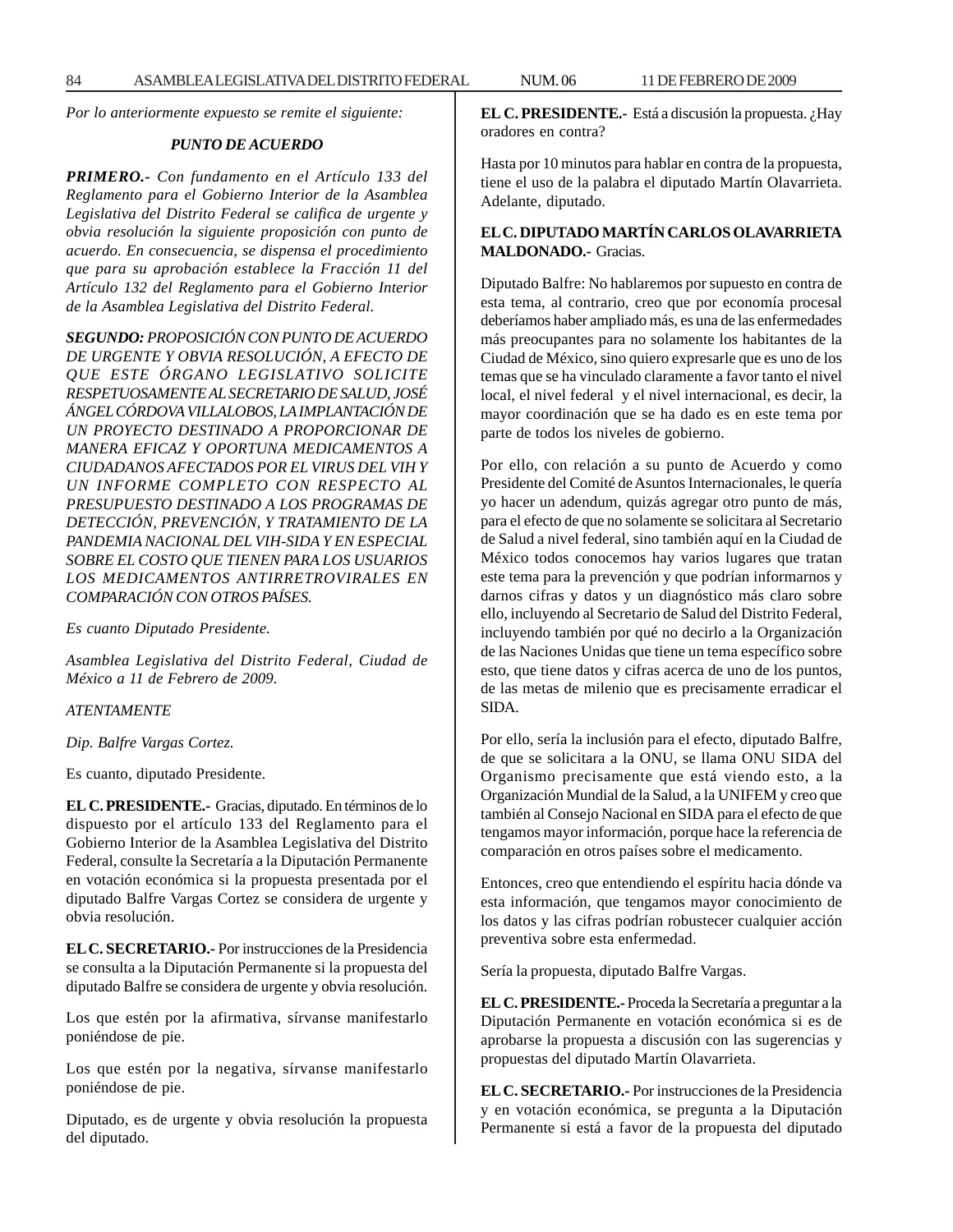*Por lo anteriormente expuesto se remite el siguiente:*

***PUNTO DE ACUERDO***

***PRIMERO.-*** *Con fundamento en el Artículo 133 del Reglamento para el Gobierno Interior de la Asamblea Legislativa del Distrito Federal se califica de urgente y obvia resolución la siguiente proposición con punto de acuerdo. En consecuencia, se dispensa el procedimiento que para su aprobación establece la Fracción 11 del Artículo 132 del Reglamento para el Gobierno Interior de la Asamblea Legislativa del Distrito Federal.*

***SEGUNDO:*** *PROPOSICIÓN CON PUNTO DE ACUERDO DE URGENTE Y OBVIA RESOLUCIÓN, A EFECTO DE QUE ESTE ÓRGANO LEGISLATIVO SOLICITE RESPETUOSAMENTE AL SECRETARIO DE SALUD, JOSÉ ÁNGEL CÓRDOVA VILLALOBOS, LA IMPLANTACIÓN DE UN PROYECTO DESTINADO A PROPORCIONAR DE MANERA EFICAZ Y OPORTUNA MEDICAMENTOS A CIUDADANOS AFECTADOS POR EL VIRUS DEL VIH Y UN INFORME COMPLETO CON RESPECTO AL PRESUPUESTO DESTINADO A LOS PROGRAMAS DE DETECCIÓN, PREVENCIÓN, Y TRATAMIENTO DE LA PANDEMIA NACIONAL DEL VIH-SIDA Y EN ESPECIAL SOBRE EL COSTO QUE TIENEN PARA LOS USUARIOS LOS MEDICAMENTOS ANTIRRETROVIRALES EN COMPARACIÓN CON OTROS PAÍSES.*

*Es cuanto Diputado Presidente.*

*Asamblea Legislativa del Distrito Federal, Ciudad de México a 11 de Febrero de 2009.*

*ATENTAMENTE*

*Dip. Balfre Vargas Cortez.*

Es cuanto, diputado Presidente.

**EL C. PRESIDENTE.-** Gracias, diputado. En términos de lo dispuesto por el artículo 133 del Reglamento para el Gobierno Interior de la Asamblea Legislativa del Distrito Federal, consulte la Secretaría a la Diputación Permanente en votación económica si la propuesta presentada por el diputado Balfre Vargas Cortez se considera de urgente y obvia resolución.

**EL C. SECRETARIO.-** Por instrucciones de la Presidencia se consulta a la Diputación Permanente si la propuesta del diputado Balfre se considera de urgente y obvia resolución.

Los que estén por la afirmativa, sírvanse manifestarlo poniéndose de pie.

Los que estén por la negativa, sírvanse manifestarlo poniéndose de pie.

Diputado, es de urgente y obvia resolución la propuesta del diputado.

**EL C. PRESIDENTE.-** Está a discusión la propuesta. ¿Hay oradores en contra?

Hasta por 10 minutos para hablar en contra de la propuesta, tiene el uso de la palabra el diputado Martín Olavarrieta. Adelante, diputado.

**EL C. DIPUTADO MARTÍN CARLOS OLAVARRIETA MALDONADO.-** Gracias.

Diputado Balfre: No hablaremos por supuesto en contra de esta tema, al contrario, creo que por economía procesal deberíamos haber ampliado más, es una de las enfermedades más preocupantes para no solamente los habitantes de la Ciudad de México, sino quiero expresarle que es uno de los temas que se ha vinculado claramente a favor tanto el nivel local, el nivel federal y el nivel internacional, es decir, la mayor coordinación que se ha dado es en este tema por parte de todos los niveles de gobierno.

Por ello, con relación a su punto de Acuerdo y como Presidente del Comité de Asuntos Internacionales, le quería yo hacer un adendum, quizás agregar otro punto de más, para el efecto de que no solamente se solicitara al Secretario de Salud a nivel federal, sino también aquí en la Ciudad de México todos conocemos hay varios lugares que tratan este tema para la prevención y que podrían informarnos y darnos cifras y datos y un diagnóstico más claro sobre ello, incluyendo al Secretario de Salud del Distrito Federal, incluyendo también por qué no decirlo a la Organización de las Naciones Unidas que tiene un tema específico sobre esto, que tiene datos y cifras acerca de uno de los puntos, de las metas de milenio que es precisamente erradicar el SIDA.

Por ello, sería la inclusión para el efecto, diputado Balfre, de que se solicitara a la ONU, se llama ONU SIDA del Organismo precisamente que está viendo esto, a la Organización Mundial de la Salud, a la UNIFEM y creo que también al Consejo Nacional en SIDA para el efecto de que tengamos mayor información, porque hace la referencia de comparación en otros países sobre el medicamento.

Entonces, creo que entendiendo el espíritu hacia dónde va esta información, que tengamos mayor conocimiento de los datos y las cifras podrían robustecer cualquier acción preventiva sobre esta enfermedad.

Sería la propuesta, diputado Balfre Vargas.

**EL C. PRESIDENTE.-** Proceda la Secretaría a preguntar a la Diputación Permanente en votación económica si es de aprobarse la propuesta a discusión con las sugerencias y propuestas del diputado Martín Olavarrieta.

**EL C. SECRETARIO.-** Por instrucciones de la Presidencia y en votación económica, se pregunta a la Diputación Permanente si está a favor de la propuesta del diputado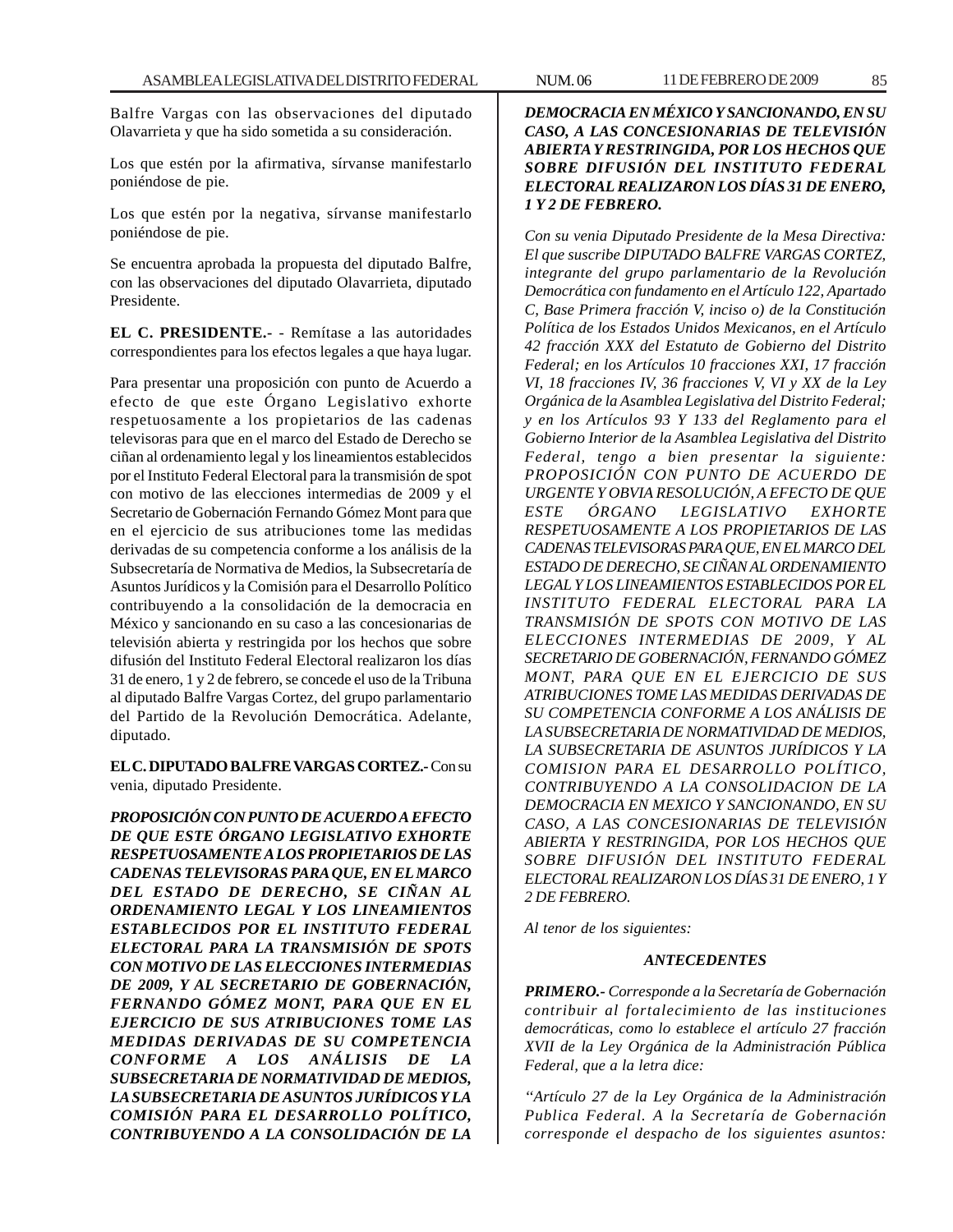Balfre Vargas con las observaciones del diputado Olavarrieta y que ha sido sometida a su consideración.

Los que estén por la afirmativa, sírvanse manifestarlo poniéndose de pie.

Los que estén por la negativa, sírvanse manifestarlo poniéndose de pie.

Se encuentra aprobada la propuesta del diputado Balfre, con las observaciones del diputado Olavarrieta, diputado Presidente.

**EL C. PRESIDENTE.-** - Remítase a las autoridades correspondientes para los efectos legales a que haya lugar.

Para presentar una proposición con punto de Acuerdo a efecto de que este Órgano Legislativo exhorte respetuosamente a los propietarios de las cadenas televisoras para que en el marco del Estado de Derecho se ciñan al ordenamiento legal y los lineamientos establecidos por el Instituto Federal Electoral para la transmisión de spot con motivo de las elecciones intermedias de 2009 y el Secretario de Gobernación Fernando Gómez Mont para que en el ejercicio de sus atribuciones tome las medidas derivadas de su competencia conforme a los análisis de la Subsecretaría de Normativa de Medios, la Subsecretaría de Asuntos Jurídicos y la Comisión para el Desarrollo Político contribuyendo a la consolidación de la democracia en México y sancionando en su caso a las concesionarias de televisión abierta y restringida por los hechos que sobre difusión del Instituto Federal Electoral realizaron los días 31 de enero, 1 y 2 de febrero, se concede el uso de la Tribuna al diputado Balfre Vargas Cortez, del grupo parlamentario del Partido de la Revolución Democrática. Adelante, diputado.

**EL C. DIPUTADO BALFRE VARGAS CORTEZ.-** Con su venia, diputado Presidente.

***PROPOSICIÓN CON PUNTO DE ACUERDO A EFECTO DE QUE ESTE ÓRGANO LEGISLATIVO EXHORTE RESPETUOSAMENTE A LOS PROPIETARIOS DE LAS CADENAS TELEVISORAS PARA QUE, EN EL MARCO DEL ESTADO DE DERECHO, SE CIÑAN AL ORDENAMIENTO LEGAL Y LOS LINEAMIENTOS ESTABLECIDOS POR EL INSTITUTO FEDERAL ELECTORAL PARA LA TRANSMISIÓN DE SPOTS CON MOTIVO DE LAS ELECCIONES INTERMEDIAS DE 2009, Y AL SECRETARIO DE GOBERNACIÓN, FERNANDO GÓMEZ MONT, PARA QUE EN EL EJERCICIO DE SUS ATRIBUCIONES TOME LAS MEDIDAS DERIVADAS DE SU COMPETENCIA CONFORME A LOS ANÁLISIS DE LA SUBSECRETARIA DE NORMATIVIDAD DE MEDIOS, LA SUBSECRETARIA DE ASUNTOS JURÍDICOS Y LA COMISIÓN PARA EL DESARROLLO POLÍTICO, CONTRIBUYENDO A LA CONSOLIDACIÓN DE LA DEMOCRACIA EN MÉXICO Y SANCIONANDO, EN SU CASO, A LAS CONCESIONARIAS DE TELEVISIÓN ABIERTA Y RESTRINGIDA, POR LOS HECHOS QUE SOBRE DIFUSIÓN DEL INSTITUTO FEDERAL ELECTORAL REALIZARON LOS DÍAS 31 DE ENERO, 1 Y 2 DE FEBRERO.***

*Con su venia Diputado Presidente de la Mesa Directiva: El que suscribe DIPUTADO BALFRE VARGAS CORTEZ, integrante del grupo parlamentario de la Revolución Democrática con fundamento en el Artículo 122, Apartado C, Base Primera fracción V, inciso o) de la Constitución Política de los Estados Unidos Mexicanos, en el Artículo 42 fracción XXX del Estatuto de Gobierno del Distrito Federal; en los Artículos 10 fracciones XXI, 17 fracción VI, 18 fracciones IV, 36 fracciones V, VI y XX de la Ley Orgánica de la Asamblea Legislativa del Distrito Federal; y en los Artículos 93 Y 133 del Reglamento para el Gobierno Interior de la Asamblea Legislativa del Distrito Federal, tengo a bien presentar la siguiente: PROPOSICIÓN CON PUNTO DE ACUERDO DE URGENTE Y OBVIA RESOLUCIÓN, A EFECTO DE QUE ESTE ÓRGANO LEGISLATIVO EXHORTE RESPETUOSAMENTE A LOS PROPIETARIOS DE LAS CADENAS TELEVISORAS PARA QUE, EN EL MARCO DEL ESTADO DE DERECHO, SE CIÑAN AL ORDENAMIENTO LEGAL Y LOS LINEAMIENTOS ESTABLECIDOS POR EL INSTITUTO FEDERAL ELECTORAL PARA LA TRANSMISIÓN DE SPOTS CON MOTIVO DE LAS ELECCIONES INTERMEDIAS DE 2009, Y AL SECRETARIO DE GOBERNACIÓN, FERNANDO GÓMEZ MONT, PARA QUE EN EL EJERCICIO DE SUS ATRIBUCIONES TOME LAS MEDIDAS DERIVADAS DE SU COMPETENCIA CONFORME A LOS ANÁLISIS DE LA SUBSECRETARIA DE NORMATIVIDAD DE MEDIOS, LA SUBSECRETARIA DE ASUNTOS JURÍDICOS Y LA COMISION PARA EL DESARROLLO POLÍTICO, CONTRIBUYENDO A LA CONSOLIDACION DE LA DEMOCRACIA EN MEXICO Y SANCIONANDO, EN SU CASO, A LAS CONCESIONARIAS DE TELEVISIÓN ABIERTA Y RESTRINGIDA, POR LOS HECHOS QUE SOBRE DIFUSIÓN DEL INSTITUTO FEDERAL ELECTORAL REALIZARON LOS DÍAS 31 DE ENERO, 1 Y 2 DE FEBRERO.*

*Al tenor de los siguientes:*

***ANTECEDENTES***

***PRIMERO.-*** *Corresponde a la Secretaría de Gobernación contribuir al fortalecimiento de las instituciones democráticas, como lo establece el artículo 27 fracción XVII de la Ley Orgánica de la Administración Pública Federal, que a la letra dice:*

*"Artículo 27 de la Ley Orgánica de la Administración Publica Federal. A la Secretaría de Gobernación corresponde el despacho de los siguientes asuntos:*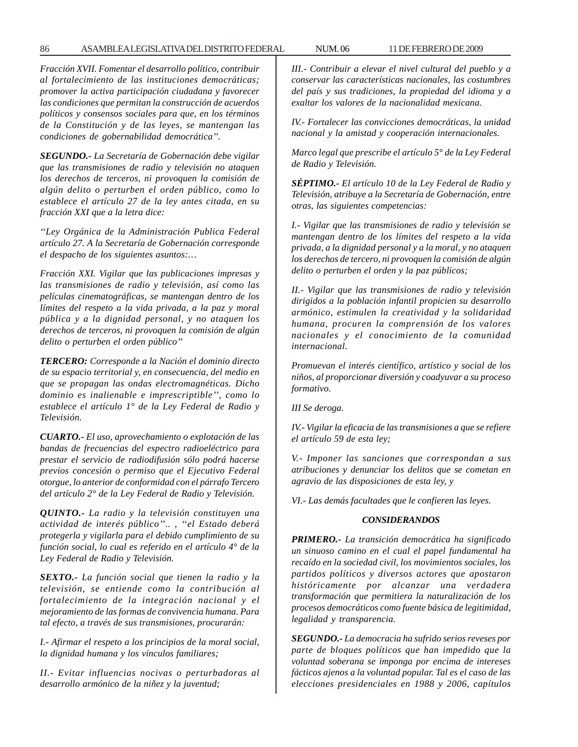*Fracción XVII. Fomentar el desarrollo político, contribuir al fortalecimiento de las instituciones democráticas; promover la activa participación ciudadana y favorecer las condiciones que permitan la construcción de acuerdos políticos y consensos sociales para que, en los términos de la Constitución y de las leyes, se mantengan las condiciones de gobernabilidad democrática".*

***SEGUNDO.-*** *La Secretaría de Gobernación debe vigilar que las transmisiones de radio y televisión no ataquen los derechos de terceros, ni provoquen la comisión de algún delito o perturben el orden público, como lo establece el artículo 27 de la ley antes citada, en su fracción XXI que a la letra dice:*

*"Ley Orgánica de la Administración Publica Federal artículo 27. A la Secretaría de Gobernación corresponde el despacho de los siguientes asuntos:…*

*Fracción XXI. Vigilar que las publicaciones impresas y las transmisiones de radio y televisión, así como las películas cinematográficas, se mantengan dentro de los límites del respeto a la vida privada, a la paz y moral pública y a la dignidad personal, y no ataquen los derechos de terceros, ni provoquen la comisión de algún delito o perturben el orden público"*

***TERCERO:*** *Corresponde a la Nación el dominio directo de su espacio territorial y, en consecuencia, del medio en que se propagan las ondas electromagnéticas. Dicho dominio es inalienable e imprescriptible'', como lo establece el artículo 1° de la Ley Federal de Radio y Televisión.*

***CUARTO.-*** *El uso, aprovechamiento o explotación de las bandas de frecuencias del espectro radioeléctrico para prestar el servicio de radiodifusión sólo podrá hacerse previos concesión o permiso que el Ejecutivo Federal otorgue, lo anterior de conformidad con el párrafo Tercero del artículo 2° de la Ley Federal de Radio y Televisión.*

***QUINTO.-*** *La radio y la televisión constituyen una actividad de interés público".. , "el Estado deberá protegerla y vigilarla para el debido cumplimiento de su función social, lo cual es referido en el artículo 4° de la Ley Federal de Radio y Televisión.*

***SEXTO.-*** *La función social que tienen la radio y la televisión, se entiende como la contribución al fortalecimiento de la integración nacional y el mejoramiento de las formas de convivencia humana. Para tal efecto, a través de sus transmisiones, procurarán:*

*I.- Afirmar el respeto a los principios de la moral social, la dignidad humana y los vínculos familiares;*

*II.- Evitar influencias nocivas o perturbadoras al desarrollo armónico de la niñez y la juventud;*

*III.- Contribuir a elevar el nivel cultural del pueblo y a conservar las características nacionales, las costumbres del país y sus tradiciones, la propiedad del idioma y a exaltar los valores de la nacionalidad mexicana.*

*IV.- Fortalecer las convicciones democráticas, la unidad nacional y la amistad y cooperación internacionales.*

*Marco legal que prescribe el artículo 5° de la Ley Federal de Radio y Televisión.*

***SÉPTIMO.-*** *El artículo 10 de la Ley Federal de Radio y Televisión, atribuye a la Secretaría de Gobernación, entre otras, las siguientes competencias:*

*I.- Vigilar que las transmisiones de radio y televisión se mantengan dentro de los límites del respeto a la vida privada, a la dignidad personal y a la moral, y no ataquen los derechos de tercero, ni provoquen la comisión de algún delito o perturben el orden y la paz públicos;*

*II.- Vigilar que las transmisiones de radio y televisión dirigidos a la población infantil propicien su desarrollo armónico, estimulen la creatividad y la solidaridad humana, procuren la comprensión de los valores nacionales y el conocimiento de la comunidad internacional.*

*Promuevan el interés científico, artístico y social de los niños, al proporcionar diversión y coadyuvar a su proceso formativo.*

*III Se deroga.*

*IV.- Vigilar la eficacia de las transmisiones a que se refiere el artículo 59 de esta ley;*

*V.- Imponer las sanciones que correspondan a sus atribuciones y denunciar los delitos que se cometan en agravio de las disposiciones de esta ley, y*

*VI.- Las demás facultades que le confieren las leyes.*

***CONSIDERANDOS***

***PRIMERO.-*** *La transición democrática ha significado un sinuoso camino en el cual el papel fundamental ha recaído en la sociedad civil, los movimientos sociales, los partidos políticos y diversos actores que apostaron históricamente por alcanzar una verdadera transformación que permitiera la naturalización de los procesos democráticos como fuente básica de legitimidad, legalidad y transparencia.*

***SEGUNDO.-*** *La democracia ha sufrido serios reveses por parte de bloques políticos que han impedido que la voluntad soberana se imponga por encima de intereses fácticos ajenos a la voluntad popular. Tal es el caso de las elecciones presidenciales en 1988 y 2006, capítulos*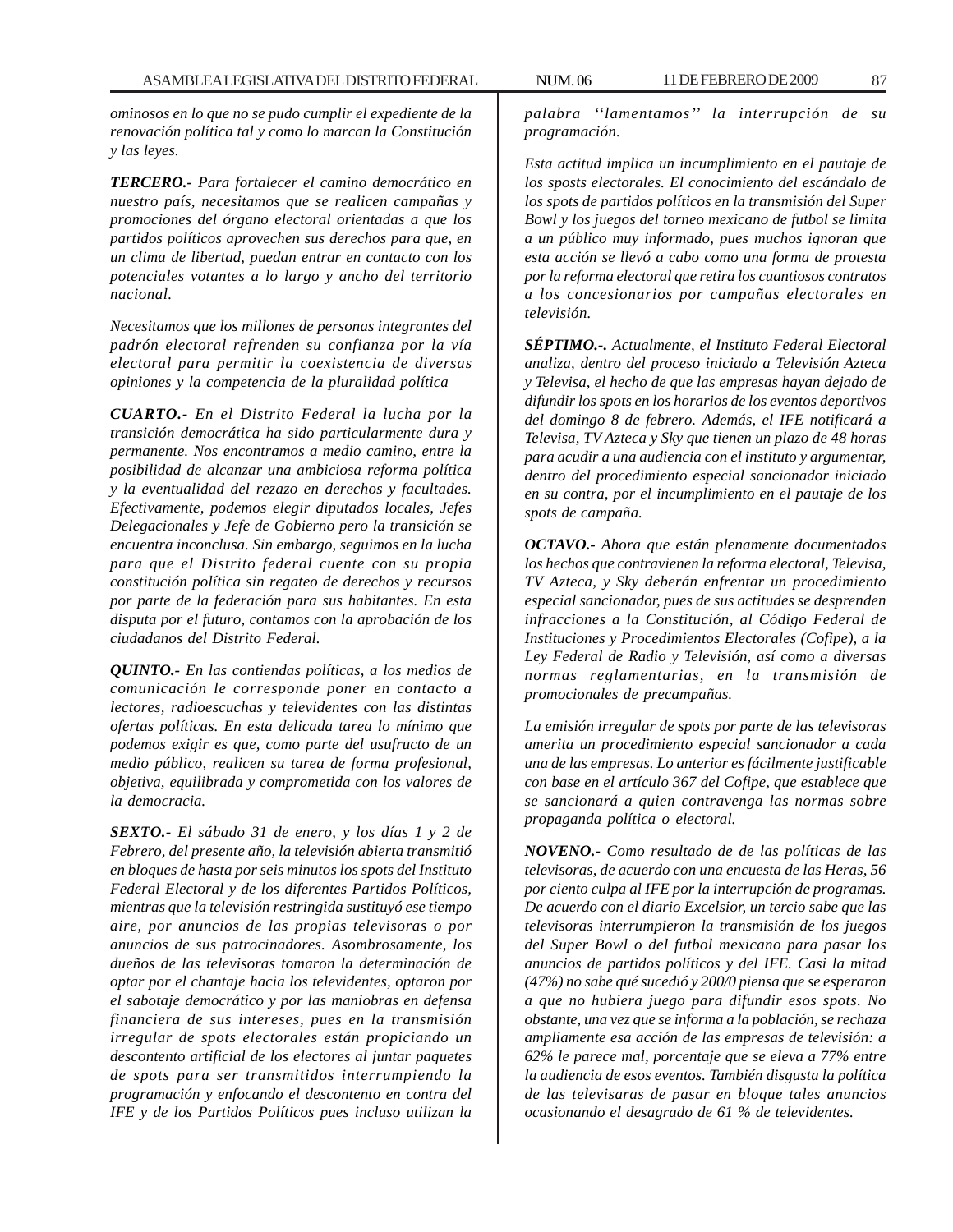*ominosos en lo que no se pudo cumplir el expediente de la renovación política tal y como lo marcan la Constitución y las leyes.*

***TERCERO.-*** *Para fortalecer el camino democrático en nuestro país, necesitamos que se realicen campañas y promociones del órgano electoral orientadas a que los partidos políticos aprovechen sus derechos para que, en un clima de libertad, puedan entrar en contacto con los potenciales votantes a lo largo y ancho del territorio nacional.*

*Necesitamos que los millones de personas integrantes del padrón electoral refrenden su confianza por la vía electoral para permitir la coexistencia de diversas opiniones y la competencia de la pluralidad política*

***CUARTO.-*** *En el Distrito Federal la lucha por la transición democrática ha sido particularmente dura y permanente. Nos encontramos a medio camino, entre la posibilidad de alcanzar una ambiciosa reforma política y la eventualidad del rezago en derechos y facultades. Efectivamente, podemos elegir diputados locales, Jefes Delegacionales y Jefe de Gobierno pero la transición se encuentra inconclusa. Sin embargo, seguimos en la lucha para que el Distrito federal cuente con su propia constitución política sin regateo de derechos y recursos por parte de la federación para sus habitantes. En esta disputa por el futuro, contamos con la aprobación de los ciudadanos del Distrito Federal.*

***QUINTO.-*** *En las contiendas políticas, a los medios de comunicación le corresponde poner en contacto a lectores, radioescuchas y televidentes con las distintas ofertas políticas. En esta delicada tarea lo mínimo que podemos exigir es que, como parte del usufructo de un medio público, realicen su tarea de forma profesional, objetiva, equilibrada y comprometida con los valores de la democracia.*

***SEXTO.-*** *El sábado 31 de enero, y los días 1 y 2 de Febrero, del presente año, la televisión abierta transmitió en bloques de hasta por seis minutos los spots del Instituto Federal Electoral y de los diferentes Partidos Políticos, mientras que la televisión restringida sustituyó ese tiempo aire, por anuncios de las propias televisoras o por anuncios de sus patrocinadores. Asombrosamente, los dueños de las televisoras tomaron la determinación de optar por el chantaje hacia los televidentes, optaron por el sabotaje democrático y por las maniobras en defensa financiera de sus intereses, pues en la transmisión irregular de spots electorales están propiciando un descontento artificial de los electores al juntar paquetes de spots para ser transmitidos interrumpiendo la programación y enfocando el descontento en contra del IFE y de los Partidos Políticos pues incluso utilizan la palabra ''lamentamos'' la interrupción de su programación.*

*Esta actitud implica un incumplimiento en el pautaje de los sposts electorales. El conocimiento del escándalo de los spots de partidos políticos en la transmisión del Super Bowl y los juegos del torneo mexicano de futbol se limita a un público muy informado, pues muchos ignoran que esta acción se llevó a cabo como una forma de protesta por la reforma electoral que retira los cuantiosos contratos a los concesionarios por campañas electorales en televisión.*

***SÉPTIMO.-.*** *Actualmente, el Instituto Federal Electoral analiza, dentro del proceso iniciado a Televisión Azteca y Televisa, el hecho de que las empresas hayan dejado de difundir los spots en los horarios de los eventos deportivos del domingo 8 de febrero. Además, el IFE notificará a Televisa, TV Azteca y Sky que tienen un plazo de 48 horas para acudir a una audiencia con el instituto y argumentar, dentro del procedimiento especial sancionador iniciado en su contra, por el incumplimiento en el pautaje de los spots de campaña.*

***OCTAVO.-*** *Ahora que están plenamente documentados los hechos que contravienen la reforma electoral, Televisa, TV Azteca, y Sky deberán enfrentar un procedimiento especial sancionador, pues de sus actitudes se desprenden infracciones a la Constitución, al Código Federal de Instituciones y Procedimientos Electorales (Cofipe), a la Ley Federal de Radio y Televisión, así como a diversas normas reglamentarias, en la transmisión de promocionales de precampañas.*

*La emisión irregular de spots por parte de las televisoras amerita un procedimiento especial sancionador a cada una de las empresas. Lo anterior es fácilmente justificable con base en el artículo 367 del Cofipe, que establece que se sancionará a quien contravenga las normas sobre propaganda política o electoral.*

***NOVENO.-*** *Como resultado de de las políticas de las televisoras, de acuerdo con una encuesta de las Heras, 56 por ciento culpa al IFE por la interrupción de programas. De acuerdo con el diario Excelsior, un tercio sabe que las televisoras interrumpieron la transmisión de los juegos del Super Bowl o del futbol mexicano para pasar los anuncios de partidos políticos y del IFE. Casi la mitad (47%) no sabe qué sucedió y 200/0 piensa que se esperaron a que no hubiera juego para difundir esos spots. No obstante, una vez que se informa a la población, se rechaza ampliamente esa acción de las empresas de televisión: a 62% le parece mal, porcentaje que se eleva a 77% entre la audiencia de esos eventos. También disgusta la política de las televisaras de pasar en bloque tales anuncios ocasionando el desagrado de 61 % de televidentes.*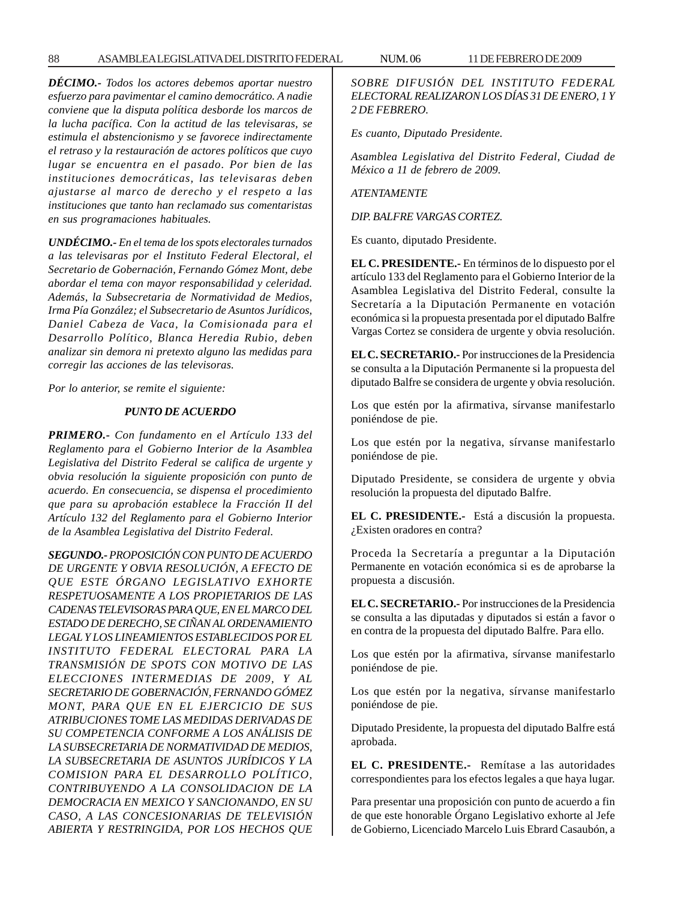***DÉCIMO.-*** *Todos los actores debemos aportar nuestro esfuerzo para pavimentar el camino democrático. A nadie conviene que la disputa política desborde los marcos de la lucha pacífica. Con la actitud de las televisaras, se estimula el abstencionismo y se favorece indirectamente el retraso y la restauración de actores políticos que cuyo lugar se encuentra en el pasado. Por bien de las instituciones democráticas, las televisaras deben ajustarse al marco de derecho y el respeto a las instituciones que tanto han reclamado sus comentaristas en sus programaciones habituales.*

***UNDÉCIMO.-*** *En el tema de los spots electorales turnados a las televisaras por el Instituto Federal Electoral, el Secretario de Gobernación, Fernando Gómez Mont, debe abordar el tema con mayor responsabilidad y celeridad. Además, la Subsecretaria de Normatividad de Medios, Irma Pía González; el Subsecretario de Asuntos Jurídicos, Daniel Cabeza de Vaca, la Comisionada para el Desarrollo Político, Blanca Heredia Rubio, deben analizar sin demora ni pretexto alguno las medidas para corregir las acciones de las televisoras.*

*Por lo anterior, se remite el siguiente:*

***PUNTO DE ACUERDO***

***PRIMERO.-*** *Con fundamento en el Artículo 133 del Reglamento para el Gobierno Interior de la Asamblea Legislativa del Distrito Federal se califica de urgente y obvia resolución la siguiente proposición con punto de acuerdo. En consecuencia, se dispensa el procedimiento que para su aprobación establece la Fracción II del Artículo 132 del Reglamento para el Gobierno Interior de la Asamblea Legislativa del Distrito Federal.*

***SEGUNDO.-*** *PROPOSICIÓN CON PUNTO DE ACUERDO DE URGENTE Y OBVIA RESOLUCIÓN, A EFECTO DE QUE ESTE ÓRGANO LEGISLATIVO EXHORTE RESPETUOSAMENTE A LOS PROPIETARIOS DE LAS CADENAS TELEVISORAS PARA QUE, EN EL MARCO DEL ESTADO DE DERECHO, SE CIÑAN AL ORDENAMIENTO LEGAL Y LOS LINEAMIENTOS ESTABLECIDOS POR EL INSTITUTO FEDERAL ELECTORAL PARA LA TRANSMISIÓN DE SPOTS CON MOTIVO DE LAS ELECCIONES INTERMEDIAS DE 2009, Y AL SECRETARIO DE GOBERNACIÓN, FERNANDO GÓMEZ MONT, PARA QUE EN EL EJERCICIO DE SUS ATRIBUCIONES TOME LAS MEDIDAS DERIVADAS DE SU COMPETENCIA CONFORME A LOS ANÁLISIS DE LA SUBSECRETARIA DE NORMATIVIDAD DE MEDIOS, LA SUBSECRETARIA DE ASUNTOS JURÍDICOS Y LA COMISION PARA EL DESARROLLO POLÍTICO, CONTRIBUYENDO A LA CONSOLIDACION DE LA DEMOCRACIA EN MEXICO Y SANCIONANDO, EN SU CASO, A LAS CONCESIONARIAS DE TELEVISIÓN ABIERTA Y RESTRINGIDA, POR LOS HECHOS QUE SOBRE DIFUSIÓN DEL INSTITUTO FEDERAL ELECTORAL REALIZARON LOS DÍAS 31 DE ENERO, 1 Y 2 DE FEBRERO.*

*Es cuanto, Diputado Presidente.*

*Asamblea Legislativa del Distrito Federal, Ciudad de México a 11 de febrero de 2009.*

*ATENTAMENTE*

*DIP. BALFRE VARGAS CORTEZ.*

Es cuanto, diputado Presidente.

**EL C. PRESIDENTE.-** En términos de lo dispuesto por el artículo 133 del Reglamento para el Gobierno Interior de la Asamblea Legislativa del Distrito Federal, consulte la Secretaría a la Diputación Permanente en votación económica si la propuesta presentada por el diputado Balfre Vargas Cortez se considera de urgente y obvia resolución.

**EL C. SECRETARIO.-** Por instrucciones de la Presidencia se consulta a la Diputación Permanente si la propuesta del diputado Balfre se considera de urgente y obvia resolución.

Los que estén por la afirmativa, sírvanse manifestarlo poniéndose de pie.

Los que estén por la negativa, sírvanse manifestarlo poniéndose de pie.

Diputado Presidente, se considera de urgente y obvia resolución la propuesta del diputado Balfre.

**EL C. PRESIDENTE.-** Está a discusión la propuesta. ¿Existen oradores en contra?

Proceda la Secretaría a preguntar a la Diputación Permanente en votación económica si es de aprobarse la propuesta a discusión.

**EL C. SECRETARIO.-** Por instrucciones de la Presidencia se consulta a las diputadas y diputados si están a favor o en contra de la propuesta del diputado Balfre. Para ello.

Los que estén por la afirmativa, sírvanse manifestarlo poniéndose de pie.

Los que estén por la negativa, sírvanse manifestarlo poniéndose de pie.

Diputado Presidente, la propuesta del diputado Balfre está aprobada.

**EL C. PRESIDENTE.-** Remítase a las autoridades correspondientes para los efectos legales a que haya lugar.

Para presentar una proposición con punto de acuerdo a fin de que este honorable Órgano Legislativo exhorte al Jefe de Gobierno, Licenciado Marcelo Luis Ebrard Casaubón, a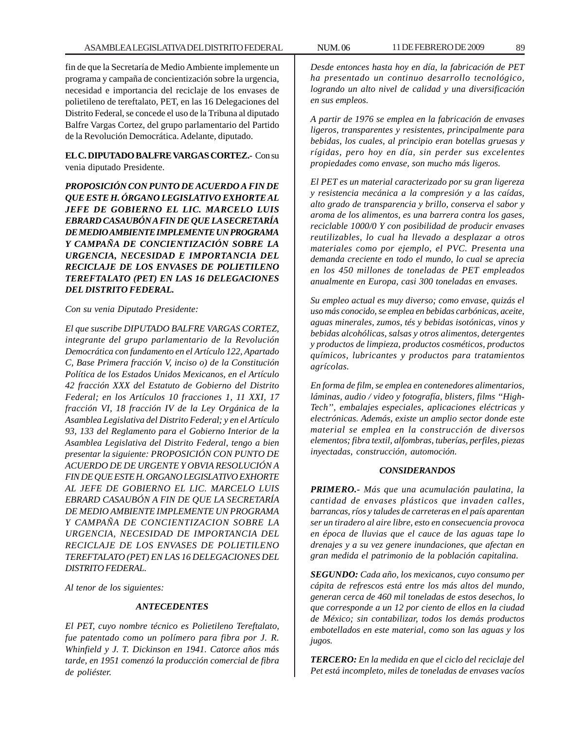fin de que la Secretaría de Medio Ambiente implemente un programa y campaña de concientización sobre la urgencia, necesidad e importancia del reciclaje de los envases de polietileno de tereftalato, PET, en las 16 Delegaciones del Distrito Federal, se concede el uso de la Tribuna al diputado Balfre Vargas Cortez, del grupo parlamentario del Partido de la Revolución Democrática. Adelante, diputado.

**EL C. DIPUTADO BALFRE VARGAS CORTEZ.-** Con su venia diputado Presidente.

***PROPOSICIÓN CON PUNTO DE ACUERDO A FIN DE QUE ESTE H. ÓRGANO LEGISLATIVO EXHORTE AL JEFE DE GOBIERNO EL LIC. MARCELO LUIS EBRARD CASAUBÓN A FIN DE QUE LA SECRETARÍA DE MEDIO AMBIENTE IMPLEMENTE UN PROGRAMA Y CAMPAÑA DE CONCIENTIZACIÓN SOBRE LA URGENCIA, NECESIDAD E IMPORTANCIA DEL RECICLAJE DE LOS ENVASES DE POLIETILENO TEREFTALATO (PET) EN LAS 16 DELEGACIONES DEL DISTRITO FEDERAL.***

*Con su venia Diputado Presidente:*

*El que suscribe DIPUTADO BALFRE VARGAS CORTEZ, integrante del grupo parlamentario de la Revolución Democrática con fundamento en el Artículo 122, Apartado C, Base Primera fracción V, inciso o) de la Constitución Política de los Estados Unidos Mexicanos, en el Artículo 42 fracción XXX del Estatuto de Gobierno del Distrito Federal; en los Artículos 10 fracciones 1, 11 XXI, 17 fracción VI, 18 fracción IV de la Ley Orgánica de la Asamblea Legislativa del Distrito Federal; y en el Artículo 93, 133 del Reglamento para el Gobierno Interior de la Asamblea Legislativa del Distrito Federal, tengo a bien presentar la siguiente: PROPOSICIÓN CON PUNTO DE ACUERDO DE DE URGENTE Y OBVIA RESOLUCIÓN A FIN DE QUE ESTE H. ORGANO LEGISLATIVO EXHORTE AL JEFE DE GOBIERNO EL LIC. MARCELO LUIS EBRARD CASAUBÓN A FIN DE QUE LA SECRETARÍA DE MEDIO AMBIENTE IMPLEMENTE UN PROGRAMA Y CAMPAÑA DE CONCIENTIZACION SOBRE LA URGENCIA, NECESIDAD DE IMPORTANCIA DEL RECICLAJE DE LOS ENVASES DE POLIETILENO TEREFTALATO (PET) EN LAS 16 DELEGACIONES DEL DISTRITO FEDERAL.*

*Al tenor de los siguientes:*

***ANTECEDENTES***

*El PET, cuyo nombre técnico es Polietileno Tereftalato, fue patentado como un polímero para fibra por J. R. Whinfield y J. T. Dickinson en 1941. Catorce años más tarde, en 1951 comenzó la producción comercial de fibra de poliéster.*

*Desde entonces hasta hoy en día, la fabricación de PET ha presentado un continuo desarrollo tecnológico, logrando un alto nivel de calidad y una diversificación en sus empleos.*

*A partir de 1976 se emplea en la fabricación de envases ligeros, transparentes y resistentes, principalmente para bebidas, los cuales, al principio eran botellas gruesas y rígidas, pero hoy en día, sin perder sus excelentes propiedades como envase, son mucho más ligeros.*

*El PET es un material caracterizado por su gran ligereza y resistencia mecánica a la compresión y a las caídas, alto grado de transparencia y brillo, conserva el sabor y aroma de los alimentos, es una barrera contra los gases, reciclable 1000/0 Y con posibilidad de producir envases reutilizables, lo cual ha llevado a desplazar a otros materiales como por ejemplo, el PVC. Presenta una demanda creciente en todo el mundo, lo cual se aprecia en los 450 millones de toneladas de PET empleados anualmente en Europa, casi 300 toneladas en envases.*

*Su empleo actual es muy diverso; como envase, quizás el uso más conocido, se emplea en bebidas carbónicas, aceite, aguas minerales, zumos, tés y bebidas isotónicas, vinos y bebidas alcohólicas, salsas y otros alimentos, detergentes y productos de limpieza, productos cosméticos, productos químicos, lubricantes y productos para tratamientos agrícolas.*

*En forma de film, se emplea en contenedores alimentarios, láminas, audio / video y fotografía, blisters, films "High-Tech", embalajes especiales, aplicaciones eléctricas y electrónicas. Además, existe un amplio sector donde este material se emplea en la construcción de diversos elementos; fibra textil, alfombras, tuberías, perfiles, piezas inyectadas, construcción, automoción.*

***CONSIDERANDOS***

***PRIMERO.-*** *Más que una acumulación paulatina, la cantidad de envases plásticos que invaden calles, barrancas, ríos y taludes de carreteras en el país aparentan ser un tiradero al aire libre, esto en consecuencia provoca en época de lluvias que el cauce de las aguas tape lo drenajes y a su vez genere inundaciones, que afectan en gran medida el patrimonio de la población capitalina.*

***SEGUNDO:*** *Cada año, los mexicanos, cuyo consumo per cápita de refrescos está entre los más altos del mundo, generan cerca de 460 mil toneladas de estos desechos, lo que corresponde a un 12 por ciento de ellos en la ciudad de México; sin contabilizar, todos los demás productos embotellados en este material, como son las aguas y los jugos.*

***TERCERO:*** *En la medida en que el ciclo del reciclaje del Pet está incompleto, miles de toneladas de envases vacíos*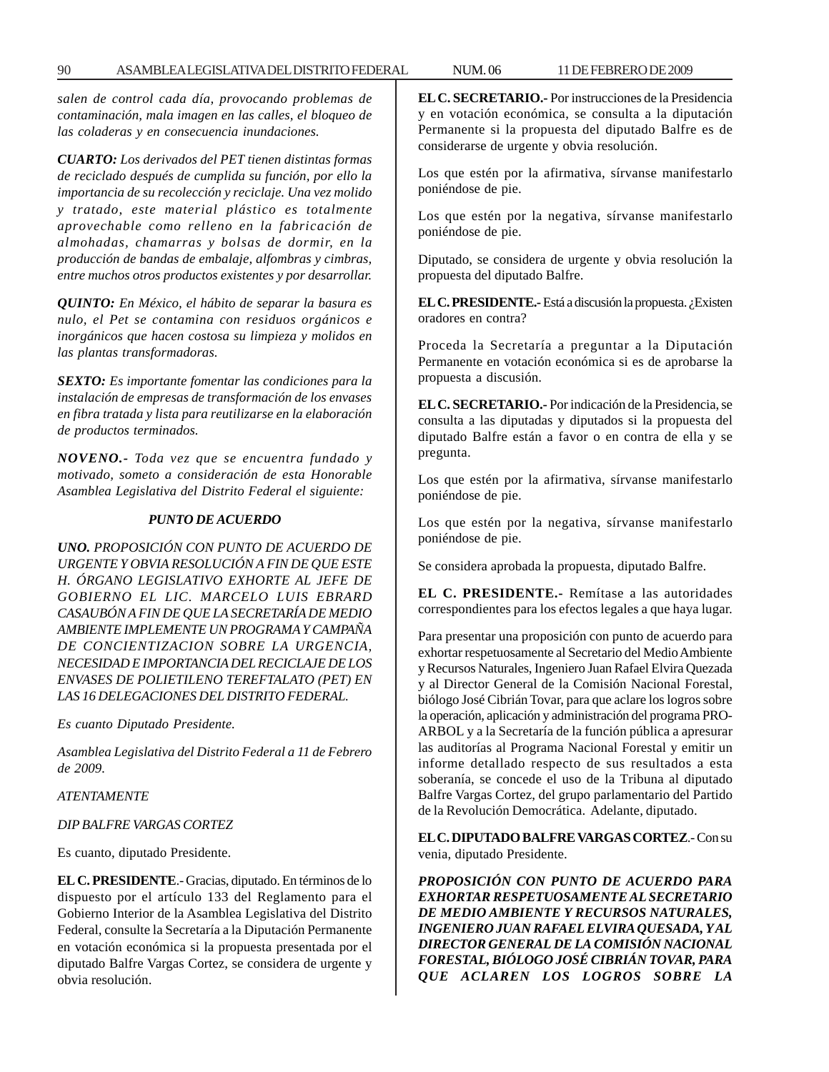*salen de control cada día, provocando problemas de contaminación, mala imagen en las calles, el bloqueo de las coladeras y en consecuencia inundaciones.*

***CUARTO:*** *Los derivados del PET tienen distintas formas de reciclado después de cumplida su función, por ello la importancia de su recolección y reciclaje. Una vez molido y tratado, este material plástico es totalmente aprovechable como relleno en la fabricación de almohadas, chamarras y bolsas de dormir, en la producción de bandas de embalaje, alfombras y cimbras, entre muchos otros productos existentes y por desarrollar.*

***QUINTO:*** *En México, el hábito de separar la basura es nulo, el Pet se contamina con residuos orgánicos e inorgánicos que hacen costosa su limpieza y molidos en las plantas transformadoras.*

***SEXTO:*** *Es importante fomentar las condiciones para la instalación de empresas de transformación de los envases en fibra tratada y lista para reutilizarse en la elaboración de productos terminados.*

***NOVENO.-*** *Toda vez que se encuentra fundado y motivado, someto a consideración de esta Honorable Asamblea Legislativa del Distrito Federal el siguiente:*

***PUNTO DE ACUERDO***

***UNO.*** *PROPOSICIÓN CON PUNTO DE ACUERDO DE URGENTE Y OBVIA RESOLUCIÓN A FIN DE QUE ESTE H. ÓRGANO LEGISLATIVO EXHORTE AL JEFE DE GOBIERNO EL LIC. MARCELO LUIS EBRARD CASAUBÓN A FIN DE QUE LA SECRETARÍA DE MEDIO AMBIENTE IMPLEMENTE UN PROGRAMA Y CAMPAÑA DE CONCIENTIZACION SOBRE LA URGENCIA, NECESIDAD E IMPORTANCIA DEL RECICLAJE DE LOS ENVASES DE POLIETILENO TEREFTALATO (PET) EN LAS 16 DELEGACIONES DEL DISTRITO FEDERAL.*

*Es cuanto Diputado Presidente.*

*Asamblea Legislativa del Distrito Federal a 11 de Febrero de 2009.*

*ATENTAMENTE*

*DIP BALFRE VARGAS CORTEZ*

Es cuanto, diputado Presidente.

**EL C. PRESIDENTE**.- Gracias, diputado. En términos de lo dispuesto por el artículo 133 del Reglamento para el Gobierno Interior de la Asamblea Legislativa del Distrito Federal, consulte la Secretaría a la Diputación Permanente en votación económica si la propuesta presentada por el diputado Balfre Vargas Cortez, se considera de urgente y obvia resolución.

**EL C. SECRETARIO.-** Por instrucciones de la Presidencia y en votación económica, se consulta a la diputación Permanente si la propuesta del diputado Balfre es de considerarse de urgente y obvia resolución.

Los que estén por la afirmativa, sírvanse manifestarlo poniéndose de pie.

Los que estén por la negativa, sírvanse manifestarlo poniéndose de pie.

Diputado, se considera de urgente y obvia resolución la propuesta del diputado Balfre.

**EL C. PRESIDENTE.-** Está a discusión la propuesta. ¿Existen oradores en contra?

Proceda la Secretaría a preguntar a la Diputación Permanente en votación económica si es de aprobarse la propuesta a discusión.

**EL C. SECRETARIO.-** Por indicación de la Presidencia, se consulta a las diputadas y diputados si la propuesta del diputado Balfre están a favor o en contra de ella y se pregunta.

Los que estén por la afirmativa, sírvanse manifestarlo poniéndose de pie.

Los que estén por la negativa, sírvanse manifestarlo poniéndose de pie.

Se considera aprobada la propuesta, diputado Balfre.

**EL C. PRESIDENTE.-** Remítase a las autoridades correspondientes para los efectos legales a que haya lugar.

Para presentar una proposición con punto de acuerdo para exhortar respetuosamente al Secretario del Medio Ambiente y Recursos Naturales, Ingeniero Juan Rafael Elvira Quezada y al Director General de la Comisión Nacional Forestal, biólogo José Cibrián Tovar, para que aclare los logros sobre la operación, aplicación y administración del programa PRO-ARBOL y a la Secretaría de la función pública a apresurar las auditorías al Programa Nacional Forestal y emitir un informe detallado respecto de sus resultados a esta soberanía, se concede el uso de la Tribuna al diputado Balfre Vargas Cortez, del grupo parlamentario del Partido de la Revolución Democrática. Adelante, diputado.

**EL C. DIPUTADO BALFRE VARGAS CORTEZ**.- Con su venia, diputado Presidente.

***PROPOSICIÓN CON PUNTO DE ACUERDO PARA EXHORTAR RESPETUOSAMENTE AL SECRETARIO DE MEDIO AMBIENTE Y RECURSOS NATURALES, INGENIERO JUAN RAFAEL ELVIRA QUESADA, Y AL DIRECTOR GENERAL DE LA COMISIÓN NACIONAL FORESTAL, BIÓLOGO JOSÉ CIBRIÁN TOVAR, PARA QUE ACLAREN LOS LOGROS SOBRE LA***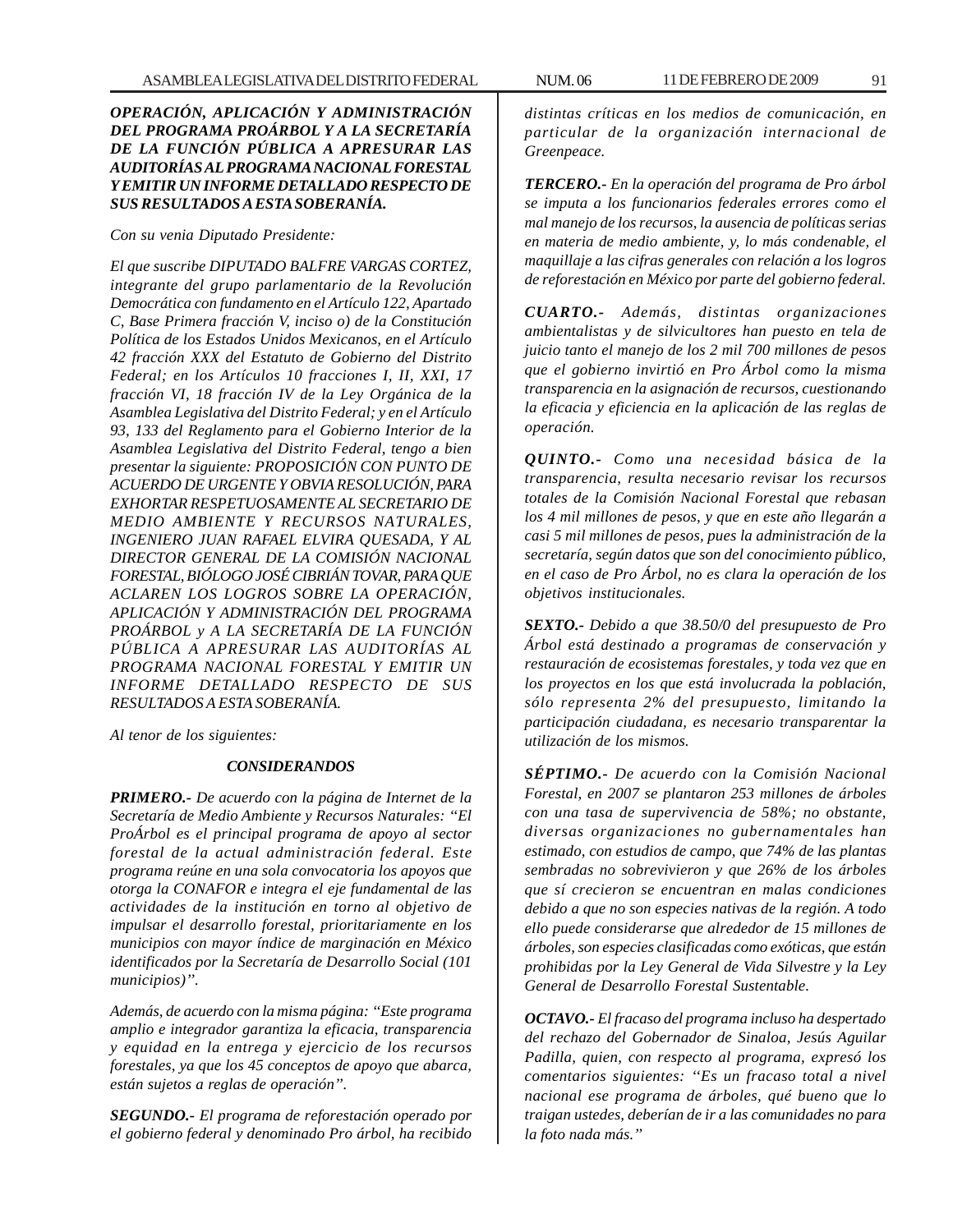***OPERACIÓN, APLICACIÓN Y ADMINISTRACIÓN DEL PROGRAMA PROÁRBOL Y A LA SECRETARÍA DE LA FUNCIÓN PÚBLICA A APRESURAR LAS AUDITORÍAS AL PROGRAMA NACIONAL FORESTAL Y EMITIR UN INFORME DETALLADO RESPECTO DE SUS RESULTADOS A ESTA SOBERANÍA.***

*Con su venia Diputado Presidente:*

*El que suscribe DIPUTADO BALFRE VARGAS CORTEZ, integrante del grupo parlamentario de la Revolución Democrática con fundamento en el Artículo 122, Apartado C, Base Primera fracción V, inciso o) de la Constitución Política de los Estados Unidos Mexicanos, en el Artículo 42 fracción XXX del Estatuto de Gobierno del Distrito Federal; en los Artículos 10 fracciones I, II, XXI, 17 fracción VI, 18 fracción IV de la Ley Orgánica de la Asamblea Legislativa del Distrito Federal; y en el Artículo 93, 133 del Reglamento para el Gobierno Interior de la Asamblea Legislativa del Distrito Federal, tengo a bien presentar la siguiente: PROPOSICIÓN CON PUNTO DE ACUERDO DE URGENTE Y OBVIA RESOLUCIÓN, PARA EXHORTAR RESPETUOSAMENTE AL SECRETARIO DE MEDIO AMBIENTE Y RECURSOS NATURALES, INGENIERO JUAN RAFAEL ELVIRA QUESADA, Y AL DIRECTOR GENERAL DE LA COMISIÓN NACIONAL FORESTAL, BIÓLOGO JOSÉ CIBRIÁN TOVAR, PARA QUE ACLAREN LOS LOGROS SOBRE LA OPERACIÓN, APLICACIÓN Y ADMINISTRACIÓN DEL PROGRAMA PROÁRBOL y A LA SECRETARÍA DE LA FUNCIÓN PÚBLICA A APRESURAR LAS AUDITORÍAS AL PROGRAMA NACIONAL FORESTAL Y EMITIR UN INFORME DETALLADO RESPECTO DE SUS RESULTADOS A ESTA SOBERANÍA.*

*Al tenor de los siguientes:*

***CONSIDERANDOS***

***PRIMERO.-*** *De acuerdo con la página de Internet de la Secretaría de Medio Ambiente y Recursos Naturales: "El ProÁrbol es el principal programa de apoyo al sector forestal de la actual administración federal. Este programa reúne en una sola convocatoria los apoyos que otorga la CONAFOR e integra el eje fundamental de las actividades de la institución en torno al objetivo de impulsar el desarrollo forestal, prioritariamente en los municipios con mayor índice de marginación en México identificados por la Secretaría de Desarrollo Social (101 municipios)".*

*Además, de acuerdo con la misma página: "Este programa amplio e integrador garantiza la eficacia, transparencia y equidad en la entrega y ejercicio de los recursos forestales, ya que los 45 conceptos de apoyo que abarca, están sujetos a reglas de operación".*

***SEGUNDO.-*** *El programa de reforestación operado por el gobierno federal y denominado Pro árbol, ha recibido distintas críticas en los medios de comunicación, en particular de la organización internacional de Greenpeace.*

***TERCERO.-*** *En la operación del programa de Pro árbol se imputa a los funcionarios federales errores como el mal manejo de los recursos, la ausencia de políticas serias en materia de medio ambiente, y, lo más condenable, el maquillaje a las cifras generales con relación a los logros de reforestación en México por parte del gobierno federal.*

***CUARTO.-*** *Además, distintas organizaciones ambientalistas y de silvicultores han puesto en tela de juicio tanto el manejo de los 2 mil 700 millones de pesos que el gobierno invirtió en Pro Árbol como la misma transparencia en la asignación de recursos, cuestionando la eficacia y eficiencia en la aplicación de las reglas de operación.*

***QUINTO.-*** *Como una necesidad básica de la transparencia, resulta necesario revisar los recursos totales de la Comisión Nacional Forestal que rebasan los 4 mil millones de pesos, y que en este año llegarán a casi 5 mil millones de pesos, pues la administración de la secretaría, según datos que son del conocimiento público, en el caso de Pro Árbol, no es clara la operación de los objetivos institucionales.*

***SEXTO.-*** *Debido a que 38.50/0 del presupuesto de Pro Árbol está destinado a programas de conservación y restauración de ecosistemas forestales, y toda vez que en los proyectos en los que está involucrada la población, sólo representa 2% del presupuesto, limitando la participación ciudadana, es necesario transparentar la utilización de los mismos.*

***SÉPTIMO.-*** *De acuerdo con la Comisión Nacional Forestal, en 2007 se plantaron 253 millones de árboles con una tasa de supervivencia de 58%; no obstante, diversas organizaciones no gubernamentales han estimado, con estudios de campo, que 74% de las plantas sembradas no sobrevivieron y que 26% de los árboles que sí crecieron se encuentran en malas condiciones debido a que no son especies nativas de la región. A todo ello puede considerarse que alrededor de 15 millones de árboles, son especies clasificadas como exóticas, que están prohibidas por la Ley General de Vida Silvestre y la Ley General de Desarrollo Forestal Sustentable.*

***OCTAVO.-*** *El fracaso del programa incluso ha despertado del rechazo del Gobernador de Sinaloa, Jesús Aguilar Padilla, quien, con respecto al programa, expresó los comentarios siguientes: "Es un fracaso total a nivel nacional ese programa de árboles, qué bueno que lo traigan ustedes, deberían de ir a las comunidades no para la foto nada más."*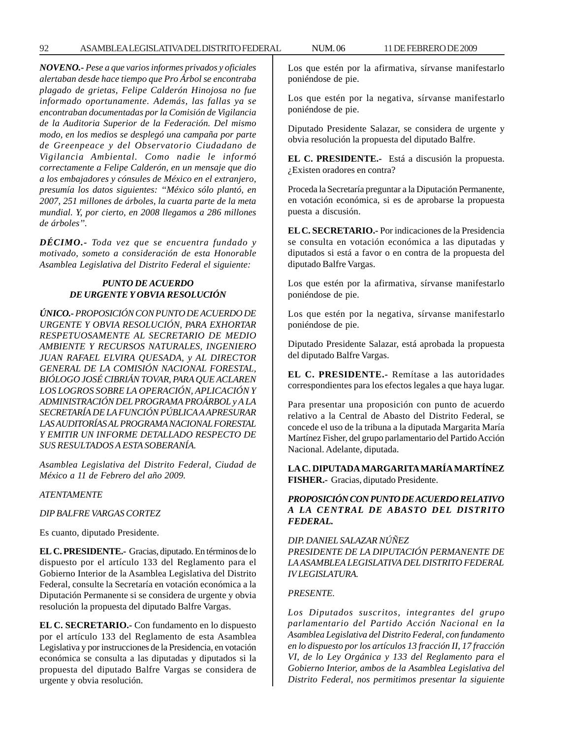***NOVENO.-*** *Pese a que varios informes privados y oficiales alertaban desde hace tiempo que Pro Árbol se encontraba plagado de grietas, Felipe Calderón Hinojosa no fue informado oportunamente. Además, las fallas ya se encontraban documentadas por la Comisión de Vigilancia de la Auditoria Superior de la Federación. Del mismo modo, en los medios se desplegó una campaña por parte de Greenpeace y del Observatorio Ciudadano de Vigilancia Ambiental. Como nadie le informó correctamente a Felipe Calderón, en un mensaje que dio a los embajadores y cónsules de México en el extranjero, presumía los datos siguientes: "México sólo plantó, en 2007, 251 millones de árboles, la cuarta parte de la meta mundial. Y, por cierto, en 2008 llegamos a 286 millones de árboles".*

***DÉCIMO.-*** *Toda vez que se encuentra fundado y motivado, someto a consideración de esta Honorable Asamblea Legislativa del Distrito Federal el siguiente:*

***PUNTO DE ACUERDO DE URGENTE Y OBVIA RESOLUCIÓN***

***ÚNICO.-*** *PROPOSICIÓN CON PUNTO DE ACUERDO DE URGENTE Y OBVIA RESOLUCIÓN, PARA EXHORTAR RESPETUOSAMENTE AL SECRETARIO DE MEDIO AMBIENTE Y RECURSOS NATURALES, INGENIERO JUAN RAFAEL ELVIRA QUESADA, y AL DIRECTOR GENERAL DE LA COMISIÓN NACIONAL FORESTAL, BIÓLOGO JOSÉ CIBRIÁN TOVAR, PARA QUE ACLAREN LOS LOGROS SOBRE LA OPERACIÓN, APLICACIÓN Y ADMINISTRACIÓN DEL PROGRAMA PROÁRBOL y A LA SECRETARÍA DE LA FUNCIÓN PÚBLICA A APRESURAR LAS AUDITORÍAS AL PROGRAMA NACIONAL FORESTAL Y EMITIR UN INFORME DETALLADO RESPECTO DE SUS RESULTADOS A ESTA SOBERANÍA.*

*Asamblea Legislativa del Distrito Federal, Ciudad de México a 11 de Febrero del año 2009.*

*ATENTAMENTE*

*DIP BALFRE VARGAS CORTEZ*

Es cuanto, diputado Presidente.

**EL C. PRESIDENTE.-** Gracias, diputado. En términos de lo dispuesto por el artículo 133 del Reglamento para el Gobierno Interior de la Asamblea Legislativa del Distrito Federal, consulte la Secretaría en votación económica a la Diputación Permanente si se considera de urgente y obvia resolución la propuesta del diputado Balfre Vargas.

**EL C. SECRETARIO.-** Con fundamento en lo dispuesto por el artículo 133 del Reglamento de esta Asamblea Legislativa y por instrucciones de la Presidencia, en votación económica se consulta a las diputadas y diputados si la propuesta del diputado Balfre Vargas se considera de urgente y obvia resolución.

Los que estén por la afirmativa, sírvanse manifestarlo poniéndose de pie.

Los que estén por la negativa, sírvanse manifestarlo poniéndose de pie.

Diputado Presidente Salazar, se considera de urgente y obvia resolución la propuesta del diputado Balfre.

**EL C. PRESIDENTE.-** Está a discusión la propuesta. ¿Existen oradores en contra?

Proceda la Secretaría preguntar a la Diputación Permanente, en votación económica, si es de aprobarse la propuesta puesta a discusión.

**EL C. SECRETARIO.-** Por indicaciones de la Presidencia se consulta en votación económica a las diputadas y diputados si está a favor o en contra de la propuesta del diputado Balfre Vargas.

Los que estén por la afirmativa, sírvanse manifestarlo poniéndose de pie.

Los que estén por la negativa, sírvanse manifestarlo poniéndose de pie.

Diputado Presidente Salazar, está aprobada la propuesta del diputado Balfre Vargas.

**EL C. PRESIDENTE.-** Remítase a las autoridades correspondientes para los efectos legales a que haya lugar.

Para presentar una proposición con punto de acuerdo relativo a la Central de Abasto del Distrito Federal, se concede el uso de la tribuna a la diputada Margarita María Martínez Fisher, del grupo parlamentario del Partido Acción Nacional. Adelante, diputada.

**LA C. DIPUTADA MARGARITA MARÍA MARTÍNEZ FISHER.-** Gracias, diputado Presidente.

***PROPOSICIÓN CON PUNTO DE ACUERDO RELATIVO A LA CENTRAL DE ABASTO DEL DISTRITO FEDERAL.***

*DIP. DANIEL SALAZAR NÚÑEZ*
*PRESIDENTE DE LA DIPUTACIÓN PERMANENTE DE LA ASAMBLEA LEGISLATIVA DEL DISTRITO FEDERAL IV LEGISLATURA.*

*PRESENTE.*

*Los Diputados suscritos, integrantes del grupo parlamentario del Partido Acción Nacional en la Asamblea Legislativa del Distrito Federal, con fundamento en lo dispuesto por los artículos 13 fracción II, 17 fracción VI, de lo Ley Orgánica y 133 del Reglamento para el Gobierno Interior, ambos de la Asamblea Legislativa del Distrito Federal, nos permitimos presentar la siguiente*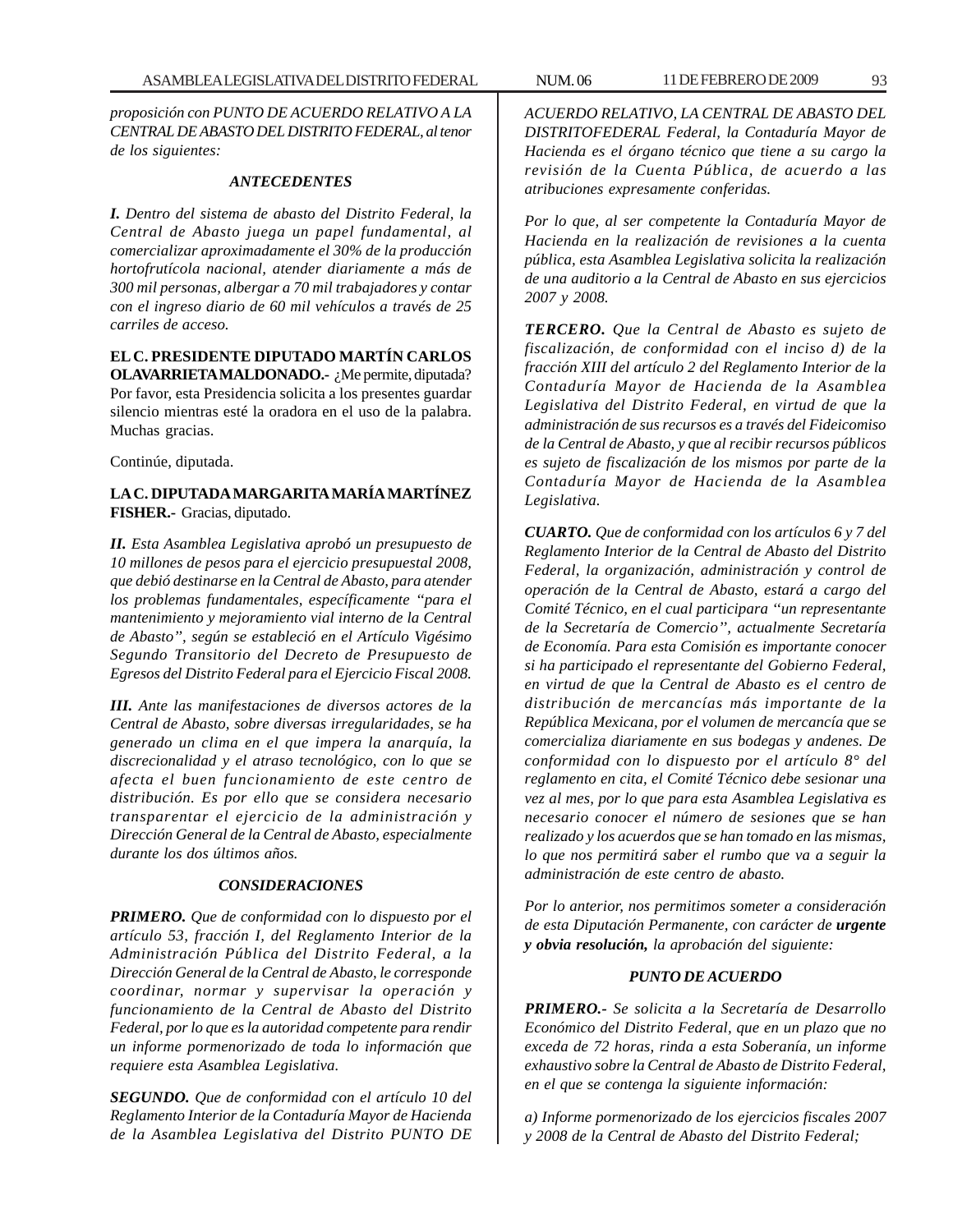*proposición con PUNTO DE ACUERDO RELATIVO A LA CENTRAL DE ABASTO DEL DISTRITO FEDERAL, al tenor de los siguientes:*

### *ANTECEDENTES*

***I.** Dentro del sistema de abasto del Distrito Federal, la Central de Abasto juega un papel fundamental, al comercializar aproximadamente el 30% de la producción hortofrutícola nacional, atender diariamente a más de 300 mil personas, albergar a 70 mil trabajadores y contar con el ingreso diario de 60 mil vehículos a través de 25 carriles de acceso.*

**EL C. PRESIDENTE DIPUTADO MARTÍN CARLOS OLAVARRIETA MALDONADO.-** ¿Me permite, diputada? Por favor, esta Presidencia solicita a los presentes guardar silencio mientras esté la oradora en el uso de la palabra. Muchas gracias.

Continúe, diputada.

**LA C. DIPUTADA MARGARITA MARÍA MARTÍNEZ FISHER.-** Gracias, diputado.

***II.** Esta Asamblea Legislativa aprobó un presupuesto de 10 millones de pesos para el ejercicio presupuestal 2008, que debió destinarse en la Central de Abasto, para atender los problemas fundamentales, específicamente "para el mantenimiento y mejoramiento vial interno de la Central de Abasto", según se estableció en el Artículo Vigésimo Segundo Transitorio del Decreto de Presupuesto de Egresos del Distrito Federal para el Ejercicio Fiscal 2008.*

***III.** Ante las manifestaciones de diversos actores de la Central de Abasto, sobre diversas irregularidades, se ha generado un clima en el que impera la anarquía, la discrecionalidad y el atraso tecnológico, con lo que se afecta el buen funcionamiento de este centro de distribución. Es por ello que se considera necesario transparentar el ejercicio de la administración y Dirección General de la Central de Abasto, especialmente durante los dos últimos años.*

### *CONSIDERACIONES*

***PRIMERO.** Que de conformidad con lo dispuesto por el artículo 53, fracción I, del Reglamento Interior de la Administración Pública del Distrito Federal, a la Dirección General de la Central de Abasto, le corresponde coordinar, normar y supervisar la operación y funcionamiento de la Central de Abasto del Distrito Federal, por lo que es la autoridad competente para rendir un informe pormenorizado de toda lo información que requiere esta Asamblea Legislativa.*

***SEGUNDO.** Que de conformidad con el artículo 10 del Reglamento Interior de la Contaduría Mayor de Hacienda de la Asamblea Legislativa del Distrito PUNTO DE ACUERDO RELATIVO, LA CENTRAL DE ABASTO DEL DISTRITOFEDERAL Federal, la Contaduría Mayor de Hacienda es el órgano técnico que tiene a su cargo la revisión de la Cuenta Pública, de acuerdo a las atribuciones expresamente conferidas.*

*Por lo que, al ser competente la Contaduría Mayor de Hacienda en la realización de revisiones a la cuenta pública, esta Asamblea Legislativa solicita la realización de una auditorio a la Central de Abasto en sus ejercicios 2007 y 2008.*

***TERCERO.** Que la Central de Abasto es sujeto de fiscalización, de conformidad con el inciso d) de la fracción XIII del artículo 2 del Reglamento Interior de la Contaduría Mayor de Hacienda de la Asamblea Legislativa del Distrito Federal, en virtud de que la administración de sus recursos es a través del Fideicomiso de la Central de Abasto, y que al recibir recursos públicos es sujeto de fiscalización de los mismos por parte de la Contaduría Mayor de Hacienda de la Asamblea Legislativa.*

***CUARTO.** Que de conformidad con los artículos 6 y 7 del Reglamento Interior de la Central de Abasto del Distrito Federal, la organización, administración y control de operación de la Central de Abasto, estará a cargo del Comité Técnico, en el cual participara "un representante de la Secretaría de Comercio", actualmente Secretaría de Economía. Para esta Comisión es importante conocer si ha participado el representante del Gobierno Federal, en virtud de que la Central de Abasto es el centro de distribución de mercancías más importante de la República Mexicana, por el volumen de mercancía que se comercializa diariamente en sus bodegas y andenes. De conformidad con lo dispuesto por el artículo 8° del reglamento en cita, el Comité Técnico debe sesionar una vez al mes, por lo que para esta Asamblea Legislativa es necesario conocer el número de sesiones que se han realizado y los acuerdos que se han tomado en las mismas, lo que nos permitirá saber el rumbo que va a seguir la administración de este centro de abasto.*

*Por lo anterior, nos permitimos someter a consideración de esta Diputación Permanente, con carácter de **urgente y obvia resolución,** la aprobación del siguiente:*

### *PUNTO DE ACUERDO*

***PRIMERO.-** Se solicita a la Secretaría de Desarrollo Económico del Distrito Federal, que en un plazo que no exceda de 72 horas, rinda a esta Soberanía, un informe exhaustivo sobre la Central de Abasto de Distrito Federal, en el que se contenga la siguiente información:*

*a) Informe pormenorizado de los ejercicios fiscales 2007 y 2008 de la Central de Abasto del Distrito Federal;*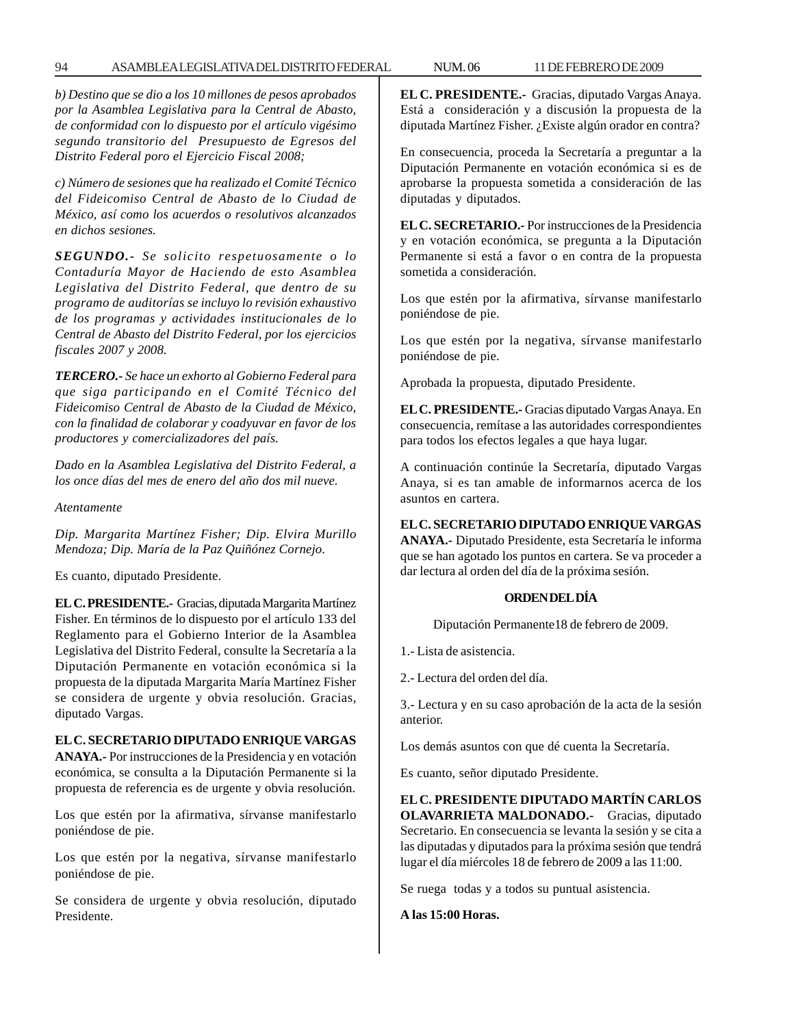*b) Destino que se dio a los 10 millones de pesos aprobados por la Asamblea Legislativa para la Central de Abasto, de conformidad con lo dispuesto por el artículo vigésimo segundo transitorio del Presupuesto de Egresos del Distrito Federal poro el Ejercicio Fiscal 2008;*

*c) Número de sesiones que ha realizado el Comité Técnico del Fideicomiso Central de Abasto de lo Ciudad de México, así como los acuerdos o resolutivos alcanzados en dichos sesiones.*

***SEGUNDO.-*** *Se solicito respetuosamente o lo Contaduría Mayor de Haciendo de esto Asamblea Legislativa del Distrito Federal, que dentro de su programo de auditorías se incluyo lo revisión exhaustivo de los programas y actividades institucionales de lo Central de Abasto del Distrito Federal, por los ejercicios fiscales 2007 y 2008.*

***TERCERO.-*** *Se hace un exhorto al Gobierno Federal para que siga participando en el Comité Técnico del Fideicomiso Central de Abasto de la Ciudad de México, con la finalidad de colaborar y coadyuvar en favor de los productores y comercializadores del país.*

*Dado en la Asamblea Legislativa del Distrito Federal, a los once días del mes de enero del año dos mil nueve.*

*Atentamente*

*Dip. Margarita Martínez Fisher; Dip. Elvira Murillo Mendoza; Dip. María de la Paz Quiñónez Cornejo.*

Es cuanto, diputado Presidente.

**EL C. PRESIDENTE.-** Gracias, diputada Margarita Martínez Fisher. En términos de lo dispuesto por el artículo 133 del Reglamento para el Gobierno Interior de la Asamblea Legislativa del Distrito Federal, consulte la Secretaría a la Diputación Permanente en votación económica si la propuesta de la diputada Margarita María Martínez Fisher se considera de urgente y obvia resolución. Gracias, diputado Vargas.

**EL C. SECRETARIO DIPUTADO ENRIQUE VARGAS ANAYA.-** Por instrucciones de la Presidencia y en votación económica, se consulta a la Diputación Permanente si la propuesta de referencia es de urgente y obvia resolución.

Los que estén por la afirmativa, sírvanse manifestarlo poniéndose de pie.

Los que estén por la negativa, sírvanse manifestarlo poniéndose de pie.

Se considera de urgente y obvia resolución, diputado Presidente.

**EL C. PRESIDENTE.-** Gracias, diputado Vargas Anaya. Está a consideración y a discusión la propuesta de la diputada Martínez Fisher. ¿Existe algún orador en contra?

En consecuencia, proceda la Secretaría a preguntar a la Diputación Permanente en votación económica si es de aprobarse la propuesta sometida a consideración de las diputadas y diputados.

**EL C. SECRETARIO.-** Por instrucciones de la Presidencia y en votación económica, se pregunta a la Diputación Permanente si está a favor o en contra de la propuesta sometida a consideración.

Los que estén por la afirmativa, sírvanse manifestarlo poniéndose de pie.

Los que estén por la negativa, sírvanse manifestarlo poniéndose de pie.

Aprobada la propuesta, diputado Presidente.

**EL C. PRESIDENTE.-** Gracias diputado Vargas Anaya. En consecuencia, remítase a las autoridades correspondientes para todos los efectos legales a que haya lugar.

A continuación continúe la Secretaría, diputado Vargas Anaya, si es tan amable de informarnos acerca de los asuntos en cartera.

**EL C. SECRETARIO DIPUTADO ENRIQUE VARGAS ANAYA.-** Diputado Presidente, esta Secretaría le informa que se han agotado los puntos en cartera. Se va proceder a dar lectura al orden del día de la próxima sesión.

**ORDEN DEL DÍA**

Diputación Permanente18 de febrero de 2009.

1.- Lista de asistencia.

2.- Lectura del orden del día.

3.- Lectura y en su caso aprobación de la acta de la sesión anterior.

Los demás asuntos con que dé cuenta la Secretaría.

Es cuanto, señor diputado Presidente.

**EL C. PRESIDENTE DIPUTADO MARTÍN CARLOS OLAVARRIETA MALDONADO.-** Gracias, diputado Secretario. En consecuencia se levanta la sesión y se cita a las diputadas y diputados para la próxima sesión que tendrá lugar el día miércoles 18 de febrero de 2009 a las 11:00.

Se ruega todas y a todos su puntual asistencia.

**A las 15:00 Horas.**